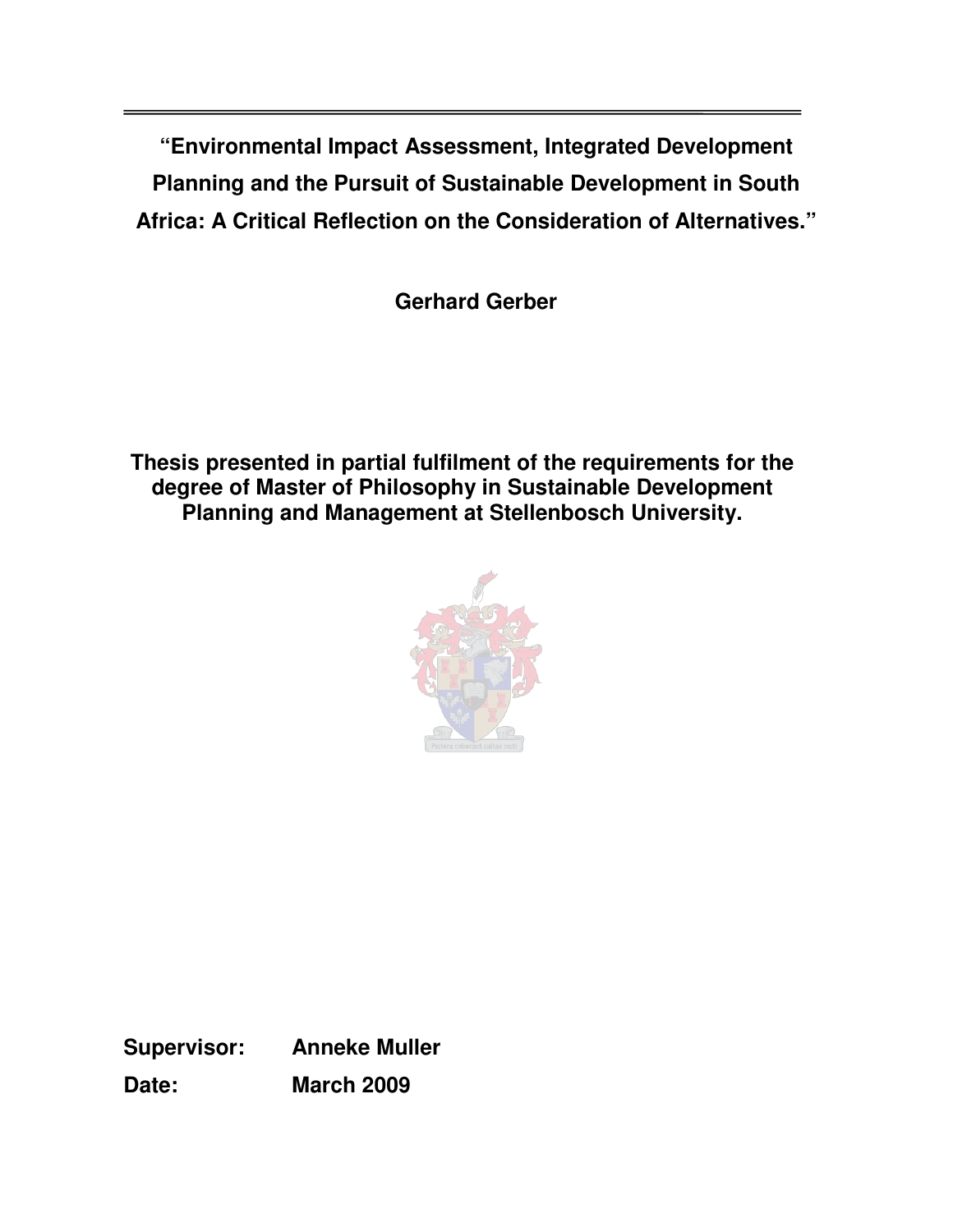# "Environmental Impact Assessment, Integrated Development Planning and the Pursuit of Sustainable Development in South Africa: A Critical Reflection on the Consideration of Alternatives."

**Gerhard Gerber**

**Thesis presented in partial fulfilment of the requirements for the degree of Master of Philosophy in Sustainable Development Planning and Management at Stellenbosch University.**

**Supervisor:** **Anneke Muller**

**Date:** **March 2009**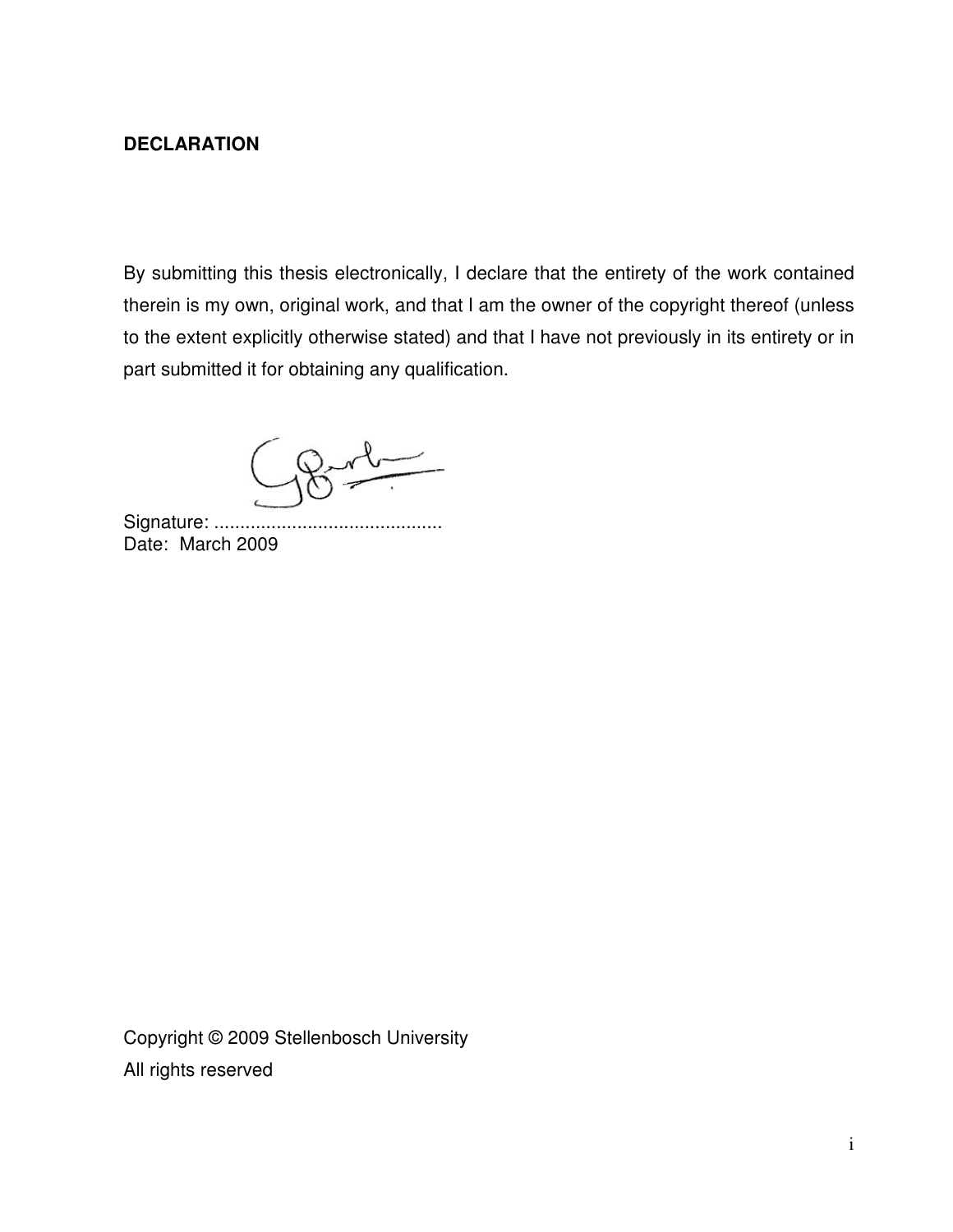**DECLARATION**

By submitting this thesis electronically, I declare that the entirety of the work contained therein is my own, original work, and that I am the owner of the copyright thereof (unless to the extent explicitly otherwise stated) and that I have not previously in its entirety or in part submitted it for obtaining any qualification.

Signature: ............................................
Date: March 2009

Copyright © 2009 Stellenbosch University
All rights reserved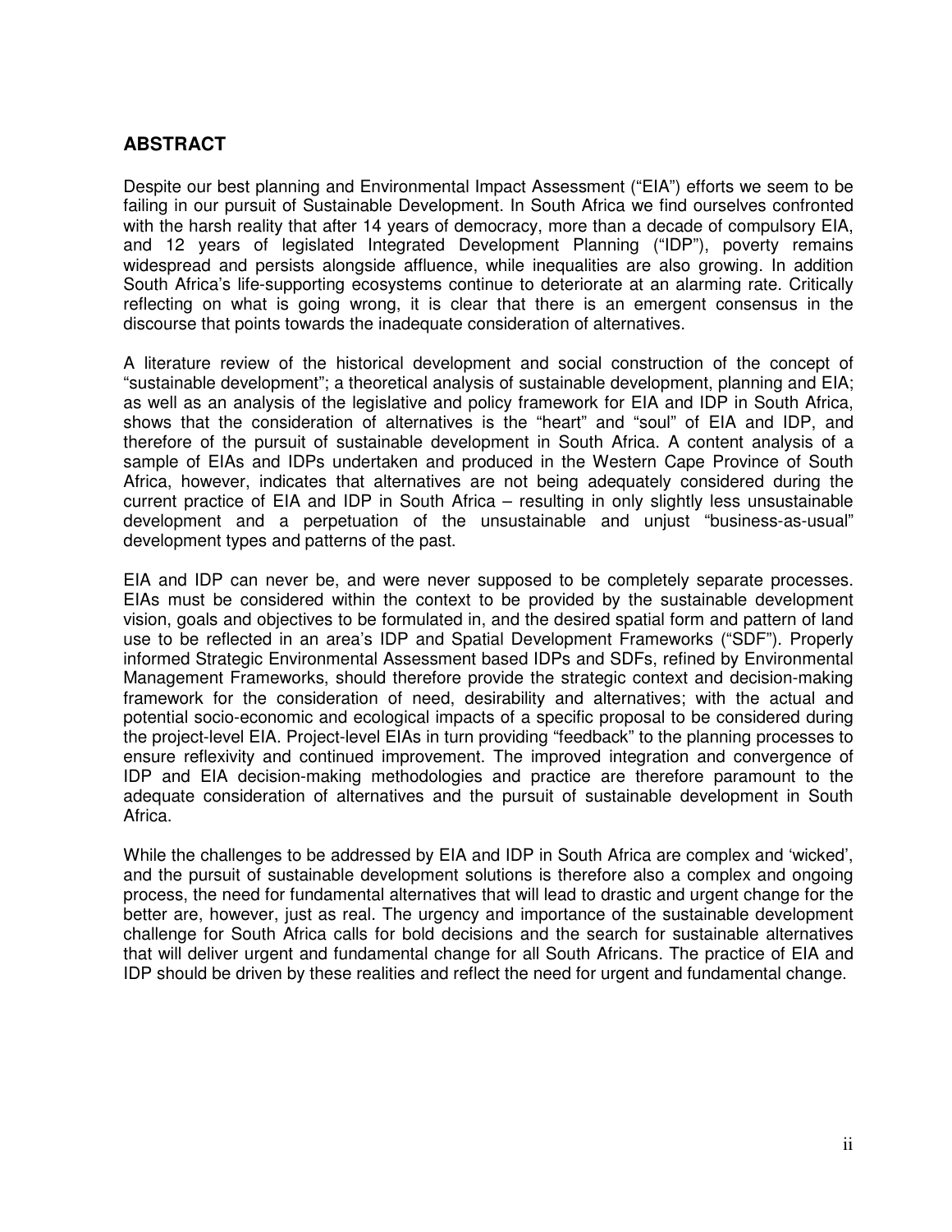## ABSTRACT

Despite our best planning and Environmental Impact Assessment ("EIA") efforts we seem to be failing in our pursuit of Sustainable Development. In South Africa we find ourselves confronted with the harsh reality that after 14 years of democracy, more than a decade of compulsory EIA, and 12 years of legislated Integrated Development Planning ("IDP"), poverty remains widespread and persists alongside affluence, while inequalities are also growing. In addition South Africa's life-supporting ecosystems continue to deteriorate at an alarming rate. Critically reflecting on what is going wrong, it is clear that there is an emergent consensus in the discourse that points towards the inadequate consideration of alternatives.

A literature review of the historical development and social construction of the concept of "sustainable development"; a theoretical analysis of sustainable development, planning and EIA; as well as an analysis of the legislative and policy framework for EIA and IDP in South Africa, shows that the consideration of alternatives is the "heart" and "soul" of EIA and IDP, and therefore of the pursuit of sustainable development in South Africa. A content analysis of a sample of EIAs and IDPs undertaken and produced in the Western Cape Province of South Africa, however, indicates that alternatives are not being adequately considered during the current practice of EIA and IDP in South Africa – resulting in only slightly less unsustainable development and a perpetuation of the unsustainable and unjust "business-as-usual" development types and patterns of the past.

EIA and IDP can never be, and were never supposed to be completely separate processes. EIAs must be considered within the context to be provided by the sustainable development vision, goals and objectives to be formulated in, and the desired spatial form and pattern of land use to be reflected in an area's IDP and Spatial Development Frameworks ("SDF"). Properly informed Strategic Environmental Assessment based IDPs and SDFs, refined by Environmental Management Frameworks, should therefore provide the strategic context and decision-making framework for the consideration of need, desirability and alternatives; with the actual and potential socio-economic and ecological impacts of a specific proposal to be considered during the project-level EIA. Project-level EIAs in turn providing "feedback" to the planning processes to ensure reflexivity and continued improvement. The improved integration and convergence of IDP and EIA decision-making methodologies and practice are therefore paramount to the adequate consideration of alternatives and the pursuit of sustainable development in South Africa.

While the challenges to be addressed by EIA and IDP in South Africa are complex and 'wicked', and the pursuit of sustainable development solutions is therefore also a complex and ongoing process, the need for fundamental alternatives that will lead to drastic and urgent change for the better are, however, just as real. The urgency and importance of the sustainable development challenge for South Africa calls for bold decisions and the search for sustainable alternatives that will deliver urgent and fundamental change for all South Africans. The practice of EIA and IDP should be driven by these realities and reflect the need for urgent and fundamental change.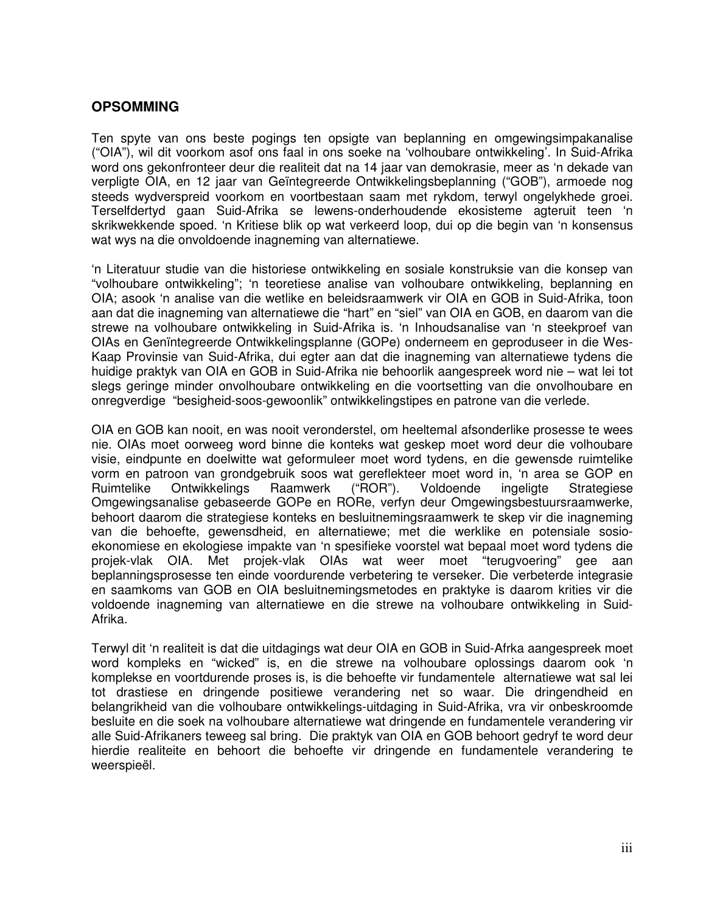## OPSOMMING

Ten spyte van ons beste pogings ten opsigte van beplanning en omgewingsimpakanalise ("OIA"), wil dit voorkom asof ons faal in ons soeke na 'volhoubare ontwikkeling'. In Suid-Afrika word ons gekonfronteer deur die realiteit dat na 14 jaar van demokrasie, meer as 'n dekade van verpligte OIA, en 12 jaar van Geïntegreerde Ontwikkelingsbeplanning ("GOB"), armoede nog steeds wydverspreid voorkom en voortbestaan saam met rykdom, terwyl ongelykhede groei. Terselfdertyd gaan Suid-Afrika se lewens-onderhoudende ekosisteme agteruit teen 'n skrikwekkende spoed. 'n Kritiese blik op wat verkeerd loop, dui op die begin van 'n konsensus wat wys na die onvoldoende inagneming van alternatiewe.

'n Literatuur studie van die historiese ontwikkeling en sosiale konstruksie van die konsep van "volhoubare ontwikkeling"; 'n teoretiese analise van volhoubare ontwikkeling, beplanning en OIA; asook 'n analise van die wetlike en beleidsraamwerk vir OIA en GOB in Suid-Afrika, toon aan dat die inagneming van alternatiewe die "hart" en "siel" van OIA en GOB, en daarom van die strewe na volhoubare ontwikkeling in Suid-Afrika is. 'n Inhoudsanalise van 'n steekproef van OIAs en Genïntegreerde Ontwikkelingsplanne (GOPe) onderneem en geproduseer in die Wes-Kaap Provinsie van Suid-Afrika, dui egter aan dat die inagneming van alternatiewe tydens die huidige praktyk van OIA en GOB in Suid-Afrika nie behoorlik aangespreek word nie – wat lei tot slegs geringe minder onvolhoubare ontwikkeling en die voortsetting van die onvolhoubare en onregverdige "besigheid-soos-gewoonlik" ontwikkelingstipes en patrone van die verlede.

OIA en GOB kan nooit, en was nooit veronderstel, om heeltemal afsonderlike prosesse te wees nie. OIAs moet oorweeg word binne die konteks wat geskep moet word deur die volhoubare visie, eindpunte en doelwitte wat geformuleer moet word tydens, en die gewensde ruimtelike vorm en patroon van grondgebruik soos wat gereflekteer moet word in, 'n area se GOP en Ruimtelike Ontwikkelings Raamwerk ("ROR"). Voldoende ingeligte Strategiese Omgewingsanalise gebaseerde GOPe en RORe, verfyn deur Omgewingsbestuursraamwerke, behoort daarom die strategiese konteks en besluitnemingsraamwerk te skep vir die inagneming van die behoefte, gewensdheid, en alternatiewe; met die werklike en potensiale sosio-ekonomiese en ekologiese impakte van 'n spesifieke voorstel wat bepaal moet word tydens die projek-vlak OIA. Met projek-vlak OIAs wat weer moet "terugvoering" gee aan beplanningsprosesse ten einde voordurende verbetering te verseker. Die verbeterde integrasie en saamkoms van GOB en OIA besluitnemingsmetodes en praktyke is daarom krities vir die voldoende inagneming van alternatiewe en die strewe na volhoubare ontwikkeling in Suid-Afrika.

Terwyl dit 'n realiteit is dat die uitdagings wat deur OIA en GOB in Suid-Afrka aangespreek moet word kompleks en "wicked" is, en die strewe na volhoubare oplossings daarom ook 'n komplekse en voortdurende proses is, is die behoefte vir fundamentele alternatiewe wat sal lei tot drastiese en dringende positiewe verandering net so waar. Die dringendheid en belangrikheid van die volhoubare ontwikkelings-uitdaging in Suid-Afrika, vra vir onbeskroomde besluite en die soek na volhoubare alternatiewe wat dringende en fundamentele verandering vir alle Suid-Afrikaners teweeg sal bring. Die praktyk van OIA en GOB behoort gedryf te word deur hierdie realiteite en behoort die behoefte vir dringende en fundamentele verandering te weerspieël.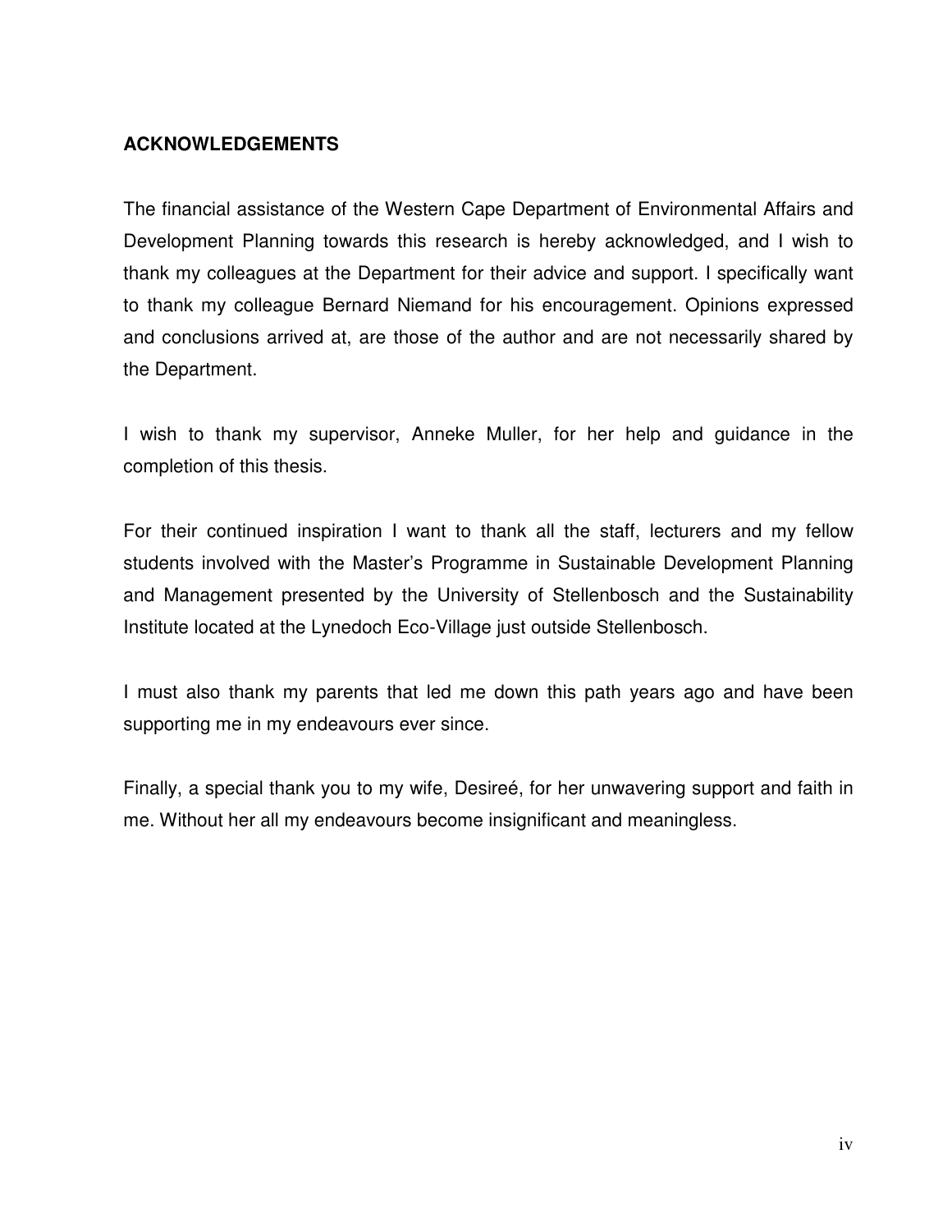## ACKNOWLEDGEMENTS

The financial assistance of the Western Cape Department of Environmental Affairs and Development Planning towards this research is hereby acknowledged, and I wish to thank my colleagues at the Department for their advice and support. I specifically want to thank my colleague Bernard Niemand for his encouragement. Opinions expressed and conclusions arrived at, are those of the author and are not necessarily shared by the Department.

I wish to thank my supervisor, Anneke Muller, for her help and guidance in the completion of this thesis.

For their continued inspiration I want to thank all the staff, lecturers and my fellow students involved with the Master's Programme in Sustainable Development Planning and Management presented by the University of Stellenbosch and the Sustainability Institute located at the Lynedoch Eco-Village just outside Stellenbosch.

I must also thank my parents that led me down this path years ago and have been supporting me in my endeavours ever since.

Finally, a special thank you to my wife, Desireé, for her unwavering support and faith in me. Without her all my endeavours become insignificant and meaningless.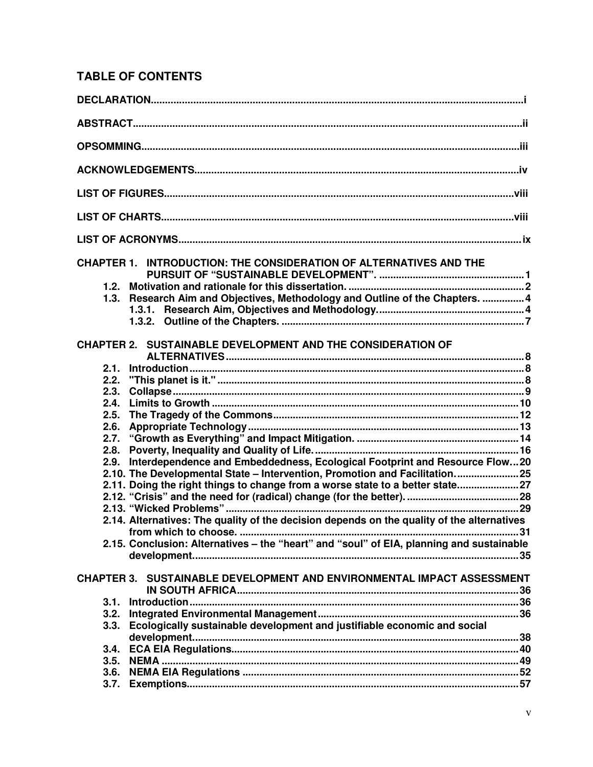## TABLE OF CONTENTS

**DECLARATION** ..... i

**ABSTRACT** ..... ii

**OPSOMMING** ..... iii

**ACKNOWLEDGEMENTS** ..... iv

**LIST OF FIGURES** ..... viii

**LIST OF CHARTS** ..... viii

**LIST OF ACRONYMS** ..... ix

**CHAPTER 1. INTRODUCTION: THE CONSIDERATION OF ALTERNATIVES AND THE PURSUIT OF "SUSTAINABLE DEVELOPMENT".** ..... 1

- 1.2. Motivation and rationale for this dissertation. ..... 2
- 1.3. Research Aim and Objectives, Methodology and Outline of the Chapters. ..... 4
  - 1.3.1. Research Aim, Objectives and Methodology. ..... 4
  - 1.3.2. Outline of the Chapters. ..... 7

**CHAPTER 2. SUSTAINABLE DEVELOPMENT AND THE CONSIDERATION OF ALTERNATIVES** ..... 8

- 2.1. Introduction ..... 8
- 2.2. "This planet is it." ..... 8
- 2.3. Collapse ..... 9
- 2.4. Limits to Growth ..... 10
- 2.5. The Tragedy of the Commons ..... 12
- 2.6. Appropriate Technology ..... 13
- 2.7. "Growth as Everything" and Impact Mitigation. ..... 14
- 2.8. Poverty, Inequality and Quality of Life. ..... 16
- 2.9. Interdependence and Embeddedness, Ecological Footprint and Resource Flow ..... 20
- 2.10. The Developmental State – Intervention, Promotion and Facilitation. ..... 25
- 2.11. Doing the right things to change from a worse state to a better state. ..... 27
- 2.12. "Crisis" and the need for (radical) change (for the better). ..... 28
- 2.13. "Wicked Problems" ..... 29
- 2.14. Alternatives: The quality of the decision depends on the quality of the alternatives from which to choose. ..... 31
- 2.15. Conclusion: Alternatives – the "heart" and "soul" of EIA, planning and sustainable development. ..... 35

**CHAPTER 3. SUSTAINABLE DEVELOPMENT AND ENVIRONMENTAL IMPACT ASSESSMENT IN SOUTH AFRICA** ..... 36

- 3.1. Introduction ..... 36
- 3.2. Integrated Environmental Management ..... 36
- 3.3. Ecologically sustainable development and justifiable economic and social development. ..... 38
- 3.4. ECA EIA Regulations. ..... 40
- 3.5. NEMA ..... 49
- 3.6. NEMA EIA Regulations ..... 52
- 3.7. Exemptions. ..... 57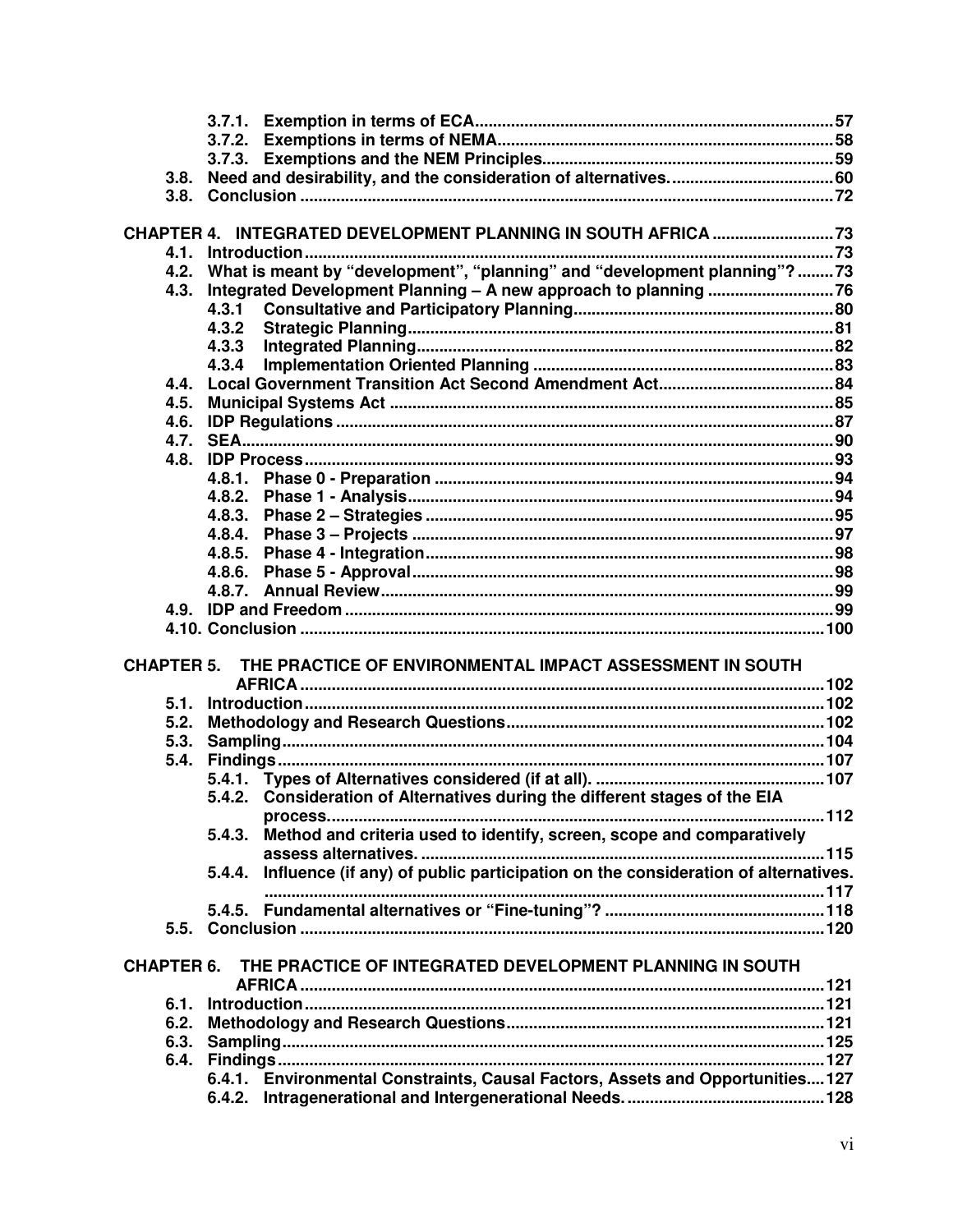- 3.7.1. Exemption in terms of ECA ..... 57
- 3.7.2. Exemptions in terms of NEMA ..... 58
- 3.7.3. Exemptions and the NEM Principles ..... 59
- 3.8. Need and desirability, and the consideration of alternatives. ..... 60
- 3.8. Conclusion ..... 72

**CHAPTER 4. INTEGRATED DEVELOPMENT PLANNING IN SOUTH AFRICA ..... 73**

- 4.1. Introduction ..... 73
- 4.2. What is meant by "development", "planning" and "development planning"? ..... 73
- 4.3. Integrated Development Planning – A new approach to planning ..... 76
  - 4.3.1 Consultative and Participatory Planning ..... 80
  - 4.3.2 Strategic Planning ..... 81
  - 4.3.3 Integrated Planning ..... 82
  - 4.3.4 Implementation Oriented Planning ..... 83
- 4.4. Local Government Transition Act Second Amendment Act ..... 84
- 4.5. Municipal Systems Act ..... 85
- 4.6. IDP Regulations ..... 87
- 4.7. SEA ..... 90
- 4.8. IDP Process ..... 93
  - 4.8.1. Phase 0 - Preparation ..... 94
  - 4.8.2. Phase 1 - Analysis ..... 94
  - 4.8.3. Phase 2 – Strategies ..... 95
  - 4.8.4. Phase 3 – Projects ..... 97
  - 4.8.5. Phase 4 - Integration ..... 98
  - 4.8.6. Phase 5 - Approval ..... 98
  - 4.8.7. Annual Review ..... 99
- 4.9. IDP and Freedom ..... 99
- 4.10. Conclusion ..... 100

**CHAPTER 5. THE PRACTICE OF ENVIRONMENTAL IMPACT ASSESSMENT IN SOUTH AFRICA ..... 102**

- 5.1. Introduction ..... 102
- 5.2. Methodology and Research Questions ..... 102
- 5.3. Sampling ..... 104
- 5.4. Findings ..... 107
  - 5.4.1. Types of Alternatives considered (if at all). ..... 107
  - 5.4.2. Consideration of Alternatives during the different stages of the EIA process. ..... 112
  - 5.4.3. Method and criteria used to identify, screen, scope and comparatively assess alternatives. ..... 115
  - 5.4.4. Influence (if any) of public participation on the consideration of alternatives. ..... 117
  - 5.4.5. Fundamental alternatives or "Fine-tuning"? ..... 118
- 5.5. Conclusion ..... 120

**CHAPTER 6. THE PRACTICE OF INTEGRATED DEVELOPMENT PLANNING IN SOUTH AFRICA ..... 121**

- 6.1. Introduction ..... 121
- 6.2. Methodology and Research Questions ..... 121
- 6.3. Sampling ..... 125
- 6.4. Findings ..... 127
  - 6.4.1. Environmental Constraints, Causal Factors, Assets and Opportunities ..... 127
  - 6.4.2. Intragenerational and Intergenerational Needs. ..... 128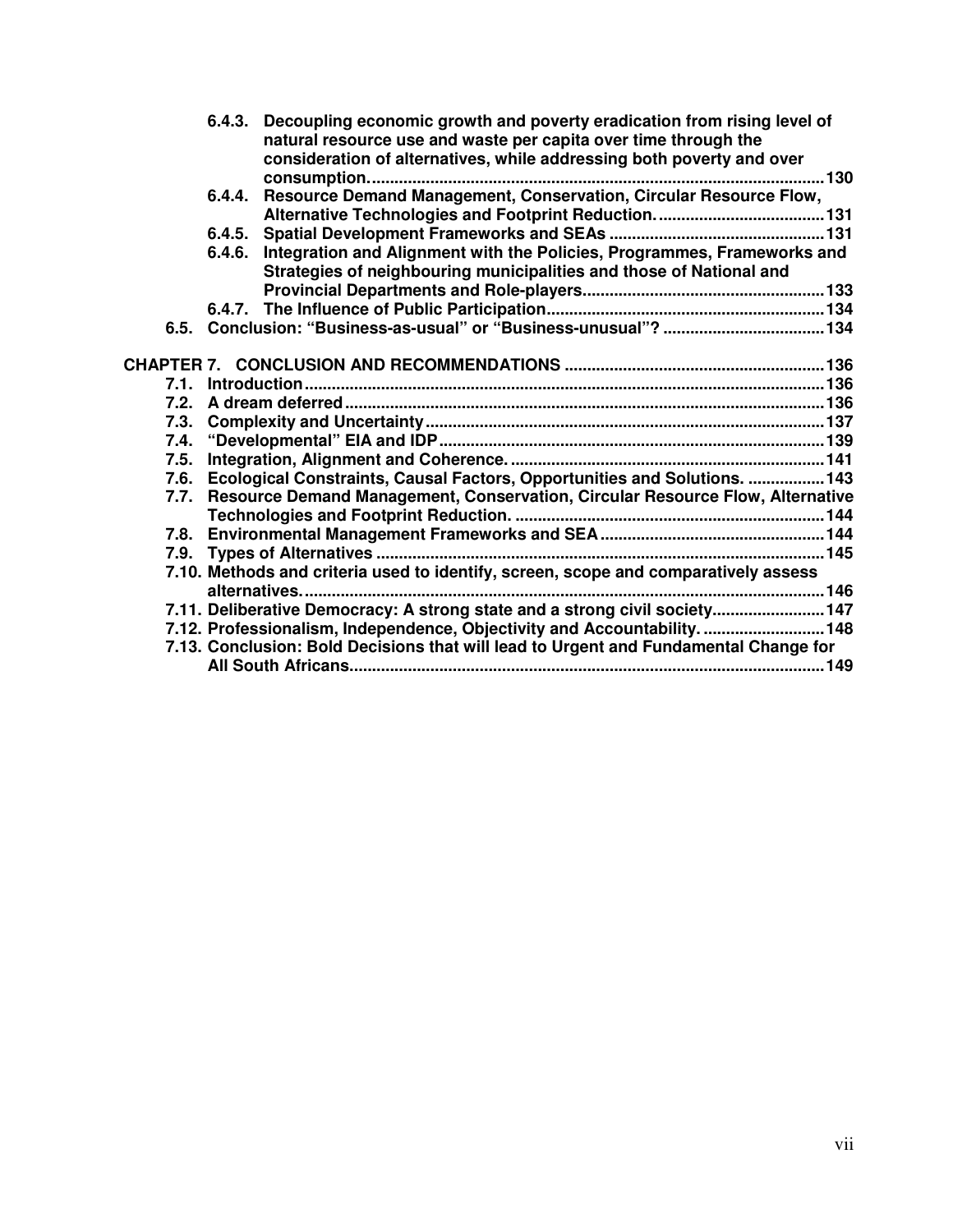6.4.3. Decoupling economic growth and poverty eradication from rising level of natural resource use and waste per capita over time through the consideration of alternatives, while addressing both poverty and over consumption. .......... 130

6.4.4. Resource Demand Management, Conservation, Circular Resource Flow, Alternative Technologies and Footprint Reduction. .......... 131

6.4.5. Spatial Development Frameworks and SEAs .......... 131

6.4.6. Integration and Alignment with the Policies, Programmes, Frameworks and Strategies of neighbouring municipalities and those of National and Provincial Departments and Role-players .......... 133

6.4.7. The Influence of Public Participation .......... 134

6.5. Conclusion: "Business-as-usual" or "Business-unusual"? .......... 134

**CHAPTER 7. CONCLUSION AND RECOMMENDATIONS .......... 136**

7.1. Introduction .......... 136

7.2. A dream deferred .......... 136

7.3. Complexity and Uncertainty .......... 137

7.4. "Developmental" EIA and IDP .......... 139

7.5. Integration, Alignment and Coherence. .......... 141

7.6. Ecological Constraints, Causal Factors, Opportunities and Solutions. .......... 143

7.7. Resource Demand Management, Conservation, Circular Resource Flow, Alternative Technologies and Footprint Reduction. .......... 144

7.8. Environmental Management Frameworks and SEA .......... 144

7.9. Types of Alternatives .......... 145

7.10. Methods and criteria used to identify, screen, scope and comparatively assess alternatives. .......... 146

7.11. Deliberative Democracy: A strong state and a strong civil society .......... 147

7.12. Professionalism, Independence, Objectivity and Accountability. .......... 148

7.13. Conclusion: Bold Decisions that will lead to Urgent and Fundamental Change for All South Africans .......... 149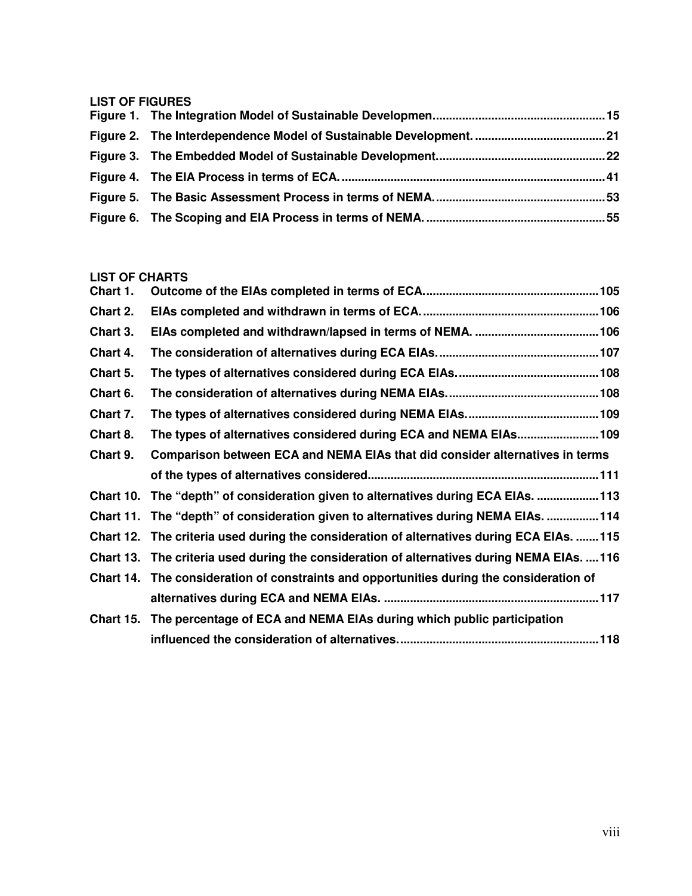**LIST OF FIGURES**

**Figure 1. The Integration Model of Sustainable Developmen.................................................... 15**

**Figure 2. The Interdependence Model of Sustainable Development. ........................................ 21**

**Figure 3. The Embedded Model of Sustainable Development.................................................. 22**

**Figure 4. The EIA Process in terms of ECA. ............................................................................. 41**

**Figure 5. The Basic Assessment Process in terms of NEMA.................................................... 53**

**Figure 6. The Scoping and EIA Process in terms of NEMA. ..................................................... 55**

**LIST OF CHARTS**

**Chart 1. Outcome of the EIAs completed in terms of ECA.................................................... 105**

**Chart 2. EIAs completed and withdrawn in terms of ECA. ..................................................... 106**

**Chart 3. EIAs completed and withdrawn/lapsed in terms of NEMA. ...................................... 106**

**Chart 4. The consideration of alternatives during ECA EIAs. ................................................ 107**

**Chart 5. The types of alternatives considered during ECA EIAs. ........................................... 108**

**Chart 6. The consideration of alternatives during NEMA EIAs. ............................................. 108**

**Chart 7. The types of alternatives considered during NEMA EIAs. ........................................ 109**

**Chart 8. The types of alternatives considered during ECA and NEMA EIAs......................... 109**

**Chart 9. Comparison between ECA and NEMA EIAs that did consider alternatives in terms of the types of alternatives considered...................................................................... 111**

**Chart 10. The "depth" of consideration given to alternatives during ECA EIAs. ................... 113**

**Chart 11. The "depth" of consideration given to alternatives during NEMA EIAs. ................ 114**

**Chart 12. The criteria used during the consideration of alternatives during ECA EIAs. ....... 115**

**Chart 13. The criteria used during the consideration of alternatives during NEMA EIAs. .... 116**

**Chart 14. The consideration of constraints and opportunities during the consideration of alternatives during ECA and NEMA EIAs. .................................................................. 117**

**Chart 15. The percentage of ECA and NEMA EIAs during which public participation influenced the consideration of alternatives. ............................................................. 118**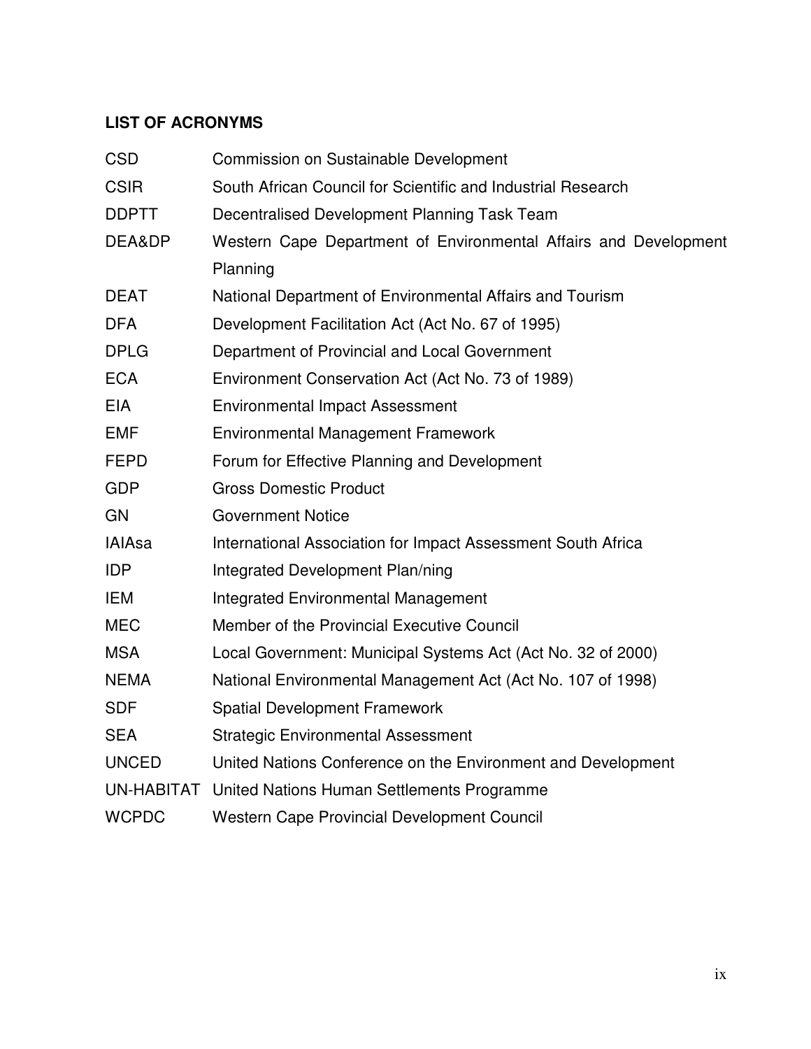## LIST OF ACRONYMS

| | |
|---|---|
| CSD | Commission on Sustainable Development |
| CSIR | South African Council for Scientific and Industrial Research |
| DDPTT | Decentralised Development Planning Task Team |
| DEA&DP | Western Cape Department of Environmental Affairs and Development Planning |
| DEAT | National Department of Environmental Affairs and Tourism |
| DFA | Development Facilitation Act (Act No. 67 of 1995) |
| DPLG | Department of Provincial and Local Government |
| ECA | Environment Conservation Act (Act No. 73 of 1989) |
| EIA | Environmental Impact Assessment |
| EMF | Environmental Management Framework |
| FEPD | Forum for Effective Planning and Development |
| GDP | Gross Domestic Product |
| GN | Government Notice |
| IAIAsa | International Association for Impact Assessment South Africa |
| IDP | Integrated Development Plan/ning |
| IEM | Integrated Environmental Management |
| MEC | Member of the Provincial Executive Council |
| MSA | Local Government: Municipal Systems Act (Act No. 32 of 2000) |
| NEMA | National Environmental Management Act (Act No. 107 of 1998) |
| SDF | Spatial Development Framework |
| SEA | Strategic Environmental Assessment |
| UNCED | United Nations Conference on the Environment and Development |
| UN-HABITAT | United Nations Human Settlements Programme |
| WCPDC | Western Cape Provincial Development Council |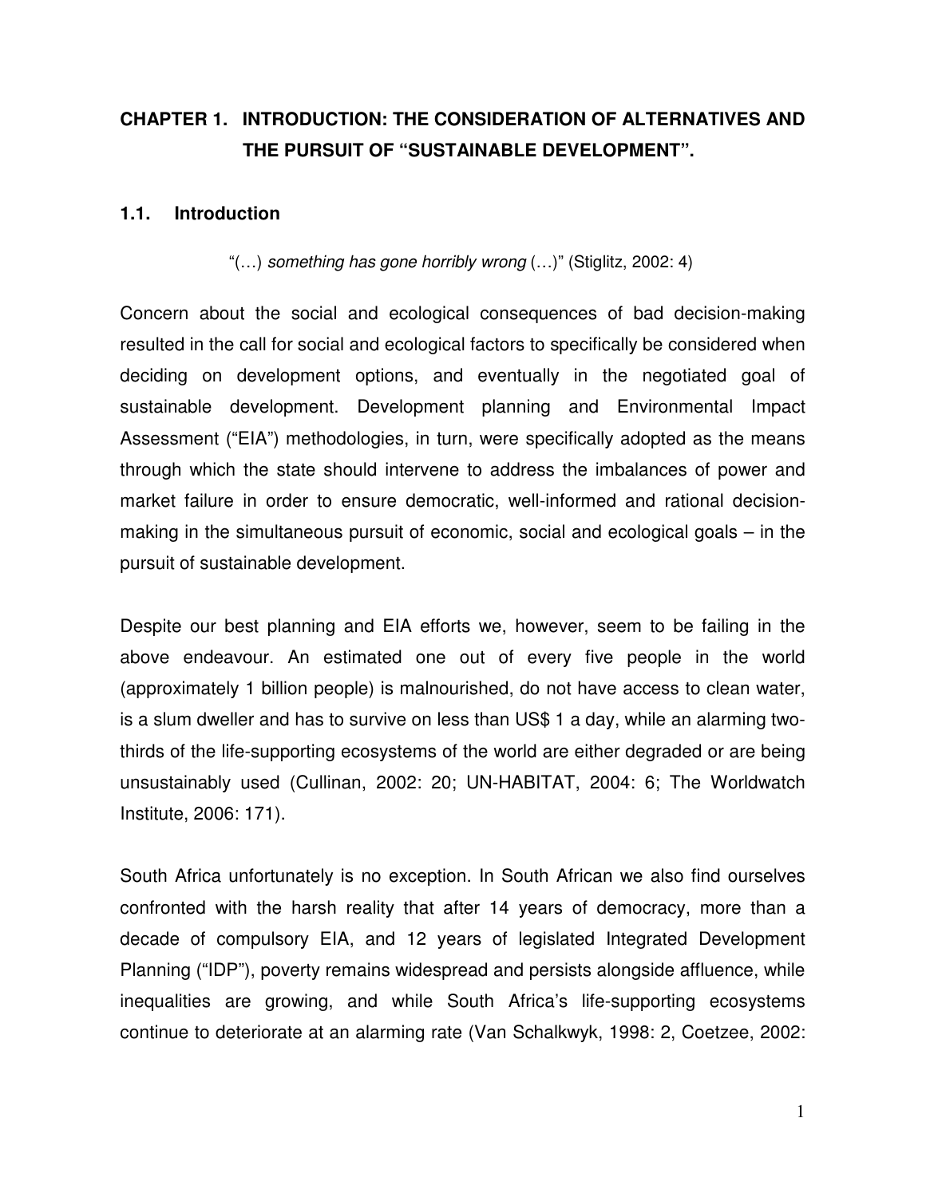# CHAPTER 1. INTRODUCTION: THE CONSIDERATION OF ALTERNATIVES AND THE PURSUIT OF "SUSTAINABLE DEVELOPMENT".

## 1.1. Introduction

"(…) *something has gone horribly wrong* (…)" (Stiglitz, 2002: 4)

Concern about the social and ecological consequences of bad decision-making resulted in the call for social and ecological factors to specifically be considered when deciding on development options, and eventually in the negotiated goal of sustainable development. Development planning and Environmental Impact Assessment ("EIA") methodologies, in turn, were specifically adopted as the means through which the state should intervene to address the imbalances of power and market failure in order to ensure democratic, well-informed and rational decision-making in the simultaneous pursuit of economic, social and ecological goals – in the pursuit of sustainable development.

Despite our best planning and EIA efforts we, however, seem to be failing in the above endeavour. An estimated one out of every five people in the world (approximately 1 billion people) is malnourished, do not have access to clean water, is a slum dweller and has to survive on less than US$ 1 a day, while an alarming two-thirds of the life-supporting ecosystems of the world are either degraded or are being unsustainably used (Cullinan, 2002: 20; UN-HABITAT, 2004: 6; The Worldwatch Institute, 2006: 171).

South Africa unfortunately is no exception. In South African we also find ourselves confronted with the harsh reality that after 14 years of democracy, more than a decade of compulsory EIA, and 12 years of legislated Integrated Development Planning ("IDP"), poverty remains widespread and persists alongside affluence, while inequalities are growing, and while South Africa's life-supporting ecosystems continue to deteriorate at an alarming rate (Van Schalkwyk, 1998: 2, Coetzee, 2002: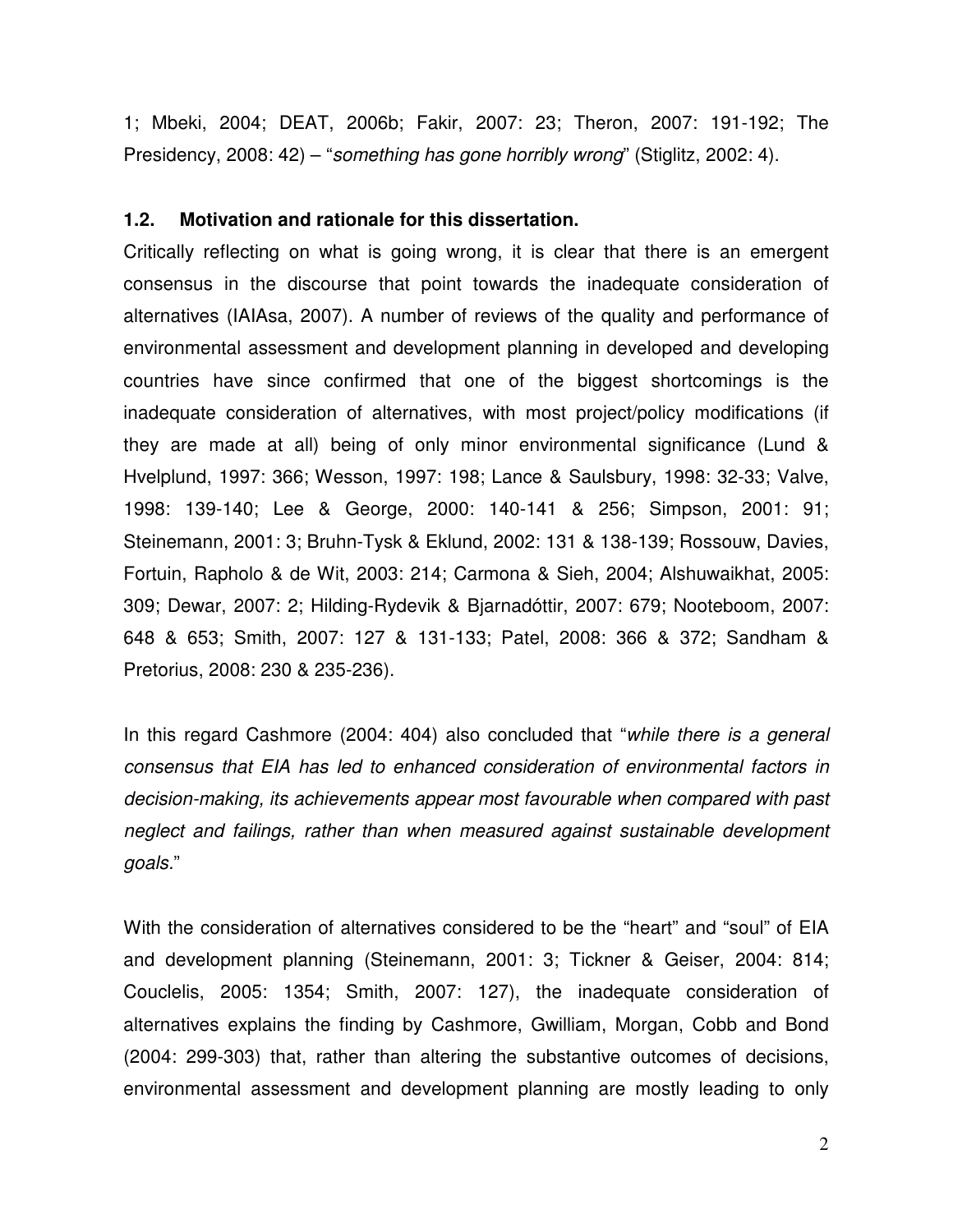1; Mbeki, 2004; DEAT, 2006b; Fakir, 2007: 23; Theron, 2007: 191-192; The Presidency, 2008: 42) – "*something has gone horribly wrong*" (Stiglitz, 2002: 4).

### 1.2. Motivation and rationale for this dissertation.

Critically reflecting on what is going wrong, it is clear that there is an emergent consensus in the discourse that point towards the inadequate consideration of alternatives (IAIAsa, 2007). A number of reviews of the quality and performance of environmental assessment and development planning in developed and developing countries have since confirmed that one of the biggest shortcomings is the inadequate consideration of alternatives, with most project/policy modifications (if they are made at all) being of only minor environmental significance (Lund & Hvelplund, 1997: 366; Wesson, 1997: 198; Lance & Saulsbury, 1998: 32-33; Valve, 1998: 139-140; Lee & George, 2000: 140-141 & 256; Simpson, 2001: 91; Steinemann, 2001: 3; Bruhn-Tysk & Eklund, 2002: 131 & 138-139; Rossouw, Davies, Fortuin, Rapholo & de Wit, 2003: 214; Carmona & Sieh, 2004; Alshuwaikhat, 2005: 309; Dewar, 2007: 2; Hilding-Rydevik & Bjarnadóttir, 2007: 679; Nooteboom, 2007: 648 & 653; Smith, 2007: 127 & 131-133; Patel, 2008: 366 & 372; Sandham & Pretorius, 2008: 230 & 235-236).

In this regard Cashmore (2004: 404) also concluded that "*while there is a general consensus that EIA has led to enhanced consideration of environmental factors in decision-making, its achievements appear most favourable when compared with past neglect and failings, rather than when measured against sustainable development goals.*"

With the consideration of alternatives considered to be the "heart" and "soul" of EIA and development planning (Steinemann, 2001: 3; Tickner & Geiser, 2004: 814; Couclelis, 2005: 1354; Smith, 2007: 127), the inadequate consideration of alternatives explains the finding by Cashmore, Gwilliam, Morgan, Cobb and Bond (2004: 299-303) that, rather than altering the substantive outcomes of decisions, environmental assessment and development planning are mostly leading to only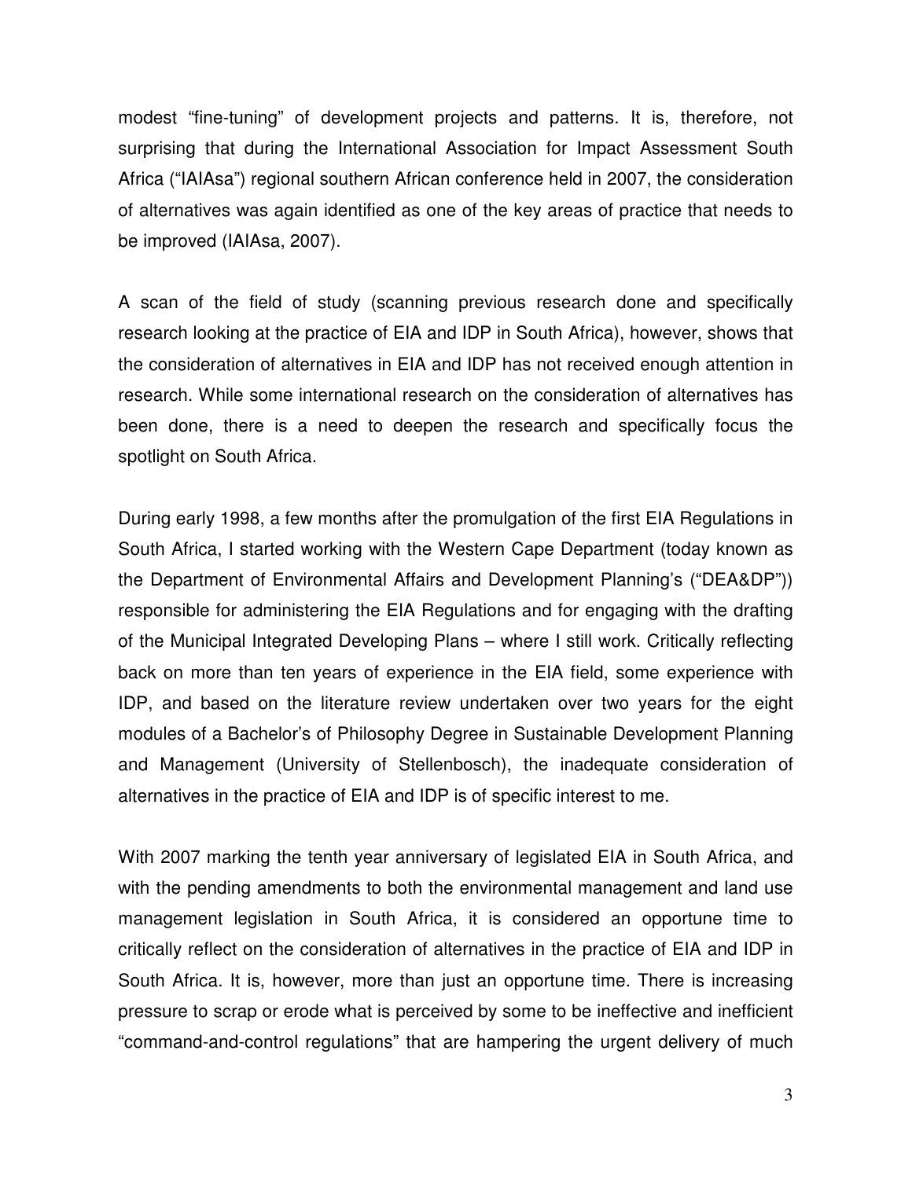modest “fine-tuning” of development projects and patterns. It is, therefore, not surprising that during the International Association for Impact Assessment South Africa (“IAIAsa”) regional southern African conference held in 2007, the consideration of alternatives was again identified as one of the key areas of practice that needs to be improved (IAIAsa, 2007).

A scan of the field of study (scanning previous research done and specifically research looking at the practice of EIA and IDP in South Africa), however, shows that the consideration of alternatives in EIA and IDP has not received enough attention in research. While some international research on the consideration of alternatives has been done, there is a need to deepen the research and specifically focus the spotlight on South Africa.

During early 1998, a few months after the promulgation of the first EIA Regulations in South Africa, I started working with the Western Cape Department (today known as the Department of Environmental Affairs and Development Planning’s (“DEA&DP”)) responsible for administering the EIA Regulations and for engaging with the drafting of the Municipal Integrated Developing Plans – where I still work. Critically reflecting back on more than ten years of experience in the EIA field, some experience with IDP, and based on the literature review undertaken over two years for the eight modules of a Bachelor’s of Philosophy Degree in Sustainable Development Planning and Management (University of Stellenbosch), the inadequate consideration of alternatives in the practice of EIA and IDP is of specific interest to me.

With 2007 marking the tenth year anniversary of legislated EIA in South Africa, and with the pending amendments to both the environmental management and land use management legislation in South Africa, it is considered an opportune time to critically reflect on the consideration of alternatives in the practice of EIA and IDP in South Africa. It is, however, more than just an opportune time. There is increasing pressure to scrap or erode what is perceived by some to be ineffective and inefficient “command-and-control regulations” that are hampering the urgent delivery of much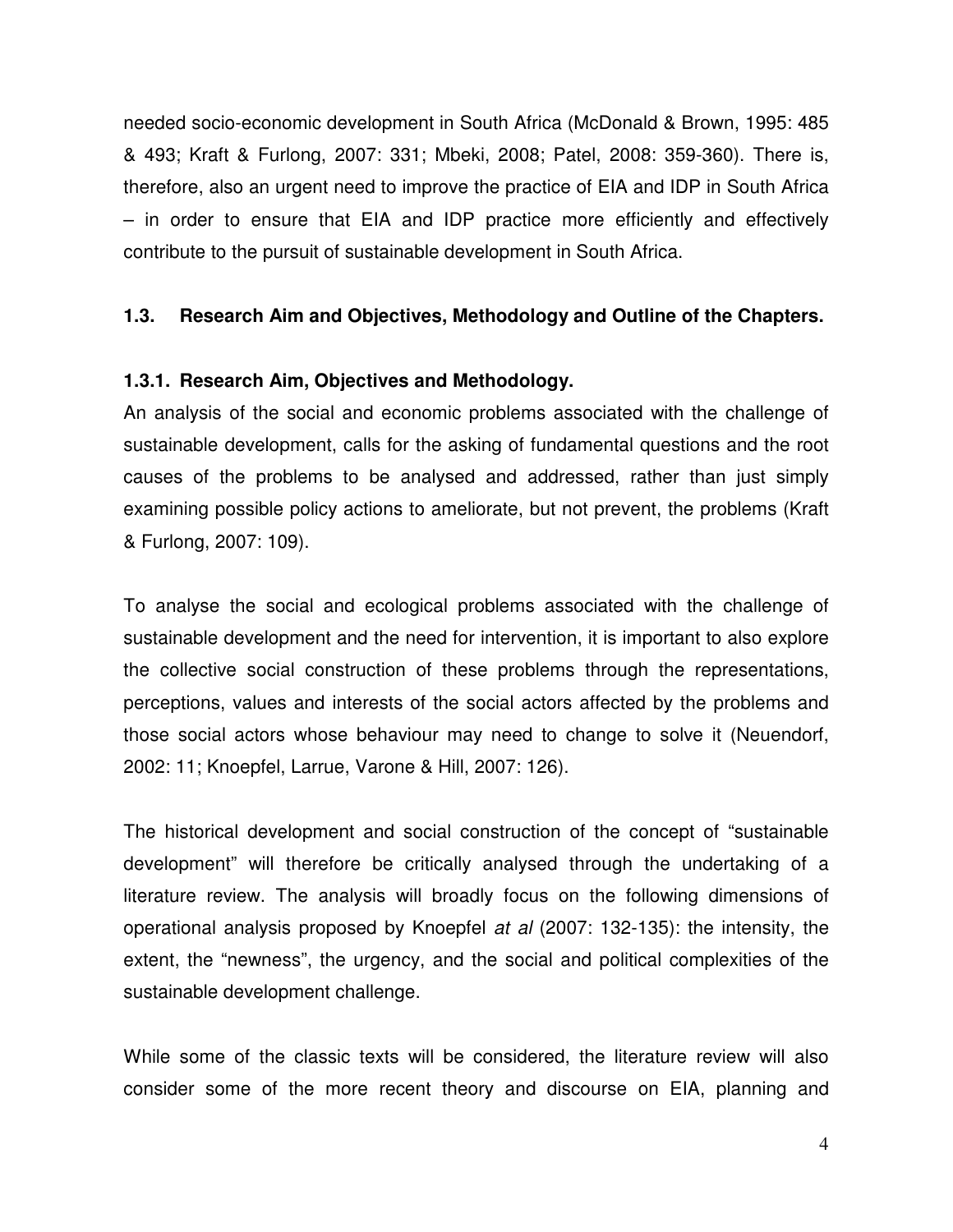needed socio-economic development in South Africa (McDonald & Brown, 1995: 485 & 493; Kraft & Furlong, 2007: 331; Mbeki, 2008; Patel, 2008: 359-360). There is, therefore, also an urgent need to improve the practice of EIA and IDP in South Africa – in order to ensure that EIA and IDP practice more efficiently and effectively contribute to the pursuit of sustainable development in South Africa.

## 1.3. Research Aim and Objectives, Methodology and Outline of the Chapters.

### 1.3.1. Research Aim, Objectives and Methodology.

An analysis of the social and economic problems associated with the challenge of sustainable development, calls for the asking of fundamental questions and the root causes of the problems to be analysed and addressed, rather than just simply examining possible policy actions to ameliorate, but not prevent, the problems (Kraft & Furlong, 2007: 109).

To analyse the social and ecological problems associated with the challenge of sustainable development and the need for intervention, it is important to also explore the collective social construction of these problems through the representations, perceptions, values and interests of the social actors affected by the problems and those social actors whose behaviour may need to change to solve it (Neuendorf, 2002: 11; Knoepfel, Larrue, Varone & Hill, 2007: 126).

The historical development and social construction of the concept of "sustainable development" will therefore be critically analysed through the undertaking of a literature review. The analysis will broadly focus on the following dimensions of operational analysis proposed by Knoepfel *at al* (2007: 132-135): the intensity, the extent, the "newness", the urgency, and the social and political complexities of the sustainable development challenge.

While some of the classic texts will be considered, the literature review will also consider some of the more recent theory and discourse on EIA, planning and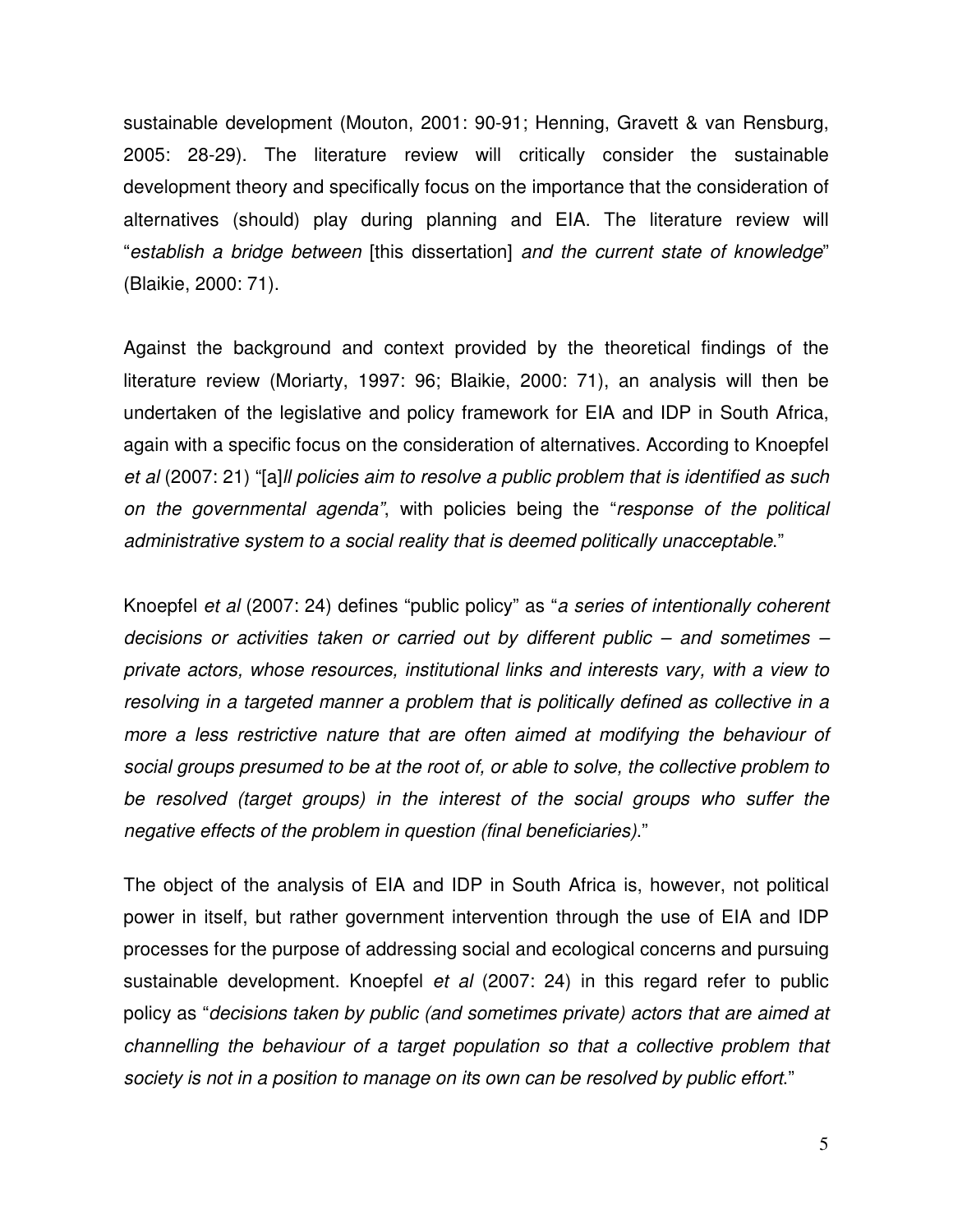sustainable development (Mouton, 2001: 90-91; Henning, Gravett & van Rensburg, 2005: 28-29). The literature review will critically consider the sustainable development theory and specifically focus on the importance that the consideration of alternatives (should) play during planning and EIA. The literature review will "*establish a bridge between* [this dissertation] *and the current state of knowledge*" (Blaikie, 2000: 71).

Against the background and context provided by the theoretical findings of the literature review (Moriarty, 1997: 96; Blaikie, 2000: 71), an analysis will then be undertaken of the legislative and policy framework for EIA and IDP in South Africa, again with a specific focus on the consideration of alternatives. According to Knoepfel *et al* (2007: 21) "[a]*ll policies aim to resolve a public problem that is identified as such on the governmental agenda"*, with policies being the "*response of the political administrative system to a social reality that is deemed politically unacceptable*."

Knoepfel *et al* (2007: 24) defines "public policy" as "*a series of intentionally coherent decisions or activities taken or carried out by different public – and sometimes – private actors, whose resources, institutional links and interests vary, with a view to resolving in a targeted manner a problem that is politically defined as collective in a more a less restrictive nature that are often aimed at modifying the behaviour of social groups presumed to be at the root of, or able to solve, the collective problem to be resolved (target groups) in the interest of the social groups who suffer the negative effects of the problem in question (final beneficiaries).*"

The object of the analysis of EIA and IDP in South Africa is, however, not political power in itself, but rather government intervention through the use of EIA and IDP processes for the purpose of addressing social and ecological concerns and pursuing sustainable development. Knoepfel *et al* (2007: 24) in this regard refer to public policy as "*decisions taken by public (and sometimes private) actors that are aimed at channelling the behaviour of a target population so that a collective problem that society is not in a position to manage on its own can be resolved by public effort*."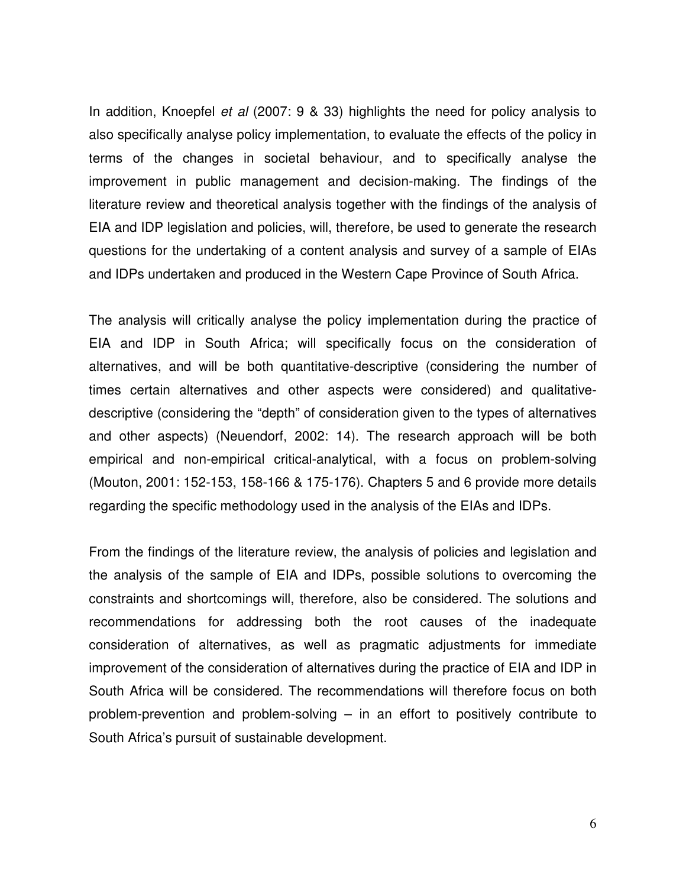In addition, Knoepfel *et al* (2007: 9 & 33) highlights the need for policy analysis to also specifically analyse policy implementation, to evaluate the effects of the policy in terms of the changes in societal behaviour, and to specifically analyse the improvement in public management and decision-making. The findings of the literature review and theoretical analysis together with the findings of the analysis of EIA and IDP legislation and policies, will, therefore, be used to generate the research questions for the undertaking of a content analysis and survey of a sample of EIAs and IDPs undertaken and produced in the Western Cape Province of South Africa.

The analysis will critically analyse the policy implementation during the practice of EIA and IDP in South Africa; will specifically focus on the consideration of alternatives, and will be both quantitative-descriptive (considering the number of times certain alternatives and other aspects were considered) and qualitative-descriptive (considering the "depth" of consideration given to the types of alternatives and other aspects) (Neuendorf, 2002: 14). The research approach will be both empirical and non-empirical critical-analytical, with a focus on problem-solving (Mouton, 2001: 152-153, 158-166 & 175-176). Chapters 5 and 6 provide more details regarding the specific methodology used in the analysis of the EIAs and IDPs.

From the findings of the literature review, the analysis of policies and legislation and the analysis of the sample of EIA and IDPs, possible solutions to overcoming the constraints and shortcomings will, therefore, also be considered. The solutions and recommendations for addressing both the root causes of the inadequate consideration of alternatives, as well as pragmatic adjustments for immediate improvement of the consideration of alternatives during the practice of EIA and IDP in South Africa will be considered. The recommendations will therefore focus on both problem-prevention and problem-solving – in an effort to positively contribute to South Africa's pursuit of sustainable development.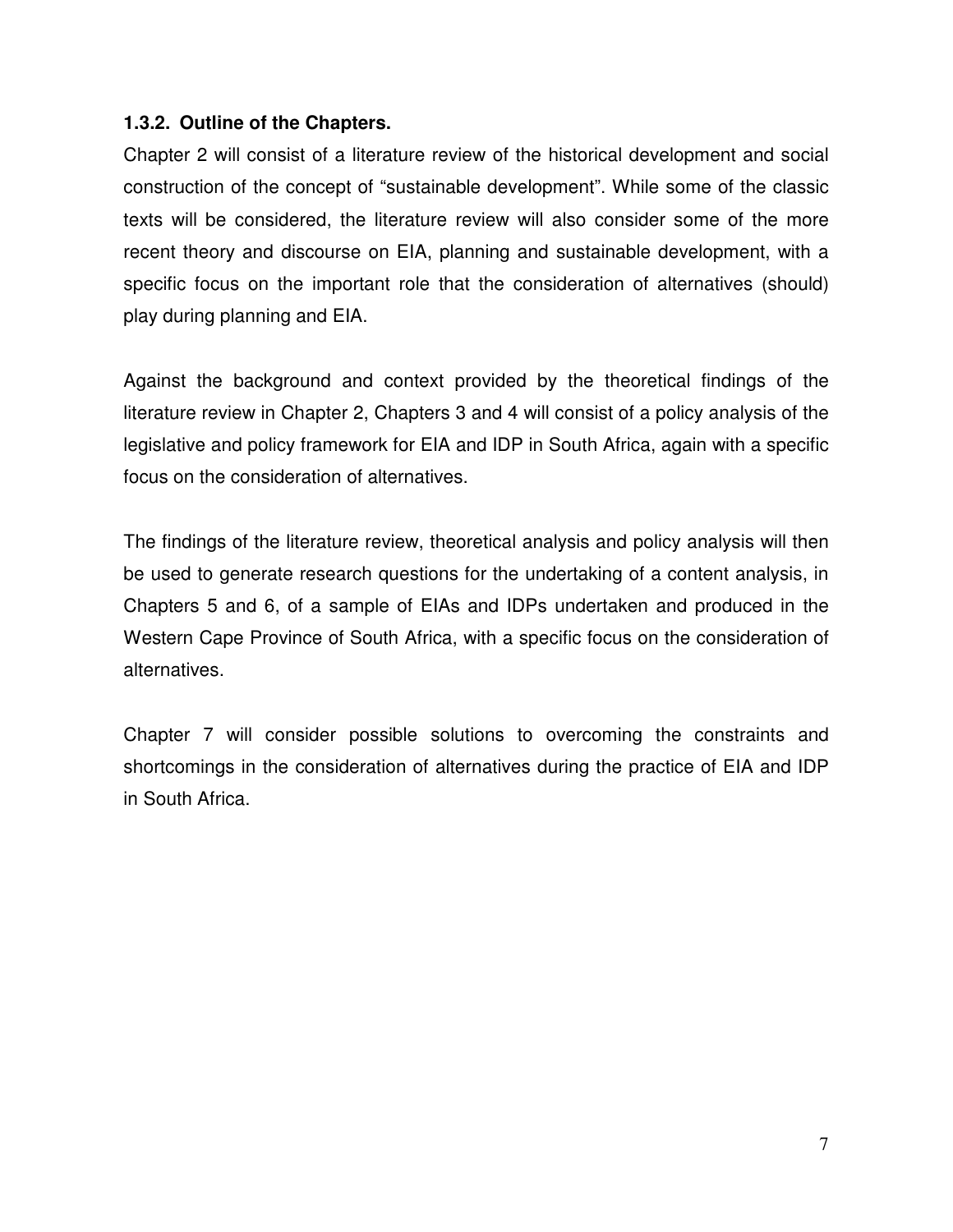### 1.3.2. Outline of the Chapters.

Chapter 2 will consist of a literature review of the historical development and social construction of the concept of "sustainable development". While some of the classic texts will be considered, the literature review will also consider some of the more recent theory and discourse on EIA, planning and sustainable development, with a specific focus on the important role that the consideration of alternatives (should) play during planning and EIA.

Against the background and context provided by the theoretical findings of the literature review in Chapter 2, Chapters 3 and 4 will consist of a policy analysis of the legislative and policy framework for EIA and IDP in South Africa, again with a specific focus on the consideration of alternatives.

The findings of the literature review, theoretical analysis and policy analysis will then be used to generate research questions for the undertaking of a content analysis, in Chapters 5 and 6, of a sample of EIAs and IDPs undertaken and produced in the Western Cape Province of South Africa, with a specific focus on the consideration of alternatives.

Chapter 7 will consider possible solutions to overcoming the constraints and shortcomings in the consideration of alternatives during the practice of EIA and IDP in South Africa.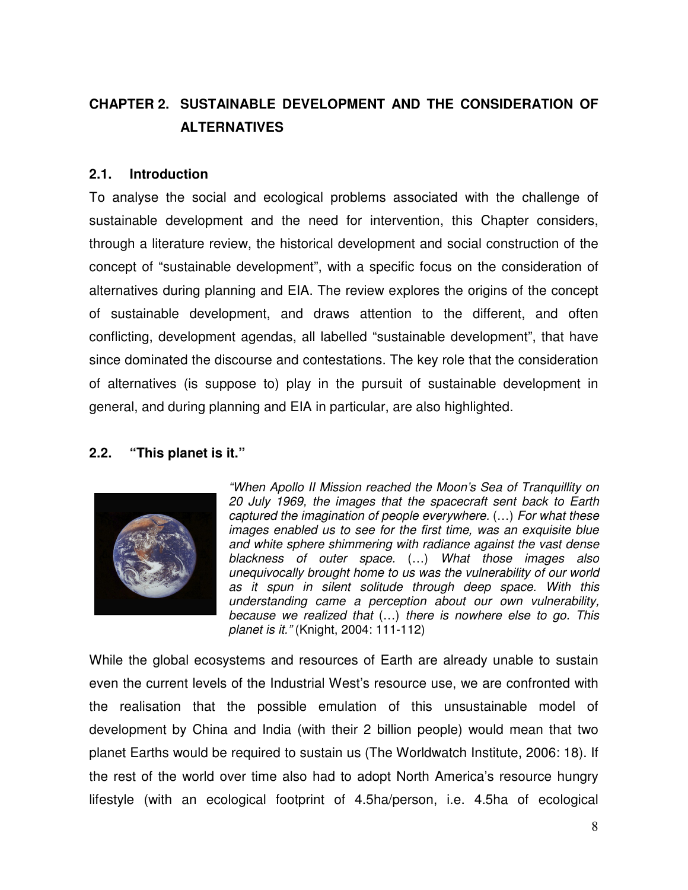# CHAPTER 2. SUSTAINABLE DEVELOPMENT AND THE CONSIDERATION OF ALTERNATIVES

## 2.1. Introduction

To analyse the social and ecological problems associated with the challenge of sustainable development and the need for intervention, this Chapter considers, through a literature review, the historical development and social construction of the concept of "sustainable development", with a specific focus on the consideration of alternatives during planning and EIA. The review explores the origins of the concept of sustainable development, and draws attention to the different, and often conflicting, development agendas, all labelled "sustainable development", that have since dominated the discourse and contestations. The key role that the consideration of alternatives (is suppose to) play in the pursuit of sustainable development in general, and during planning and EIA in particular, are also highlighted.

## 2.2. "This planet is it."

*"When Apollo II Mission reached the Moon's Sea of Tranquillity on 20 July 1969, the images that the spacecraft sent back to Earth captured the imagination of people everywhere.* (…) *For what these images enabled us to see for the first time, was an exquisite blue and white sphere shimmering with radiance against the vast dense blackness of outer space.* (…) *What those images also unequivocally brought home to us was the vulnerability of our world as it spun in silent solitude through deep space. With this understanding came a perception about our own vulnerability, because we realized that* (…) *there is nowhere else to go. This planet is it."* (Knight, 2004: 111-112)

While the global ecosystems and resources of Earth are already unable to sustain even the current levels of the Industrial West's resource use, we are confronted with the realisation that the possible emulation of this unsustainable model of development by China and India (with their 2 billion people) would mean that two planet Earths would be required to sustain us (The Worldwatch Institute, 2006: 18). If the rest of the world over time also had to adopt North America's resource hungry lifestyle (with an ecological footprint of 4.5ha/person, i.e. 4.5ha of ecological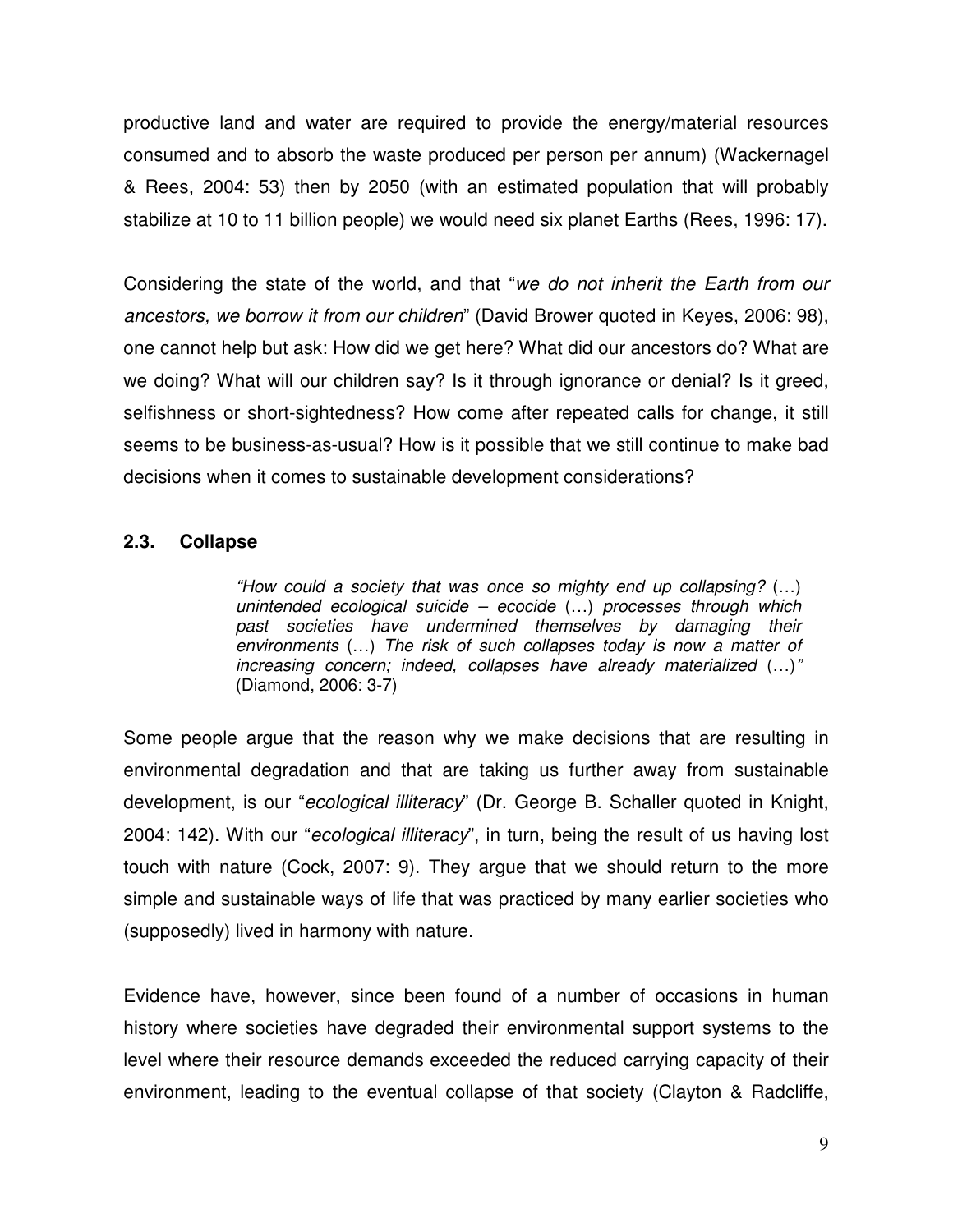productive land and water are required to provide the energy/material resources consumed and to absorb the waste produced per person per annum) (Wackernagel & Rees, 2004: 53) then by 2050 (with an estimated population that will probably stabilize at 10 to 11 billion people) we would need six planet Earths (Rees, 1996: 17).

Considering the state of the world, and that "*we do not inherit the Earth from our ancestors, we borrow it from our children*" (David Brower quoted in Keyes, 2006: 98), one cannot help but ask: How did we get here? What did our ancestors do? What are we doing? What will our children say? Is it through ignorance or denial? Is it greed, selfishness or short-sightedness? How come after repeated calls for change, it still seems to be business-as-usual? How is it possible that we still continue to make bad decisions when it comes to sustainable development considerations?

### 2.3. Collapse

> *"How could a society that was once so mighty end up collapsing?* (…) *unintended ecological suicide – ecocide* (…) *processes through which past societies have undermined themselves by damaging their environments* (…) *The risk of such collapses today is now a matter of increasing concern; indeed, collapses have already materialized* (…)*"* (Diamond, 2006: 3-7)

Some people argue that the reason why we make decisions that are resulting in environmental degradation and that are taking us further away from sustainable development, is our "*ecological illiteracy*" (Dr. George B. Schaller quoted in Knight, 2004: 142). With our "*ecological illiteracy*", in turn, being the result of us having lost touch with nature (Cock, 2007: 9). They argue that we should return to the more simple and sustainable ways of life that was practiced by many earlier societies who (supposedly) lived in harmony with nature.

Evidence have, however, since been found of a number of occasions in human history where societies have degraded their environmental support systems to the level where their resource demands exceeded the reduced carrying capacity of their environment, leading to the eventual collapse of that society (Clayton & Radcliffe,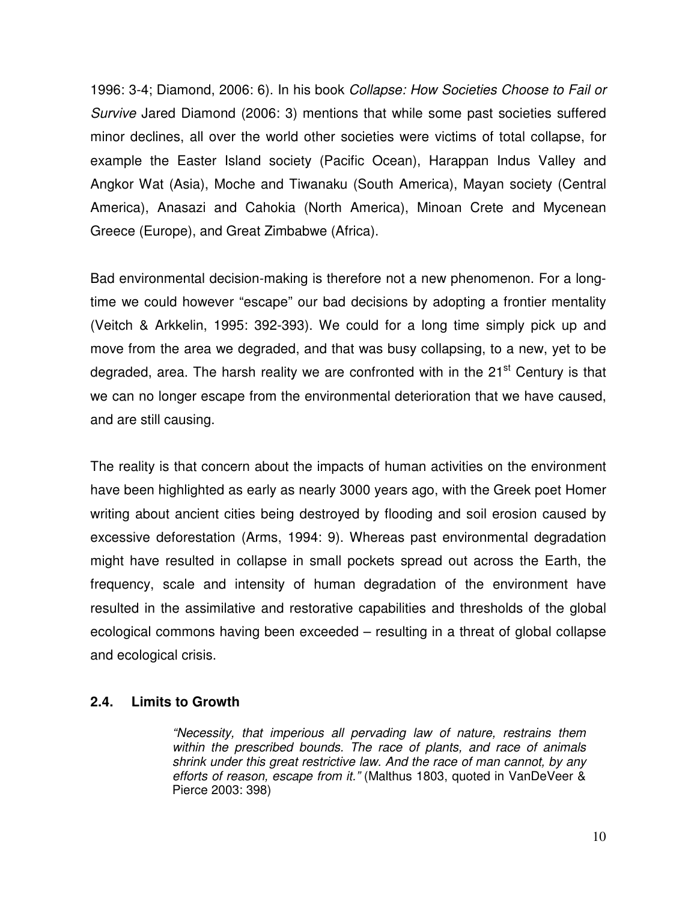1996: 3-4; Diamond, 2006: 6). In his book *Collapse: How Societies Choose to Fail or Survive* Jared Diamond (2006: 3) mentions that while some past societies suffered minor declines, all over the world other societies were victims of total collapse, for example the Easter Island society (Pacific Ocean), Harappan Indus Valley and Angkor Wat (Asia), Moche and Tiwanaku (South America), Mayan society (Central America), Anasazi and Cahokia (North America), Minoan Crete and Mycenean Greece (Europe), and Great Zimbabwe (Africa).

Bad environmental decision-making is therefore not a new phenomenon. For a long-time we could however "escape" our bad decisions by adopting a frontier mentality (Veitch & Arkkelin, 1995: 392-393). We could for a long time simply pick up and move from the area we degraded, and that was busy collapsing, to a new, yet to be degraded, area. The harsh reality we are confronted with in the 21st Century is that we can no longer escape from the environmental deterioration that we have caused, and are still causing.

The reality is that concern about the impacts of human activities on the environment have been highlighted as early as nearly 3000 years ago, with the Greek poet Homer writing about ancient cities being destroyed by flooding and soil erosion caused by excessive deforestation (Arms, 1994: 9). Whereas past environmental degradation might have resulted in collapse in small pockets spread out across the Earth, the frequency, scale and intensity of human degradation of the environment have resulted in the assimilative and restorative capabilities and thresholds of the global ecological commons having been exceeded – resulting in a threat of global collapse and ecological crisis.

### 2.4. Limits to Growth

> *"Necessity, that imperious all pervading law of nature, restrains them within the prescribed bounds. The race of plants, and race of animals shrink under this great restrictive law. And the race of man cannot, by any efforts of reason, escape from it."* (Malthus 1803, quoted in VanDeVeer & Pierce 2003: 398)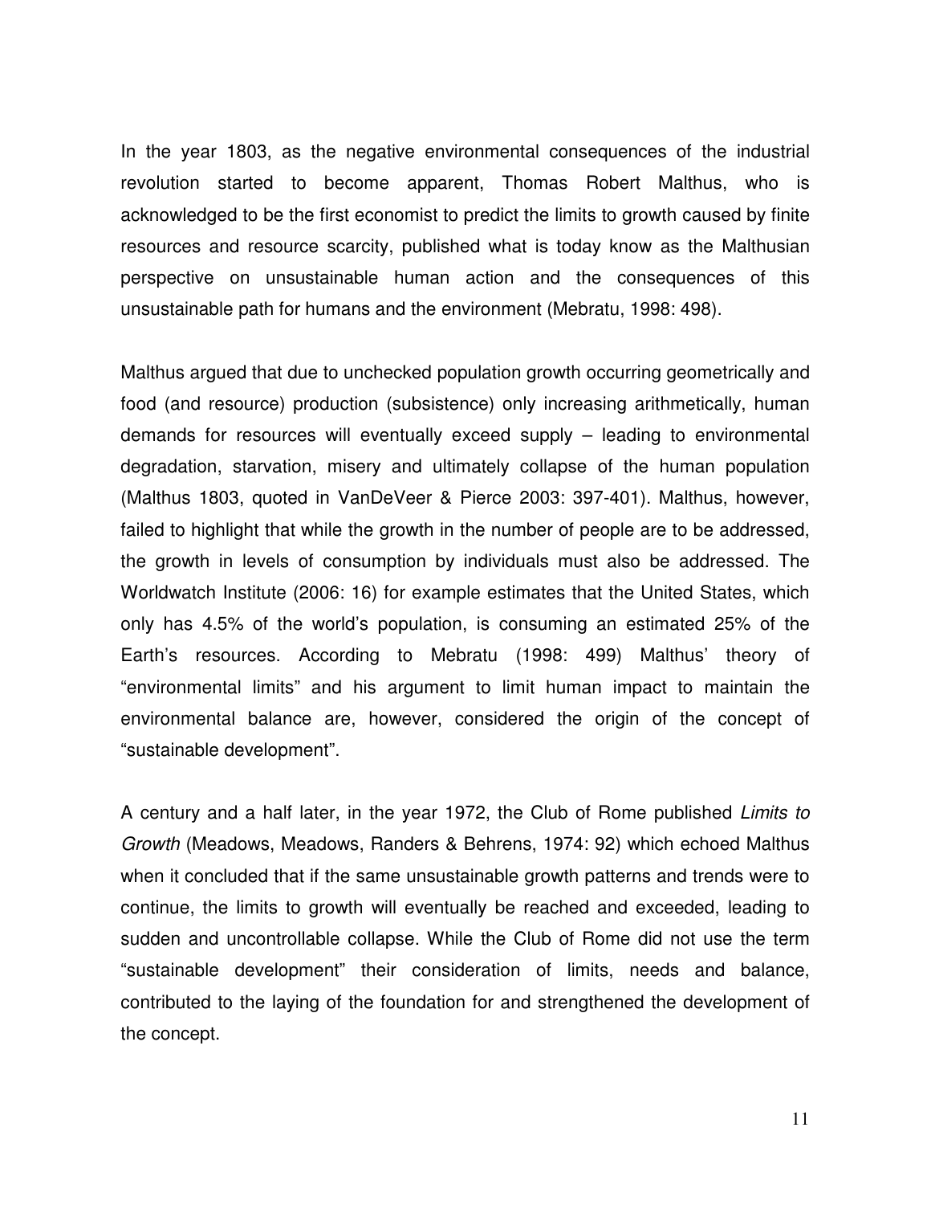In the year 1803, as the negative environmental consequences of the industrial revolution started to become apparent, Thomas Robert Malthus, who is acknowledged to be the first economist to predict the limits to growth caused by finite resources and resource scarcity, published what is today know as the Malthusian perspective on unsustainable human action and the consequences of this unsustainable path for humans and the environment (Mebratu, 1998: 498).

Malthus argued that due to unchecked population growth occurring geometrically and food (and resource) production (subsistence) only increasing arithmetically, human demands for resources will eventually exceed supply – leading to environmental degradation, starvation, misery and ultimately collapse of the human population (Malthus 1803, quoted in VanDeVeer & Pierce 2003: 397-401). Malthus, however, failed to highlight that while the growth in the number of people are to be addressed, the growth in levels of consumption by individuals must also be addressed. The Worldwatch Institute (2006: 16) for example estimates that the United States, which only has 4.5% of the world's population, is consuming an estimated 25% of the Earth's resources. According to Mebratu (1998: 499) Malthus' theory of "environmental limits" and his argument to limit human impact to maintain the environmental balance are, however, considered the origin of the concept of "sustainable development".

A century and a half later, in the year 1972, the Club of Rome published *Limits to Growth* (Meadows, Meadows, Randers & Behrens, 1974: 92) which echoed Malthus when it concluded that if the same unsustainable growth patterns and trends were to continue, the limits to growth will eventually be reached and exceeded, leading to sudden and uncontrollable collapse. While the Club of Rome did not use the term "sustainable development" their consideration of limits, needs and balance, contributed to the laying of the foundation for and strengthened the development of the concept.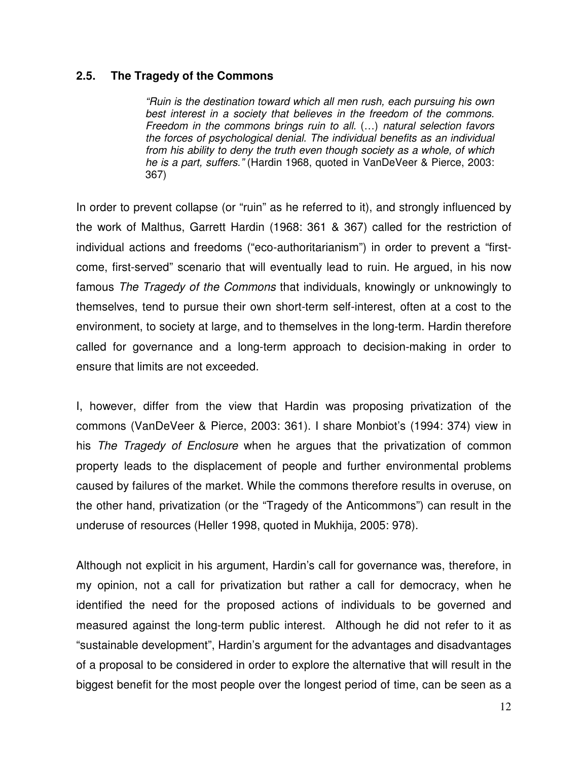## 2.5. The Tragedy of the Commons

> *"Ruin is the destination toward which all men rush, each pursuing his own best interest in a society that believes in the freedom of the commons. Freedom in the commons brings ruin to all.* (…) *natural selection favors the forces of psychological denial. The individual benefits as an individual from his ability to deny the truth even though society as a whole, of which he is a part, suffers."* (Hardin 1968, quoted in VanDeVeer & Pierce, 2003: 367)

In order to prevent collapse (or "ruin" as he referred to it), and strongly influenced by the work of Malthus, Garrett Hardin (1968: 361 & 367) called for the restriction of individual actions and freedoms ("eco-authoritarianism") in order to prevent a "first-come, first-served" scenario that will eventually lead to ruin. He argued, in his now famous *The Tragedy of the Commons* that individuals, knowingly or unknowingly to themselves, tend to pursue their own short-term self-interest, often at a cost to the environment, to society at large, and to themselves in the long-term. Hardin therefore called for governance and a long-term approach to decision-making in order to ensure that limits are not exceeded.

I, however, differ from the view that Hardin was proposing privatization of the commons (VanDeVeer & Pierce, 2003: 361). I share Monbiot's (1994: 374) view in his *The Tragedy of Enclosure* when he argues that the privatization of common property leads to the displacement of people and further environmental problems caused by failures of the market. While the commons therefore results in overuse, on the other hand, privatization (or the "Tragedy of the Anticommons") can result in the underuse of resources (Heller 1998, quoted in Mukhija, 2005: 978).

Although not explicit in his argument, Hardin's call for governance was, therefore, in my opinion, not a call for privatization but rather a call for democracy, when he identified the need for the proposed actions of individuals to be governed and measured against the long-term public interest. Although he did not refer to it as "sustainable development", Hardin's argument for the advantages and disadvantages of a proposal to be considered in order to explore the alternative that will result in the biggest benefit for the most people over the longest period of time, can be seen as a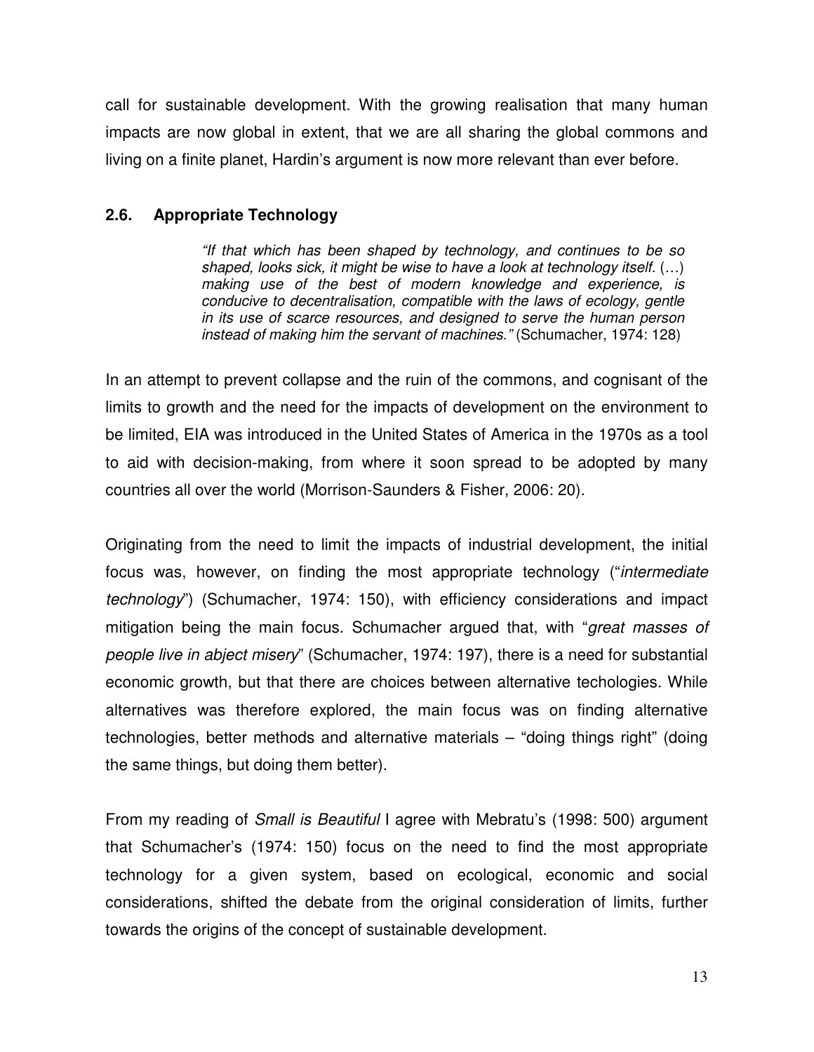call for sustainable development. With the growing realisation that many human impacts are now global in extent, that we are all sharing the global commons and living on a finite planet, Hardin's argument is now more relevant than ever before.

### 2.6. Appropriate Technology

> *"If that which has been shaped by technology, and continues to be so shaped, looks sick, it might be wise to have a look at technology itself.* (…) *making use of the best of modern knowledge and experience, is conducive to decentralisation, compatible with the laws of ecology, gentle in its use of scarce resources, and designed to serve the human person instead of making him the servant of machines."* (Schumacher, 1974: 128)

In an attempt to prevent collapse and the ruin of the commons, and cognisant of the limits to growth and the need for the impacts of development on the environment to be limited, EIA was introduced in the United States of America in the 1970s as a tool to aid with decision-making, from where it soon spread to be adopted by many countries all over the world (Morrison-Saunders & Fisher, 2006: 20).

Originating from the need to limit the impacts of industrial development, the initial focus was, however, on finding the most appropriate technology ("*intermediate technology*") (Schumacher, 1974: 150), with efficiency considerations and impact mitigation being the main focus. Schumacher argued that, with "*great masses of people live in abject misery*" (Schumacher, 1974: 197), there is a need for substantial economic growth, but that there are choices between alternative techologies. While alternatives was therefore explored, the main focus was on finding alternative technologies, better methods and alternative materials – "doing things right" (doing the same things, but doing them better).

From my reading of *Small is Beautiful* I agree with Mebratu's (1998: 500) argument that Schumacher's (1974: 150) focus on the need to find the most appropriate technology for a given system, based on ecological, economic and social considerations, shifted the debate from the original consideration of limits, further towards the origins of the concept of sustainable development.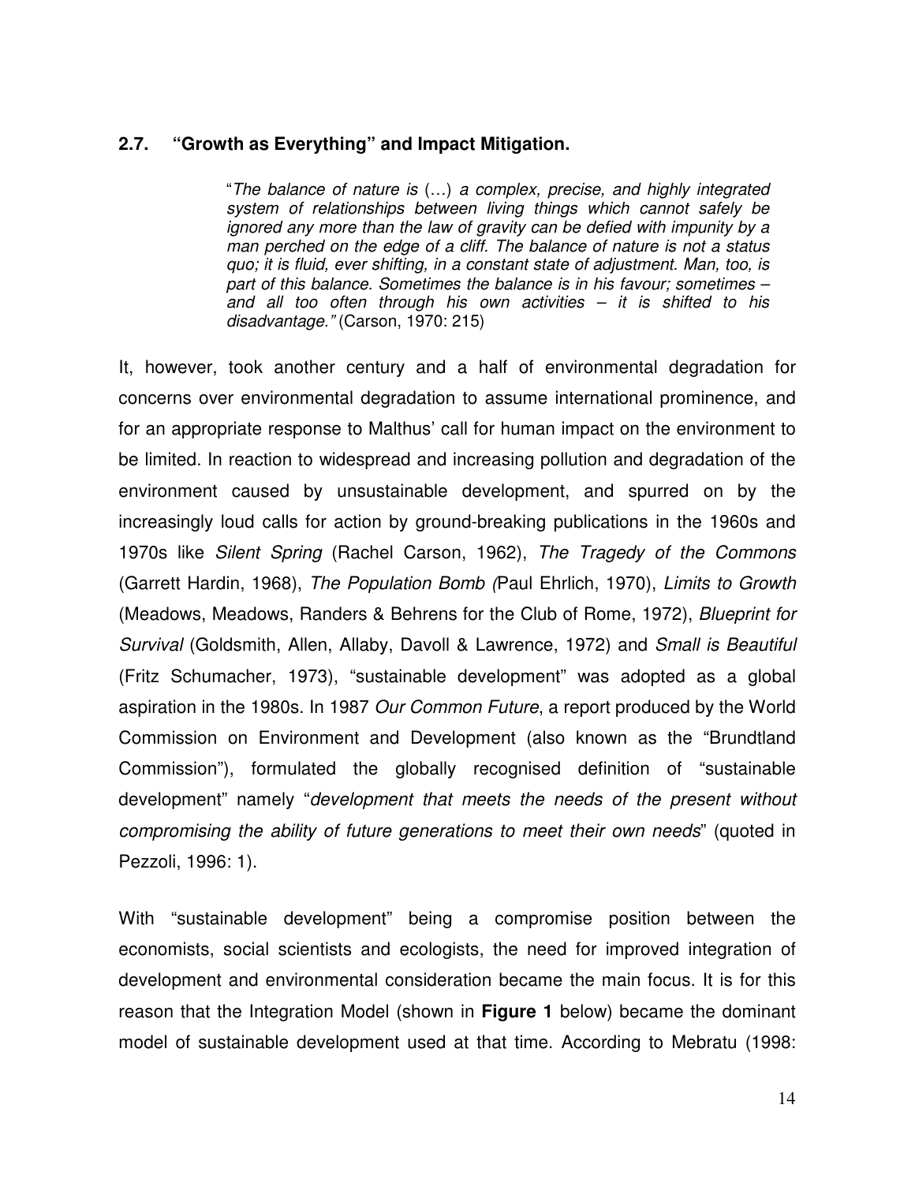## 2.7. "Growth as Everything" and Impact Mitigation.

> "*The balance of nature is* (…) *a complex, precise, and highly integrated system of relationships between living things which cannot safely be ignored any more than the law of gravity can be defied with impunity by a man perched on the edge of a cliff. The balance of nature is not a status quo; it is fluid, ever shifting, in a constant state of adjustment. Man, too, is part of this balance. Sometimes the balance is in his favour; sometimes – and all too often through his own activities – it is shifted to his disadvantage."* (Carson, 1970: 215)

It, however, took another century and a half of environmental degradation for concerns over environmental degradation to assume international prominence, and for an appropriate response to Malthus' call for human impact on the environment to be limited. In reaction to widespread and increasing pollution and degradation of the environment caused by unsustainable development, and spurred on by the increasingly loud calls for action by ground-breaking publications in the 1960s and 1970s like *Silent Spring* (Rachel Carson, 1962), *The Tragedy of the Commons* (Garrett Hardin, 1968), *The Population Bomb (*Paul Ehrlich, 1970), *Limits to Growth* (Meadows, Meadows, Randers & Behrens for the Club of Rome, 1972), *Blueprint for Survival* (Goldsmith, Allen, Allaby, Davoll & Lawrence, 1972) and *Small is Beautiful* (Fritz Schumacher, 1973), "sustainable development" was adopted as a global aspiration in the 1980s. In 1987 *Our Common Future*, a report produced by the World Commission on Environment and Development (also known as the "Brundtland Commission"), formulated the globally recognised definition of "sustainable development" namely "*development that meets the needs of the present without compromising the ability of future generations to meet their own needs*" (quoted in Pezzoli, 1996: 1).

With "sustainable development" being a compromise position between the economists, social scientists and ecologists, the need for improved integration of development and environmental consideration became the main focus. It is for this reason that the Integration Model (shown in **Figure 1** below) became the dominant model of sustainable development used at that time. According to Mebratu (1998: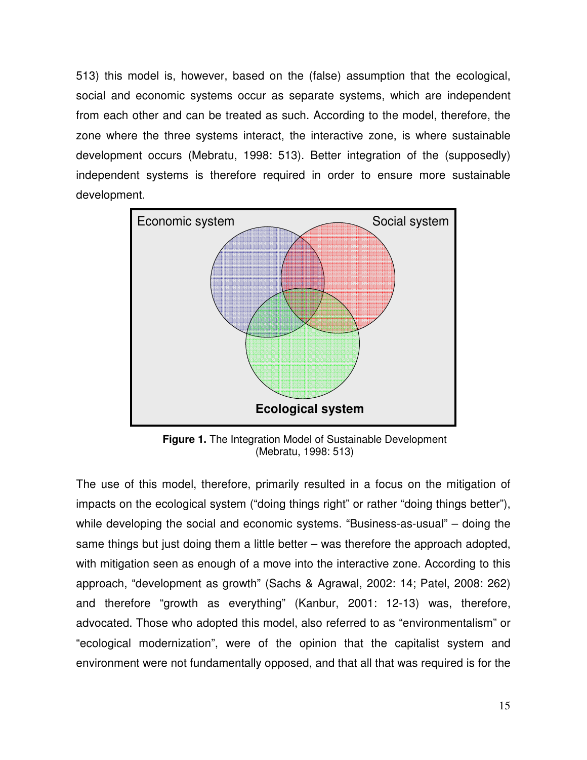513) this model is, however, based on the (false) assumption that the ecological, social and economic systems occur as separate systems, which are independent from each other and can be treated as such. According to the model, therefore, the zone where the three systems interact, the interactive zone, is where sustainable development occurs (Mebratu, 1998: 513). Better integration of the (supposedly) independent systems is therefore required in order to ensure more sustainable development.

Economic system

Social system

**Ecological system**

**Figure 1.** The Integration Model of Sustainable Development (Mebratu, 1998: 513)

The use of this model, therefore, primarily resulted in a focus on the mitigation of impacts on the ecological system ("doing things right" or rather "doing things better"), while developing the social and economic systems. "Business-as-usual" – doing the same things but just doing them a little better – was therefore the approach adopted, with mitigation seen as enough of a move into the interactive zone. According to this approach, "development as growth" (Sachs & Agrawal, 2002: 14; Patel, 2008: 262) and therefore "growth as everything" (Kanbur, 2001: 12-13) was, therefore, advocated. Those who adopted this model, also referred to as "environmentalism" or "ecological modernization", were of the opinion that the capitalist system and environment were not fundamentally opposed, and that all that was required is for the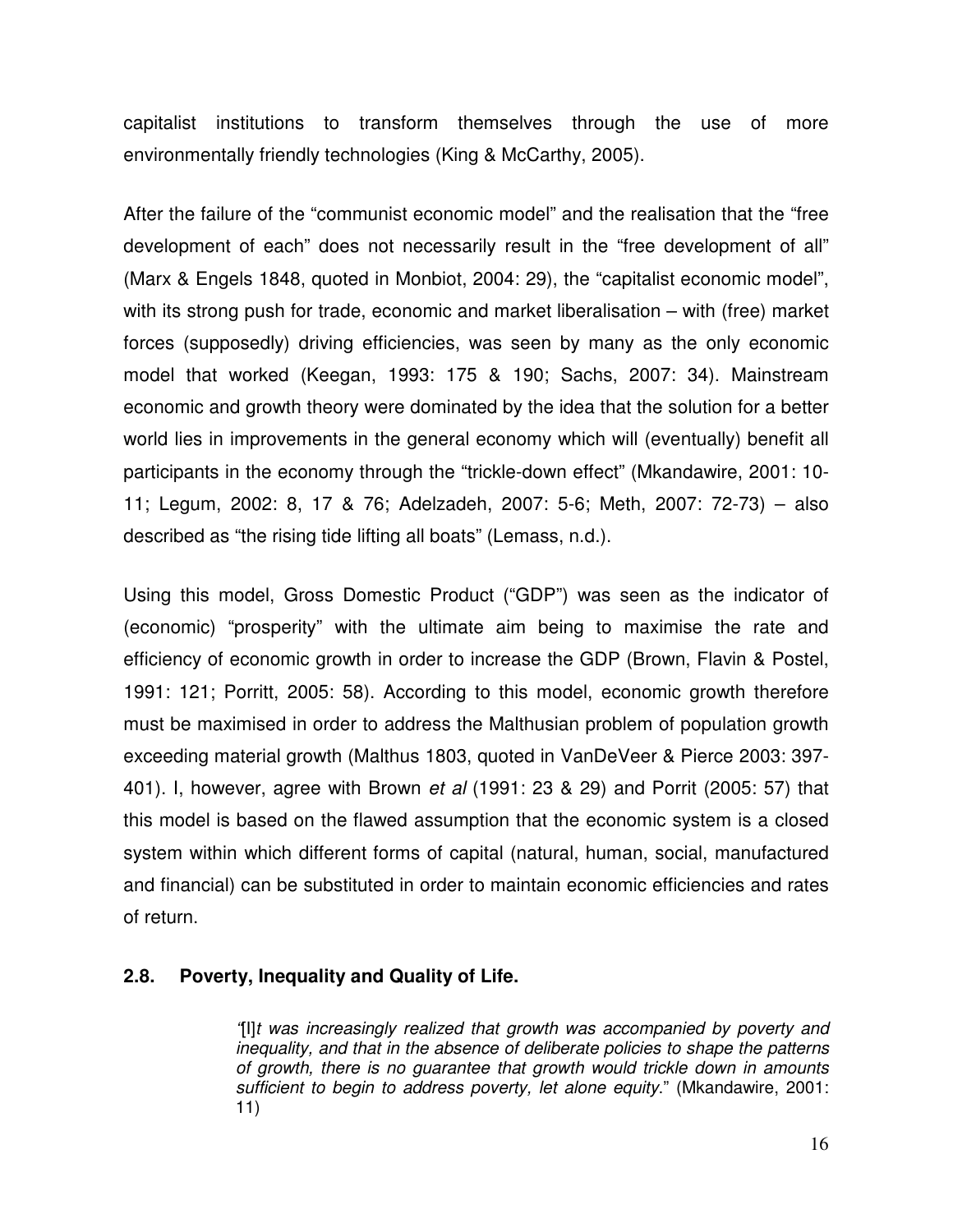capitalist institutions to transform themselves through the use of more environmentally friendly technologies (King & McCarthy, 2005).

After the failure of the "communist economic model" and the realisation that the "free development of each" does not necessarily result in the "free development of all" (Marx & Engels 1848, quoted in Monbiot, 2004: 29), the "capitalist economic model", with its strong push for trade, economic and market liberalisation – with (free) market forces (supposedly) driving efficiencies, was seen by many as the only economic model that worked (Keegan, 1993: 175 & 190; Sachs, 2007: 34). Mainstream economic and growth theory were dominated by the idea that the solution for a better world lies in improvements in the general economy which will (eventually) benefit all participants in the economy through the "trickle-down effect" (Mkandawire, 2001: 10-11; Legum, 2002: 8, 17 & 76; Adelzadeh, 2007: 5-6; Meth, 2007: 72-73) – also described as "the rising tide lifting all boats" (Lemass, n.d.).

Using this model, Gross Domestic Product ("GDP") was seen as the indicator of (economic) "prosperity" with the ultimate aim being to maximise the rate and efficiency of economic growth in order to increase the GDP (Brown, Flavin & Postel, 1991: 121; Porritt, 2005: 58). According to this model, economic growth therefore must be maximised in order to address the Malthusian problem of population growth exceeding material growth (Malthus 1803, quoted in VanDeVeer & Pierce 2003: 397-401). I, however, agree with Brown *et al* (1991: 23 & 29) and Porrit (2005: 57) that this model is based on the flawed assumption that the economic system is a closed system within which different forms of capital (natural, human, social, manufactured and financial) can be substituted in order to maintain economic efficiencies and rates of return.

## 2.8. Poverty, Inequality and Quality of Life.

> "[I]*t was increasingly realized that growth was accompanied by poverty and inequality, and that in the absence of deliberate policies to shape the patterns of growth, there is no guarantee that growth would trickle down in amounts sufficient to begin to address poverty, let alone equity*." (Mkandawire, 2001: 11)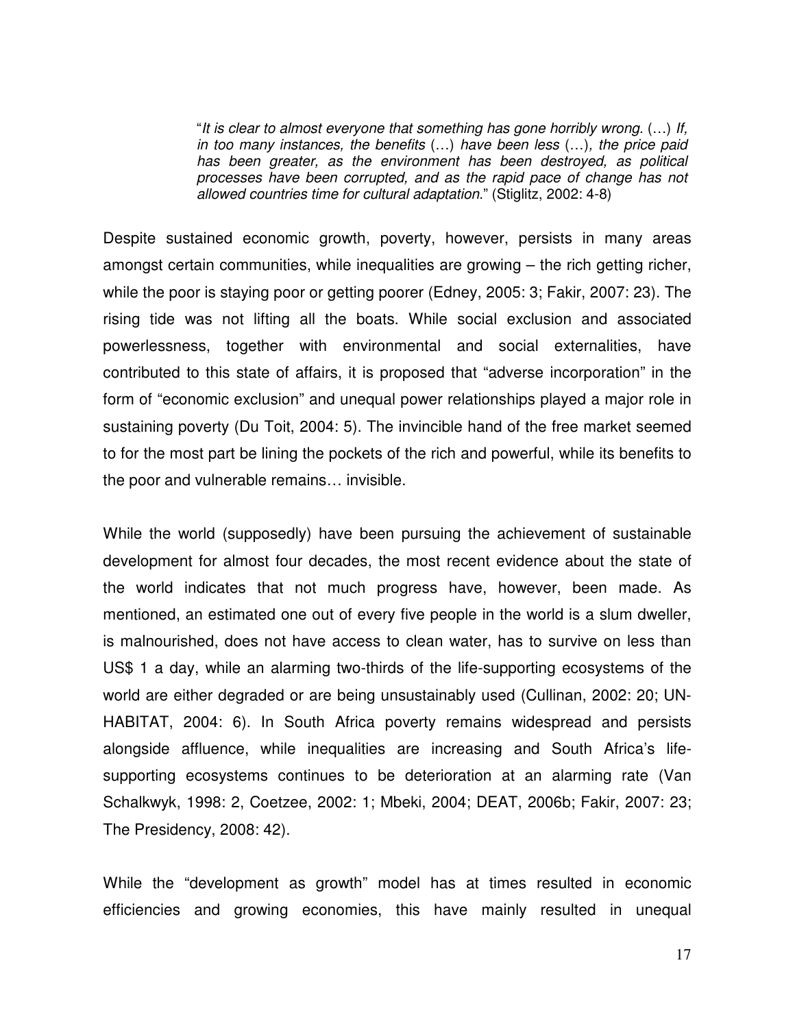> "*It is clear to almost everyone that something has gone horribly wrong.* (…) *If, in too many instances, the benefits* (…) *have been less* (…)*, the price paid has been greater, as the environment has been destroyed, as political processes have been corrupted, and as the rapid pace of change has not allowed countries time for cultural adaptation.*" (Stiglitz, 2002: 4-8)

Despite sustained economic growth, poverty, however, persists in many areas amongst certain communities, while inequalities are growing – the rich getting richer, while the poor is staying poor or getting poorer (Edney, 2005: 3; Fakir, 2007: 23). The rising tide was not lifting all the boats. While social exclusion and associated powerlessness, together with environmental and social externalities, have contributed to this state of affairs, it is proposed that "adverse incorporation" in the form of "economic exclusion" and unequal power relationships played a major role in sustaining poverty (Du Toit, 2004: 5). The invincible hand of the free market seemed to for the most part be lining the pockets of the rich and powerful, while its benefits to the poor and vulnerable remains… invisible.

While the world (supposedly) have been pursuing the achievement of sustainable development for almost four decades, the most recent evidence about the state of the world indicates that not much progress have, however, been made. As mentioned, an estimated one out of every five people in the world is a slum dweller, is malnourished, does not have access to clean water, has to survive on less than US$ 1 a day, while an alarming two-thirds of the life-supporting ecosystems of the world are either degraded or are being unsustainably used (Cullinan, 2002: 20; UN-HABITAT, 2004: 6). In South Africa poverty remains widespread and persists alongside affluence, while inequalities are increasing and South Africa's life-supporting ecosystems continues to be deterioration at an alarming rate (Van Schalkwyk, 1998: 2, Coetzee, 2002: 1; Mbeki, 2004; DEAT, 2006b; Fakir, 2007: 23; The Presidency, 2008: 42).

While the "development as growth" model has at times resulted in economic efficiencies and growing economies, this have mainly resulted in unequal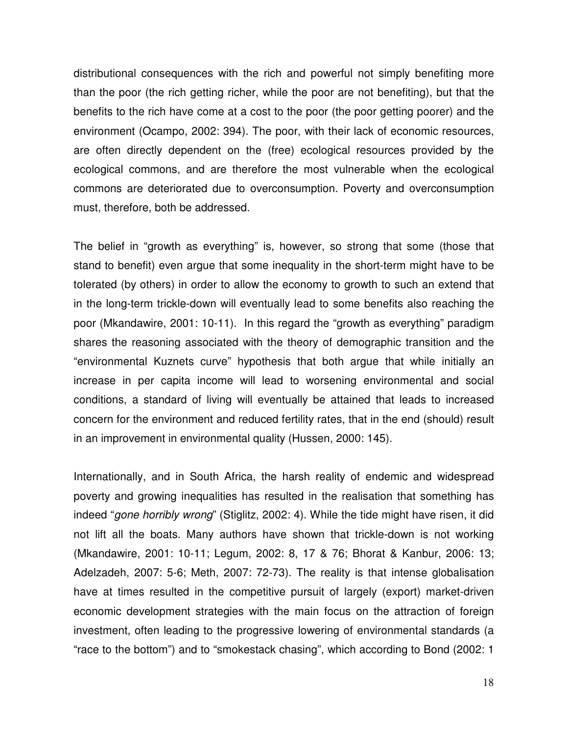distributional consequences with the rich and powerful not simply benefiting more than the poor (the rich getting richer, while the poor are not benefiting), but that the benefits to the rich have come at a cost to the poor (the poor getting poorer) and the environment (Ocampo, 2002: 394). The poor, with their lack of economic resources, are often directly dependent on the (free) ecological resources provided by the ecological commons, and are therefore the most vulnerable when the ecological commons are deteriorated due to overconsumption. Poverty and overconsumption must, therefore, both be addressed.

The belief in "growth as everything" is, however, so strong that some (those that stand to benefit) even argue that some inequality in the short-term might have to be tolerated (by others) in order to allow the economy to growth to such an extend that in the long-term trickle-down will eventually lead to some benefits also reaching the poor (Mkandawire, 2001: 10-11). In this regard the "growth as everything" paradigm shares the reasoning associated with the theory of demographic transition and the "environmental Kuznets curve" hypothesis that both argue that while initially an increase in per capita income will lead to worsening environmental and social conditions, a standard of living will eventually be attained that leads to increased concern for the environment and reduced fertility rates, that in the end (should) result in an improvement in environmental quality (Hussen, 2000: 145).

Internationally, and in South Africa, the harsh reality of endemic and widespread poverty and growing inequalities has resulted in the realisation that something has indeed "*gone horribly wrong*" (Stiglitz, 2002: 4). While the tide might have risen, it did not lift all the boats. Many authors have shown that trickle-down is not working (Mkandawire, 2001: 10-11; Legum, 2002: 8, 17 & 76; Bhorat & Kanbur, 2006: 13; Adelzadeh, 2007: 5-6; Meth, 2007: 72-73). The reality is that intense globalisation have at times resulted in the competitive pursuit of largely (export) market-driven economic development strategies with the main focus on the attraction of foreign investment, often leading to the progressive lowering of environmental standards (a "race to the bottom") and to "smokestack chasing", which according to Bond (2002: 1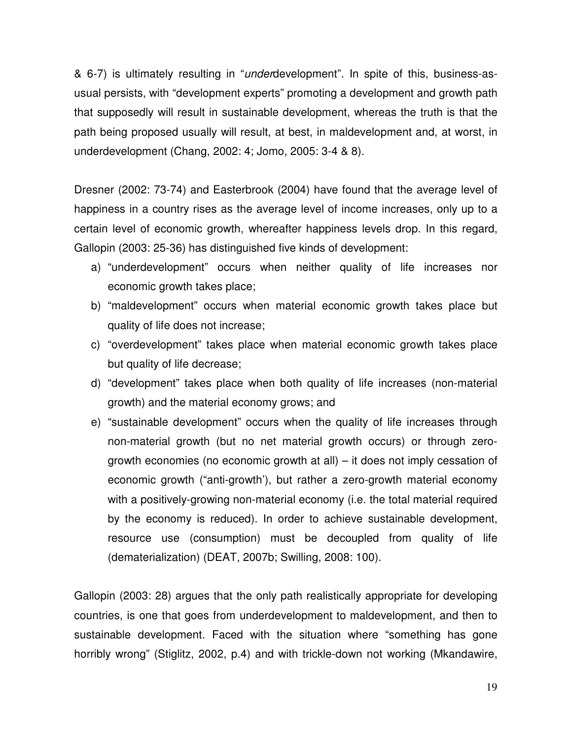& 6-7) is ultimately resulting in "*under*development". In spite of this, business-as-usual persists, with "development experts" promoting a development and growth path that supposedly will result in sustainable development, whereas the truth is that the path being proposed usually will result, at best, in maldevelopment and, at worst, in underdevelopment (Chang, 2002: 4; Jomo, 2005: 3-4 & 8).

Dresner (2002: 73-74) and Easterbrook (2004) have found that the average level of happiness in a country rises as the average level of income increases, only up to a certain level of economic growth, whereafter happiness levels drop. In this regard, Gallopin (2003: 25-36) has distinguished five kinds of development:

a) "underdevelopment" occurs when neither quality of life increases nor economic growth takes place;
b) "maldevelopment" occurs when material economic growth takes place but quality of life does not increase;
c) "overdevelopment" takes place when material economic growth takes place but quality of life decrease;
d) "development" takes place when both quality of life increases (non-material growth) and the material economy grows; and
e) "sustainable development" occurs when the quality of life increases through non-material growth (but no net material growth occurs) or through zero-growth economies (no economic growth at all) – it does not imply cessation of economic growth ("anti-growth'), but rather a zero-growth material economy with a positively-growing non-material economy (i.e. the total material required by the economy is reduced). In order to achieve sustainable development, resource use (consumption) must be decoupled from quality of life (dematerialization) (DEAT, 2007b; Swilling, 2008: 100).

Gallopin (2003: 28) argues that the only path realistically appropriate for developing countries, is one that goes from underdevelopment to maldevelopment, and then to sustainable development. Faced with the situation where "something has gone horribly wrong" (Stiglitz, 2002, p.4) and with trickle-down not working (Mkandawire,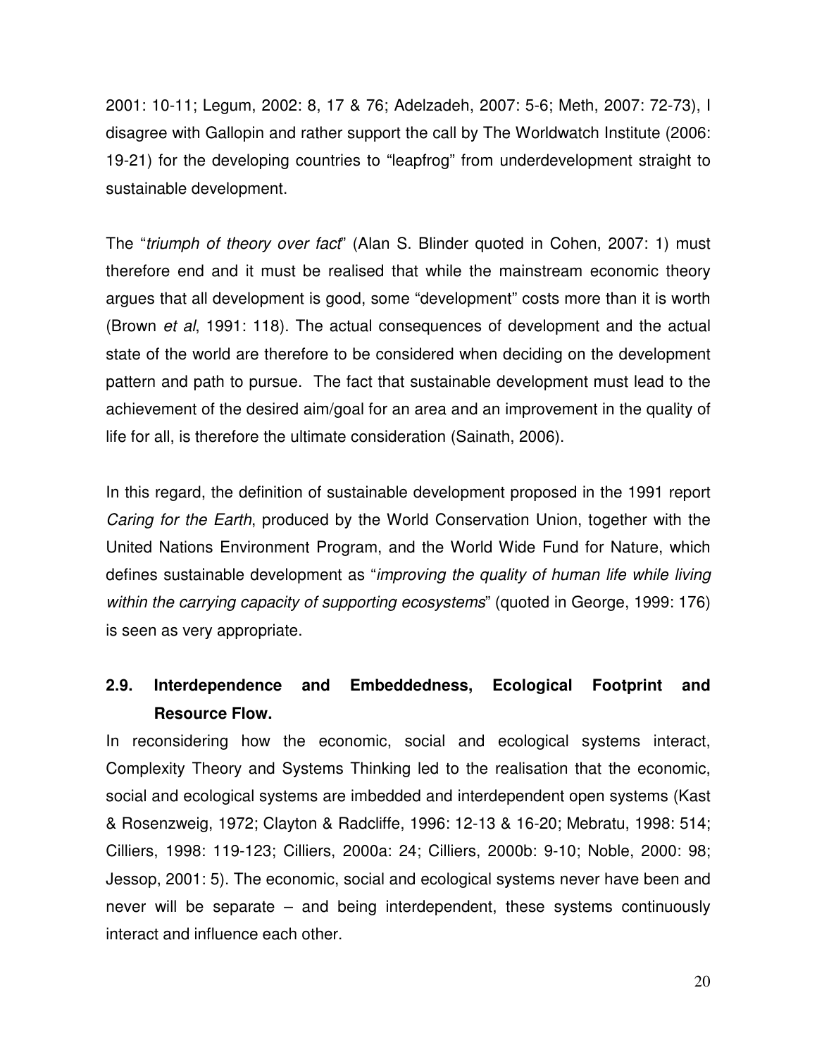2001: 10-11; Legum, 2002: 8, 17 & 76; Adelzadeh, 2007: 5-6; Meth, 2007: 72-73), I disagree with Gallopin and rather support the call by The Worldwatch Institute (2006: 19-21) for the developing countries to "leapfrog" from underdevelopment straight to sustainable development.

The "*triumph of theory over fact*" (Alan S. Blinder quoted in Cohen, 2007: 1) must therefore end and it must be realised that while the mainstream economic theory argues that all development is good, some "development" costs more than it is worth (Brown *et al*, 1991: 118). The actual consequences of development and the actual state of the world are therefore to be considered when deciding on the development pattern and path to pursue. The fact that sustainable development must lead to the achievement of the desired aim/goal for an area and an improvement in the quality of life for all, is therefore the ultimate consideration (Sainath, 2006).

In this regard, the definition of sustainable development proposed in the 1991 report *Caring for the Earth*, produced by the World Conservation Union, together with the United Nations Environment Program, and the World Wide Fund for Nature, which defines sustainable development as "*improving the quality of human life while living within the carrying capacity of supporting ecosystems*" (quoted in George, 1999: 176) is seen as very appropriate.

## 2.9. Interdependence and Embeddedness, Ecological Footprint and Resource Flow.

In reconsidering how the economic, social and ecological systems interact, Complexity Theory and Systems Thinking led to the realisation that the economic, social and ecological systems are imbedded and interdependent open systems (Kast & Rosenzweig, 1972; Clayton & Radcliffe, 1996: 12-13 & 16-20; Mebratu, 1998: 514; Cilliers, 1998: 119-123; Cilliers, 2000a: 24; Cilliers, 2000b: 9-10; Noble, 2000: 98; Jessop, 2001: 5). The economic, social and ecological systems never have been and never will be separate – and being interdependent, these systems continuously interact and influence each other.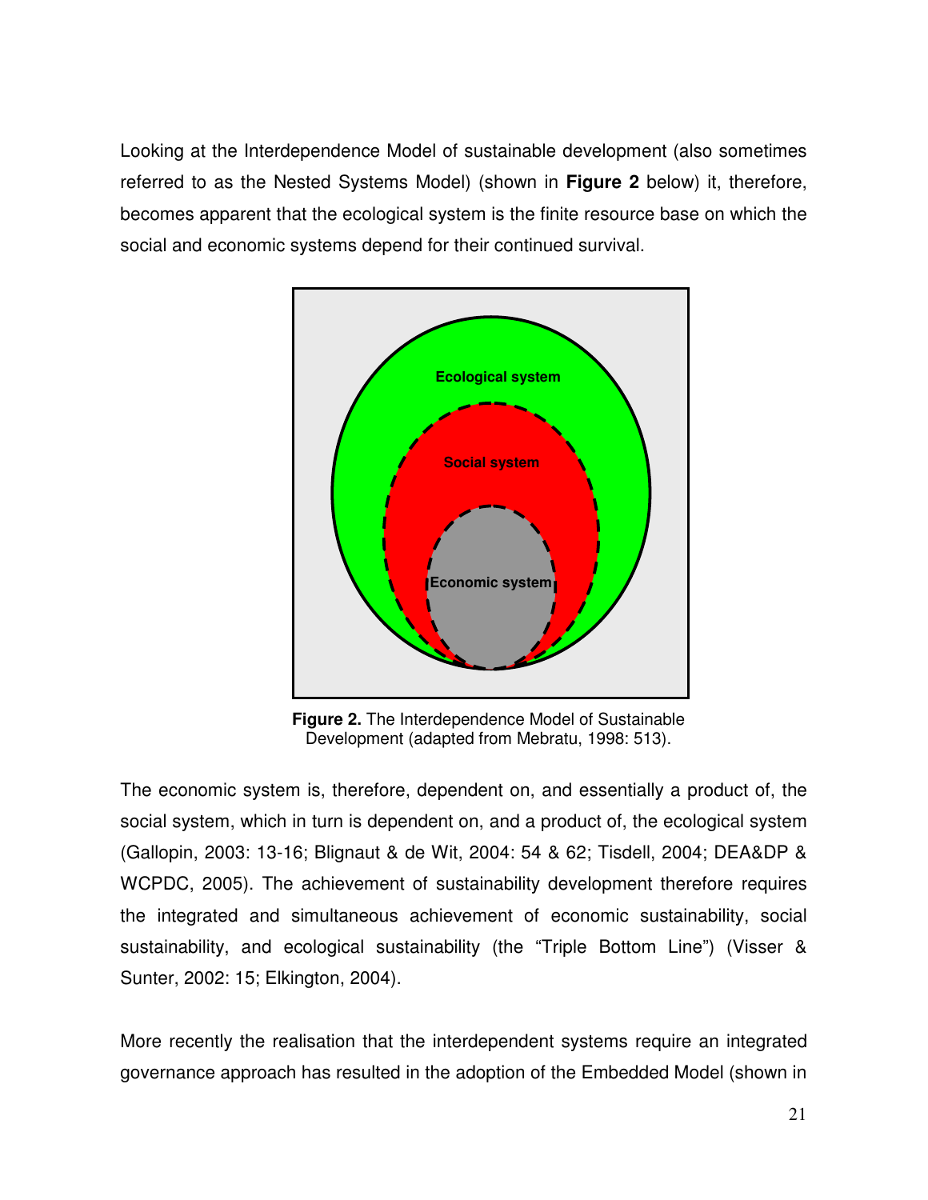Looking at the Interdependence Model of sustainable development (also sometimes referred to as the Nested Systems Model) (shown in **Figure 2** below) it, therefore, becomes apparent that the ecological system is the finite resource base on which the social and economic systems depend for their continued survival.

**Figure 2.** The Interdependence Model of Sustainable Development (adapted from Mebratu, 1998: 513).

The economic system is, therefore, dependent on, and essentially a product of, the social system, which in turn is dependent on, and a product of, the ecological system (Gallopin, 2003: 13-16; Blignaut & de Wit, 2004: 54 & 62; Tisdell, 2004; DEA&DP & WCPDC, 2005). The achievement of sustainability development therefore requires the integrated and simultaneous achievement of economic sustainability, social sustainability, and ecological sustainability (the "Triple Bottom Line") (Visser & Sunter, 2002: 15; Elkington, 2004).

More recently the realisation that the interdependent systems require an integrated governance approach has resulted in the adoption of the Embedded Model (shown in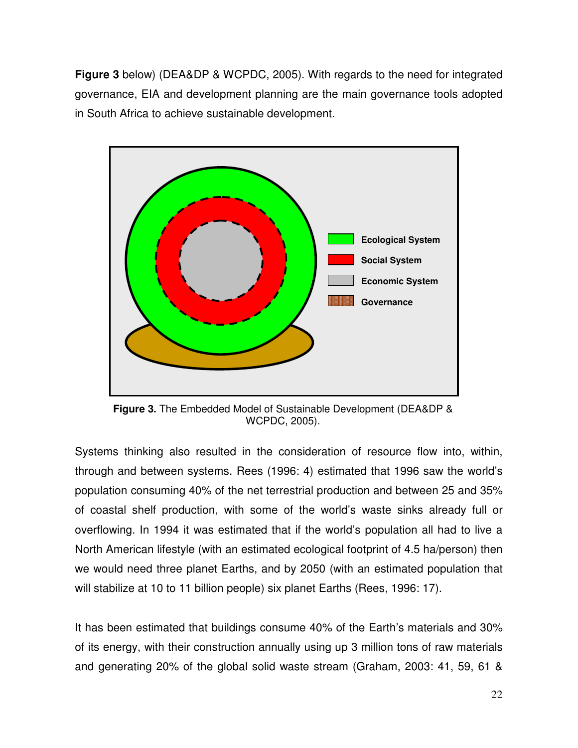**Figure 3** below) (DEA&DP & WCPDC, 2005). With regards to the need for integrated governance, EIA and development planning are the main governance tools adopted in South Africa to achieve sustainable development.

**Figure 3.** The Embedded Model of Sustainable Development (DEA&DP & WCPDC, 2005).

Systems thinking also resulted in the consideration of resource flow into, within, through and between systems. Rees (1996: 4) estimated that 1996 saw the world's population consuming 40% of the net terrestrial production and between 25 and 35% of coastal shelf production, with some of the world's waste sinks already full or overflowing. In 1994 it was estimated that if the world's population all had to live a North American lifestyle (with an estimated ecological footprint of 4.5 ha/person) then we would need three planet Earths, and by 2050 (with an estimated population that will stabilize at 10 to 11 billion people) six planet Earths (Rees, 1996: 17).

It has been estimated that buildings consume 40% of the Earth's materials and 30% of its energy, with their construction annually using up 3 million tons of raw materials and generating 20% of the global solid waste stream (Graham, 2003: 41, 59, 61 &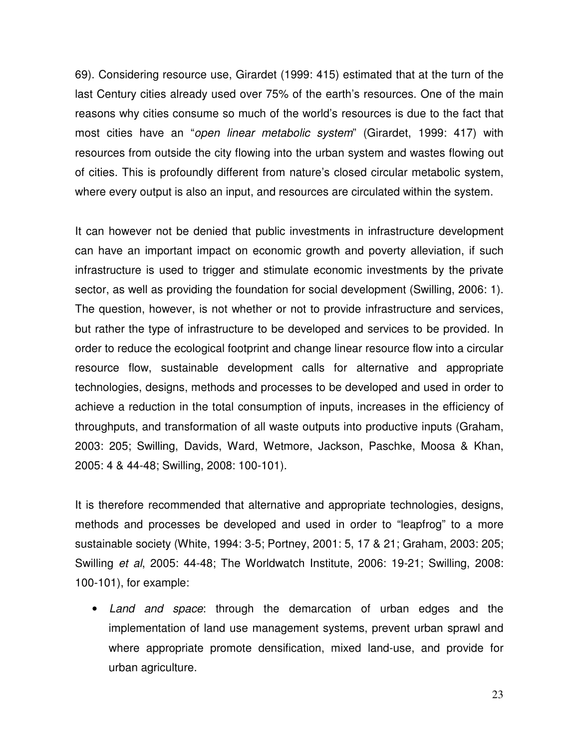69). Considering resource use, Girardet (1999: 415) estimated that at the turn of the last Century cities already used over 75% of the earth's resources. One of the main reasons why cities consume so much of the world's resources is due to the fact that most cities have an "*open linear metabolic system*" (Girardet, 1999: 417) with resources from outside the city flowing into the urban system and wastes flowing out of cities. This is profoundly different from nature's closed circular metabolic system, where every output is also an input, and resources are circulated within the system.

It can however not be denied that public investments in infrastructure development can have an important impact on economic growth and poverty alleviation, if such infrastructure is used to trigger and stimulate economic investments by the private sector, as well as providing the foundation for social development (Swilling, 2006: 1). The question, however, is not whether or not to provide infrastructure and services, but rather the type of infrastructure to be developed and services to be provided. In order to reduce the ecological footprint and change linear resource flow into a circular resource flow, sustainable development calls for alternative and appropriate technologies, designs, methods and processes to be developed and used in order to achieve a reduction in the total consumption of inputs, increases in the efficiency of throughputs, and transformation of all waste outputs into productive inputs (Graham, 2003: 205; Swilling, Davids, Ward, Wetmore, Jackson, Paschke, Moosa & Khan, 2005: 4 & 44-48; Swilling, 2008: 100-101).

It is therefore recommended that alternative and appropriate technologies, designs, methods and processes be developed and used in order to "leapfrog" to a more sustainable society (White, 1994: 3-5; Portney, 2001: 5, 17 & 21; Graham, 2003: 205; Swilling *et al*, 2005: 44-48; The Worldwatch Institute, 2006: 19-21; Swilling, 2008: 100-101), for example:

- *Land and space*: through the demarcation of urban edges and the implementation of land use management systems, prevent urban sprawl and where appropriate promote densification, mixed land-use, and provide for urban agriculture.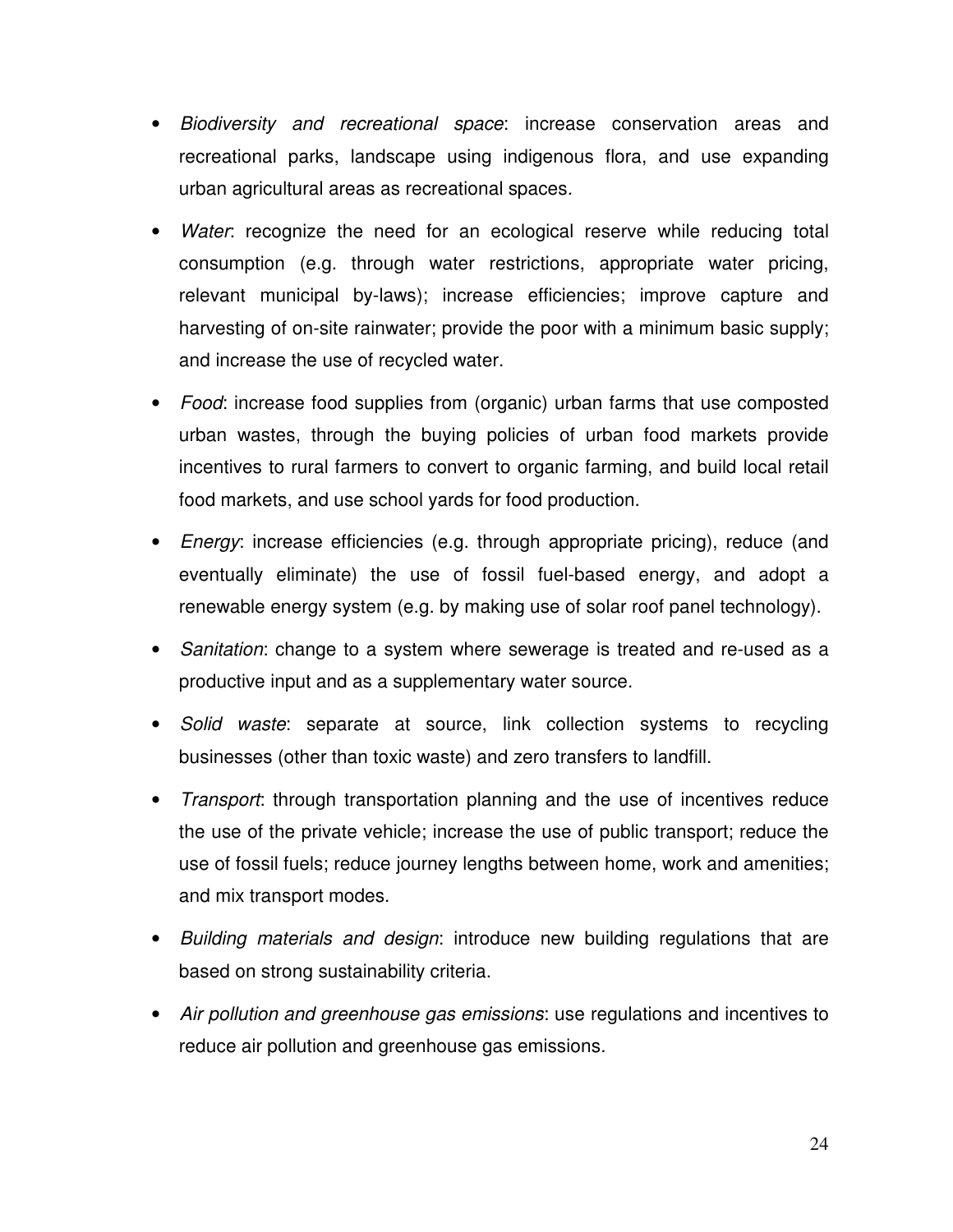- *Biodiversity and recreational space*: increase conservation areas and recreational parks, landscape using indigenous flora, and use expanding urban agricultural areas as recreational spaces.
- *Water*: recognize the need for an ecological reserve while reducing total consumption (e.g. through water restrictions, appropriate water pricing, relevant municipal by-laws); increase efficiencies; improve capture and harvesting of on-site rainwater; provide the poor with a minimum basic supply; and increase the use of recycled water.
- *Food*: increase food supplies from (organic) urban farms that use composted urban wastes, through the buying policies of urban food markets provide incentives to rural farmers to convert to organic farming, and build local retail food markets, and use school yards for food production.
- *Energy*: increase efficiencies (e.g. through appropriate pricing), reduce (and eventually eliminate) the use of fossil fuel-based energy, and adopt a renewable energy system (e.g. by making use of solar roof panel technology).
- *Sanitation*: change to a system where sewerage is treated and re-used as a productive input and as a supplementary water source.
- *Solid waste*: separate at source, link collection systems to recycling businesses (other than toxic waste) and zero transfers to landfill.
- *Transport*: through transportation planning and the use of incentives reduce the use of the private vehicle; increase the use of public transport; reduce the use of fossil fuels; reduce journey lengths between home, work and amenities; and mix transport modes.
- *Building materials and design*: introduce new building regulations that are based on strong sustainability criteria.
- *Air pollution and greenhouse gas emissions*: use regulations and incentives to reduce air pollution and greenhouse gas emissions.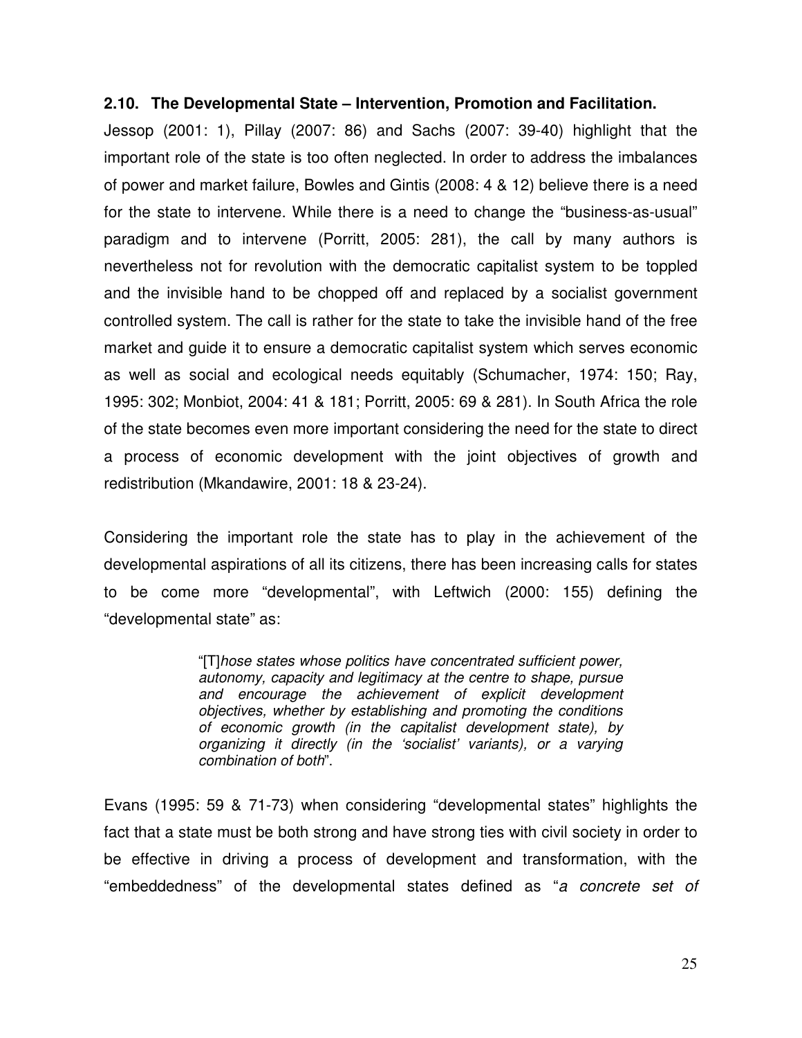### 2.10. The Developmental State – Intervention, Promotion and Facilitation.

Jessop (2001: 1), Pillay (2007: 86) and Sachs (2007: 39-40) highlight that the important role of the state is too often neglected. In order to address the imbalances of power and market failure, Bowles and Gintis (2008: 4 & 12) believe there is a need for the state to intervene. While there is a need to change the "business-as-usual" paradigm and to intervene (Porritt, 2005: 281), the call by many authors is nevertheless not for revolution with the democratic capitalist system to be toppled and the invisible hand to be chopped off and replaced by a socialist government controlled system. The call is rather for the state to take the invisible hand of the free market and guide it to ensure a democratic capitalist system which serves economic as well as social and ecological needs equitably (Schumacher, 1974: 150; Ray, 1995: 302; Monbiot, 2004: 41 & 181; Porritt, 2005: 69 & 281). In South Africa the role of the state becomes even more important considering the need for the state to direct a process of economic development with the joint objectives of growth and redistribution (Mkandawire, 2001: 18 & 23-24).

Considering the important role the state has to play in the achievement of the developmental aspirations of all its citizens, there has been increasing calls for states to be come more "developmental", with Leftwich (2000: 155) defining the "developmental state" as:

> "[T]*hose states whose politics have concentrated sufficient power, autonomy, capacity and legitimacy at the centre to shape, pursue and encourage the achievement of explicit development objectives, whether by establishing and promoting the conditions of economic growth (in the capitalist development state), by organizing it directly (in the 'socialist' variants), or a varying combination of both*".

Evans (1995: 59 & 71-73) when considering "developmental states" highlights the fact that a state must be both strong and have strong ties with civil society in order to be effective in driving a process of development and transformation, with the "embeddedness" of the developmental states defined as "*a concrete set of*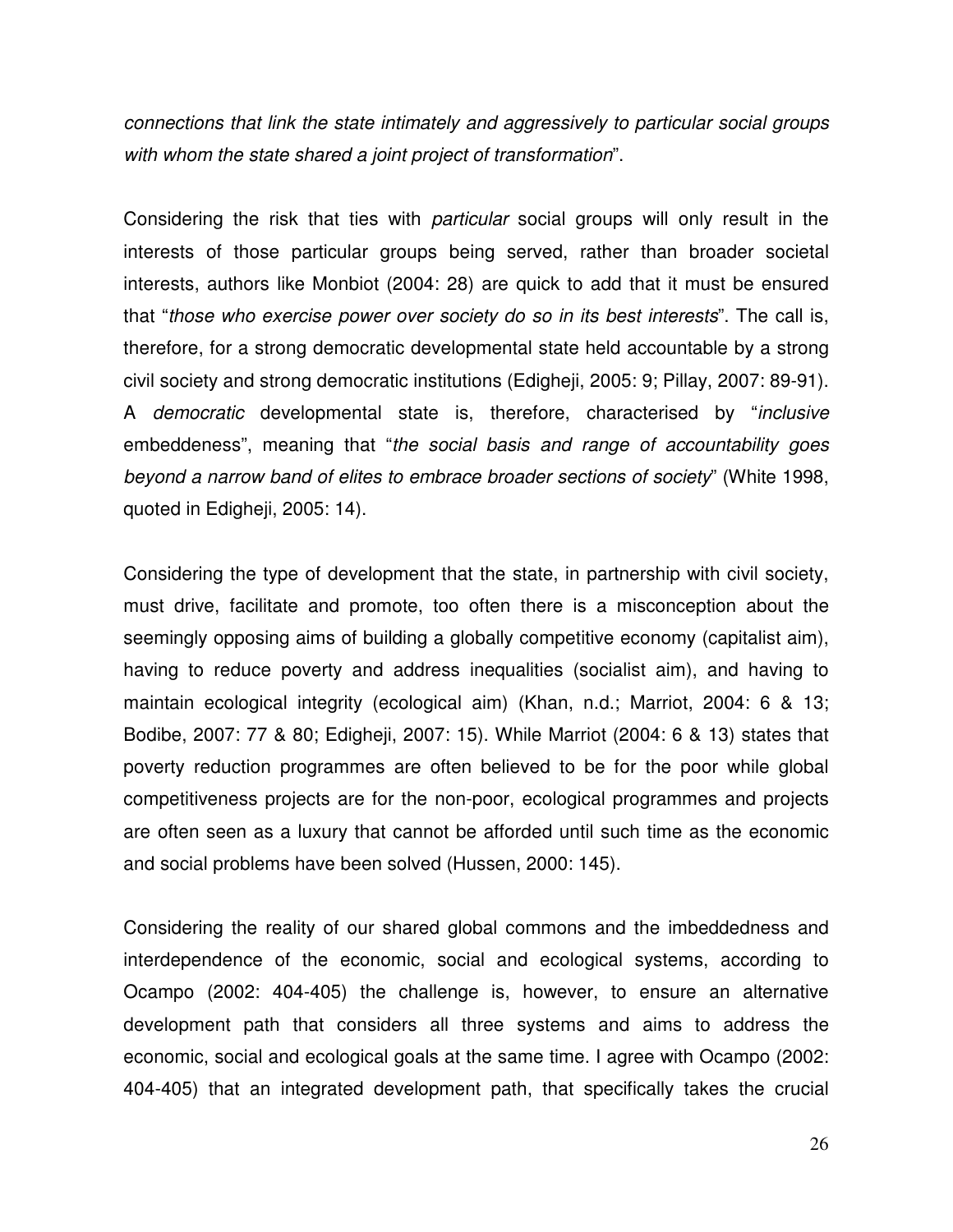*connections that link the state intimately and aggressively to particular social groups with whom the state shared a joint project of transformation*".

Considering the risk that ties with *particular* social groups will only result in the interests of those particular groups being served, rather than broader societal interests, authors like Monbiot (2004: 28) are quick to add that it must be ensured that "*those who exercise power over society do so in its best interests*". The call is, therefore, for a strong democratic developmental state held accountable by a strong civil society and strong democratic institutions (Edigheji, 2005: 9; Pillay, 2007: 89-91). A *democratic* developmental state is, therefore, characterised by "*inclusive* embeddeness", meaning that "*the social basis and range of accountability goes beyond a narrow band of elites to embrace broader sections of society*" (White 1998, quoted in Edigheji, 2005: 14).

Considering the type of development that the state, in partnership with civil society, must drive, facilitate and promote, too often there is a misconception about the seemingly opposing aims of building a globally competitive economy (capitalist aim), having to reduce poverty and address inequalities (socialist aim), and having to maintain ecological integrity (ecological aim) (Khan, n.d.; Marriot, 2004: 6 & 13; Bodibe, 2007: 77 & 80; Edigheji, 2007: 15). While Marriot (2004: 6 & 13) states that poverty reduction programmes are often believed to be for the poor while global competitiveness projects are for the non-poor, ecological programmes and projects are often seen as a luxury that cannot be afforded until such time as the economic and social problems have been solved (Hussen, 2000: 145).

Considering the reality of our shared global commons and the imbeddedness and interdependence of the economic, social and ecological systems, according to Ocampo (2002: 404-405) the challenge is, however, to ensure an alternative development path that considers all three systems and aims to address the economic, social and ecological goals at the same time. I agree with Ocampo (2002: 404-405) that an integrated development path, that specifically takes the crucial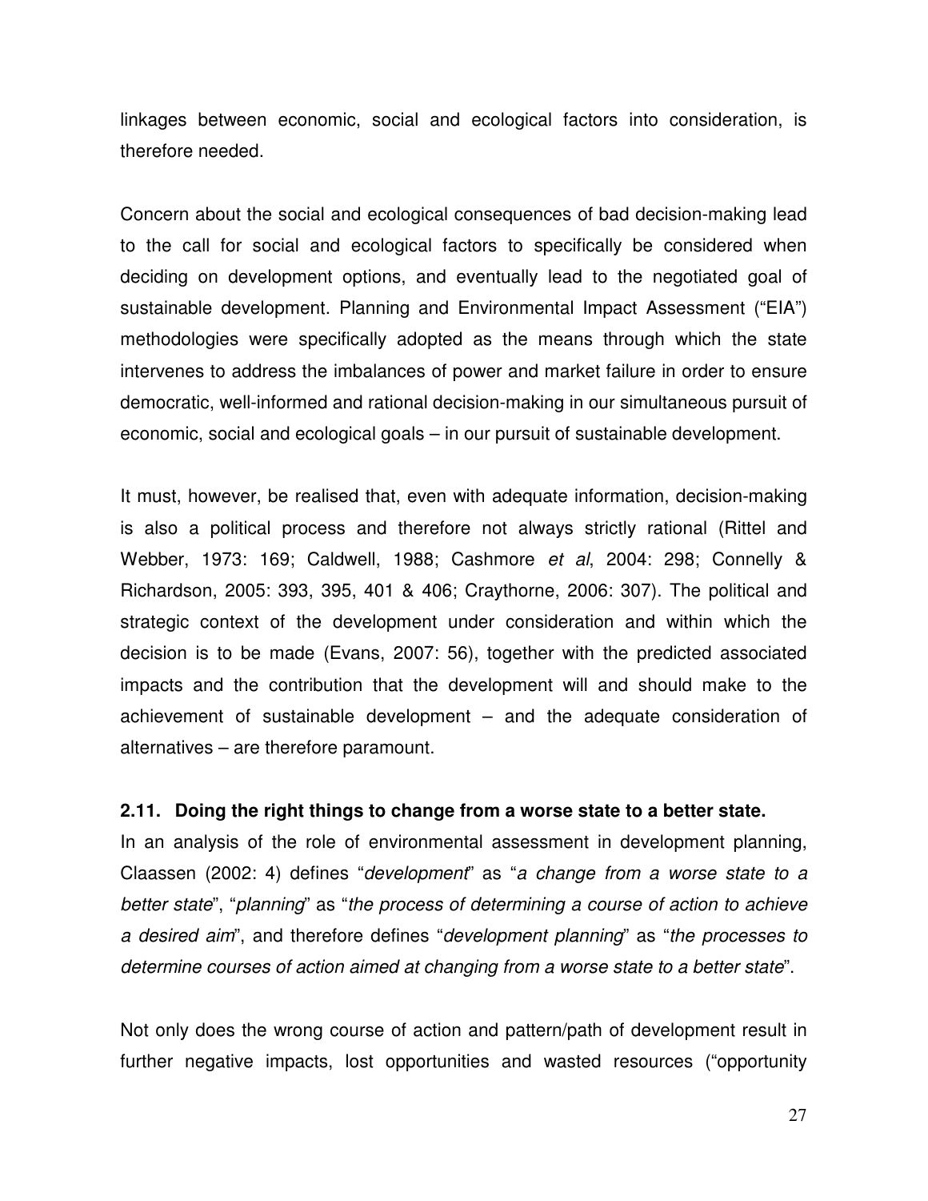linkages between economic, social and ecological factors into consideration, is therefore needed.

Concern about the social and ecological consequences of bad decision-making lead to the call for social and ecological factors to specifically be considered when deciding on development options, and eventually lead to the negotiated goal of sustainable development. Planning and Environmental Impact Assessment ("EIA") methodologies were specifically adopted as the means through which the state intervenes to address the imbalances of power and market failure in order to ensure democratic, well-informed and rational decision-making in our simultaneous pursuit of economic, social and ecological goals – in our pursuit of sustainable development.

It must, however, be realised that, even with adequate information, decision-making is also a political process and therefore not always strictly rational (Rittel and Webber, 1973: 169; Caldwell, 1988; Cashmore *et al*, 2004: 298; Connelly & Richardson, 2005: 393, 395, 401 & 406; Craythorne, 2006: 307). The political and strategic context of the development under consideration and within which the decision is to be made (Evans, 2007: 56), together with the predicted associated impacts and the contribution that the development will and should make to the achievement of sustainable development – and the adequate consideration of alternatives – are therefore paramount.

### 2.11. Doing the right things to change from a worse state to a better state.

In an analysis of the role of environmental assessment in development planning, Claassen (2002: 4) defines "*development*" as "*a change from a worse state to a better state*", "*planning*" as "*the process of determining a course of action to achieve a desired aim*", and therefore defines "*development planning*" as "*the processes to determine courses of action aimed at changing from a worse state to a better state*".

Not only does the wrong course of action and pattern/path of development result in further negative impacts, lost opportunities and wasted resources ("opportunity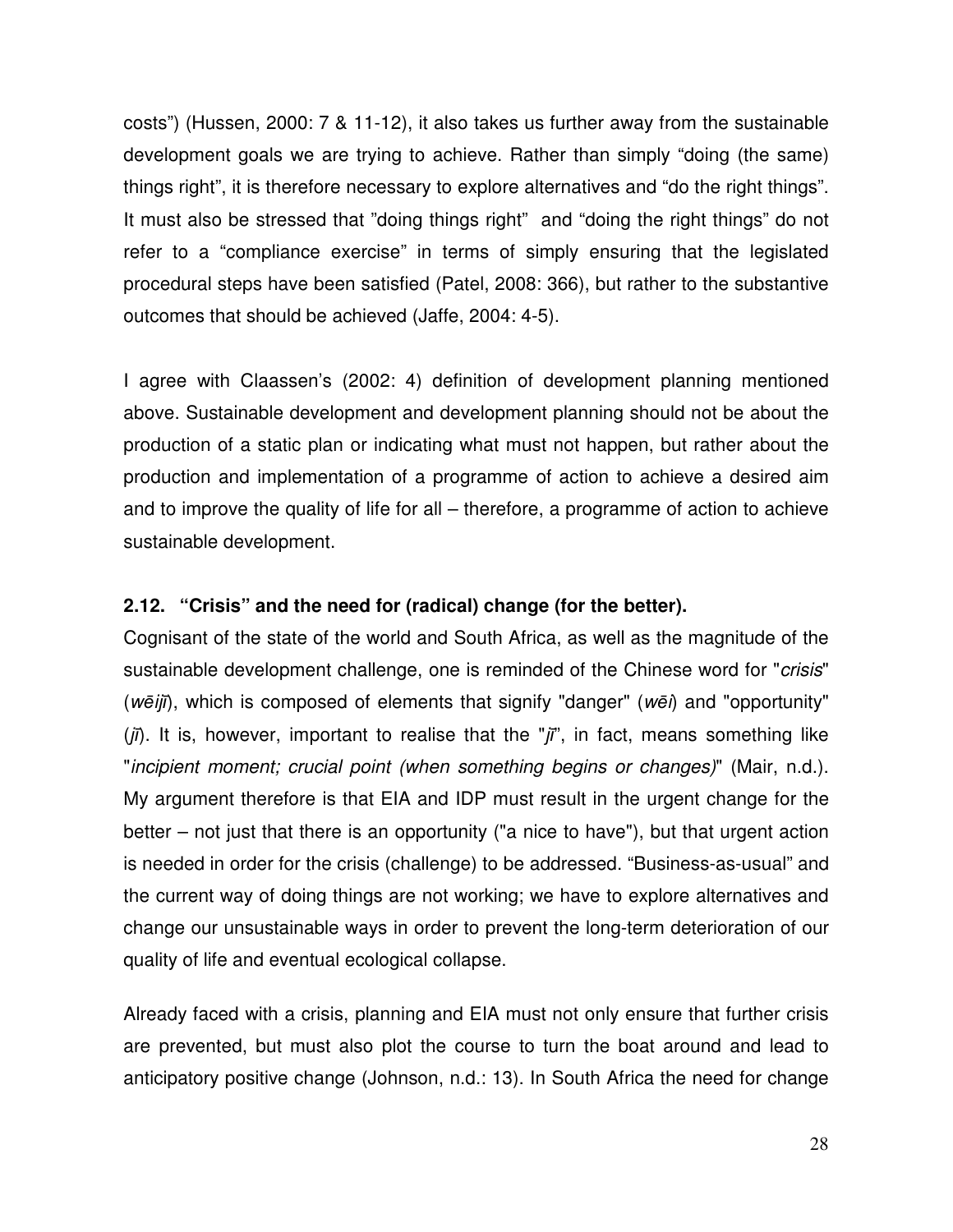costs") (Hussen, 2000: 7 & 11-12), it also takes us further away from the sustainable development goals we are trying to achieve. Rather than simply "doing (the same) things right", it is therefore necessary to explore alternatives and "do the right things". It must also be stressed that "doing things right" and "doing the right things" do not refer to a "compliance exercise" in terms of simply ensuring that the legislated procedural steps have been satisfied (Patel, 2008: 366), but rather to the substantive outcomes that should be achieved (Jaffe, 2004: 4-5).

I agree with Claassen's (2002: 4) definition of development planning mentioned above. Sustainable development and development planning should not be about the production of a static plan or indicating what must not happen, but rather about the production and implementation of a programme of action to achieve a desired aim and to improve the quality of life for all – therefore, a programme of action to achieve sustainable development.

### 2.12. "Crisis" and the need for (radical) change (for the better).

Cognisant of the state of the world and South Africa, as well as the magnitude of the sustainable development challenge, one is reminded of the Chinese word for "*crisis*" (*wēijī*), which is composed of elements that signify "danger" (*wēi*) and "opportunity" (*jī*). It is, however, important to realise that the "*jī*", in fact, means something like "*incipient moment; crucial point (when something begins or changes)*" (Mair, n.d.). My argument therefore is that EIA and IDP must result in the urgent change for the better – not just that there is an opportunity ("a nice to have"), but that urgent action is needed in order for the crisis (challenge) to be addressed. "Business-as-usual" and the current way of doing things are not working; we have to explore alternatives and change our unsustainable ways in order to prevent the long-term deterioration of our quality of life and eventual ecological collapse.

Already faced with a crisis, planning and EIA must not only ensure that further crisis are prevented, but must also plot the course to turn the boat around and lead to anticipatory positive change (Johnson, n.d.: 13). In South Africa the need for change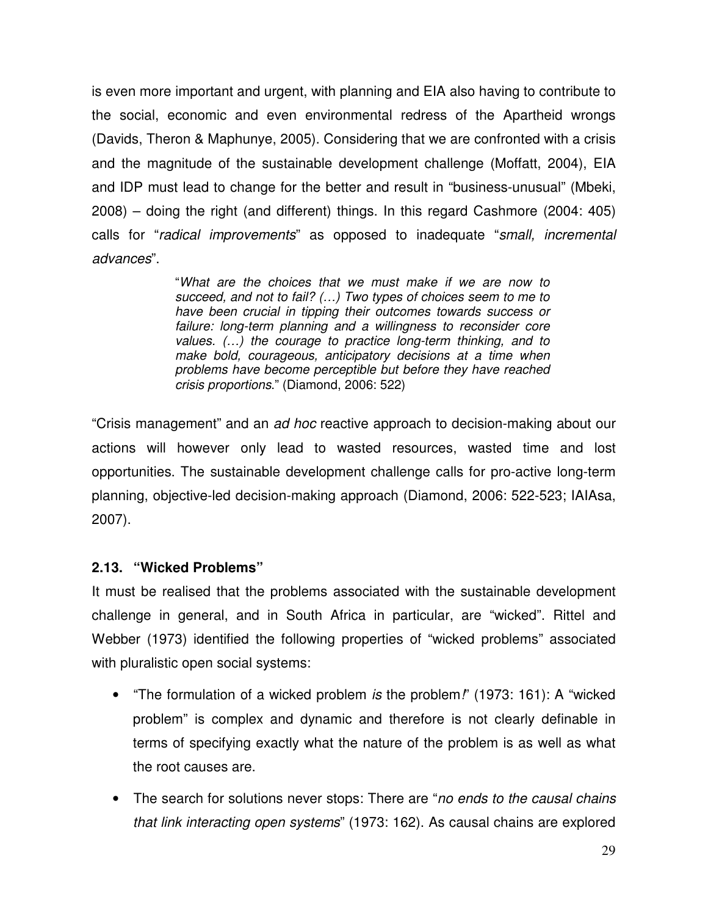is even more important and urgent, with planning and EIA also having to contribute to the social, economic and even environmental redress of the Apartheid wrongs (Davids, Theron & Maphunye, 2005). Considering that we are confronted with a crisis and the magnitude of the sustainable development challenge (Moffatt, 2004), EIA and IDP must lead to change for the better and result in "business-unusual" (Mbeki, 2008) – doing the right (and different) things. In this regard Cashmore (2004: 405) calls for "*radical improvements*" as opposed to inadequate "*small, incremental advances*".

> "*What are the choices that we must make if we are now to succeed, and not to fail? (…) Two types of choices seem to me to have been crucial in tipping their outcomes towards success or failure: long-term planning and a willingness to reconsider core values. (…) the courage to practice long-term thinking, and to make bold, courageous, anticipatory decisions at a time when problems have become perceptible but before they have reached crisis proportions*." (Diamond, 2006: 522)

"Crisis management" and an *ad hoc* reactive approach to decision-making about our actions will however only lead to wasted resources, wasted time and lost opportunities. The sustainable development challenge calls for pro-active long-term planning, objective-led decision-making approach (Diamond, 2006: 522-523; IAIAsa, 2007).

### 2.13. "Wicked Problems"

It must be realised that the problems associated with the sustainable development challenge in general, and in South Africa in particular, are "wicked". Rittel and Webber (1973) identified the following properties of "wicked problems" associated with pluralistic open social systems:

- "The formulation of a wicked problem *is* the problem*!*" (1973: 161): A "wicked problem" is complex and dynamic and therefore is not clearly definable in terms of specifying exactly what the nature of the problem is as well as what the root causes are.
- The search for solutions never stops: There are "*no ends to the causal chains that link interacting open systems*" (1973: 162). As causal chains are explored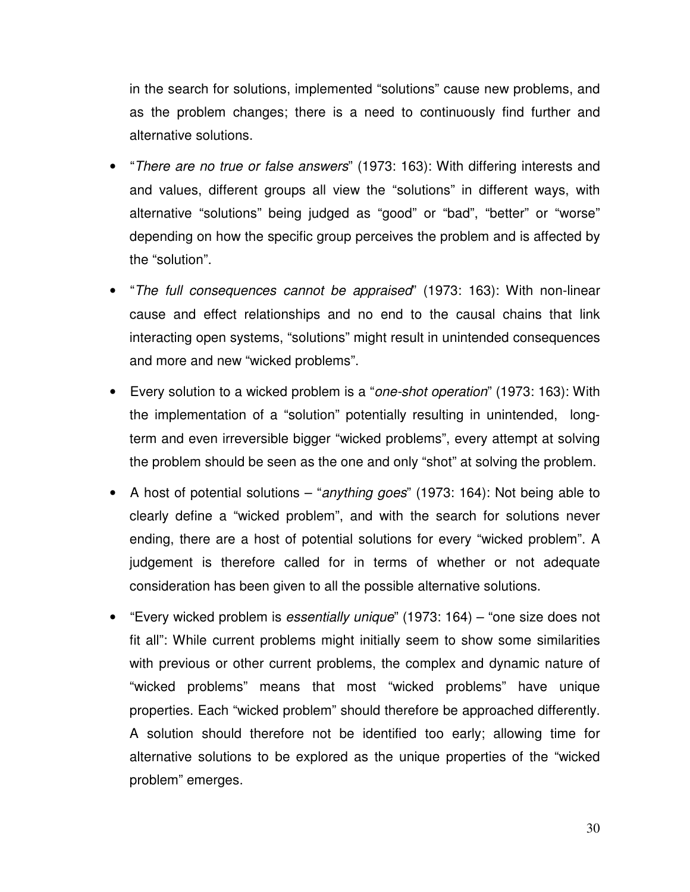in the search for solutions, implemented "solutions" cause new problems, and as the problem changes; there is a need to continuously find further and alternative solutions.

- "*There are no true or false answers*" (1973: 163): With differing interests and and values, different groups all view the "solutions" in different ways, with alternative "solutions" being judged as "good" or "bad", "better" or "worse" depending on how the specific group perceives the problem and is affected by the "solution".
- "*The full consequences cannot be appraised*" (1973: 163): With non-linear cause and effect relationships and no end to the causal chains that link interacting open systems, "solutions" might result in unintended consequences and more and new "wicked problems".
- Every solution to a wicked problem is a "*one-shot operation*" (1973: 163): With the implementation of a "solution" potentially resulting in unintended, long-term and even irreversible bigger "wicked problems", every attempt at solving the problem should be seen as the one and only "shot" at solving the problem.
- A host of potential solutions – "*anything goes*" (1973: 164): Not being able to clearly define a "wicked problem", and with the search for solutions never ending, there are a host of potential solutions for every "wicked problem". A judgement is therefore called for in terms of whether or not adequate consideration has been given to all the possible alternative solutions.
- "Every wicked problem is *essentially unique*" (1973: 164) – "one size does not fit all": While current problems might initially seem to show some similarities with previous or other current problems, the complex and dynamic nature of "wicked problems" means that most "wicked problems" have unique properties. Each "wicked problem" should therefore be approached differently. A solution should therefore not be identified too early; allowing time for alternative solutions to be explored as the unique properties of the "wicked problem" emerges.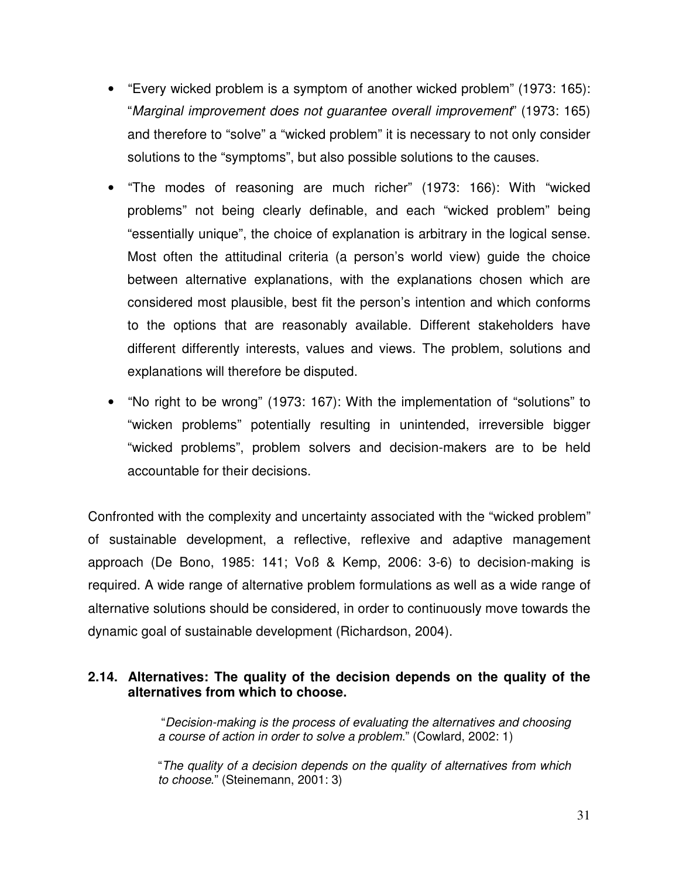- "Every wicked problem is a symptom of another wicked problem" (1973: 165): "*Marginal improvement does not guarantee overall improvement*" (1973: 165) and therefore to "solve" a "wicked problem" it is necessary to not only consider solutions to the "symptoms", but also possible solutions to the causes.
- "The modes of reasoning are much richer" (1973: 166): With "wicked problems" not being clearly definable, and each "wicked problem" being "essentially unique", the choice of explanation is arbitrary in the logical sense. Most often the attitudinal criteria (a person's world view) guide the choice between alternative explanations, with the explanations chosen which are considered most plausible, best fit the person's intention and which conforms to the options that are reasonably available. Different stakeholders have different differently interests, values and views. The problem, solutions and explanations will therefore be disputed.
- "No right to be wrong" (1973: 167): With the implementation of "solutions" to "wicken problems" potentially resulting in unintended, irreversible bigger "wicked problems", problem solvers and decision-makers are to be held accountable for their decisions.

Confronted with the complexity and uncertainty associated with the "wicked problem" of sustainable development, a reflective, reflexive and adaptive management approach (De Bono, 1985: 141; Voß & Kemp, 2006: 3-6) to decision-making is required. A wide range of alternative problem formulations as well as a wide range of alternative solutions should be considered, in order to continuously move towards the dynamic goal of sustainable development (Richardson, 2004).

### 2.14. Alternatives: The quality of the decision depends on the quality of the alternatives from which to choose.

> "*Decision-making is the process of evaluating the alternatives and choosing a course of action in order to solve a problem.*" (Cowlard, 2002: 1)
>
> "*The quality of a decision depends on the quality of alternatives from which to choose.*" (Steinemann, 2001: 3)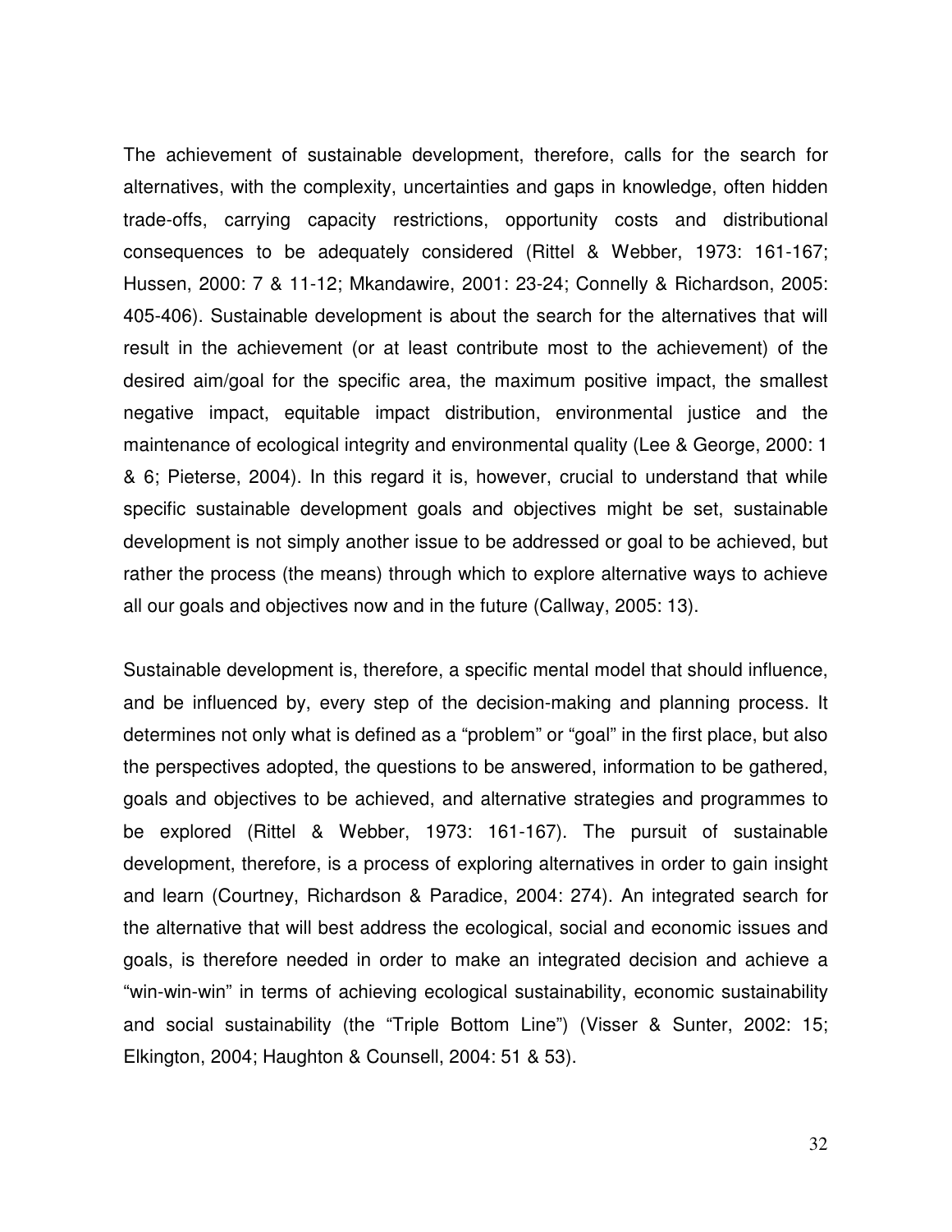The achievement of sustainable development, therefore, calls for the search for alternatives, with the complexity, uncertainties and gaps in knowledge, often hidden trade-offs, carrying capacity restrictions, opportunity costs and distributional consequences to be adequately considered (Rittel & Webber, 1973: 161-167; Hussen, 2000: 7 & 11-12; Mkandawire, 2001: 23-24; Connelly & Richardson, 2005: 405-406). Sustainable development is about the search for the alternatives that will result in the achievement (or at least contribute most to the achievement) of the desired aim/goal for the specific area, the maximum positive impact, the smallest negative impact, equitable impact distribution, environmental justice and the maintenance of ecological integrity and environmental quality (Lee & George, 2000: 1 & 6; Pieterse, 2004). In this regard it is, however, crucial to understand that while specific sustainable development goals and objectives might be set, sustainable development is not simply another issue to be addressed or goal to be achieved, but rather the process (the means) through which to explore alternative ways to achieve all our goals and objectives now and in the future (Callway, 2005: 13).

Sustainable development is, therefore, a specific mental model that should influence, and be influenced by, every step of the decision-making and planning process. It determines not only what is defined as a "problem" or "goal" in the first place, but also the perspectives adopted, the questions to be answered, information to be gathered, goals and objectives to be achieved, and alternative strategies and programmes to be explored (Rittel & Webber, 1973: 161-167). The pursuit of sustainable development, therefore, is a process of exploring alternatives in order to gain insight and learn (Courtney, Richardson & Paradice, 2004: 274). An integrated search for the alternative that will best address the ecological, social and economic issues and goals, is therefore needed in order to make an integrated decision and achieve a "win-win-win" in terms of achieving ecological sustainability, economic sustainability and social sustainability (the "Triple Bottom Line") (Visser & Sunter, 2002: 15; Elkington, 2004; Haughton & Counsell, 2004: 51 & 53).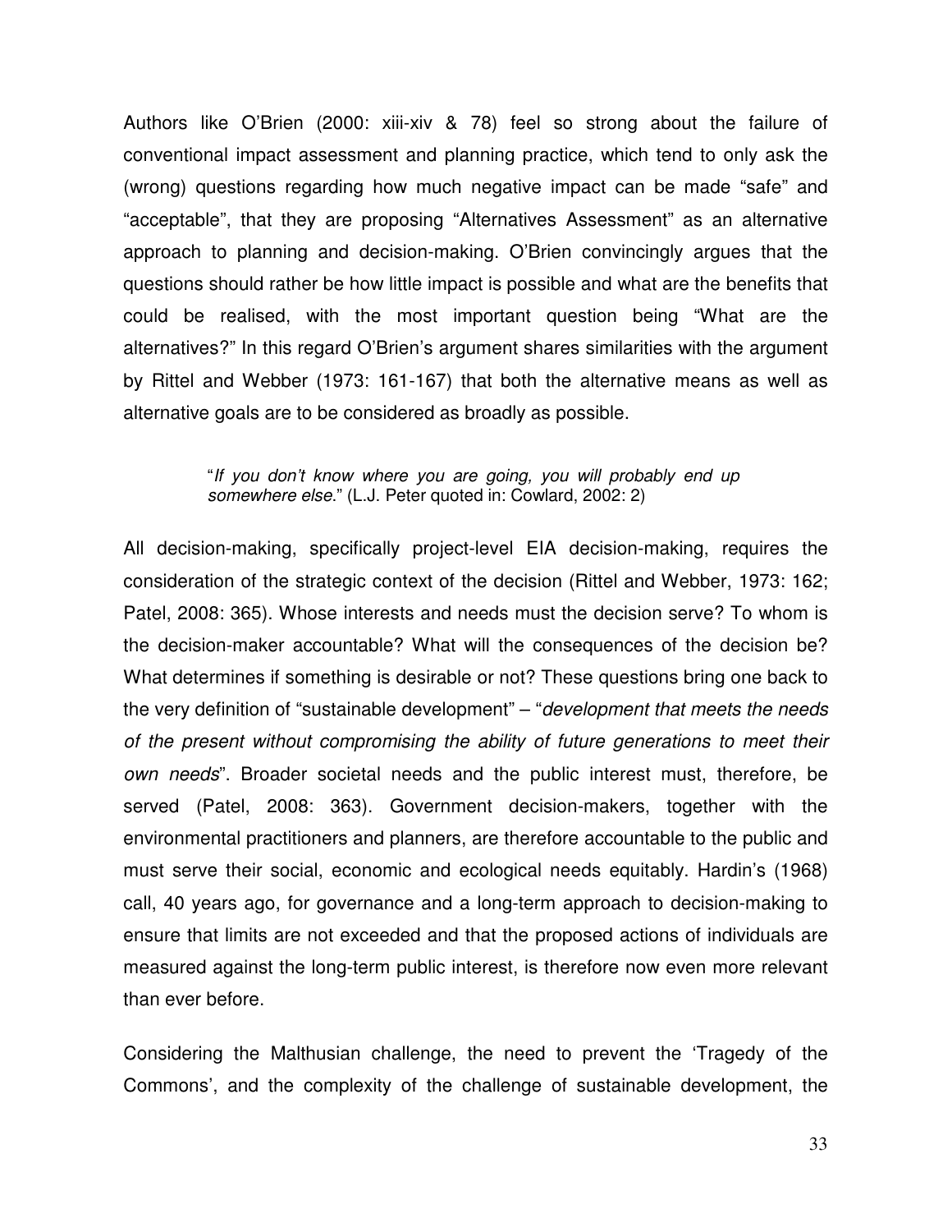Authors like O'Brien (2000: xiii-xiv & 78) feel so strong about the failure of conventional impact assessment and planning practice, which tend to only ask the (wrong) questions regarding how much negative impact can be made "safe" and "acceptable", that they are proposing "Alternatives Assessment" as an alternative approach to planning and decision-making. O'Brien convincingly argues that the questions should rather be how little impact is possible and what are the benefits that could be realised, with the most important question being "What are the alternatives?" In this regard O'Brien's argument shares similarities with the argument by Rittel and Webber (1973: 161-167) that both the alternative means as well as alternative goals are to be considered as broadly as possible.

> "*If you don't know where you are going, you will probably end up somewhere else.*" (L.J. Peter quoted in: Cowlard, 2002: 2)

All decision-making, specifically project-level EIA decision-making, requires the consideration of the strategic context of the decision (Rittel and Webber, 1973: 162; Patel, 2008: 365). Whose interests and needs must the decision serve? To whom is the decision-maker accountable? What will the consequences of the decision be? What determines if something is desirable or not? These questions bring one back to the very definition of "sustainable development" – "*development that meets the needs of the present without compromising the ability of future generations to meet their own needs*". Broader societal needs and the public interest must, therefore, be served (Patel, 2008: 363). Government decision-makers, together with the environmental practitioners and planners, are therefore accountable to the public and must serve their social, economic and ecological needs equitably. Hardin's (1968) call, 40 years ago, for governance and a long-term approach to decision-making to ensure that limits are not exceeded and that the proposed actions of individuals are measured against the long-term public interest, is therefore now even more relevant than ever before.

Considering the Malthusian challenge, the need to prevent the 'Tragedy of the Commons', and the complexity of the challenge of sustainable development, the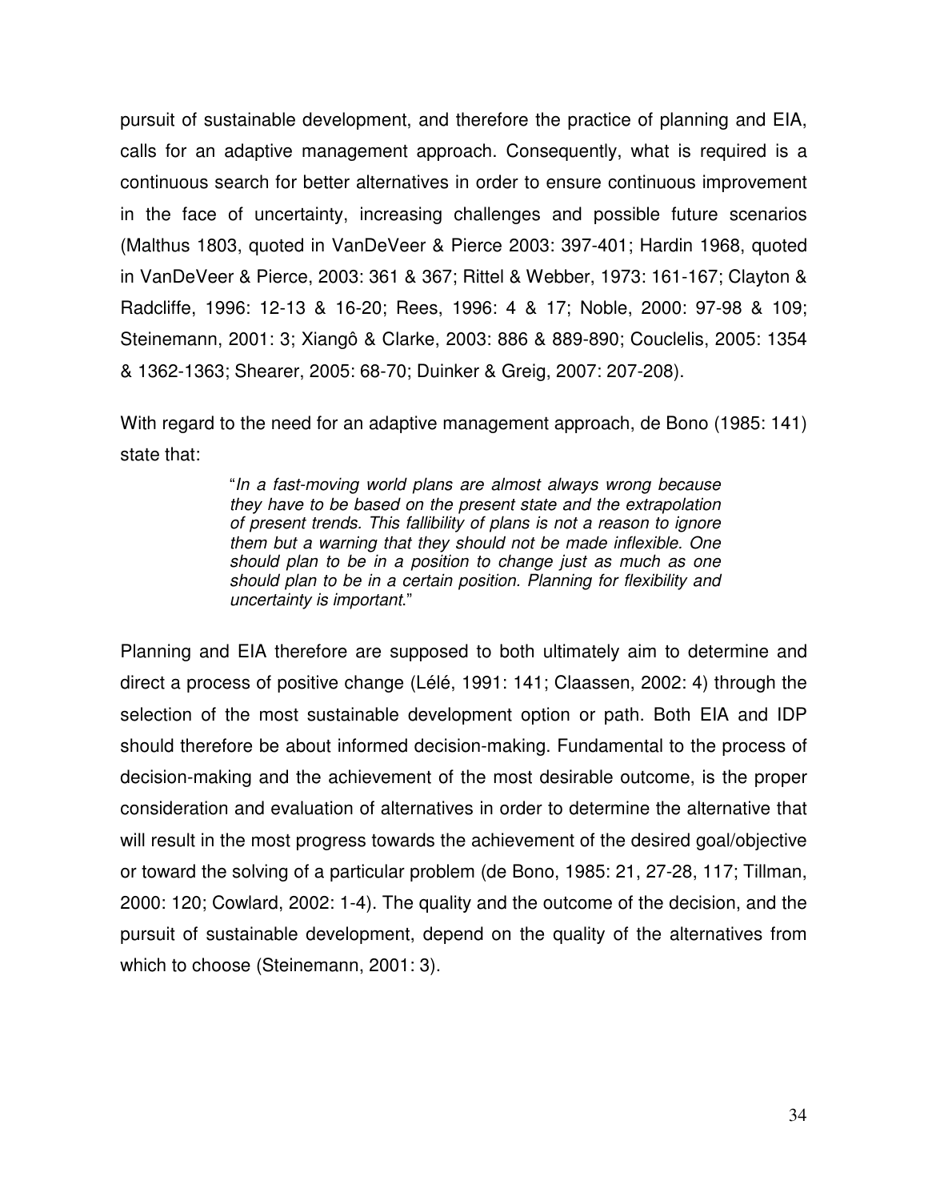pursuit of sustainable development, and therefore the practice of planning and EIA, calls for an adaptive management approach. Consequently, what is required is a continuous search for better alternatives in order to ensure continuous improvement in the face of uncertainty, increasing challenges and possible future scenarios (Malthus 1803, quoted in VanDeVeer & Pierce 2003: 397-401; Hardin 1968, quoted in VanDeVeer & Pierce, 2003: 361 & 367; Rittel & Webber, 1973: 161-167; Clayton & Radcliffe, 1996: 12-13 & 16-20; Rees, 1996: 4 & 17; Noble, 2000: 97-98 & 109; Steinemann, 2001: 3; Xiangô & Clarke, 2003: 886 & 889-890; Couclelis, 2005: 1354 & 1362-1363; Shearer, 2005: 68-70; Duinker & Greig, 2007: 207-208).

With regard to the need for an adaptive management approach, de Bono (1985: 141) state that:

> "*In a fast-moving world plans are almost always wrong because they have to be based on the present state and the extrapolation of present trends. This fallibility of plans is not a reason to ignore them but a warning that they should not be made inflexible. One should plan to be in a position to change just as much as one should plan to be in a certain position. Planning for flexibility and uncertainty is important.*"

Planning and EIA therefore are supposed to both ultimately aim to determine and direct a process of positive change (Lélé, 1991: 141; Claassen, 2002: 4) through the selection of the most sustainable development option or path. Both EIA and IDP should therefore be about informed decision-making. Fundamental to the process of decision-making and the achievement of the most desirable outcome, is the proper consideration and evaluation of alternatives in order to determine the alternative that will result in the most progress towards the achievement of the desired goal/objective or toward the solving of a particular problem (de Bono, 1985: 21, 27-28, 117; Tillman, 2000: 120; Cowlard, 2002: 1-4). The quality and the outcome of the decision, and the pursuit of sustainable development, depend on the quality of the alternatives from which to choose (Steinemann, 2001: 3).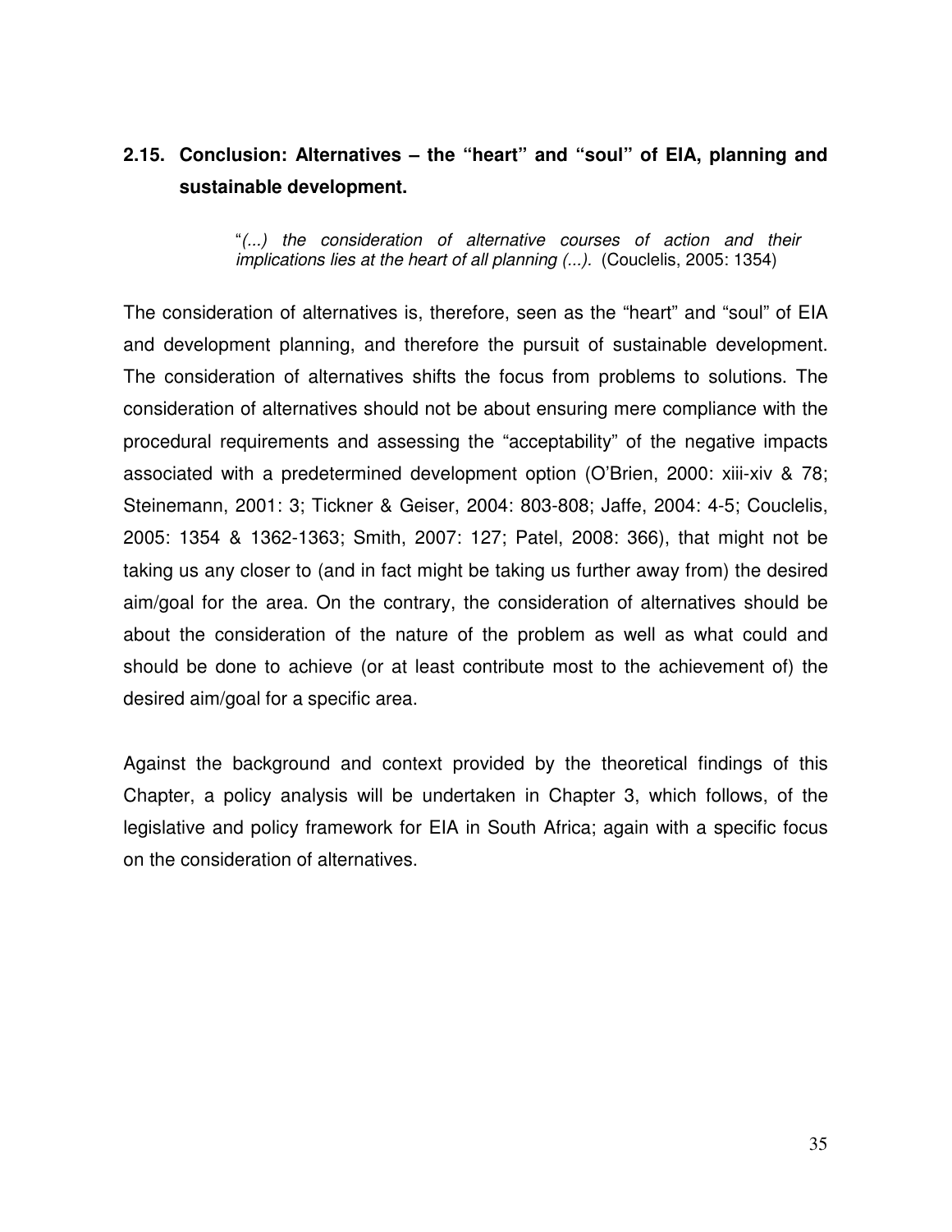## 2.15. Conclusion: Alternatives – the "heart" and "soul" of EIA, planning and sustainable development.

> "*(...) the consideration of alternative courses of action and their implications lies at the heart of all planning (...).* (Couclelis, 2005: 1354)

The consideration of alternatives is, therefore, seen as the "heart" and "soul" of EIA and development planning, and therefore the pursuit of sustainable development. The consideration of alternatives shifts the focus from problems to solutions. The consideration of alternatives should not be about ensuring mere compliance with the procedural requirements and assessing the "acceptability" of the negative impacts associated with a predetermined development option (O'Brien, 2000: xiii-xiv & 78; Steinemann, 2001: 3; Tickner & Geiser, 2004: 803-808; Jaffe, 2004: 4-5; Couclelis, 2005: 1354 & 1362-1363; Smith, 2007: 127; Patel, 2008: 366), that might not be taking us any closer to (and in fact might be taking us further away from) the desired aim/goal for the area. On the contrary, the consideration of alternatives should be about the consideration of the nature of the problem as well as what could and should be done to achieve (or at least contribute most to the achievement of) the desired aim/goal for a specific area.

Against the background and context provided by the theoretical findings of this Chapter, a policy analysis will be undertaken in Chapter 3, which follows, of the legislative and policy framework for EIA in South Africa; again with a specific focus on the consideration of alternatives.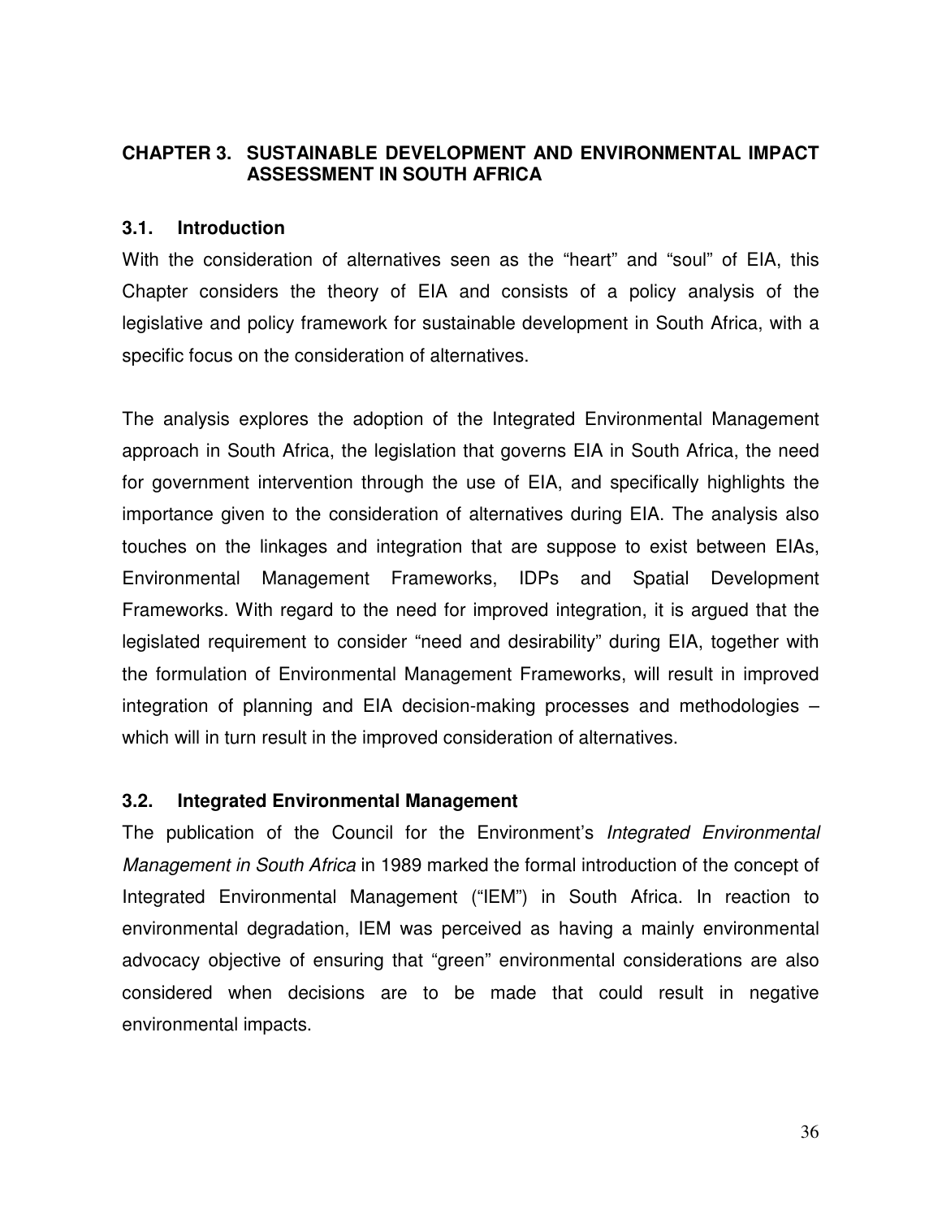# CHAPTER 3. SUSTAINABLE DEVELOPMENT AND ENVIRONMENTAL IMPACT ASSESSMENT IN SOUTH AFRICA

## 3.1. Introduction

With the consideration of alternatives seen as the “heart” and “soul” of EIA, this Chapter considers the theory of EIA and consists of a policy analysis of the legislative and policy framework for sustainable development in South Africa, with a specific focus on the consideration of alternatives.

The analysis explores the adoption of the Integrated Environmental Management approach in South Africa, the legislation that governs EIA in South Africa, the need for government intervention through the use of EIA, and specifically highlights the importance given to the consideration of alternatives during EIA. The analysis also touches on the linkages and integration that are suppose to exist between EIAs, Environmental Management Frameworks, IDPs and Spatial Development Frameworks. With regard to the need for improved integration, it is argued that the legislated requirement to consider “need and desirability” during EIA, together with the formulation of Environmental Management Frameworks, will result in improved integration of planning and EIA decision-making processes and methodologies – which will in turn result in the improved consideration of alternatives.

## 3.2. Integrated Environmental Management

The publication of the Council for the Environment’s *Integrated Environmental Management in South Africa* in 1989 marked the formal introduction of the concept of Integrated Environmental Management (“IEM”) in South Africa. In reaction to environmental degradation, IEM was perceived as having a mainly environmental advocacy objective of ensuring that “green” environmental considerations are also considered when decisions are to be made that could result in negative environmental impacts.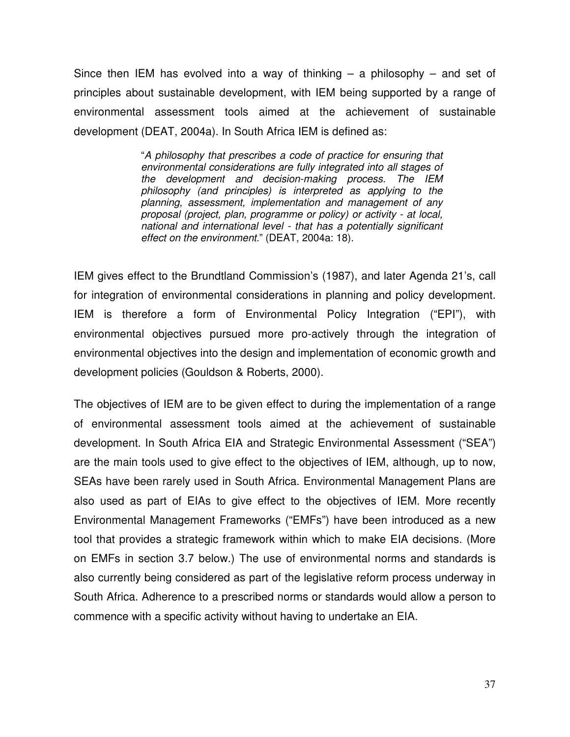Since then IEM has evolved into a way of thinking – a philosophy – and set of principles about sustainable development, with IEM being supported by a range of environmental assessment tools aimed at the achievement of sustainable development (DEAT, 2004a). In South Africa IEM is defined as:

> "*A philosophy that prescribes a code of practice for ensuring that environmental considerations are fully integrated into all stages of the development and decision-making process. The IEM philosophy (and principles) is interpreted as applying to the planning, assessment, implementation and management of any proposal (project, plan, programme or policy) or activity - at local, national and international level - that has a potentially significant effect on the environment*." (DEAT, 2004a: 18).

IEM gives effect to the Brundtland Commission's (1987), and later Agenda 21's, call for integration of environmental considerations in planning and policy development. IEM is therefore a form of Environmental Policy Integration ("EPI"), with environmental objectives pursued more pro-actively through the integration of environmental objectives into the design and implementation of economic growth and development policies (Gouldson & Roberts, 2000).

The objectives of IEM are to be given effect to during the implementation of a range of environmental assessment tools aimed at the achievement of sustainable development. In South Africa EIA and Strategic Environmental Assessment ("SEA") are the main tools used to give effect to the objectives of IEM, although, up to now, SEAs have been rarely used in South Africa. Environmental Management Plans are also used as part of EIAs to give effect to the objectives of IEM. More recently Environmental Management Frameworks ("EMFs") have been introduced as a new tool that provides a strategic framework within which to make EIA decisions. (More on EMFs in section 3.7 below.) The use of environmental norms and standards is also currently being considered as part of the legislative reform process underway in South Africa. Adherence to a prescribed norms or standards would allow a person to commence with a specific activity without having to undertake an EIA.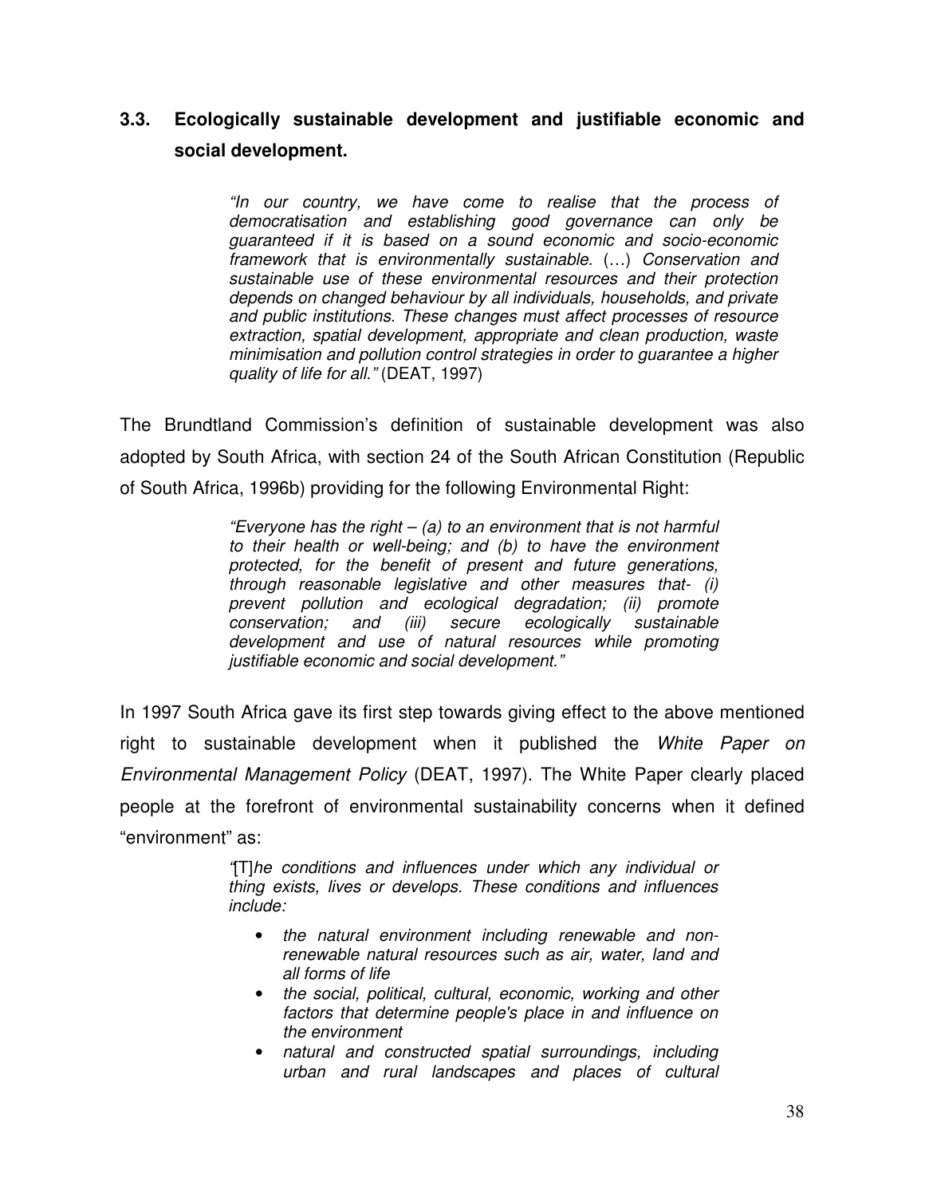### 3.3. Ecologically sustainable development and justifiable economic and social development.

> *"In our country, we have come to realise that the process of democratisation and establishing good governance can only be guaranteed if it is based on a sound economic and socio-economic framework that is environmentally sustainable.* (…) *Conservation and sustainable use of these environmental resources and their protection depends on changed behaviour by all individuals, households, and private and public institutions. These changes must affect processes of resource extraction, spatial development, appropriate and clean production, waste minimisation and pollution control strategies in order to guarantee a higher quality of life for all."* (DEAT, 1997)

The Brundtland Commission's definition of sustainable development was also adopted by South Africa, with section 24 of the South African Constitution (Republic of South Africa, 1996b) providing for the following Environmental Right:

> *"Everyone has the right – (a) to an environment that is not harmful to their health or well-being; and (b) to have the environment protected, for the benefit of present and future generations, through reasonable legislative and other measures that- (i) prevent pollution and ecological degradation; (ii) promote conservation; and (iii) secure ecologically sustainable development and use of natural resources while promoting justifiable economic and social development."*

In 1997 South Africa gave its first step towards giving effect to the above mentioned right to sustainable development when it published the *White Paper on Environmental Management Policy* (DEAT, 1997). The White Paper clearly placed people at the forefront of environmental sustainability concerns when it defined "environment" as:

> "[T]*he conditions and influences under which any individual or thing exists, lives or develops. These conditions and influences include:*
>
> - *the natural environment including renewable and non-renewable natural resources such as air, water, land and all forms of life*
> - *the social, political, cultural, economic, working and other factors that determine people's place in and influence on the environment*
> - *natural and constructed spatial surroundings, including urban and rural landscapes and places of cultural*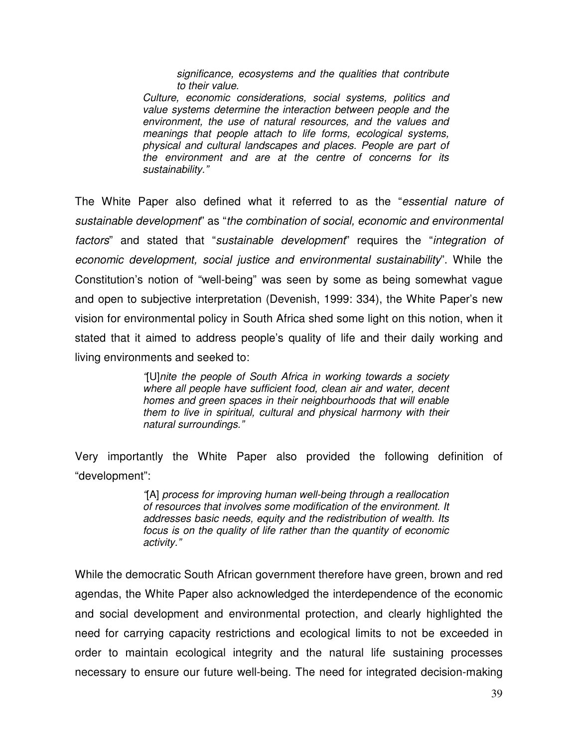> *significance, ecosystems and the qualities that contribute to their value.*
>
> *Culture, economic considerations, social systems, politics and value systems determine the interaction between people and the environment, the use of natural resources, and the values and meanings that people attach to life forms, ecological systems, physical and cultural landscapes and places. People are part of the environment and are at the centre of concerns for its sustainability."*

The White Paper also defined what it referred to as the "*essential nature of sustainable development*" as "*the combination of social, economic and environmental factors*" and stated that "*sustainable development*" requires the "*integration of economic development, social justice and environmental sustainability*". While the Constitution's notion of "well-being" was seen by some as being somewhat vague and open to subjective interpretation (Devenish, 1999: 334), the White Paper's new vision for environmental policy in South Africa shed some light on this notion, when it stated that it aimed to address people's quality of life and their daily working and living environments and seeked to:

> *"*[U]*nite the people of South Africa in working towards a society where all people have sufficient food, clean air and water, decent homes and green spaces in their neighbourhoods that will enable them to live in spiritual, cultural and physical harmony with their natural surroundings."*

Very importantly the White Paper also provided the following definition of "development":

> *"*[A] *process for improving human well-being through a reallocation of resources that involves some modification of the environment. It addresses basic needs, equity and the redistribution of wealth. Its focus is on the quality of life rather than the quantity of economic activity."*

While the democratic South African government therefore have green, brown and red agendas, the White Paper also acknowledged the interdependence of the economic and social development and environmental protection, and clearly highlighted the need for carrying capacity restrictions and ecological limits to not be exceeded in order to maintain ecological integrity and the natural life sustaining processes necessary to ensure our future well-being. The need for integrated decision-making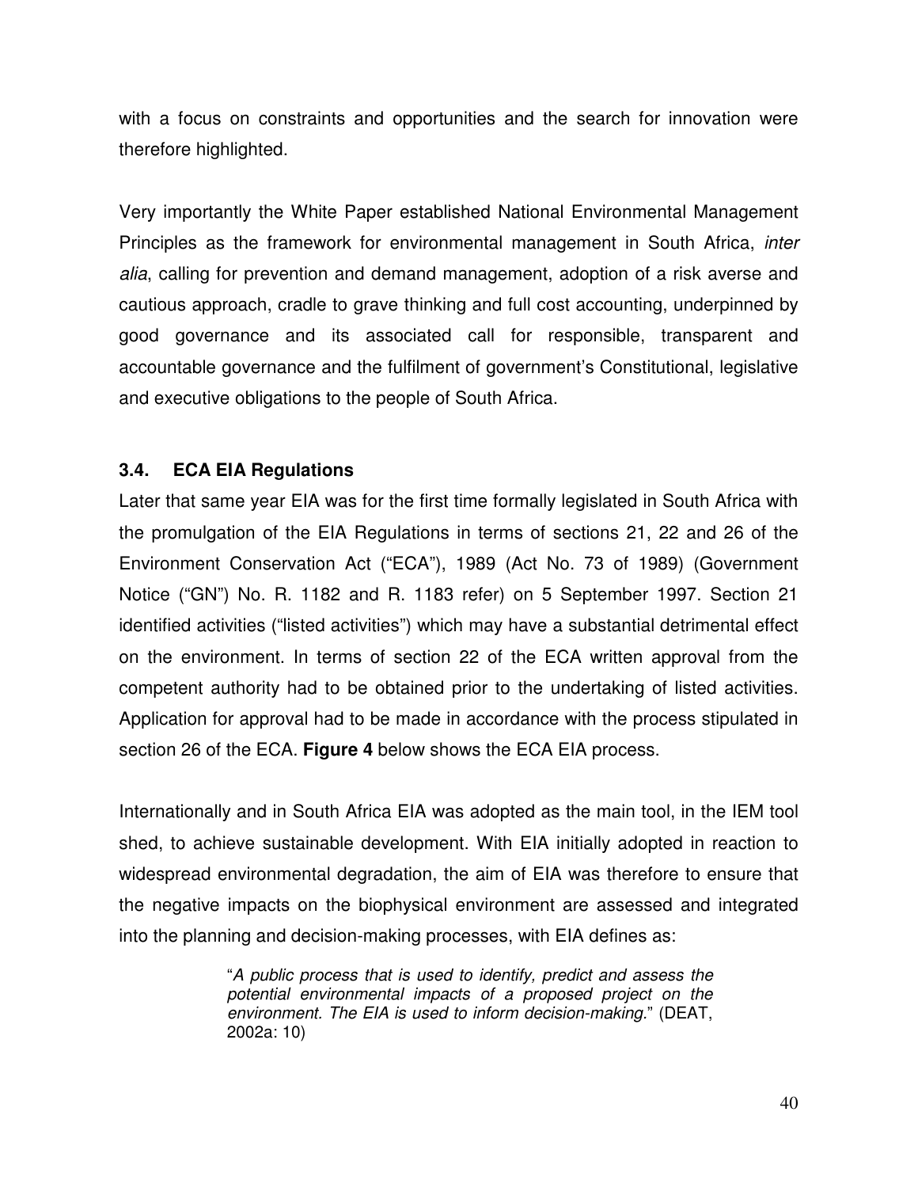with a focus on constraints and opportunities and the search for innovation were therefore highlighted.

Very importantly the White Paper established National Environmental Management Principles as the framework for environmental management in South Africa, *inter alia*, calling for prevention and demand management, adoption of a risk averse and cautious approach, cradle to grave thinking and full cost accounting, underpinned by good governance and its associated call for responsible, transparent and accountable governance and the fulfilment of government's Constitutional, legislative and executive obligations to the people of South Africa.

### 3.4. ECA EIA Regulations

Later that same year EIA was for the first time formally legislated in South Africa with the promulgation of the EIA Regulations in terms of sections 21, 22 and 26 of the Environment Conservation Act ("ECA"), 1989 (Act No. 73 of 1989) (Government Notice ("GN") No. R. 1182 and R. 1183 refer) on 5 September 1997. Section 21 identified activities ("listed activities") which may have a substantial detrimental effect on the environment. In terms of section 22 of the ECA written approval from the competent authority had to be obtained prior to the undertaking of listed activities. Application for approval had to be made in accordance with the process stipulated in section 26 of the ECA. **Figure 4** below shows the ECA EIA process.

Internationally and in South Africa EIA was adopted as the main tool, in the IEM tool shed, to achieve sustainable development. With EIA initially adopted in reaction to widespread environmental degradation, the aim of EIA was therefore to ensure that the negative impacts on the biophysical environment are assessed and integrated into the planning and decision-making processes, with EIA defines as:

> "*A public process that is used to identify, predict and assess the potential environmental impacts of a proposed project on the environment. The EIA is used to inform decision-making.*" (DEAT, 2002a: 10)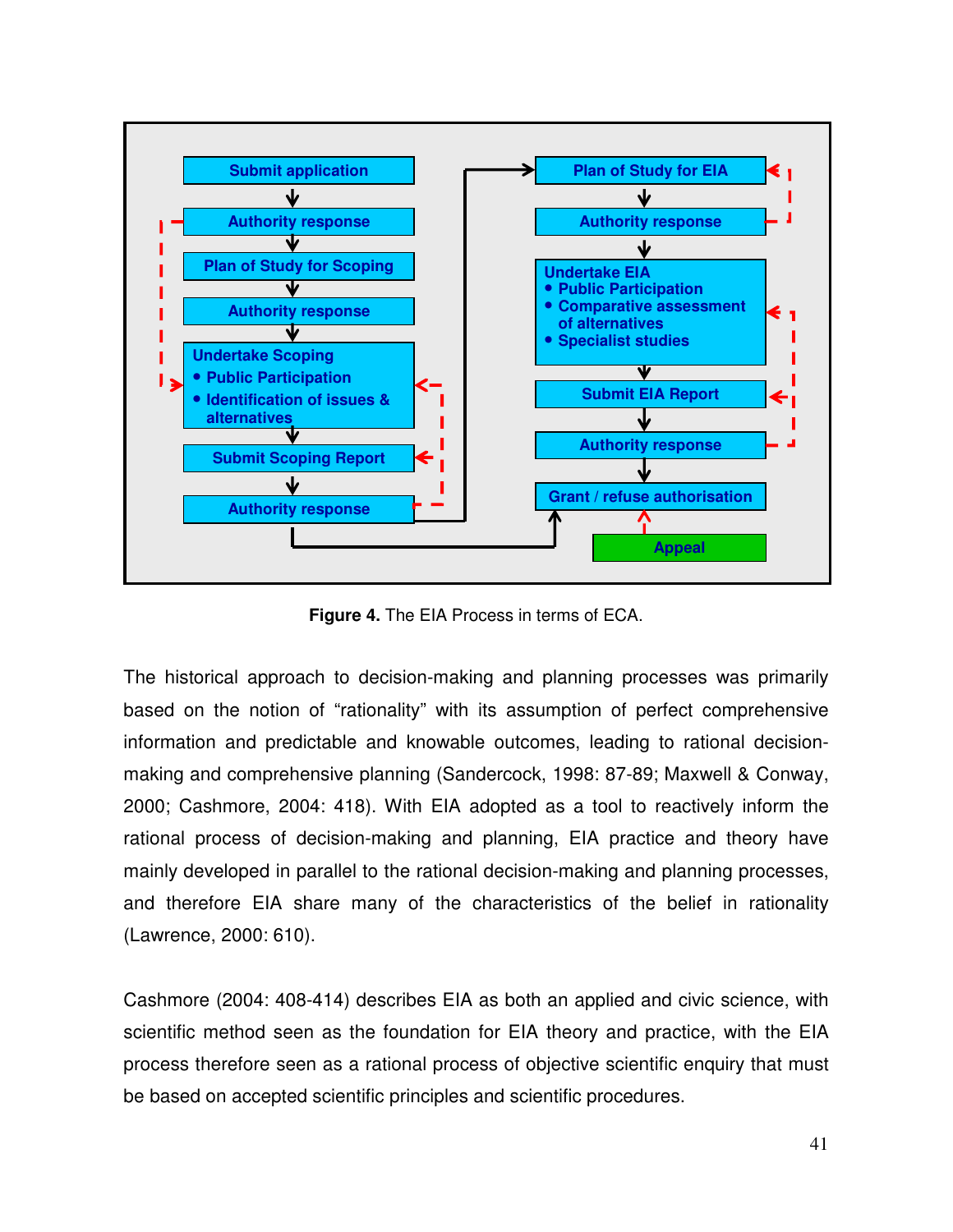Submit application

Authority response

Plan of Study for Scoping

Authority response

Undertake Scoping
- Public Participation
- Identification of issues & alternatives

Submit Scoping Report

Authority response

Plan of Study for EIA

Authority response

Undertake EIA
- Public Participation
- Comparative assessment of alternatives
- Specialist studies

Submit EIA Report

Authority response

Grant / refuse authorisation

Appeal

**Figure 4.** The EIA Process in terms of ECA.

The historical approach to decision-making and planning processes was primarily based on the notion of "rationality" with its assumption of perfect comprehensive information and predictable and knowable outcomes, leading to rational decision-making and comprehensive planning (Sandercock, 1998: 87-89; Maxwell & Conway, 2000; Cashmore, 2004: 418). With EIA adopted as a tool to reactively inform the rational process of decision-making and planning, EIA practice and theory have mainly developed in parallel to the rational decision-making and planning processes, and therefore EIA share many of the characteristics of the belief in rationality (Lawrence, 2000: 610).

Cashmore (2004: 408-414) describes EIA as both an applied and civic science, with scientific method seen as the foundation for EIA theory and practice, with the EIA process therefore seen as a rational process of objective scientific enquiry that must be based on accepted scientific principles and scientific procedures.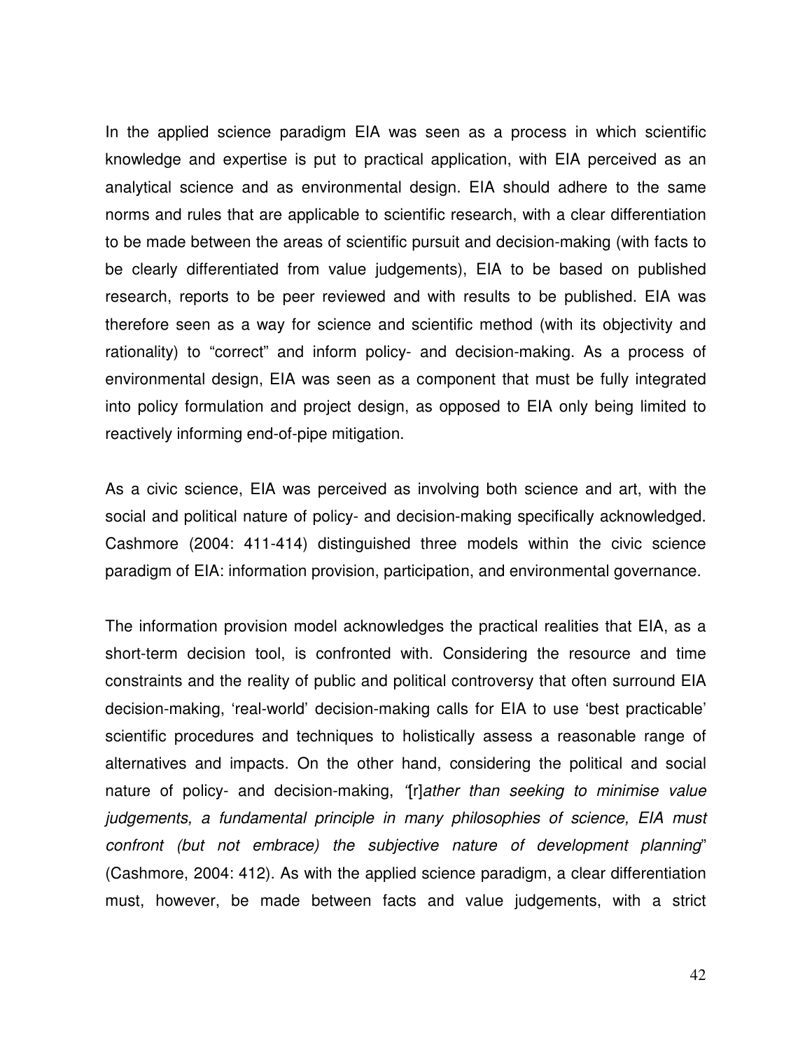In the applied science paradigm EIA was seen as a process in which scientific knowledge and expertise is put to practical application, with EIA perceived as an analytical science and as environmental design. EIA should adhere to the same norms and rules that are applicable to scientific research, with a clear differentiation to be made between the areas of scientific pursuit and decision-making (with facts to be clearly differentiated from value judgements), EIA to be based on published research, reports to be peer reviewed and with results to be published. EIA was therefore seen as a way for science and scientific method (with its objectivity and rationality) to "correct" and inform policy- and decision-making. As a process of environmental design, EIA was seen as a component that must be fully integrated into policy formulation and project design, as opposed to EIA only being limited to reactively informing end-of-pipe mitigation.

As a civic science, EIA was perceived as involving both science and art, with the social and political nature of policy- and decision-making specifically acknowledged. Cashmore (2004: 411-414) distinguished three models within the civic science paradigm of EIA: information provision, participation, and environmental governance.

The information provision model acknowledges the practical realities that EIA, as a short-term decision tool, is confronted with. Considering the resource and time constraints and the reality of public and political controversy that often surround EIA decision-making, 'real-world' decision-making calls for EIA to use 'best practicable' scientific procedures and techniques to holistically assess a reasonable range of alternatives and impacts. On the other hand, considering the political and social nature of policy- and decision-making, "[r]*ather than seeking to minimise value judgements, a fundamental principle in many philosophies of science, EIA must confront (but not embrace) the subjective nature of development planning*" (Cashmore, 2004: 412). As with the applied science paradigm, a clear differentiation must, however, be made between facts and value judgements, with a strict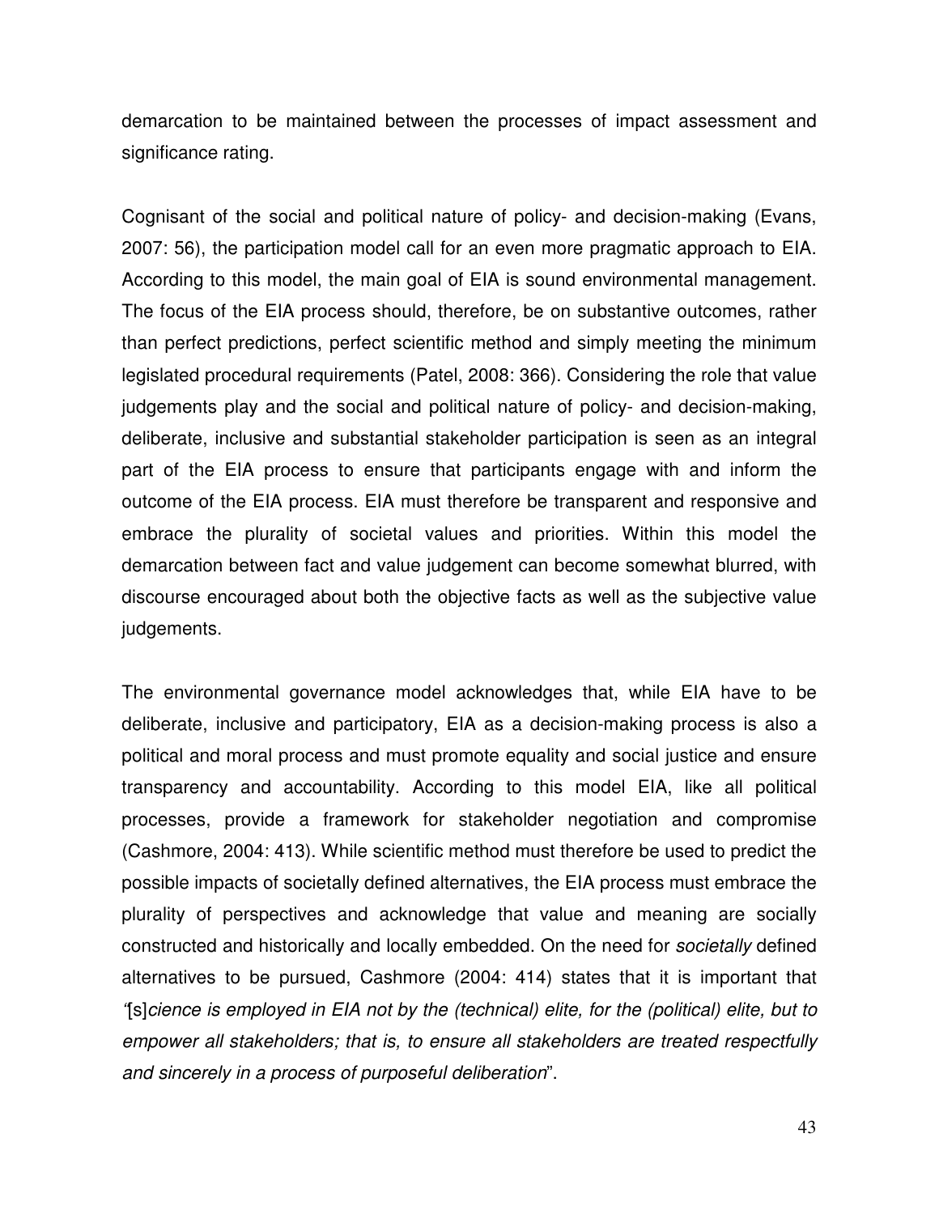demarcation to be maintained between the processes of impact assessment and significance rating.

Cognisant of the social and political nature of policy- and decision-making (Evans, 2007: 56), the participation model call for an even more pragmatic approach to EIA. According to this model, the main goal of EIA is sound environmental management. The focus of the EIA process should, therefore, be on substantive outcomes, rather than perfect predictions, perfect scientific method and simply meeting the minimum legislated procedural requirements (Patel, 2008: 366). Considering the role that value judgements play and the social and political nature of policy- and decision-making, deliberate, inclusive and substantial stakeholder participation is seen as an integral part of the EIA process to ensure that participants engage with and inform the outcome of the EIA process. EIA must therefore be transparent and responsive and embrace the plurality of societal values and priorities. Within this model the demarcation between fact and value judgement can become somewhat blurred, with discourse encouraged about both the objective facts as well as the subjective value judgements.

The environmental governance model acknowledges that, while EIA have to be deliberate, inclusive and participatory, EIA as a decision-making process is also a political and moral process and must promote equality and social justice and ensure transparency and accountability. According to this model EIA, like all political processes, provide a framework for stakeholder negotiation and compromise (Cashmore, 2004: 413). While scientific method must therefore be used to predict the possible impacts of societally defined alternatives, the EIA process must embrace the plurality of perspectives and acknowledge that value and meaning are socially constructed and historically and locally embedded. On the need for *societally* defined alternatives to be pursued, Cashmore (2004: 414) states that it is important that "[s]*cience is employed in EIA not by the (technical) elite, for the (political) elite, but to empower all stakeholders; that is, to ensure all stakeholders are treated respectfully and sincerely in a process of purposeful deliberation*".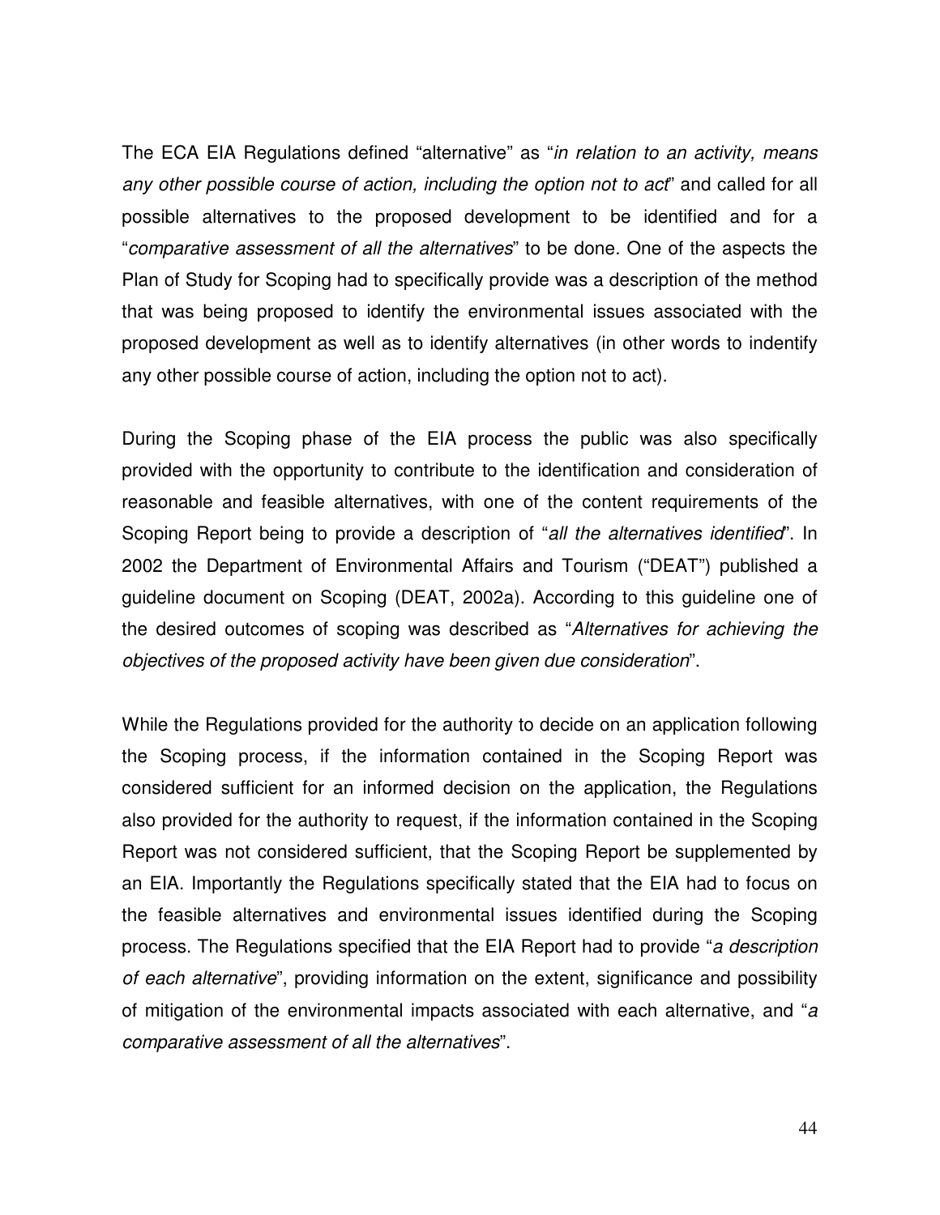The ECA EIA Regulations defined "alternative" as "*in relation to an activity, means any other possible course of action, including the option not to act*" and called for all possible alternatives to the proposed development to be identified and for a "*comparative assessment of all the alternatives*" to be done. One of the aspects the Plan of Study for Scoping had to specifically provide was a description of the method that was being proposed to identify the environmental issues associated with the proposed development as well as to identify alternatives (in other words to indentify any other possible course of action, including the option not to act).

During the Scoping phase of the EIA process the public was also specifically provided with the opportunity to contribute to the identification and consideration of reasonable and feasible alternatives, with one of the content requirements of the Scoping Report being to provide a description of "*all the alternatives identified*". In 2002 the Department of Environmental Affairs and Tourism ("DEAT") published a guideline document on Scoping (DEAT, 2002a). According to this guideline one of the desired outcomes of scoping was described as "*Alternatives for achieving the objectives of the proposed activity have been given due consideration*".

While the Regulations provided for the authority to decide on an application following the Scoping process, if the information contained in the Scoping Report was considered sufficient for an informed decision on the application, the Regulations also provided for the authority to request, if the information contained in the Scoping Report was not considered sufficient, that the Scoping Report be supplemented by an EIA. Importantly the Regulations specifically stated that the EIA had to focus on the feasible alternatives and environmental issues identified during the Scoping process. The Regulations specified that the EIA Report had to provide "*a description of each alternative*", providing information on the extent, significance and possibility of mitigation of the environmental impacts associated with each alternative, and "*a comparative assessment of all the alternatives*".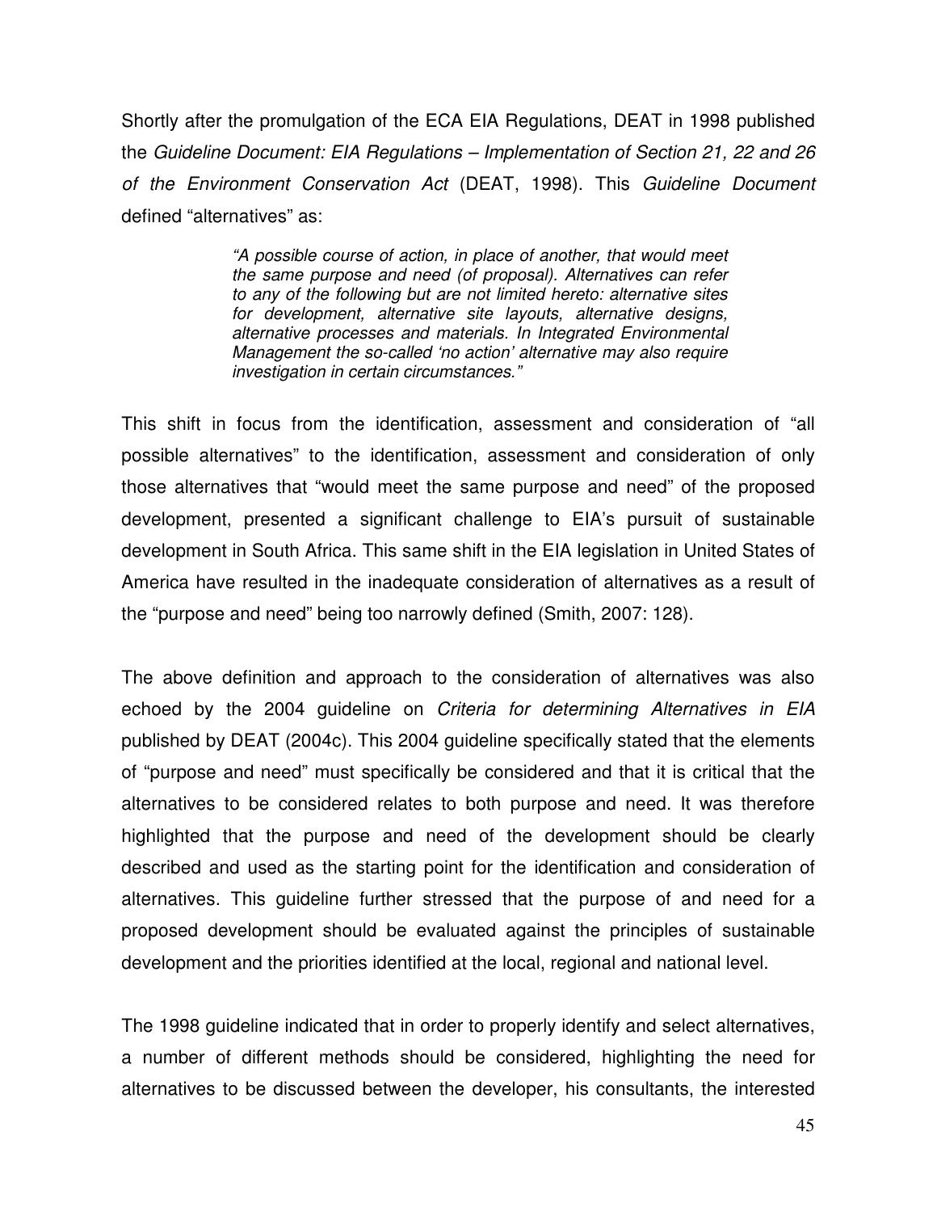Shortly after the promulgation of the ECA EIA Regulations, DEAT in 1998 published the *Guideline Document: EIA Regulations – Implementation of Section 21, 22 and 26 of the Environment Conservation Act* (DEAT, 1998). This *Guideline Document* defined "alternatives" as:

> *"A possible course of action, in place of another, that would meet the same purpose and need (of proposal). Alternatives can refer to any of the following but are not limited hereto: alternative sites for development, alternative site layouts, alternative designs, alternative processes and materials. In Integrated Environmental Management the so-called 'no action' alternative may also require investigation in certain circumstances."*

This shift in focus from the identification, assessment and consideration of "all possible alternatives" to the identification, assessment and consideration of only those alternatives that "would meet the same purpose and need" of the proposed development, presented a significant challenge to EIA's pursuit of sustainable development in South Africa. This same shift in the EIA legislation in United States of America have resulted in the inadequate consideration of alternatives as a result of the "purpose and need" being too narrowly defined (Smith, 2007: 128).

The above definition and approach to the consideration of alternatives was also echoed by the 2004 guideline on *Criteria for determining Alternatives in EIA* published by DEAT (2004c). This 2004 guideline specifically stated that the elements of "purpose and need" must specifically be considered and that it is critical that the alternatives to be considered relates to both purpose and need. It was therefore highlighted that the purpose and need of the development should be clearly described and used as the starting point for the identification and consideration of alternatives. This guideline further stressed that the purpose of and need for a proposed development should be evaluated against the principles of sustainable development and the priorities identified at the local, regional and national level.

The 1998 guideline indicated that in order to properly identify and select alternatives, a number of different methods should be considered, highlighting the need for alternatives to be discussed between the developer, his consultants, the interested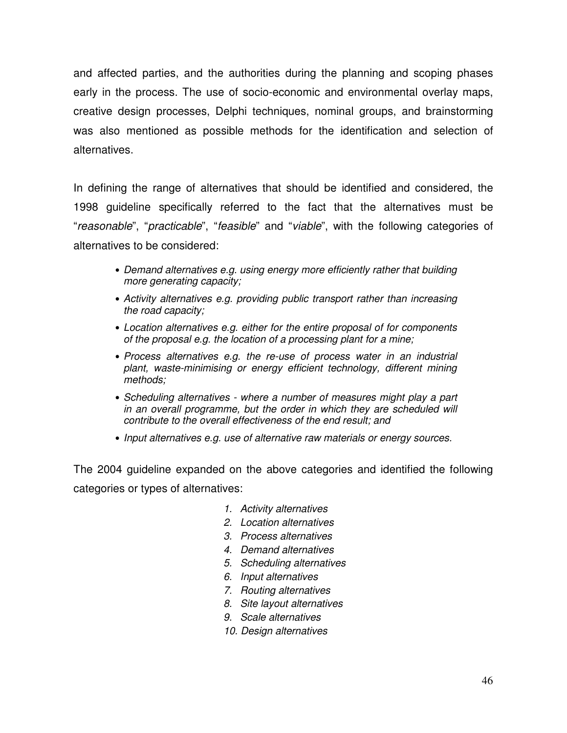and affected parties, and the authorities during the planning and scoping phases early in the process. The use of socio-economic and environmental overlay maps, creative design processes, Delphi techniques, nominal groups, and brainstorming was also mentioned as possible methods for the identification and selection of alternatives.

In defining the range of alternatives that should be identified and considered, the 1998 guideline specifically referred to the fact that the alternatives must be "*reasonable*", "*practicable*", "*feasible*" and "*viable*", with the following categories of alternatives to be considered:

- *Demand alternatives e.g. using energy more efficiently rather that building more generating capacity;*
- *Activity alternatives e.g. providing public transport rather than increasing the road capacity;*
- *Location alternatives e.g. either for the entire proposal of for components of the proposal e.g. the location of a processing plant for a mine;*
- *Process alternatives e.g. the re-use of process water in an industrial plant, waste-minimising or energy efficient technology, different mining methods;*
- *Scheduling alternatives - where a number of measures might play a part in an overall programme, but the order in which they are scheduled will contribute to the overall effectiveness of the end result; and*
- *Input alternatives e.g. use of alternative raw materials or energy sources.*

The 2004 guideline expanded on the above categories and identified the following categories or types of alternatives:

1. *Activity alternatives*
2. *Location alternatives*
3. *Process alternatives*
4. *Demand alternatives*
5. *Scheduling alternatives*
6. *Input alternatives*
7. *Routing alternatives*
8. *Site layout alternatives*
9. *Scale alternatives*
10. *Design alternatives*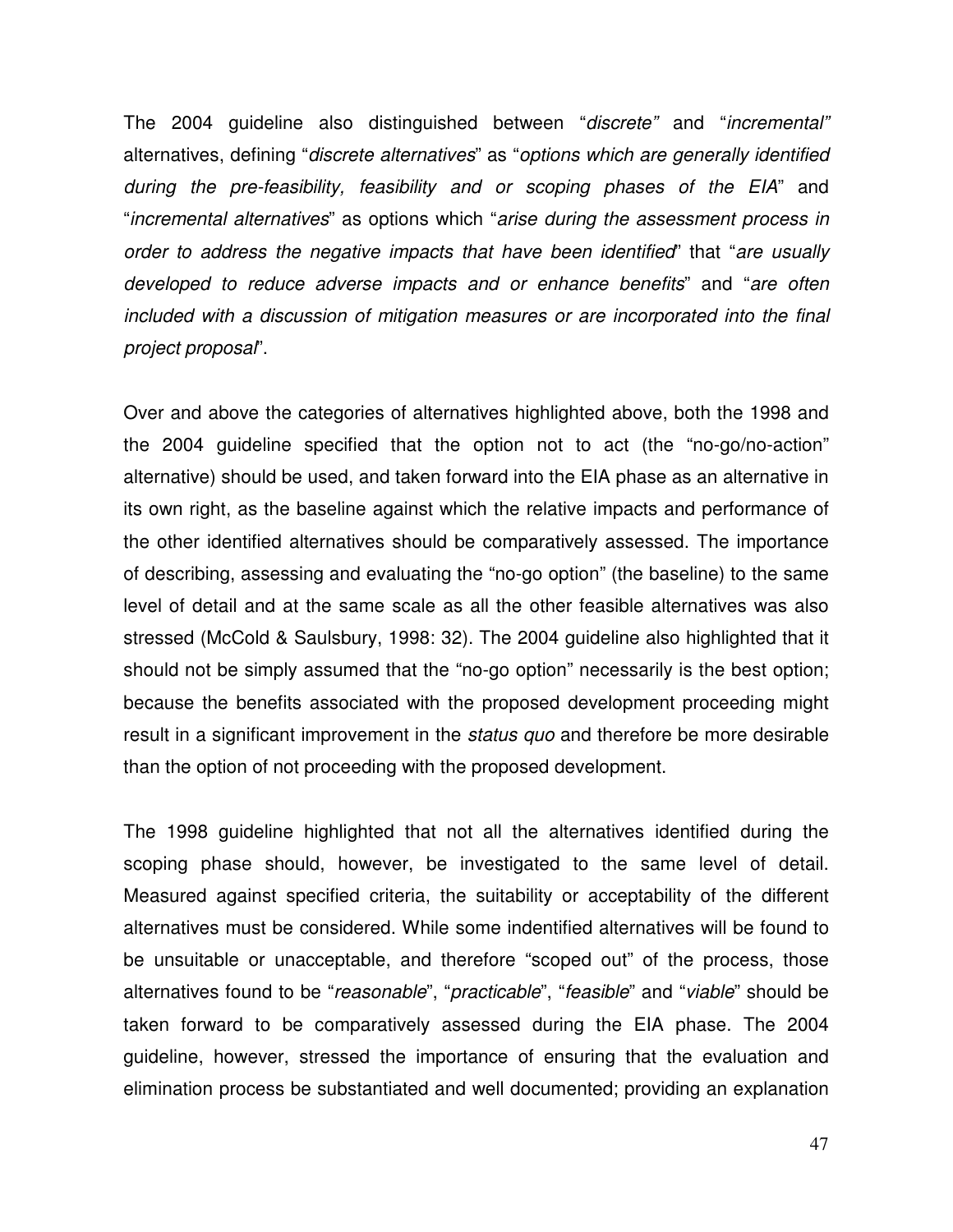The 2004 guideline also distinguished between "*discrete"* and "*incremental"* alternatives, defining "*discrete alternatives*" as "*options which are generally identified during the pre-feasibility, feasibility and or scoping phases of the EIA*" and "*incremental alternatives*" as options which "*arise during the assessment process in order to address the negative impacts that have been identified*" that "*are usually developed to reduce adverse impacts and or enhance benefits*" and "*are often included with a discussion of mitigation measures or are incorporated into the final project proposal*".

Over and above the categories of alternatives highlighted above, both the 1998 and the 2004 guideline specified that the option not to act (the "no-go/no-action" alternative) should be used, and taken forward into the EIA phase as an alternative in its own right, as the baseline against which the relative impacts and performance of the other identified alternatives should be comparatively assessed. The importance of describing, assessing and evaluating the "no-go option" (the baseline) to the same level of detail and at the same scale as all the other feasible alternatives was also stressed (McCold & Saulsbury, 1998: 32). The 2004 guideline also highlighted that it should not be simply assumed that the "no-go option" necessarily is the best option; because the benefits associated with the proposed development proceeding might result in a significant improvement in the *status quo* and therefore be more desirable than the option of not proceeding with the proposed development.

The 1998 guideline highlighted that not all the alternatives identified during the scoping phase should, however, be investigated to the same level of detail. Measured against specified criteria, the suitability or acceptability of the different alternatives must be considered. While some indentified alternatives will be found to be unsuitable or unacceptable, and therefore "scoped out" of the process, those alternatives found to be "*reasonable*", "*practicable*", "*feasible*" and "*viable*" should be taken forward to be comparatively assessed during the EIA phase. The 2004 guideline, however, stressed the importance of ensuring that the evaluation and elimination process be substantiated and well documented; providing an explanation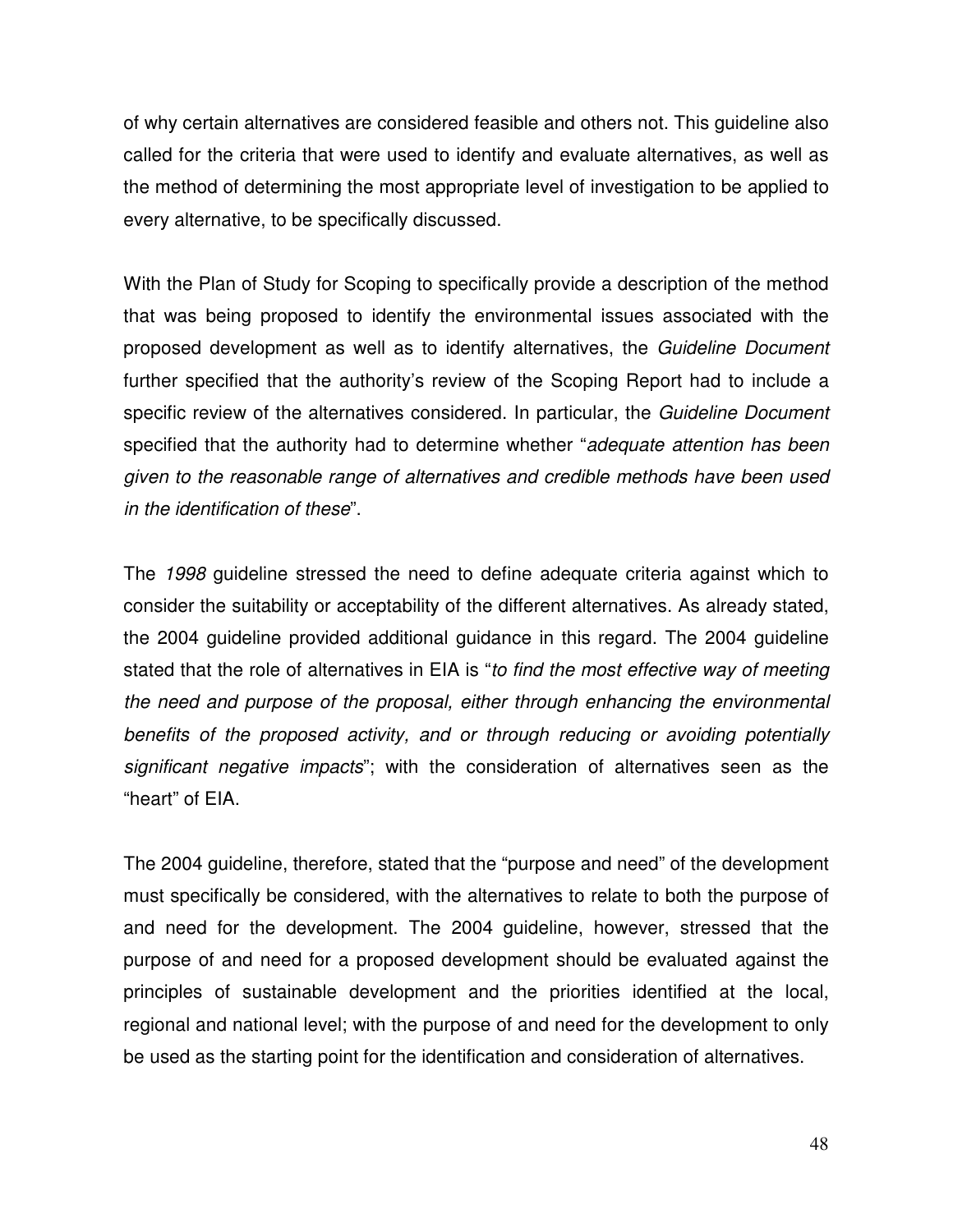of why certain alternatives are considered feasible and others not. This guideline also called for the criteria that were used to identify and evaluate alternatives, as well as the method of determining the most appropriate level of investigation to be applied to every alternative, to be specifically discussed.

With the Plan of Study for Scoping to specifically provide a description of the method that was being proposed to identify the environmental issues associated with the proposed development as well as to identify alternatives, the *Guideline Document* further specified that the authority's review of the Scoping Report had to include a specific review of the alternatives considered. In particular, the *Guideline Document* specified that the authority had to determine whether "*adequate attention has been given to the reasonable range of alternatives and credible methods have been used in the identification of these*".

The *1998* guideline stressed the need to define adequate criteria against which to consider the suitability or acceptability of the different alternatives. As already stated, the 2004 guideline provided additional guidance in this regard. The 2004 guideline stated that the role of alternatives in EIA is "*to find the most effective way of meeting the need and purpose of the proposal, either through enhancing the environmental benefits of the proposed activity, and or through reducing or avoiding potentially significant negative impacts*"; with the consideration of alternatives seen as the "heart" of EIA.

The 2004 guideline, therefore, stated that the "purpose and need" of the development must specifically be considered, with the alternatives to relate to both the purpose of and need for the development. The 2004 guideline, however, stressed that the purpose of and need for a proposed development should be evaluated against the principles of sustainable development and the priorities identified at the local, regional and national level; with the purpose of and need for the development to only be used as the starting point for the identification and consideration of alternatives.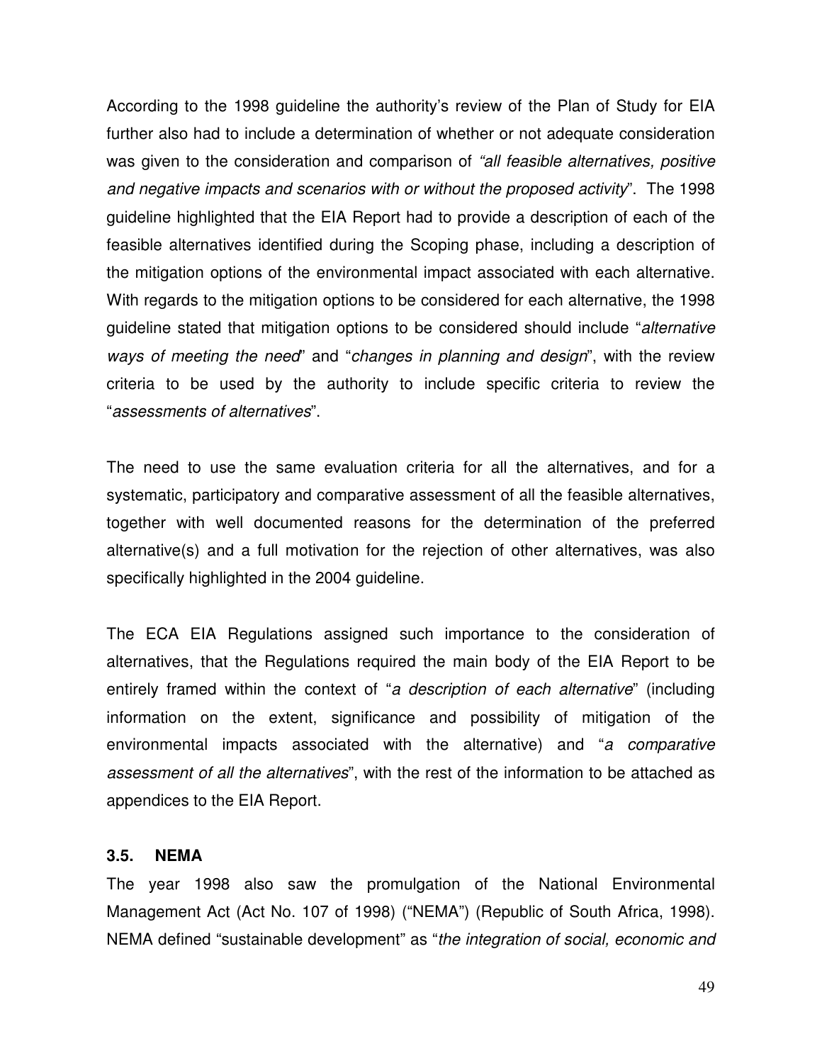According to the 1998 guideline the authority's review of the Plan of Study for EIA further also had to include a determination of whether or not adequate consideration was given to the consideration and comparison of *"all feasible alternatives, positive and negative impacts and scenarios with or without the proposed activity*". The 1998 guideline highlighted that the EIA Report had to provide a description of each of the feasible alternatives identified during the Scoping phase, including a description of the mitigation options of the environmental impact associated with each alternative. With regards to the mitigation options to be considered for each alternative, the 1998 guideline stated that mitigation options to be considered should include "*alternative ways of meeting the need*" and "*changes in planning and design*", with the review criteria to be used by the authority to include specific criteria to review the "*assessments of alternatives*".

The need to use the same evaluation criteria for all the alternatives, and for a systematic, participatory and comparative assessment of all the feasible alternatives, together with well documented reasons for the determination of the preferred alternative(s) and a full motivation for the rejection of other alternatives, was also specifically highlighted in the 2004 guideline.

The ECA EIA Regulations assigned such importance to the consideration of alternatives, that the Regulations required the main body of the EIA Report to be entirely framed within the context of "*a description of each alternative*" (including information on the extent, significance and possibility of mitigation of the environmental impacts associated with the alternative) and "*a comparative assessment of all the alternatives*", with the rest of the information to be attached as appendices to the EIA Report.

### 3.5. NEMA

The year 1998 also saw the promulgation of the National Environmental Management Act (Act No. 107 of 1998) ("NEMA") (Republic of South Africa, 1998). NEMA defined "sustainable development" as "*the integration of social, economic and*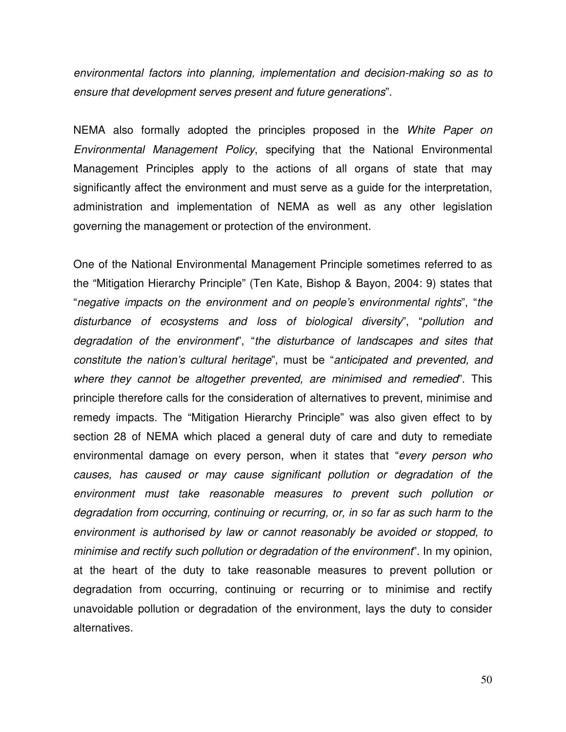*environmental factors into planning, implementation and decision-making so as to ensure that development serves present and future generations*".

NEMA also formally adopted the principles proposed in the *White Paper on Environmental Management Policy*, specifying that the National Environmental Management Principles apply to the actions of all organs of state that may significantly affect the environment and must serve as a guide for the interpretation, administration and implementation of NEMA as well as any other legislation governing the management or protection of the environment.

One of the National Environmental Management Principle sometimes referred to as the "Mitigation Hierarchy Principle" (Ten Kate, Bishop & Bayon, 2004: 9) states that "*negative impacts on the environment and on people's environmental rights*", "*the disturbance of ecosystems and loss of biological diversity*", "*pollution and degradation of the environment*", "*the disturbance of landscapes and sites that constitute the nation's cultural heritage*", must be "*anticipated and prevented, and where they cannot be altogether prevented, are minimised and remedied*". This principle therefore calls for the consideration of alternatives to prevent, minimise and remedy impacts. The "Mitigation Hierarchy Principle" was also given effect to by section 28 of NEMA which placed a general duty of care and duty to remediate environmental damage on every person, when it states that "*every person who causes, has caused or may cause significant pollution or degradation of the environment must take reasonable measures to prevent such pollution or degradation from occurring, continuing or recurring, or, in so far as such harm to the environment is authorised by law or cannot reasonably be avoided or stopped, to minimise and rectify such pollution or degradation of the environment*". In my opinion, at the heart of the duty to take reasonable measures to prevent pollution or degradation from occurring, continuing or recurring or to minimise and rectify unavoidable pollution or degradation of the environment, lays the duty to consider alternatives.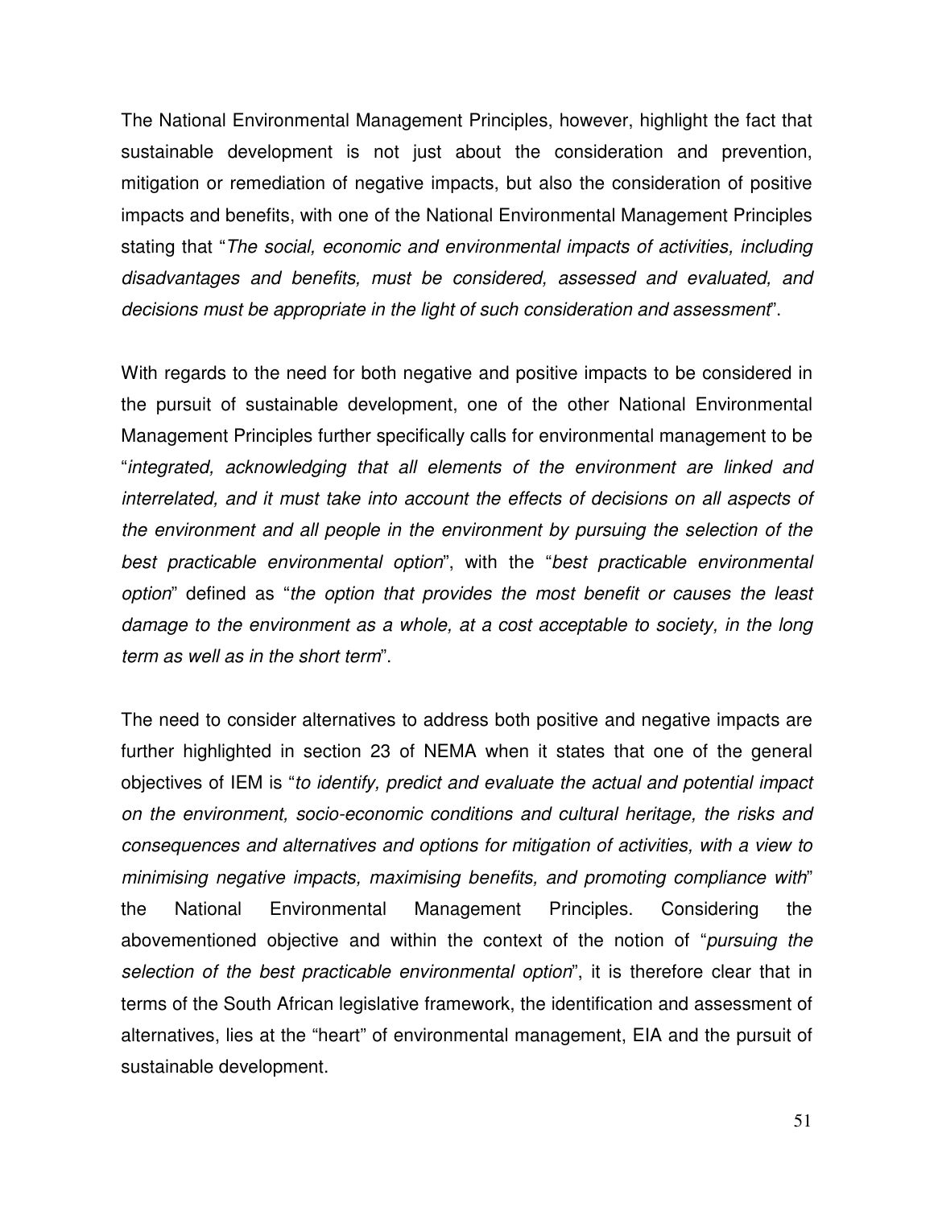The National Environmental Management Principles, however, highlight the fact that sustainable development is not just about the consideration and prevention, mitigation or remediation of negative impacts, but also the consideration of positive impacts and benefits, with one of the National Environmental Management Principles stating that "*The social, economic and environmental impacts of activities, including disadvantages and benefits, must be considered, assessed and evaluated, and decisions must be appropriate in the light of such consideration and assessment*".

With regards to the need for both negative and positive impacts to be considered in the pursuit of sustainable development, one of the other National Environmental Management Principles further specifically calls for environmental management to be "*integrated, acknowledging that all elements of the environment are linked and interrelated, and it must take into account the effects of decisions on all aspects of the environment and all people in the environment by pursuing the selection of the best practicable environmental option*", with the "*best practicable environmental option*" defined as "*the option that provides the most benefit or causes the least damage to the environment as a whole, at a cost acceptable to society, in the long term as well as in the short term*".

The need to consider alternatives to address both positive and negative impacts are further highlighted in section 23 of NEMA when it states that one of the general objectives of IEM is "*to identify, predict and evaluate the actual and potential impact on the environment, socio-economic conditions and cultural heritage, the risks and consequences and alternatives and options for mitigation of activities, with a view to minimising negative impacts, maximising benefits, and promoting compliance with*" the National Environmental Management Principles. Considering the abovementioned objective and within the context of the notion of "*pursuing the selection of the best practicable environmental option*", it is therefore clear that in terms of the South African legislative framework, the identification and assessment of alternatives, lies at the "heart" of environmental management, EIA and the pursuit of sustainable development.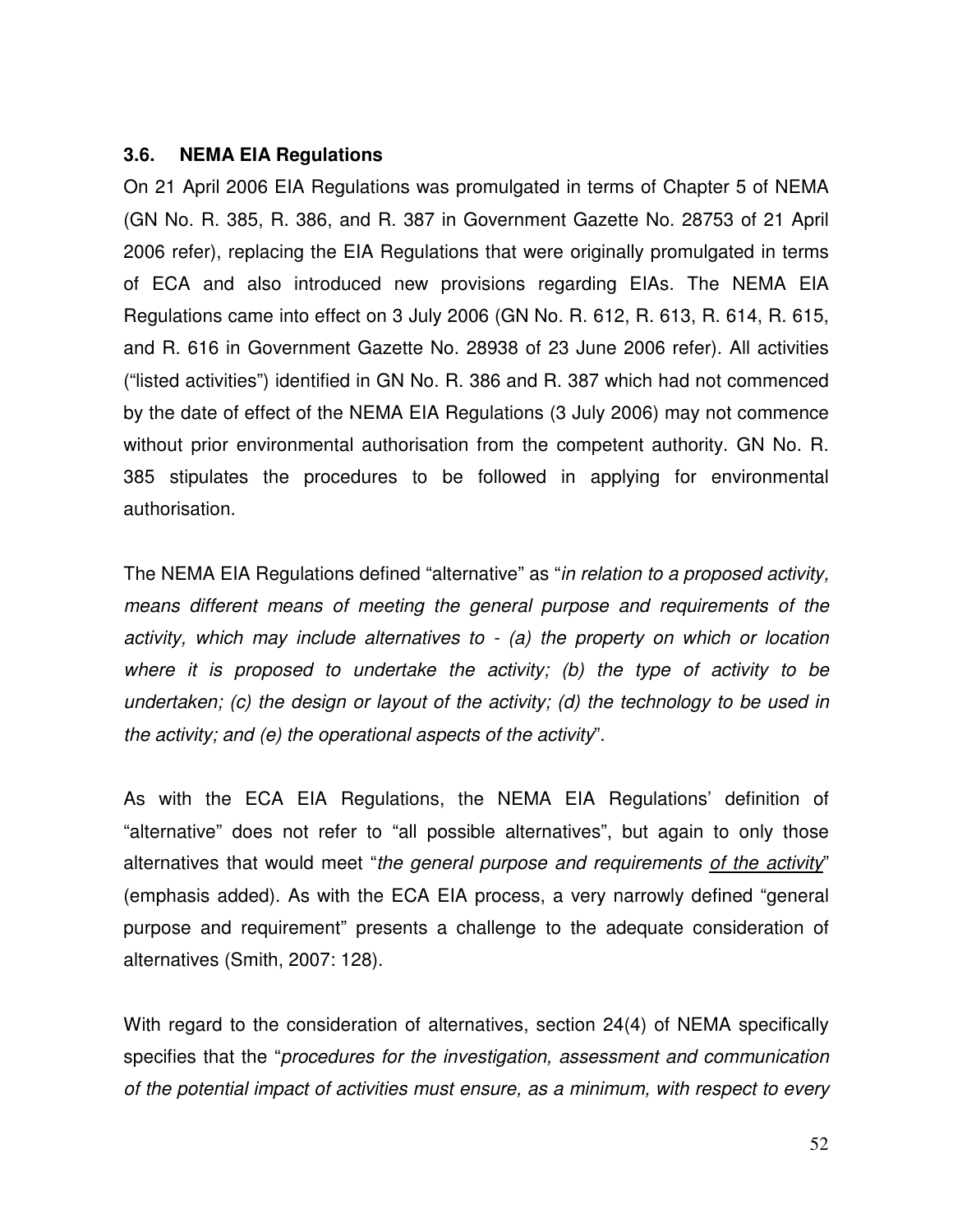### 3.6. NEMA EIA Regulations

On 21 April 2006 EIA Regulations was promulgated in terms of Chapter 5 of NEMA (GN No. R. 385, R. 386, and R. 387 in Government Gazette No. 28753 of 21 April 2006 refer), replacing the EIA Regulations that were originally promulgated in terms of ECA and also introduced new provisions regarding EIAs. The NEMA EIA Regulations came into effect on 3 July 2006 (GN No. R. 612, R. 613, R. 614, R. 615, and R. 616 in Government Gazette No. 28938 of 23 June 2006 refer). All activities ("listed activities") identified in GN No. R. 386 and R. 387 which had not commenced by the date of effect of the NEMA EIA Regulations (3 July 2006) may not commence without prior environmental authorisation from the competent authority. GN No. R. 385 stipulates the procedures to be followed in applying for environmental authorisation.

The NEMA EIA Regulations defined "alternative" as "*in relation to a proposed activity, means different means of meeting the general purpose and requirements of the activity, which may include alternatives to - (a) the property on which or location where it is proposed to undertake the activity; (b) the type of activity to be undertaken; (c) the design or layout of the activity; (d) the technology to be used in the activity; and (e) the operational aspects of the activity*".

As with the ECA EIA Regulations, the NEMA EIA Regulations' definition of "alternative" does not refer to "all possible alternatives", but again to only those alternatives that would meet "*the general purpose and requirements <u>of the activity</u>*" (emphasis added). As with the ECA EIA process, a very narrowly defined "general purpose and requirement" presents a challenge to the adequate consideration of alternatives (Smith, 2007: 128).

With regard to the consideration of alternatives, section 24(4) of NEMA specifically specifies that the "*procedures for the investigation, assessment and communication of the potential impact of activities must ensure, as a minimum, with respect to every*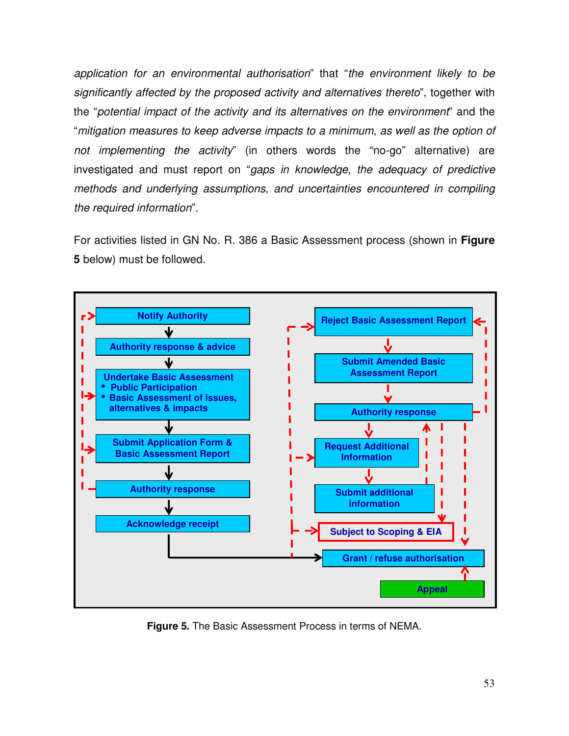*application for an environmental authorisation*" that "*the environment likely to be significantly affected by the proposed activity and alternatives thereto*", together with the "*potential impact of the activity and its alternatives on the environment*" and the "*mitigation measures to keep adverse impacts to a minimum, as well as the option of not implementing the activity*" (in others words the "no-go" alternative) are investigated and must report on "*gaps in knowledge, the adequacy of predictive methods and underlying assumptions, and uncertainties encountered in compiling the required information*".

For activities listed in GN No. R. 386 a Basic Assessment process (shown in **Figure 5** below) must be followed.

- Notify Authority
- Authority response & advice
- Undertake Basic Assessment
  - Public Participation
  - Basic Assessment of issues, alternatives & impacts
- Submit Application Form & Basic Assessment Report
- Authority response
- Acknowledge receipt
- Reject Basic Assessment Report
- Submit Amended Basic Assessment Report
- Authority response
- Request Additional Information
- Submit additional information
- Subject to Scoping & EIA
- Grant / refuse authorisation
- Appeal

**Figure 5.** The Basic Assessment Process in terms of NEMA.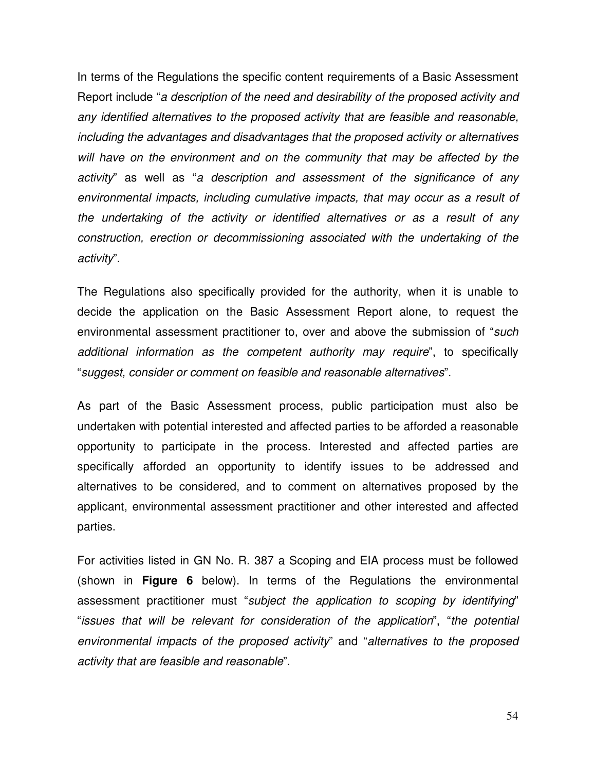In terms of the Regulations the specific content requirements of a Basic Assessment Report include "*a description of the need and desirability of the proposed activity and any identified alternatives to the proposed activity that are feasible and reasonable, including the advantages and disadvantages that the proposed activity or alternatives will have on the environment and on the community that may be affected by the activity*" as well as "*a description and assessment of the significance of any environmental impacts, including cumulative impacts, that may occur as a result of the undertaking of the activity or identified alternatives or as a result of any construction, erection or decommissioning associated with the undertaking of the activity*".

The Regulations also specifically provided for the authority, when it is unable to decide the application on the Basic Assessment Report alone, to request the environmental assessment practitioner to, over and above the submission of "*such additional information as the competent authority may require*", to specifically "*suggest, consider or comment on feasible and reasonable alternatives*".

As part of the Basic Assessment process, public participation must also be undertaken with potential interested and affected parties to be afforded a reasonable opportunity to participate in the process. Interested and affected parties are specifically afforded an opportunity to identify issues to be addressed and alternatives to be considered, and to comment on alternatives proposed by the applicant, environmental assessment practitioner and other interested and affected parties.

For activities listed in GN No. R. 387 a Scoping and EIA process must be followed (shown in **Figure 6** below). In terms of the Regulations the environmental assessment practitioner must "*subject the application to scoping by identifying*" "*issues that will be relevant for consideration of the application*", "*the potential environmental impacts of the proposed activity*" and "*alternatives to the proposed activity that are feasible and reasonable*".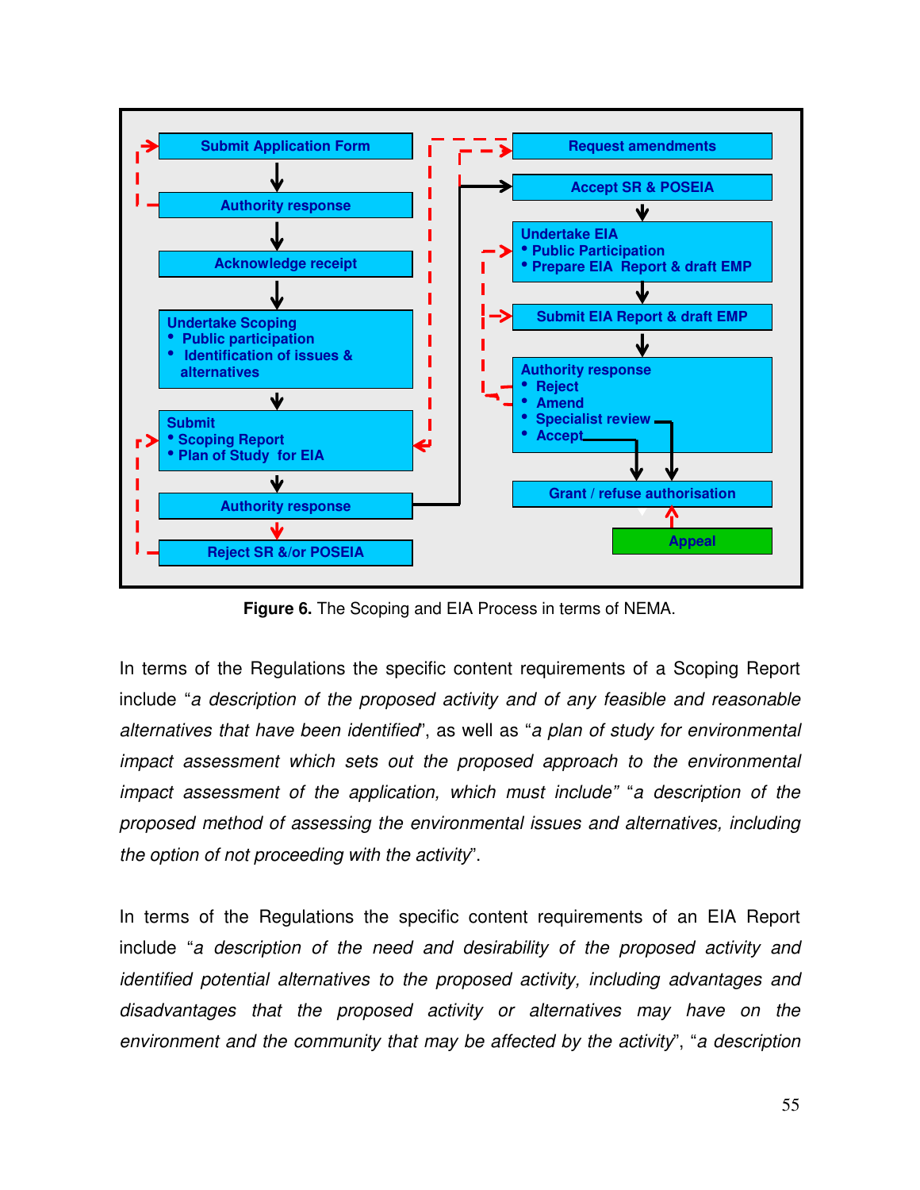**Figure 6.** The Scoping and EIA Process in terms of NEMA.

In terms of the Regulations the specific content requirements of a Scoping Report include "*a description of the proposed activity and of any feasible and reasonable alternatives that have been identified*", as well as "*a plan of study for environmental impact assessment which sets out the proposed approach to the environmental impact assessment of the application, which must include*" "*a description of the proposed method of assessing the environmental issues and alternatives, including the option of not proceeding with the activity*".

In terms of the Regulations the specific content requirements of an EIA Report include "*a description of the need and desirability of the proposed activity and identified potential alternatives to the proposed activity, including advantages and disadvantages that the proposed activity or alternatives may have on the environment and the community that may be affected by the activity*", "*a description*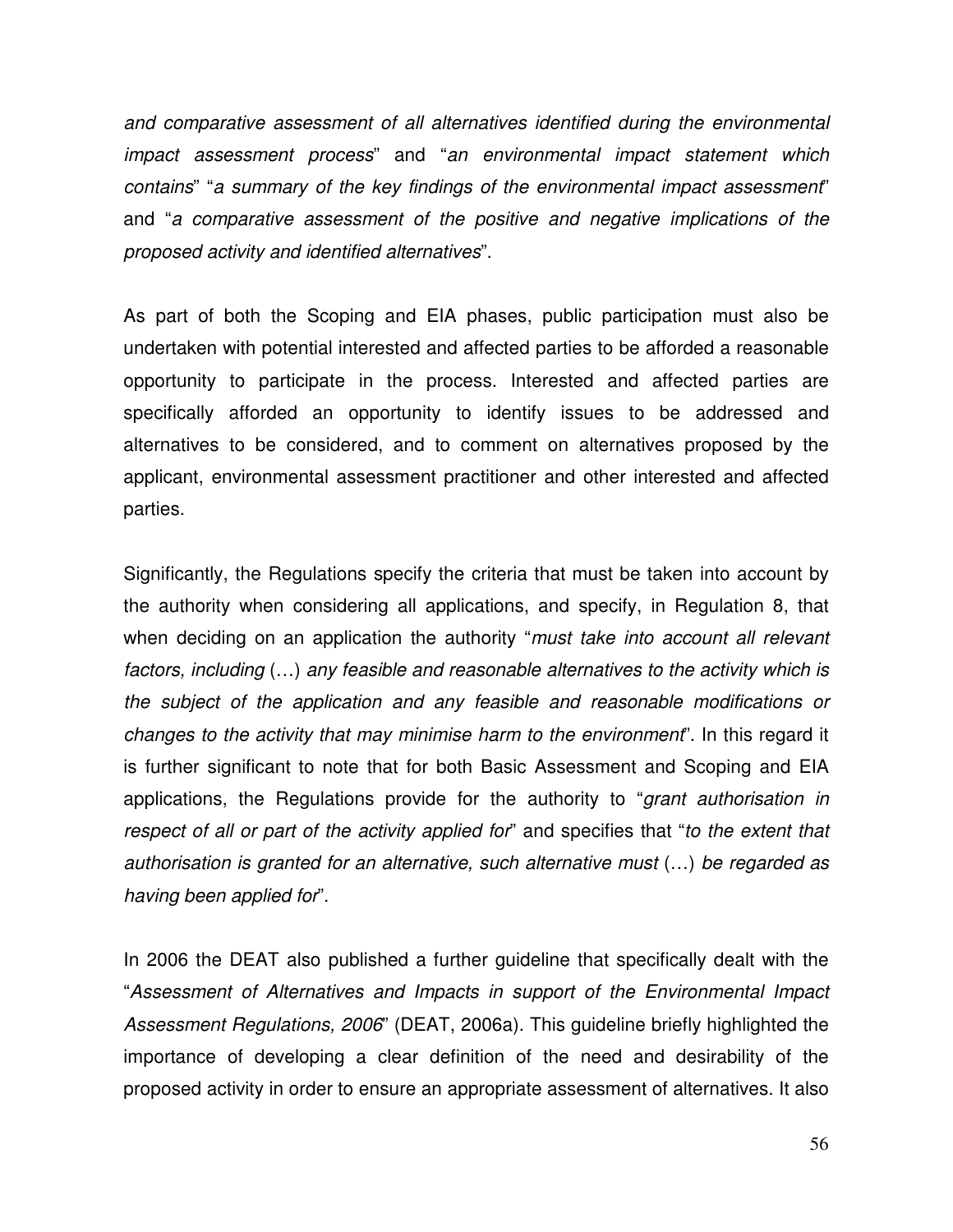*and comparative assessment of all alternatives identified during the environmental impact assessment process*" and "*an environmental impact statement which contains*" "*a summary of the key findings of the environmental impact assessment*" and "*a comparative assessment of the positive and negative implications of the proposed activity and identified alternatives*".

As part of both the Scoping and EIA phases, public participation must also be undertaken with potential interested and affected parties to be afforded a reasonable opportunity to participate in the process. Interested and affected parties are specifically afforded an opportunity to identify issues to be addressed and alternatives to be considered, and to comment on alternatives proposed by the applicant, environmental assessment practitioner and other interested and affected parties.

Significantly, the Regulations specify the criteria that must be taken into account by the authority when considering all applications, and specify, in Regulation 8, that when deciding on an application the authority "*must take into account all relevant factors, including* (…) *any feasible and reasonable alternatives to the activity which is the subject of the application and any feasible and reasonable modifications or changes to the activity that may minimise harm to the environment*". In this regard it is further significant to note that for both Basic Assessment and Scoping and EIA applications, the Regulations provide for the authority to "*grant authorisation in respect of all or part of the activity applied for*" and specifies that "*to the extent that authorisation is granted for an alternative, such alternative must* (…) *be regarded as having been applied for*".

In 2006 the DEAT also published a further guideline that specifically dealt with the "*Assessment of Alternatives and Impacts in support of the Environmental Impact Assessment Regulations, 2006*" (DEAT, 2006a). This guideline briefly highlighted the importance of developing a clear definition of the need and desirability of the proposed activity in order to ensure an appropriate assessment of alternatives. It also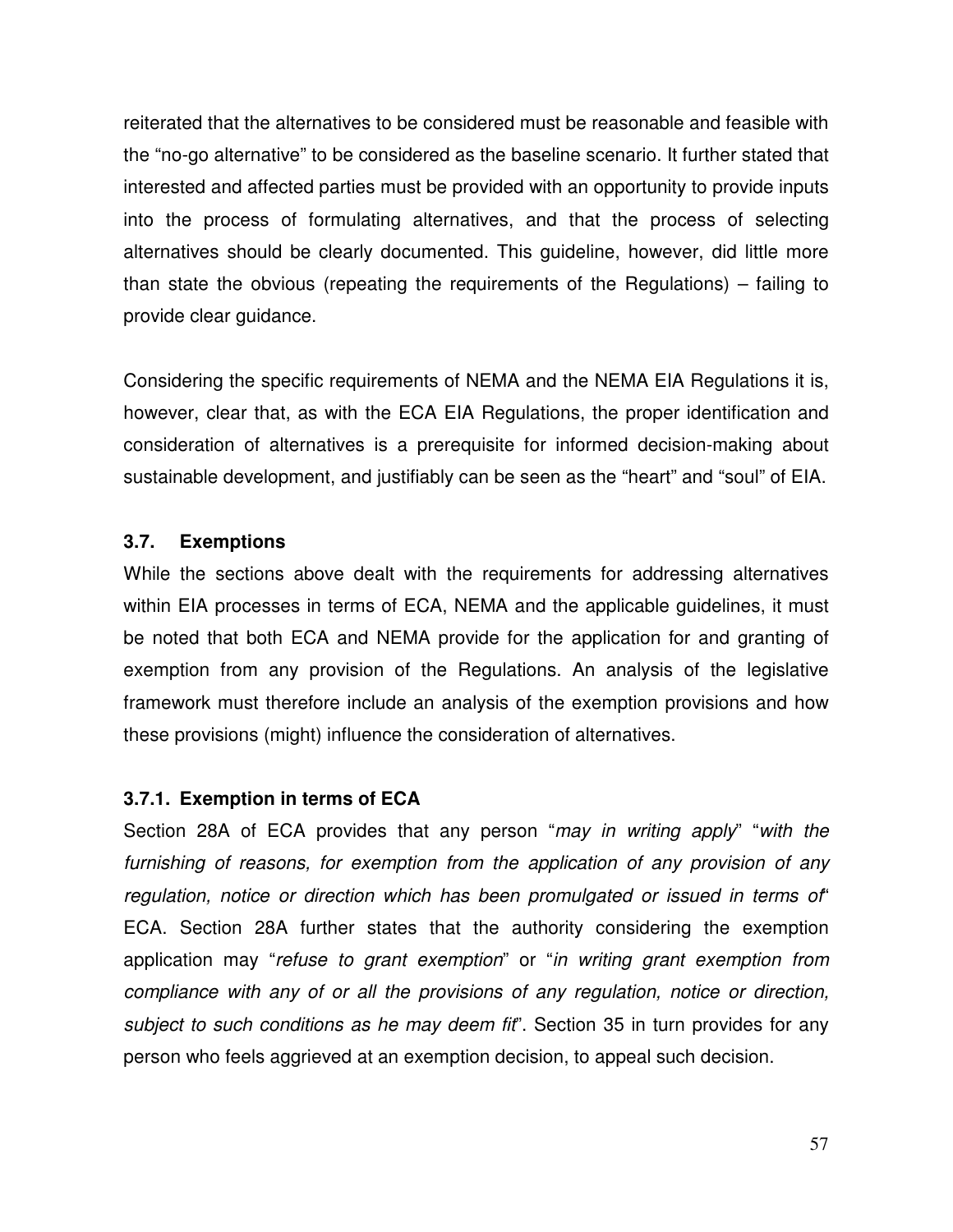reiterated that the alternatives to be considered must be reasonable and feasible with the "no-go alternative" to be considered as the baseline scenario. It further stated that interested and affected parties must be provided with an opportunity to provide inputs into the process of formulating alternatives, and that the process of selecting alternatives should be clearly documented. This guideline, however, did little more than state the obvious (repeating the requirements of the Regulations) – failing to provide clear guidance.

Considering the specific requirements of NEMA and the NEMA EIA Regulations it is, however, clear that, as with the ECA EIA Regulations, the proper identification and consideration of alternatives is a prerequisite for informed decision-making about sustainable development, and justifiably can be seen as the "heart" and "soul" of EIA.

### 3.7. Exemptions

While the sections above dealt with the requirements for addressing alternatives within EIA processes in terms of ECA, NEMA and the applicable guidelines, it must be noted that both ECA and NEMA provide for the application for and granting of exemption from any provision of the Regulations. An analysis of the legislative framework must therefore include an analysis of the exemption provisions and how these provisions (might) influence the consideration of alternatives.

#### 3.7.1. Exemption in terms of ECA

Section 28A of ECA provides that any person "*may in writing apply*" "*with the furnishing of reasons, for exemption from the application of any provision of any regulation, notice or direction which has been promulgated or issued in terms of*' ECA. Section 28A further states that the authority considering the exemption application may "*refuse to grant exemption*" or "*in writing grant exemption from compliance with any of or all the provisions of any regulation, notice or direction, subject to such conditions as he may deem fit*". Section 35 in turn provides for any person who feels aggrieved at an exemption decision, to appeal such decision.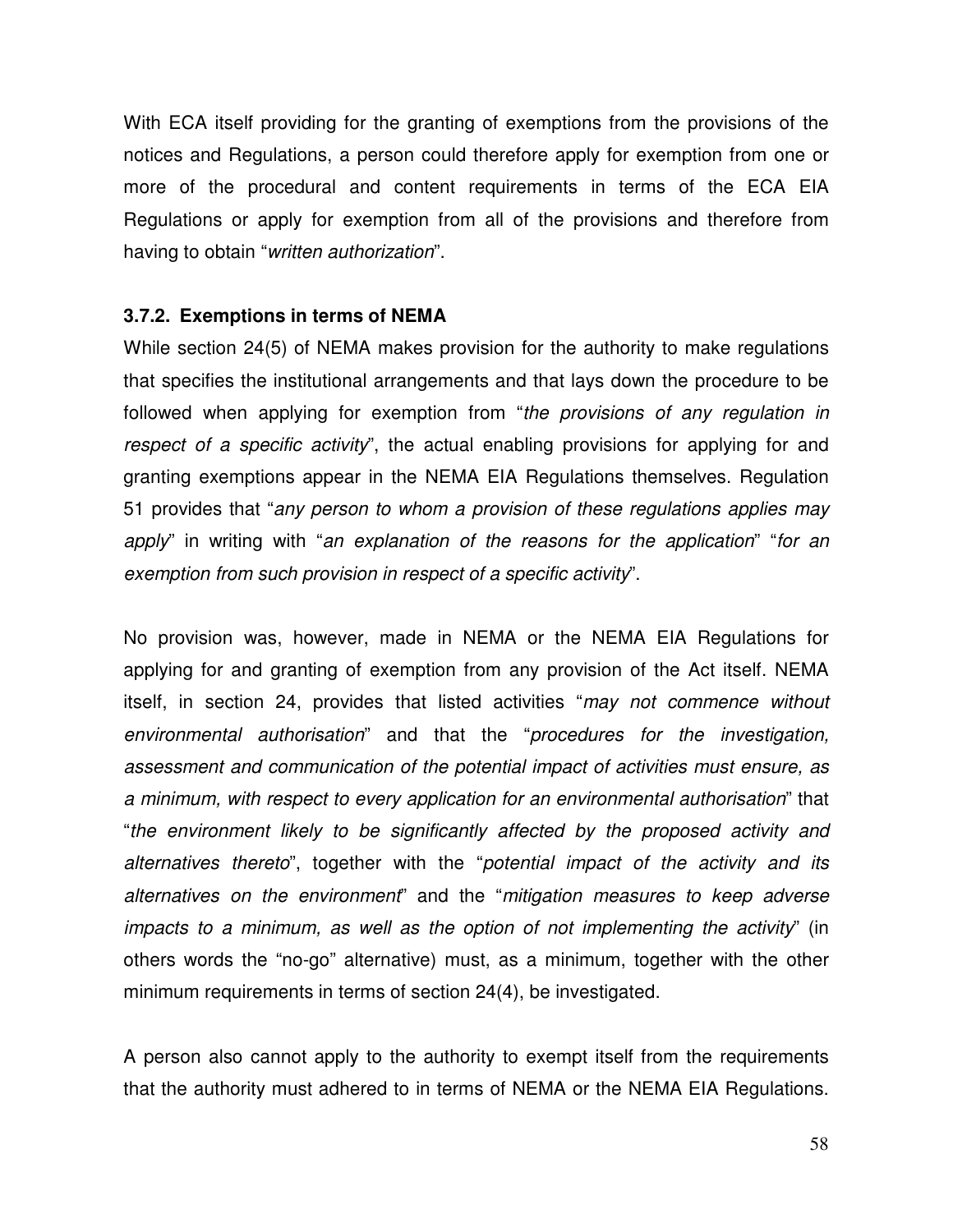With ECA itself providing for the granting of exemptions from the provisions of the notices and Regulations, a person could therefore apply for exemption from one or more of the procedural and content requirements in terms of the ECA EIA Regulations or apply for exemption from all of the provisions and therefore from having to obtain "*written authorization*".

### 3.7.2. Exemptions in terms of NEMA

While section 24(5) of NEMA makes provision for the authority to make regulations that specifies the institutional arrangements and that lays down the procedure to be followed when applying for exemption from "*the provisions of any regulation in respect of a specific activity*", the actual enabling provisions for applying for and granting exemptions appear in the NEMA EIA Regulations themselves. Regulation 51 provides that "*any person to whom a provision of these regulations applies may apply*" in writing with "*an explanation of the reasons for the application*" "*for an exemption from such provision in respect of a specific activity*".

No provision was, however, made in NEMA or the NEMA EIA Regulations for applying for and granting of exemption from any provision of the Act itself. NEMA itself, in section 24, provides that listed activities "*may not commence without environmental authorisation*" and that the "*procedures for the investigation, assessment and communication of the potential impact of activities must ensure, as a minimum, with respect to every application for an environmental authorisation*" that "*the environment likely to be significantly affected by the proposed activity and alternatives thereto*", together with the "*potential impact of the activity and its alternatives on the environment*" and the "*mitigation measures to keep adverse impacts to a minimum, as well as the option of not implementing the activity*" (in others words the "no-go" alternative) must, as a minimum, together with the other minimum requirements in terms of section 24(4), be investigated.

A person also cannot apply to the authority to exempt itself from the requirements that the authority must adhered to in terms of NEMA or the NEMA EIA Regulations.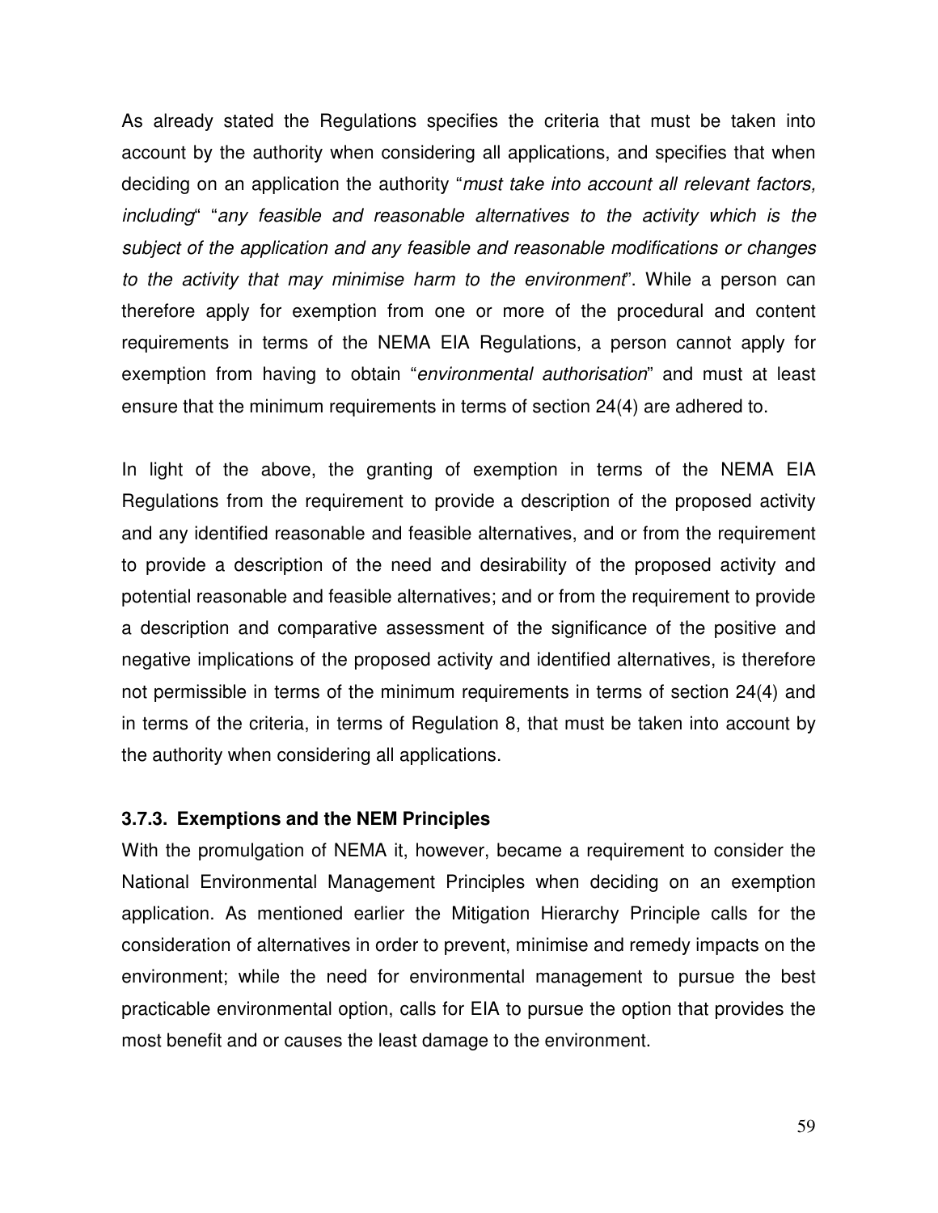As already stated the Regulations specifies the criteria that must be taken into account by the authority when considering all applications, and specifies that when deciding on an application the authority "*must take into account all relevant factors, including*" "*any feasible and reasonable alternatives to the activity which is the subject of the application and any feasible and reasonable modifications or changes to the activity that may minimise harm to the environment*". While a person can therefore apply for exemption from one or more of the procedural and content requirements in terms of the NEMA EIA Regulations, a person cannot apply for exemption from having to obtain "*environmental authorisation*" and must at least ensure that the minimum requirements in terms of section 24(4) are adhered to.

In light of the above, the granting of exemption in terms of the NEMA EIA Regulations from the requirement to provide a description of the proposed activity and any identified reasonable and feasible alternatives, and or from the requirement to provide a description of the need and desirability of the proposed activity and potential reasonable and feasible alternatives; and or from the requirement to provide a description and comparative assessment of the significance of the positive and negative implications of the proposed activity and identified alternatives, is therefore not permissible in terms of the minimum requirements in terms of section 24(4) and in terms of the criteria, in terms of Regulation 8, that must be taken into account by the authority when considering all applications.

### 3.7.3. Exemptions and the NEM Principles

With the promulgation of NEMA it, however, became a requirement to consider the National Environmental Management Principles when deciding on an exemption application. As mentioned earlier the Mitigation Hierarchy Principle calls for the consideration of alternatives in order to prevent, minimise and remedy impacts on the environment; while the need for environmental management to pursue the best practicable environmental option, calls for EIA to pursue the option that provides the most benefit and or causes the least damage to the environment.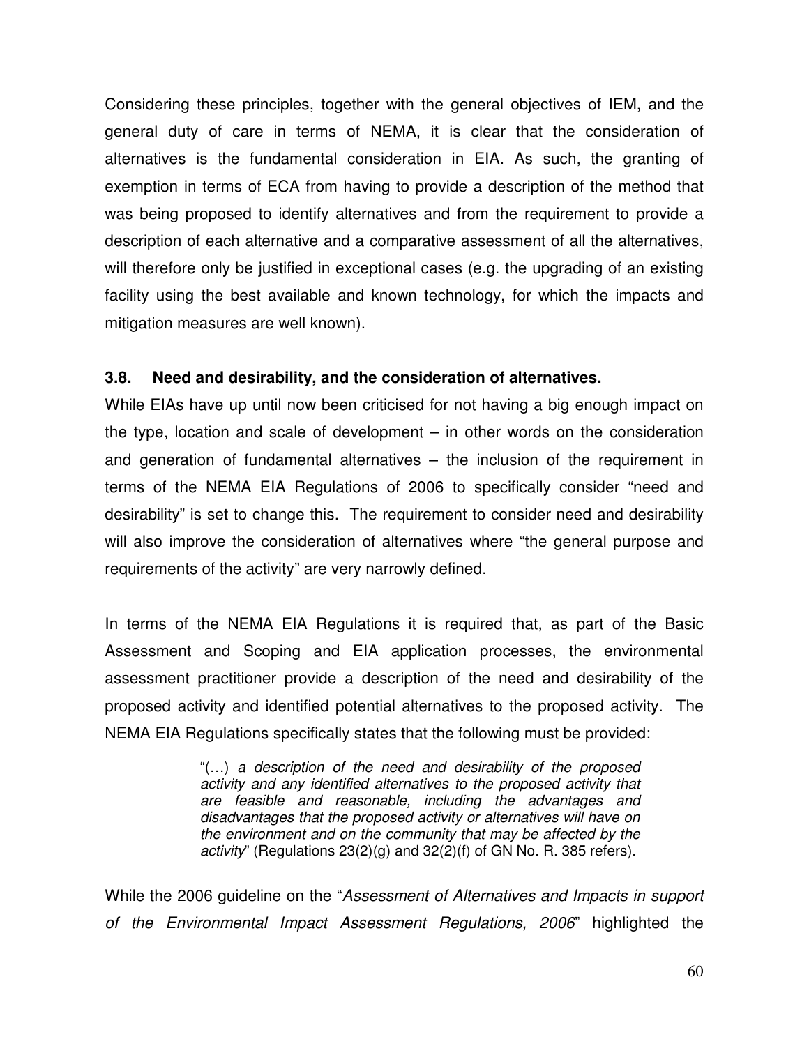Considering these principles, together with the general objectives of IEM, and the general duty of care in terms of NEMA, it is clear that the consideration of alternatives is the fundamental consideration in EIA. As such, the granting of exemption in terms of ECA from having to provide a description of the method that was being proposed to identify alternatives and from the requirement to provide a description of each alternative and a comparative assessment of all the alternatives, will therefore only be justified in exceptional cases (e.g. the upgrading of an existing facility using the best available and known technology, for which the impacts and mitigation measures are well known).

### 3.8. Need and desirability, and the consideration of alternatives.

While EIAs have up until now been criticised for not having a big enough impact on the type, location and scale of development – in other words on the consideration and generation of fundamental alternatives – the inclusion of the requirement in terms of the NEMA EIA Regulations of 2006 to specifically consider "need and desirability" is set to change this. The requirement to consider need and desirability will also improve the consideration of alternatives where "the general purpose and requirements of the activity" are very narrowly defined.

In terms of the NEMA EIA Regulations it is required that, as part of the Basic Assessment and Scoping and EIA application processes, the environmental assessment practitioner provide a description of the need and desirability of the proposed activity and identified potential alternatives to the proposed activity. The NEMA EIA Regulations specifically states that the following must be provided:

> "(…) *a description of the need and desirability of the proposed activity and any identified alternatives to the proposed activity that are feasible and reasonable, including the advantages and disadvantages that the proposed activity or alternatives will have on the environment and on the community that may be affected by the activity*" (Regulations 23(2)(g) and 32(2)(f) of GN No. R. 385 refers).

While the 2006 guideline on the "*Assessment of Alternatives and Impacts in support of the Environmental Impact Assessment Regulations, 2006*" highlighted the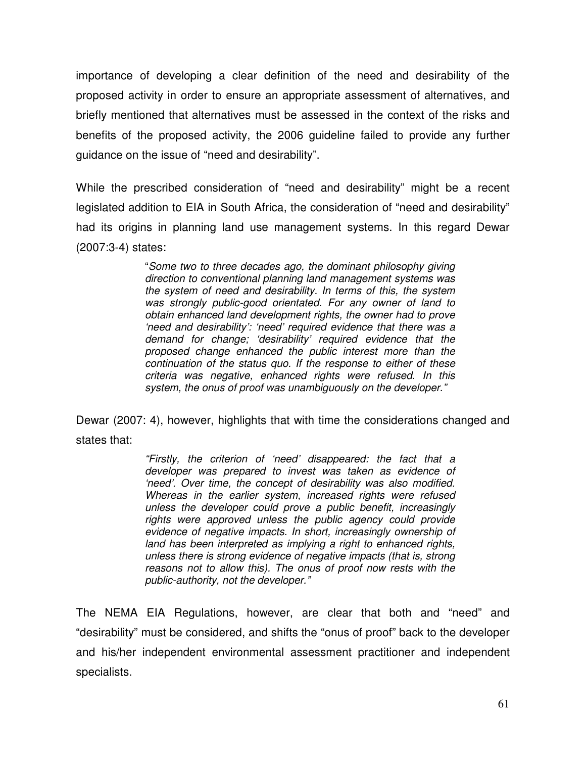importance of developing a clear definition of the need and desirability of the proposed activity in order to ensure an appropriate assessment of alternatives, and briefly mentioned that alternatives must be assessed in the context of the risks and benefits of the proposed activity, the 2006 guideline failed to provide any further guidance on the issue of "need and desirability".

While the prescribed consideration of "need and desirability" might be a recent legislated addition to EIA in South Africa, the consideration of "need and desirability" had its origins in planning land use management systems. In this regard Dewar (2007:3-4) states:

> "*Some two to three decades ago, the dominant philosophy giving direction to conventional planning land management systems was the system of need and desirability. In terms of this, the system was strongly public-good orientated. For any owner of land to obtain enhanced land development rights, the owner had to prove 'need and desirability': 'need' required evidence that there was a demand for change; 'desirability' required evidence that the proposed change enhanced the public interest more than the continuation of the status quo. If the response to either of these criteria was negative, enhanced rights were refused. In this system, the onus of proof was unambiguously on the developer.*"

Dewar (2007: 4), however, highlights that with time the considerations changed and states that:

> *"Firstly, the criterion of 'need' disappeared: the fact that a developer was prepared to invest was taken as evidence of 'need'. Over time, the concept of desirability was also modified. Whereas in the earlier system, increased rights were refused unless the developer could prove a public benefit, increasingly rights were approved unless the public agency could provide evidence of negative impacts. In short, increasingly ownership of land has been interpreted as implying a right to enhanced rights, unless there is strong evidence of negative impacts (that is, strong reasons not to allow this). The onus of proof now rests with the public-authority, not the developer."*

The NEMA EIA Regulations, however, are clear that both and "need" and "desirability" must be considered, and shifts the "onus of proof" back to the developer and his/her independent environmental assessment practitioner and independent specialists.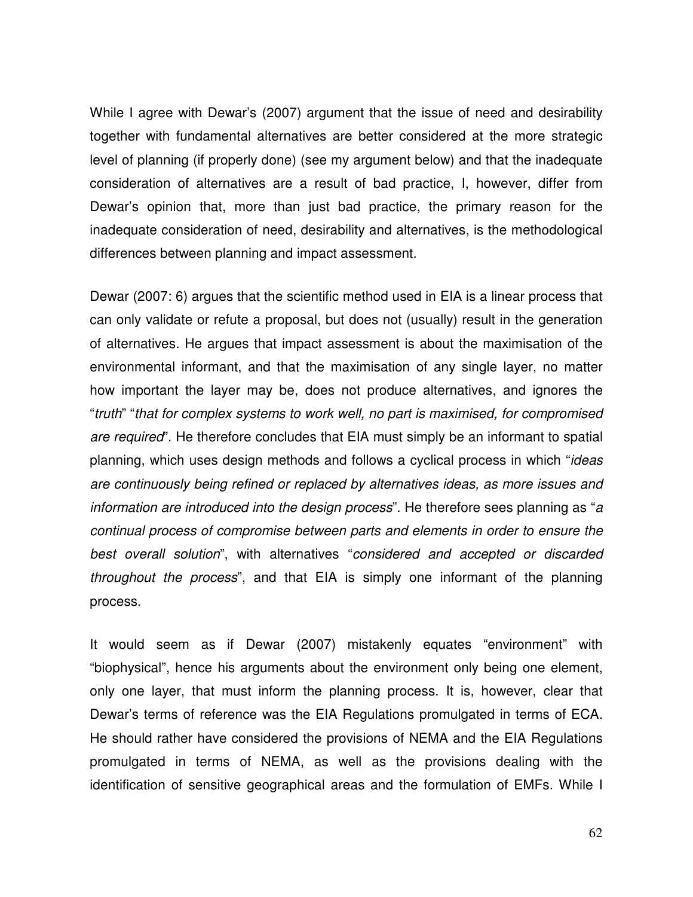While I agree with Dewar's (2007) argument that the issue of need and desirability together with fundamental alternatives are better considered at the more strategic level of planning (if properly done) (see my argument below) and that the inadequate consideration of alternatives are a result of bad practice, I, however, differ from Dewar's opinion that, more than just bad practice, the primary reason for the inadequate consideration of need, desirability and alternatives, is the methodological differences between planning and impact assessment.

Dewar (2007: 6) argues that the scientific method used in EIA is a linear process that can only validate or refute a proposal, but does not (usually) result in the generation of alternatives. He argues that impact assessment is about the maximisation of the environmental informant, and that the maximisation of any single layer, no matter how important the layer may be, does not produce alternatives, and ignores the "*truth*" "*that for complex systems to work well, no part is maximised, for compromised are required*". He therefore concludes that EIA must simply be an informant to spatial planning, which uses design methods and follows a cyclical process in which "*ideas are continuously being refined or replaced by alternatives ideas, as more issues and information are introduced into the design process*". He therefore sees planning as "*a continual process of compromise between parts and elements in order to ensure the best overall solution*", with alternatives "*considered and accepted or discarded throughout the process*", and that EIA is simply one informant of the planning process.

It would seem as if Dewar (2007) mistakenly equates "environment" with "biophysical", hence his arguments about the environment only being one element, only one layer, that must inform the planning process. It is, however, clear that Dewar's terms of reference was the EIA Regulations promulgated in terms of ECA. He should rather have considered the provisions of NEMA and the EIA Regulations promulgated in terms of NEMA, as well as the provisions dealing with the identification of sensitive geographical areas and the formulation of EMFs. While I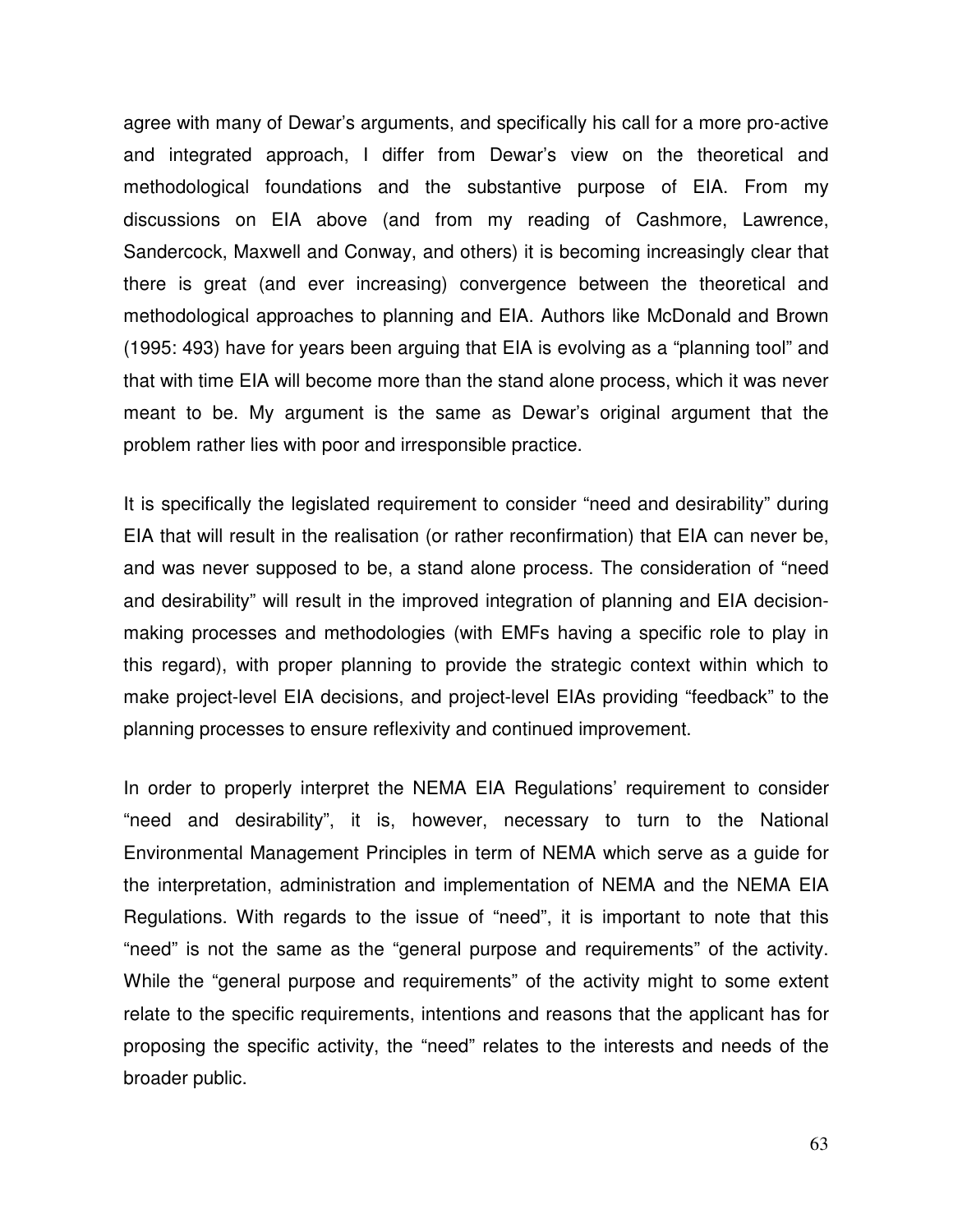agree with many of Dewar's arguments, and specifically his call for a more pro-active and integrated approach, I differ from Dewar's view on the theoretical and methodological foundations and the substantive purpose of EIA. From my discussions on EIA above (and from my reading of Cashmore, Lawrence, Sandercock, Maxwell and Conway, and others) it is becoming increasingly clear that there is great (and ever increasing) convergence between the theoretical and methodological approaches to planning and EIA. Authors like McDonald and Brown (1995: 493) have for years been arguing that EIA is evolving as a "planning tool" and that with time EIA will become more than the stand alone process, which it was never meant to be. My argument is the same as Dewar's original argument that the problem rather lies with poor and irresponsible practice.

It is specifically the legislated requirement to consider "need and desirability" during EIA that will result in the realisation (or rather reconfirmation) that EIA can never be, and was never supposed to be, a stand alone process. The consideration of "need and desirability" will result in the improved integration of planning and EIA decision-making processes and methodologies (with EMFs having a specific role to play in this regard), with proper planning to provide the strategic context within which to make project-level EIA decisions, and project-level EIAs providing "feedback" to the planning processes to ensure reflexivity and continued improvement.

In order to properly interpret the NEMA EIA Regulations' requirement to consider "need and desirability", it is, however, necessary to turn to the National Environmental Management Principles in term of NEMA which serve as a guide for the interpretation, administration and implementation of NEMA and the NEMA EIA Regulations. With regards to the issue of "need", it is important to note that this "need" is not the same as the "general purpose and requirements" of the activity. While the "general purpose and requirements" of the activity might to some extent relate to the specific requirements, intentions and reasons that the applicant has for proposing the specific activity, the "need" relates to the interests and needs of the broader public.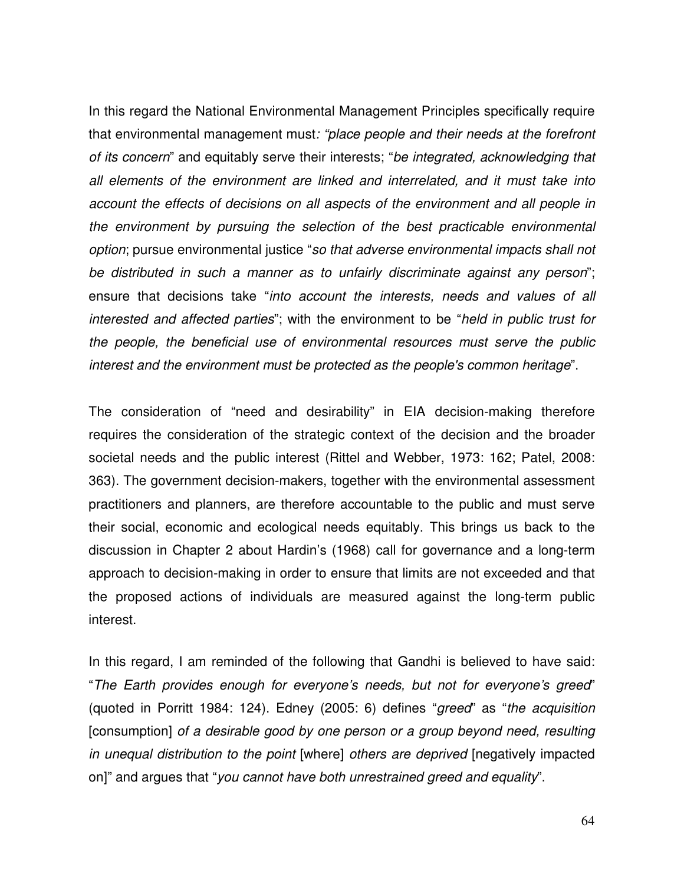In this regard the National Environmental Management Principles specifically require that environmental management must*: "place people and their needs at the forefront of its concern*" and equitably serve their interests; "*be integrated, acknowledging that all elements of the environment are linked and interrelated, and it must take into account the effects of decisions on all aspects of the environment and all people in the environment by pursuing the selection of the best practicable environmental option*; pursue environmental justice "*so that adverse environmental impacts shall not be distributed in such a manner as to unfairly discriminate against any person*"; ensure that decisions take "*into account the interests, needs and values of all interested and affected parties*"; with the environment to be "*held in public trust for the people, the beneficial use of environmental resources must serve the public interest and the environment must be protected as the people's common heritage*".

The consideration of "need and desirability" in EIA decision-making therefore requires the consideration of the strategic context of the decision and the broader societal needs and the public interest (Rittel and Webber, 1973: 162; Patel, 2008: 363). The government decision-makers, together with the environmental assessment practitioners and planners, are therefore accountable to the public and must serve their social, economic and ecological needs equitably. This brings us back to the discussion in Chapter 2 about Hardin's (1968) call for governance and a long-term approach to decision-making in order to ensure that limits are not exceeded and that the proposed actions of individuals are measured against the long-term public interest.

In this regard, I am reminded of the following that Gandhi is believed to have said: "*The Earth provides enough for everyone's needs, but not for everyone's greed*" (quoted in Porritt 1984: 124). Edney (2005: 6) defines "*greed*" as "*the acquisition* [consumption] *of a desirable good by one person or a group beyond need, resulting in unequal distribution to the point* [where] *others are deprived* [negatively impacted on]" and argues that "*you cannot have both unrestrained greed and equality*".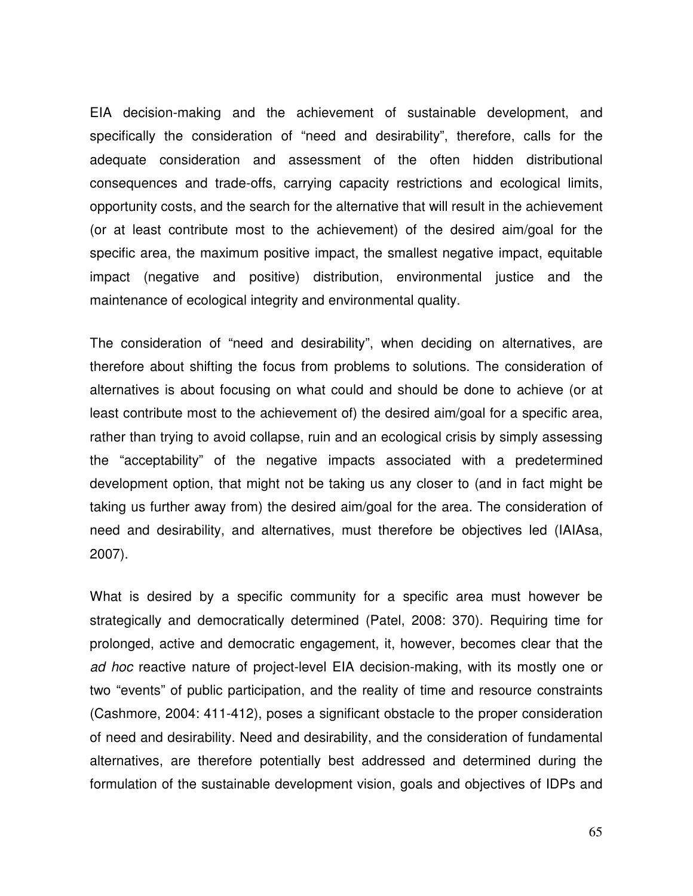EIA decision-making and the achievement of sustainable development, and specifically the consideration of "need and desirability", therefore, calls for the adequate consideration and assessment of the often hidden distributional consequences and trade-offs, carrying capacity restrictions and ecological limits, opportunity costs, and the search for the alternative that will result in the achievement (or at least contribute most to the achievement) of the desired aim/goal for the specific area, the maximum positive impact, the smallest negative impact, equitable impact (negative and positive) distribution, environmental justice and the maintenance of ecological integrity and environmental quality.

The consideration of "need and desirability", when deciding on alternatives, are therefore about shifting the focus from problems to solutions. The consideration of alternatives is about focusing on what could and should be done to achieve (or at least contribute most to the achievement of) the desired aim/goal for a specific area, rather than trying to avoid collapse, ruin and an ecological crisis by simply assessing the "acceptability" of the negative impacts associated with a predetermined development option, that might not be taking us any closer to (and in fact might be taking us further away from) the desired aim/goal for the area. The consideration of need and desirability, and alternatives, must therefore be objectives led (IAIAsa, 2007).

What is desired by a specific community for a specific area must however be strategically and democratically determined (Patel, 2008: 370). Requiring time for prolonged, active and democratic engagement, it, however, becomes clear that the *ad hoc* reactive nature of project-level EIA decision-making, with its mostly one or two "events" of public participation, and the reality of time and resource constraints (Cashmore, 2004: 411-412), poses a significant obstacle to the proper consideration of need and desirability. Need and desirability, and the consideration of fundamental alternatives, are therefore potentially best addressed and determined during the formulation of the sustainable development vision, goals and objectives of IDPs and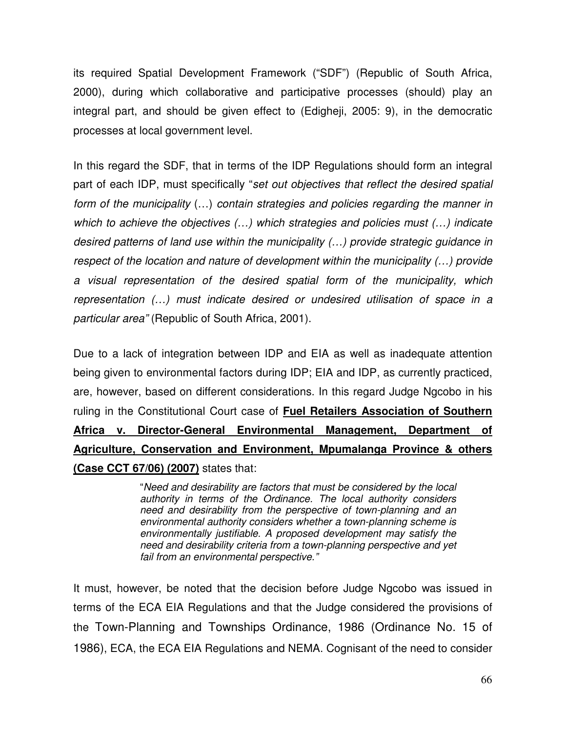its required Spatial Development Framework ("SDF") (Republic of South Africa, 2000), during which collaborative and participative processes (should) play an integral part, and should be given effect to (Edigheji, 2005: 9), in the democratic processes at local government level.

In this regard the SDF, that in terms of the IDP Regulations should form an integral part of each IDP, must specifically "*set out objectives that reflect the desired spatial form of the municipality* (…) *contain strategies and policies regarding the manner in which to achieve the objectives (…) which strategies and policies must (…) indicate desired patterns of land use within the municipality (…) provide strategic guidance in respect of the location and nature of development within the municipality (…) provide a visual representation of the desired spatial form of the municipality, which representation (…) must indicate desired or undesired utilisation of space in a particular area"* (Republic of South Africa, 2001).

Due to a lack of integration between IDP and EIA as well as inadequate attention being given to environmental factors during IDP; EIA and IDP, as currently practiced, are, however, based on different considerations. In this regard Judge Ngcobo in his ruling in the Constitutional Court case of **Fuel Retailers Association of Southern Africa v. Director-General Environmental Management, Department of Agriculture, Conservation and Environment, Mpumalanga Province & others (Case CCT 67/06) (2007)** states that:

> "*Need and desirability are factors that must be considered by the local authority in terms of the Ordinance. The local authority considers need and desirability from the perspective of town-planning and an environmental authority considers whether a town-planning scheme is environmentally justifiable. A proposed development may satisfy the need and desirability criteria from a town-planning perspective and yet fail from an environmental perspective.*"

It must, however, be noted that the decision before Judge Ngcobo was issued in terms of the ECA EIA Regulations and that the Judge considered the provisions of the Town-Planning and Townships Ordinance, 1986 (Ordinance No. 15 of 1986), ECA, the ECA EIA Regulations and NEMA. Cognisant of the need to consider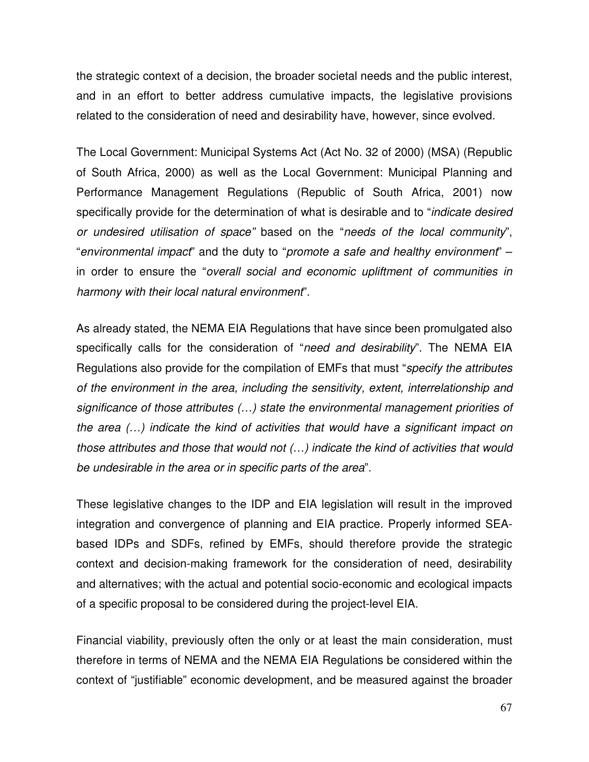the strategic context of a decision, the broader societal needs and the public interest, and in an effort to better address cumulative impacts, the legislative provisions related to the consideration of need and desirability have, however, since evolved.

The Local Government: Municipal Systems Act (Act No. 32 of 2000) (MSA) (Republic of South Africa, 2000) as well as the Local Government: Municipal Planning and Performance Management Regulations (Republic of South Africa, 2001) now specifically provide for the determination of what is desirable and to "*indicate desired or undesired utilisation of space*" based on the "*needs of the local community*", "*environmental impact*" and the duty to "*promote a safe and healthy environment*" – in order to ensure the "*overall social and economic upliftment of communities in harmony with their local natural environment*".

As already stated, the NEMA EIA Regulations that have since been promulgated also specifically calls for the consideration of "*need and desirability*". The NEMA EIA Regulations also provide for the compilation of EMFs that must "*specify the attributes of the environment in the area, including the sensitivity, extent, interrelationship and significance of those attributes (…) state the environmental management priorities of the area (…) indicate the kind of activities that would have a significant impact on those attributes and those that would not (…) indicate the kind of activities that would be undesirable in the area or in specific parts of the area*".

These legislative changes to the IDP and EIA legislation will result in the improved integration and convergence of planning and EIA practice. Properly informed SEA-based IDPs and SDFs, refined by EMFs, should therefore provide the strategic context and decision-making framework for the consideration of need, desirability and alternatives; with the actual and potential socio-economic and ecological impacts of a specific proposal to be considered during the project-level EIA.

Financial viability, previously often the only or at least the main consideration, must therefore in terms of NEMA and the NEMA EIA Regulations be considered within the context of "justifiable" economic development, and be measured against the broader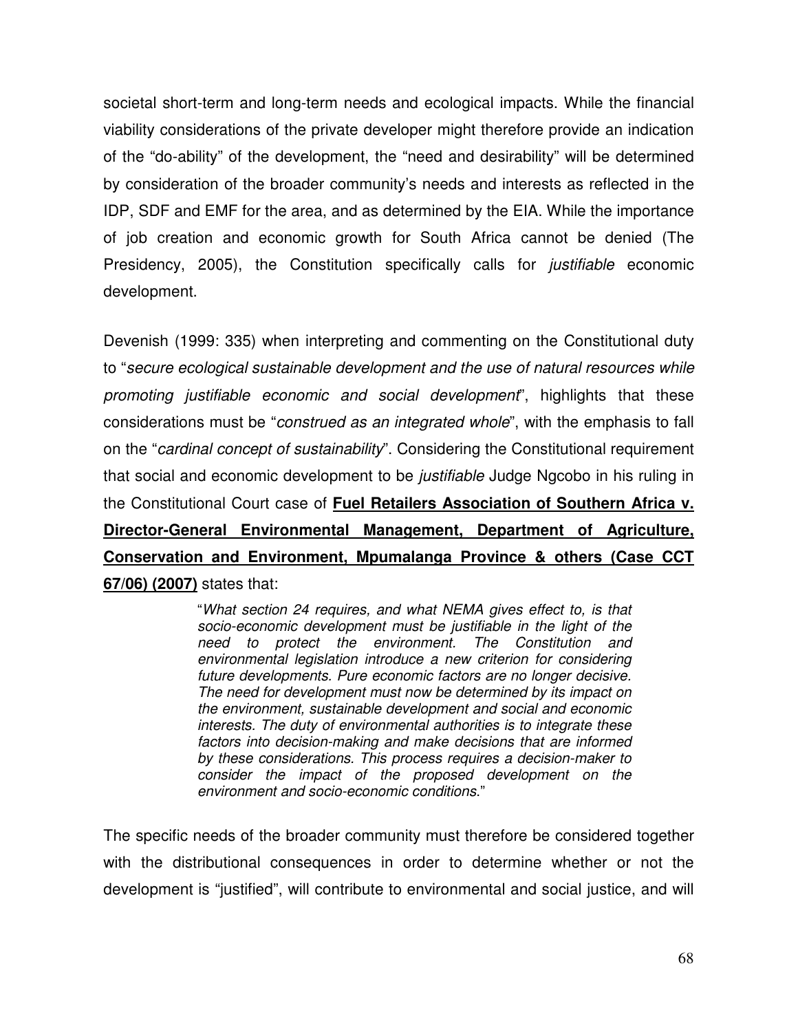societal short-term and long-term needs and ecological impacts. While the financial viability considerations of the private developer might therefore provide an indication of the "do-ability" of the development, the "need and desirability" will be determined by consideration of the broader community's needs and interests as reflected in the IDP, SDF and EMF for the area, and as determined by the EIA. While the importance of job creation and economic growth for South Africa cannot be denied (The Presidency, 2005), the Constitution specifically calls for *justifiable* economic development.

Devenish (1999: 335) when interpreting and commenting on the Constitutional duty to "*secure ecological sustainable development and the use of natural resources while promoting justifiable economic and social development*", highlights that these considerations must be "*construed as an integrated whole*", with the emphasis to fall on the "*cardinal concept of sustainability*". Considering the Constitutional requirement that social and economic development to be *justifiable* Judge Ngcobo in his ruling in the Constitutional Court case of **Fuel Retailers Association of Southern Africa v. Director-General Environmental Management, Department of Agriculture, Conservation and Environment, Mpumalanga Province & others (Case CCT 67/06) (2007)** states that:

> "*What section 24 requires, and what NEMA gives effect to, is that socio-economic development must be justifiable in the light of the need to protect the environment. The Constitution and environmental legislation introduce a new criterion for considering future developments. Pure economic factors are no longer decisive. The need for development must now be determined by its impact on the environment, sustainable development and social and economic interests. The duty of environmental authorities is to integrate these factors into decision-making and make decisions that are informed by these considerations. This process requires a decision-maker to consider the impact of the proposed development on the environment and socio-economic conditions.*"

The specific needs of the broader community must therefore be considered together with the distributional consequences in order to determine whether or not the development is "justified", will contribute to environmental and social justice, and will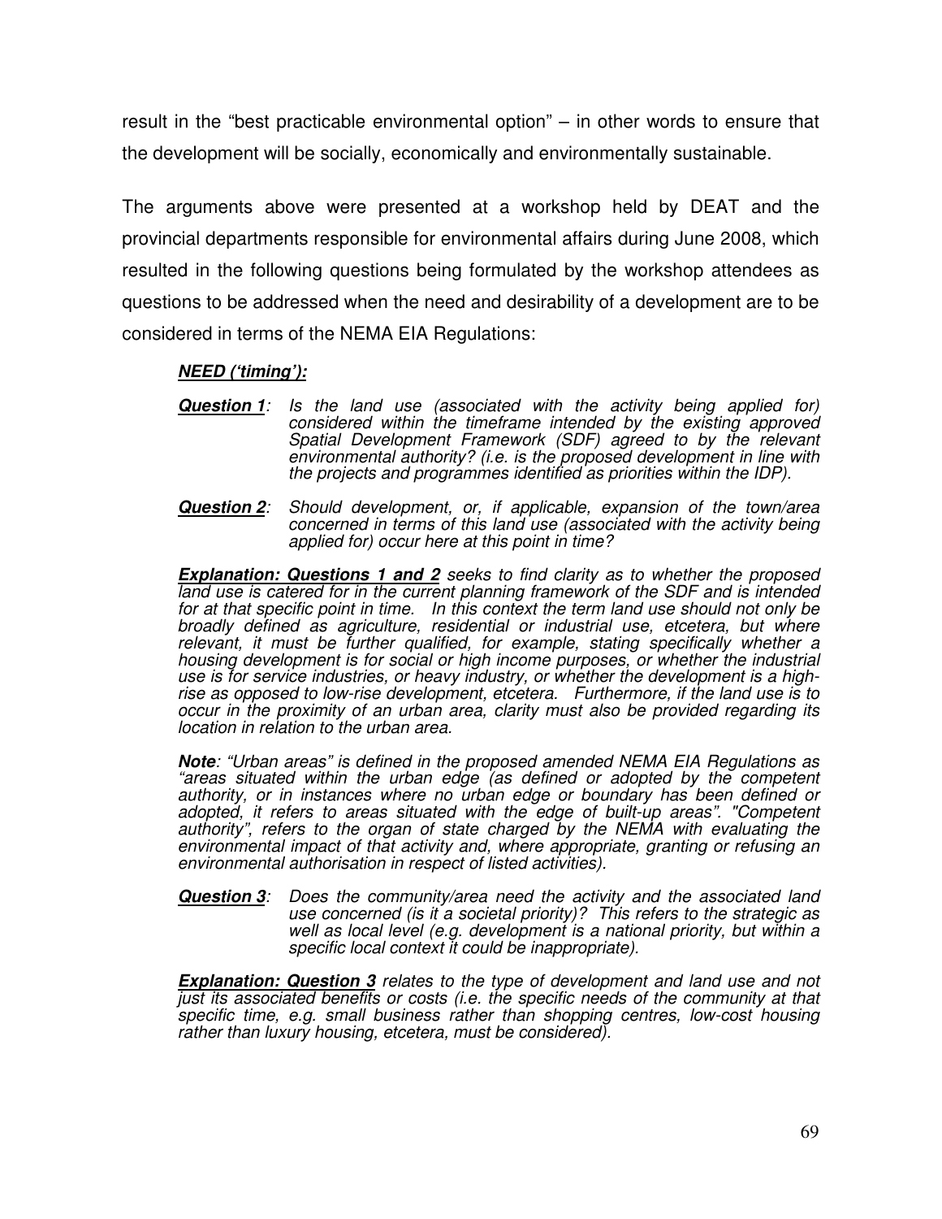result in the "best practicable environmental option" – in other words to ensure that the development will be socially, economically and environmentally sustainable.

The arguments above were presented at a workshop held by DEAT and the provincial departments responsible for environmental affairs during June 2008, which resulted in the following questions being formulated by the workshop attendees as questions to be addressed when the need and desirability of a development are to be considered in terms of the NEMA EIA Regulations:

***NEED ('timing'):***

***Question 1**: Is the land use (associated with the activity being applied for) considered within the timeframe intended by the existing approved Spatial Development Framework (SDF) agreed to by the relevant environmental authority? (i.e. is the proposed development in line with the projects and programmes identified as priorities within the IDP).*

***Question 2**: Should development, or, if applicable, expansion of the town/area concerned in terms of this land use (associated with the activity being applied for) occur here at this point in time?*

***Explanation: Questions 1 and 2** seeks to find clarity as to whether the proposed land use is catered for in the current planning framework of the SDF and is intended for at that specific point in time. In this context the term land use should not only be broadly defined as agriculture, residential or industrial use, etcetera, but where relevant, it must be further qualified, for example, stating specifically whether a housing development is for social or high income purposes, or whether the industrial use is for service industries, or heavy industry, or whether the development is a high-rise as opposed to low-rise development, etcetera. Furthermore, if the land use is to occur in the proximity of an urban area, clarity must also be provided regarding its location in relation to the urban area.*

***Note**: "Urban areas" is defined in the proposed amended NEMA EIA Regulations as "areas situated within the urban edge (as defined or adopted by the competent authority, or in instances where no urban edge or boundary has been defined or adopted, it refers to areas situated with the edge of built-up areas". "Competent authority", refers to the organ of state charged by the NEMA with evaluating the environmental impact of that activity and, where appropriate, granting or refusing an environmental authorisation in respect of listed activities).*

***Question 3**: Does the community/area need the activity and the associated land use concerned (is it a societal priority)? This refers to the strategic as well as local level (e.g. development is a national priority, but within a specific local context it could be inappropriate).*

***Explanation: Question 3** relates to the type of development and land use and not just its associated benefits or costs (i.e. the specific needs of the community at that specific time, e.g. small business rather than shopping centres, low-cost housing rather than luxury housing, etcetera, must be considered).*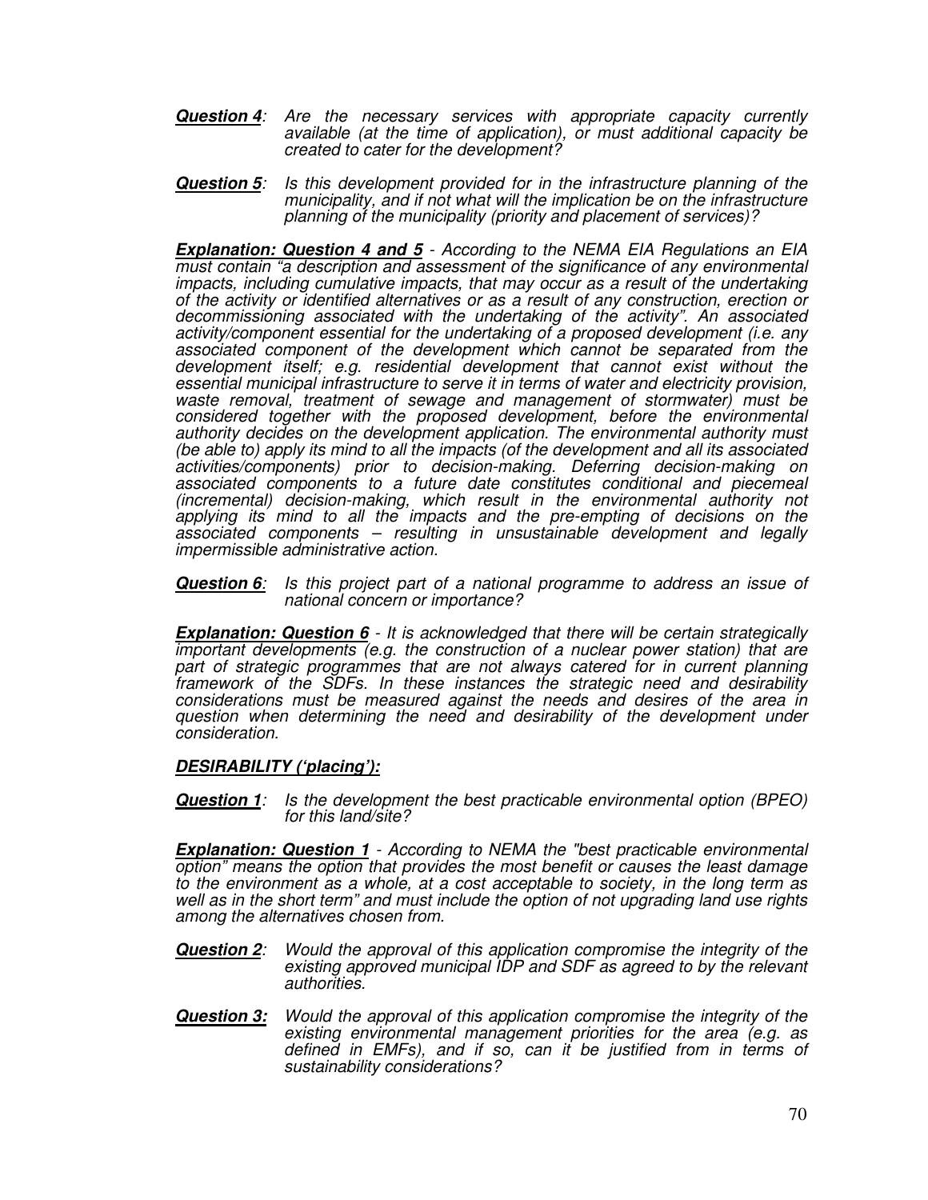***Question 4***: *Are the necessary services with appropriate capacity currently available (at the time of application), or must additional capacity be created to cater for the development?*

***Question 5***: *Is this development provided for in the infrastructure planning of the municipality, and if not what will the implication be on the infrastructure planning of the municipality (priority and placement of services)?*

***Explanation: Question 4 and 5*** *- According to the NEMA EIA Regulations an EIA must contain "a description and assessment of the significance of any environmental impacts, including cumulative impacts, that may occur as a result of the undertaking of the activity or identified alternatives or as a result of any construction, erection or decommissioning associated with the undertaking of the activity". An associated activity/component essential for the undertaking of a proposed development (i.e. any associated component of the development which cannot be separated from the development itself; e.g. residential development that cannot exist without the essential municipal infrastructure to serve it in terms of water and electricity provision, waste removal, treatment of sewage and management of stormwater) must be considered together with the proposed development, before the environmental authority decides on the development application. The environmental authority must (be able to) apply its mind to all the impacts (of the development and all its associated activities/components) prior to decision-making. Deferring decision-making on associated components to a future date constitutes conditional and piecemeal (incremental) decision-making, which result in the environmental authority not applying its mind to all the impacts and the pre-empting of decisions on the associated components – resulting in unsustainable development and legally impermissible administrative action.*

***Question 6***: *Is this project part of a national programme to address an issue of national concern or importance?*

***Explanation: Question 6*** *- It is acknowledged that there will be certain strategically important developments (e.g. the construction of a nuclear power station) that are part of strategic programmes that are not always catered for in current planning framework of the SDFs. In these instances the strategic need and desirability considerations must be measured against the needs and desires of the area in question when determining the need and desirability of the development under consideration.*

***DESIRABILITY ('placing'):***

***Question 1***: *Is the development the best practicable environmental option (BPEO) for this land/site?*

***Explanation: Question 1*** *- According to NEMA the "best practicable environmental option" means the option that provides the most benefit or causes the least damage to the environment as a whole, at a cost acceptable to society, in the long term as well as in the short term" and must include the option of not upgrading land use rights among the alternatives chosen from.*

***Question 2***: *Would the approval of this application compromise the integrity of the existing approved municipal IDP and SDF as agreed to by the relevant authorities.*

***Question 3:*** *Would the approval of this application compromise the integrity of the existing environmental management priorities for the area (e.g. as defined in EMFs), and if so, can it be justified from in terms of sustainability considerations?*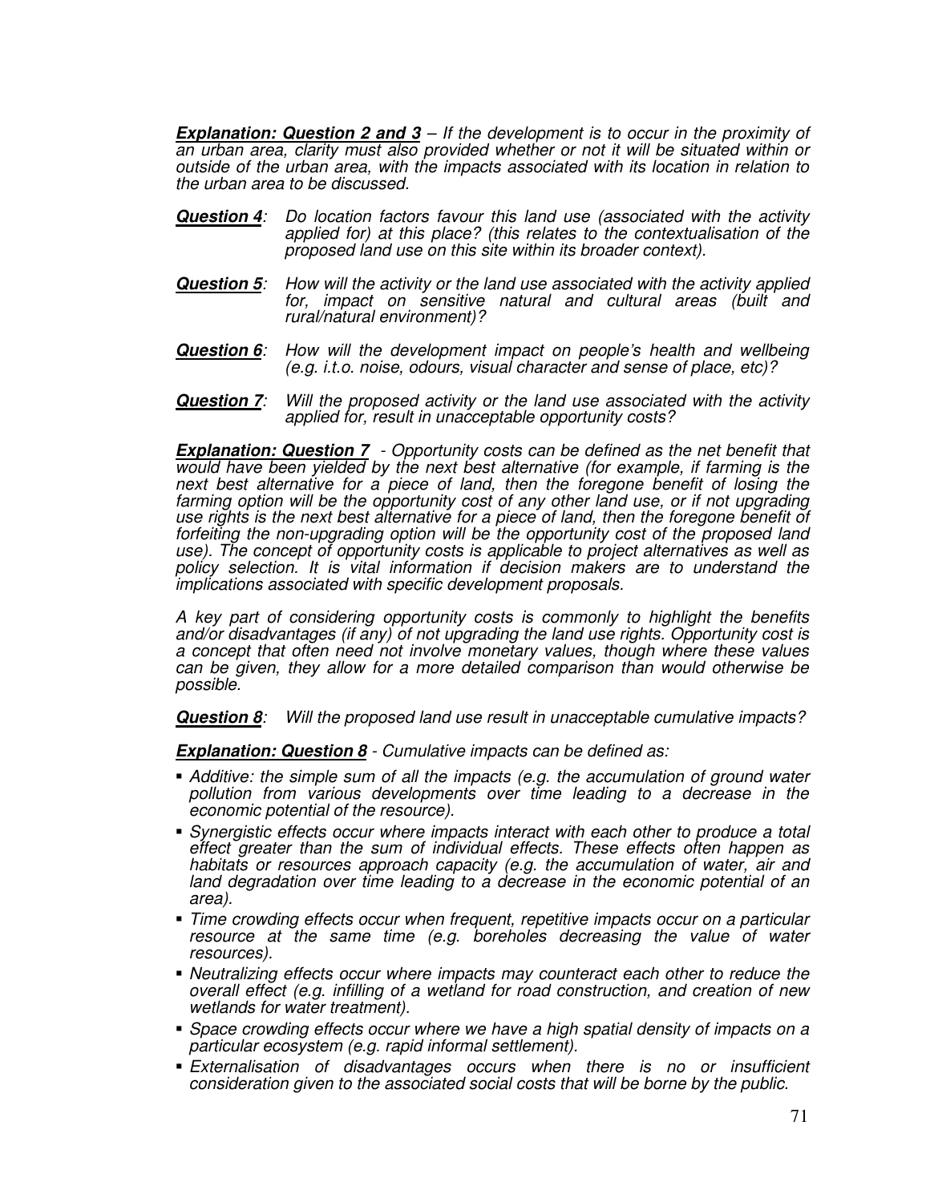***Explanation: Question 2 and 3*** *– If the development is to occur in the proximity of an urban area, clarity must also provided whether or not it will be situated within or outside of the urban area, with the impacts associated with its location in relation to the urban area to be discussed.*

***Question 4***: *Do location factors favour this land use (associated with the activity applied for) at this place? (this relates to the contextualisation of the proposed land use on this site within its broader context).*

***Question 5***: *How will the activity or the land use associated with the activity applied for, impact on sensitive natural and cultural areas (built and rural/natural environment)?*

***Question 6***: *How will the development impact on people's health and wellbeing (e.g. i.t.o. noise, odours, visual character and sense of place, etc)?*

***Question 7***: *Will the proposed activity or the land use associated with the activity applied for, result in unacceptable opportunity costs?*

***Explanation: Question 7*** *- Opportunity costs can be defined as the net benefit that would have been yielded by the next best alternative (for example, if farming is the next best alternative for a piece of land, then the foregone benefit of losing the farming option will be the opportunity cost of any other land use, or if not upgrading use rights is the next best alternative for a piece of land, then the foregone benefit of forfeiting the non-upgrading option will be the opportunity cost of the proposed land use). The concept of opportunity costs is applicable to project alternatives as well as policy selection. It is vital information if decision makers are to understand the implications associated with specific development proposals.*

*A key part of considering opportunity costs is commonly to highlight the benefits and/or disadvantages (if any) of not upgrading the land use rights. Opportunity cost is a concept that often need not involve monetary values, though where these values can be given, they allow for a more detailed comparison than would otherwise be possible.*

***Question 8***: *Will the proposed land use result in unacceptable cumulative impacts?*

***Explanation: Question 8*** *- Cumulative impacts can be defined as:*

- *Additive: the simple sum of all the impacts (e.g. the accumulation of ground water pollution from various developments over time leading to a decrease in the economic potential of the resource).*
- *Synergistic effects occur where impacts interact with each other to produce a total effect greater than the sum of individual effects. These effects often happen as habitats or resources approach capacity (e.g. the accumulation of water, air and land degradation over time leading to a decrease in the economic potential of an area).*
- *Time crowding effects occur when frequent, repetitive impacts occur on a particular resource at the same time (e.g. boreholes decreasing the value of water resources).*
- *Neutralizing effects occur where impacts may counteract each other to reduce the overall effect (e.g. infilling of a wetland for road construction, and creation of new wetlands for water treatment).*
- *Space crowding effects occur where we have a high spatial density of impacts on a particular ecosystem (e.g. rapid informal settlement).*
- *Externalisation of disadvantages occurs when there is no or insufficient consideration given to the associated social costs that will be borne by the public.*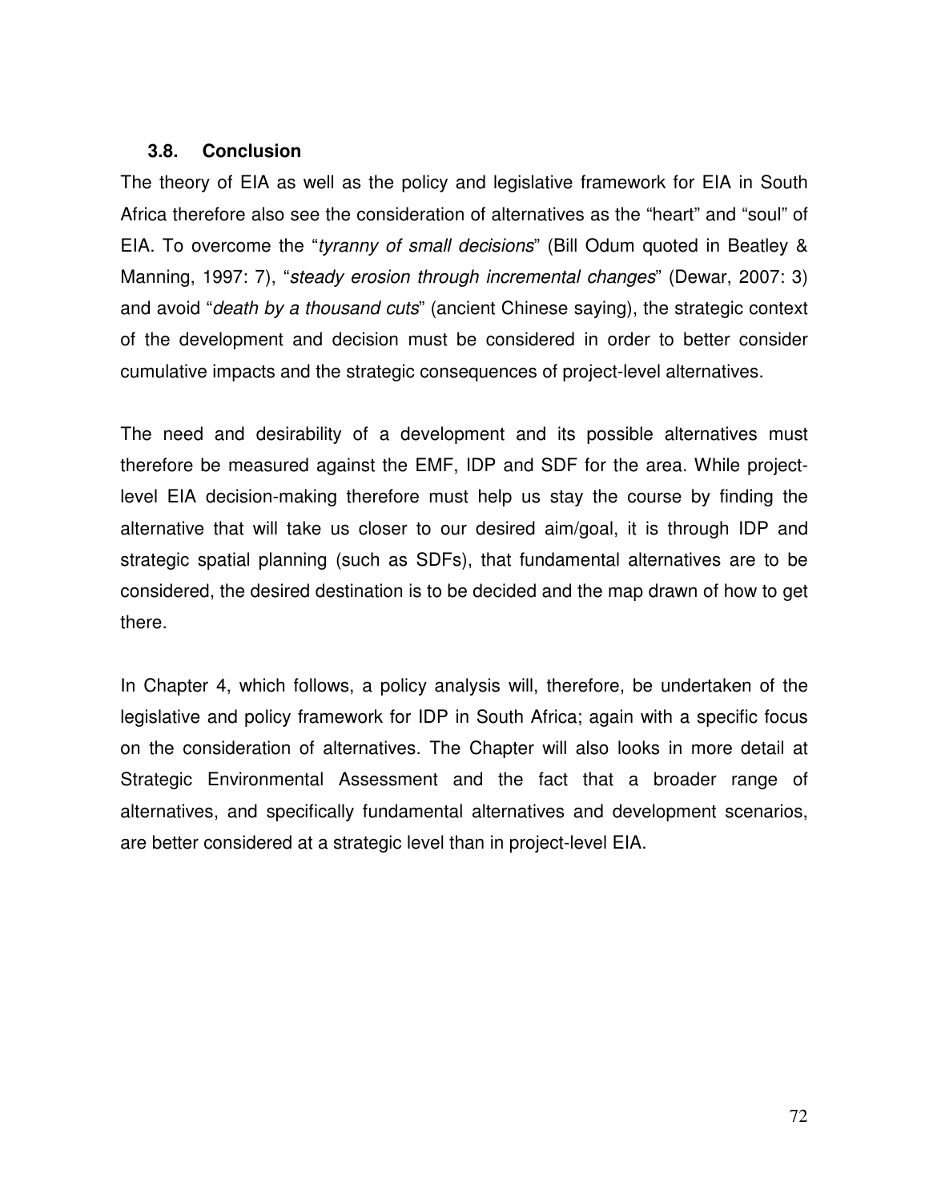### 3.8. Conclusion

The theory of EIA as well as the policy and legislative framework for EIA in South Africa therefore also see the consideration of alternatives as the "heart" and "soul" of EIA. To overcome the "*tyranny of small decisions*" (Bill Odum quoted in Beatley & Manning, 1997: 7), "*steady erosion through incremental changes*" (Dewar, 2007: 3) and avoid "*death by a thousand cuts*" (ancient Chinese saying), the strategic context of the development and decision must be considered in order to better consider cumulative impacts and the strategic consequences of project-level alternatives.

The need and desirability of a development and its possible alternatives must therefore be measured against the EMF, IDP and SDF for the area. While project-level EIA decision-making therefore must help us stay the course by finding the alternative that will take us closer to our desired aim/goal, it is through IDP and strategic spatial planning (such as SDFs), that fundamental alternatives are to be considered, the desired destination is to be decided and the map drawn of how to get there.

In Chapter 4, which follows, a policy analysis will, therefore, be undertaken of the legislative and policy framework for IDP in South Africa; again with a specific focus on the consideration of alternatives. The Chapter will also looks in more detail at Strategic Environmental Assessment and the fact that a broader range of alternatives, and specifically fundamental alternatives and development scenarios, are better considered at a strategic level than in project-level EIA.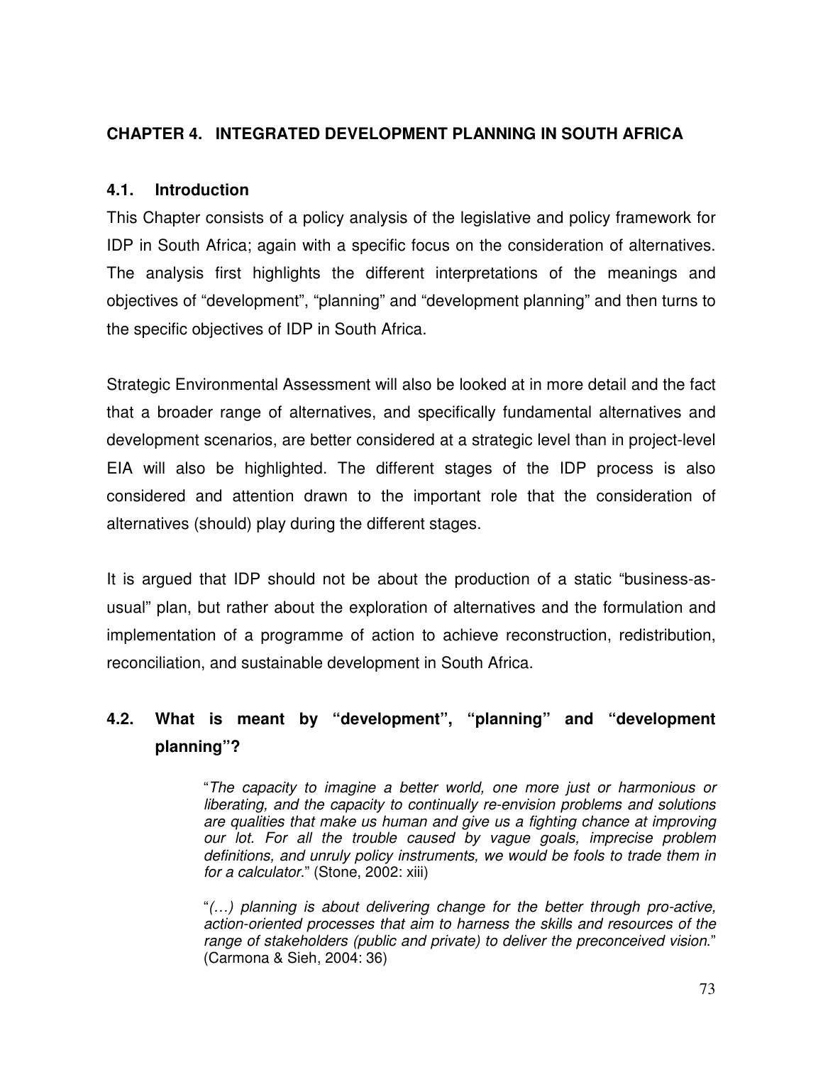## CHAPTER 4. INTEGRATED DEVELOPMENT PLANNING IN SOUTH AFRICA

### 4.1. Introduction

This Chapter consists of a policy analysis of the legislative and policy framework for IDP in South Africa; again with a specific focus on the consideration of alternatives. The analysis first highlights the different interpretations of the meanings and objectives of "development", "planning" and "development planning" and then turns to the specific objectives of IDP in South Africa.

Strategic Environmental Assessment will also be looked at in more detail and the fact that a broader range of alternatives, and specifically fundamental alternatives and development scenarios, are better considered at a strategic level than in project-level EIA will also be highlighted. The different stages of the IDP process is also considered and attention drawn to the important role that the consideration of alternatives (should) play during the different stages.

It is argued that IDP should not be about the production of a static "business-as-usual" plan, but rather about the exploration of alternatives and the formulation and implementation of a programme of action to achieve reconstruction, redistribution, reconciliation, and sustainable development in South Africa.

### 4.2. What is meant by "development", "planning" and "development planning"?

> "*The capacity to imagine a better world, one more just or harmonious or liberating, and the capacity to continually re-envision problems and solutions are qualities that make us human and give us a fighting chance at improving our lot. For all the trouble caused by vague goals, imprecise problem definitions, and unruly policy instruments, we would be fools to trade them in for a calculator.*" (Stone, 2002: xiii)

> "*(…) planning is about delivering change for the better through pro-active, action-oriented processes that aim to harness the skills and resources of the range of stakeholders (public and private) to deliver the preconceived vision.*" (Carmona & Sieh, 2004: 36)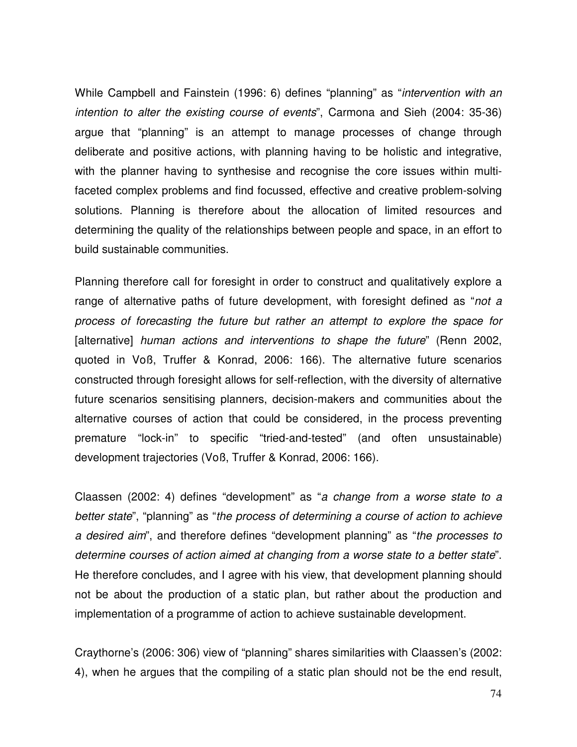While Campbell and Fainstein (1996: 6) defines "planning" as "*intervention with an intention to alter the existing course of events*", Carmona and Sieh (2004: 35-36) argue that "planning" is an attempt to manage processes of change through deliberate and positive actions, with planning having to be holistic and integrative, with the planner having to synthesise and recognise the core issues within multi-faceted complex problems and find focussed, effective and creative problem-solving solutions. Planning is therefore about the allocation of limited resources and determining the quality of the relationships between people and space, in an effort to build sustainable communities.

Planning therefore call for foresight in order to construct and qualitatively explore a range of alternative paths of future development, with foresight defined as "*not a process of forecasting the future but rather an attempt to explore the space for* [alternative] *human actions and interventions to shape the future*" (Renn 2002, quoted in Voß, Truffer & Konrad, 2006: 166). The alternative future scenarios constructed through foresight allows for self-reflection, with the diversity of alternative future scenarios sensitising planners, decision-makers and communities about the alternative courses of action that could be considered, in the process preventing premature "lock-in" to specific "tried-and-tested" (and often unsustainable) development trajectories (Voß, Truffer & Konrad, 2006: 166).

Claassen (2002: 4) defines "development" as "*a change from a worse state to a better state*", "planning" as "*the process of determining a course of action to achieve a desired aim*", and therefore defines "development planning" as "*the processes to determine courses of action aimed at changing from a worse state to a better state*". He therefore concludes, and I agree with his view, that development planning should not be about the production of a static plan, but rather about the production and implementation of a programme of action to achieve sustainable development.

Craythorne's (2006: 306) view of "planning" shares similarities with Claassen's (2002: 4), when he argues that the compiling of a static plan should not be the end result,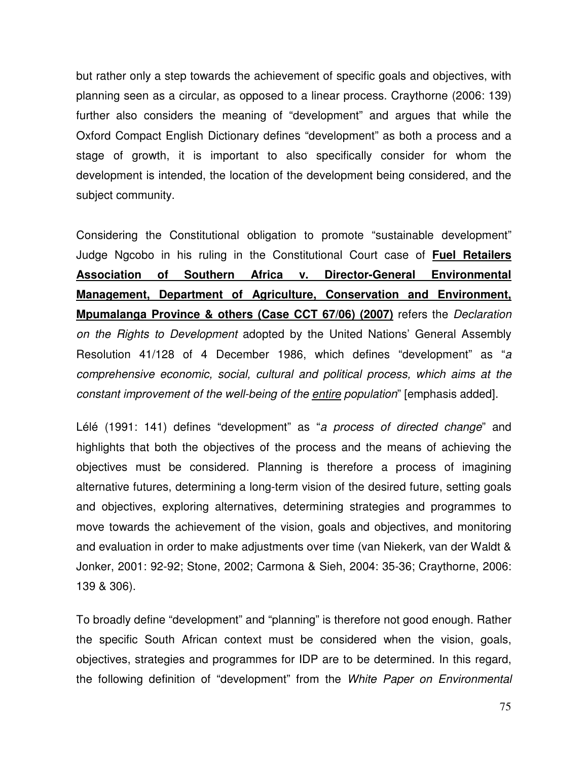but rather only a step towards the achievement of specific goals and objectives, with planning seen as a circular, as opposed to a linear process. Craythorne (2006: 139) further also considers the meaning of "development" and argues that while the Oxford Compact English Dictionary defines "development" as both a process and a stage of growth, it is important to also specifically consider for whom the development is intended, the location of the development being considered, and the subject community.

Considering the Constitutional obligation to promote "sustainable development" Judge Ngcobo in his ruling in the Constitutional Court case of <u>**Fuel Retailers Association of Southern Africa v. Director-General Environmental Management, Department of Agriculture, Conservation and Environment, Mpumalanga Province & others (Case CCT 67/06) (2007)**</u> refers the *Declaration on the Rights to Development* adopted by the United Nations' General Assembly Resolution 41/128 of 4 December 1986, which defines "development" as "*a comprehensive economic, social, cultural and political process, which aims at the constant improvement of the well-being of the <u>entire</u> population*" [emphasis added].

Lélé (1991: 141) defines "development" as "*a process of directed change*" and highlights that both the objectives of the process and the means of achieving the objectives must be considered. Planning is therefore a process of imagining alternative futures, determining a long-term vision of the desired future, setting goals and objectives, exploring alternatives, determining strategies and programmes to move towards the achievement of the vision, goals and objectives, and monitoring and evaluation in order to make adjustments over time (van Niekerk, van der Waldt & Jonker, 2001: 92-92; Stone, 2002; Carmona & Sieh, 2004: 35-36; Craythorne, 2006: 139 & 306).

To broadly define "development" and "planning" is therefore not good enough. Rather the specific South African context must be considered when the vision, goals, objectives, strategies and programmes for IDP are to be determined. In this regard, the following definition of "development" from the *White Paper on Environmental*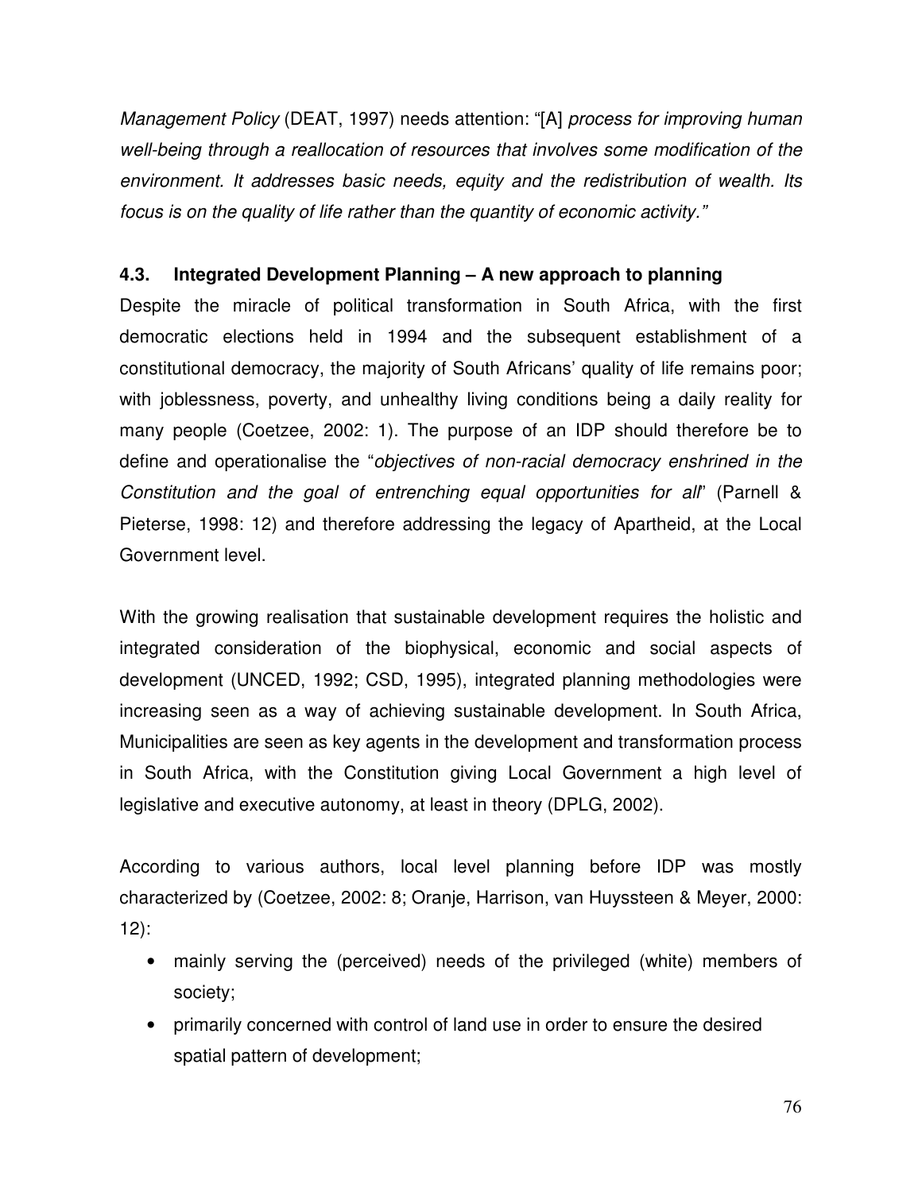*Management Policy* (DEAT, 1997) needs attention: "[A] *process for improving human well-being through a reallocation of resources that involves some modification of the environment. It addresses basic needs, equity and the redistribution of wealth. Its focus is on the quality of life rather than the quantity of economic activity."*

### 4.3. Integrated Development Planning – A new approach to planning

Despite the miracle of political transformation in South Africa, with the first democratic elections held in 1994 and the subsequent establishment of a constitutional democracy, the majority of South Africans' quality of life remains poor; with joblessness, poverty, and unhealthy living conditions being a daily reality for many people (Coetzee, 2002: 1). The purpose of an IDP should therefore be to define and operationalise the "*objectives of non-racial democracy enshrined in the Constitution and the goal of entrenching equal opportunities for all*" (Parnell & Pieterse, 1998: 12) and therefore addressing the legacy of Apartheid, at the Local Government level.

With the growing realisation that sustainable development requires the holistic and integrated consideration of the biophysical, economic and social aspects of development (UNCED, 1992; CSD, 1995), integrated planning methodologies were increasing seen as a way of achieving sustainable development. In South Africa, Municipalities are seen as key agents in the development and transformation process in South Africa, with the Constitution giving Local Government a high level of legislative and executive autonomy, at least in theory (DPLG, 2002).

According to various authors, local level planning before IDP was mostly characterized by (Coetzee, 2002: 8; Oranje, Harrison, van Huyssteen & Meyer, 2000: 12):

- mainly serving the (perceived) needs of the privileged (white) members of society;
- primarily concerned with control of land use in order to ensure the desired spatial pattern of development;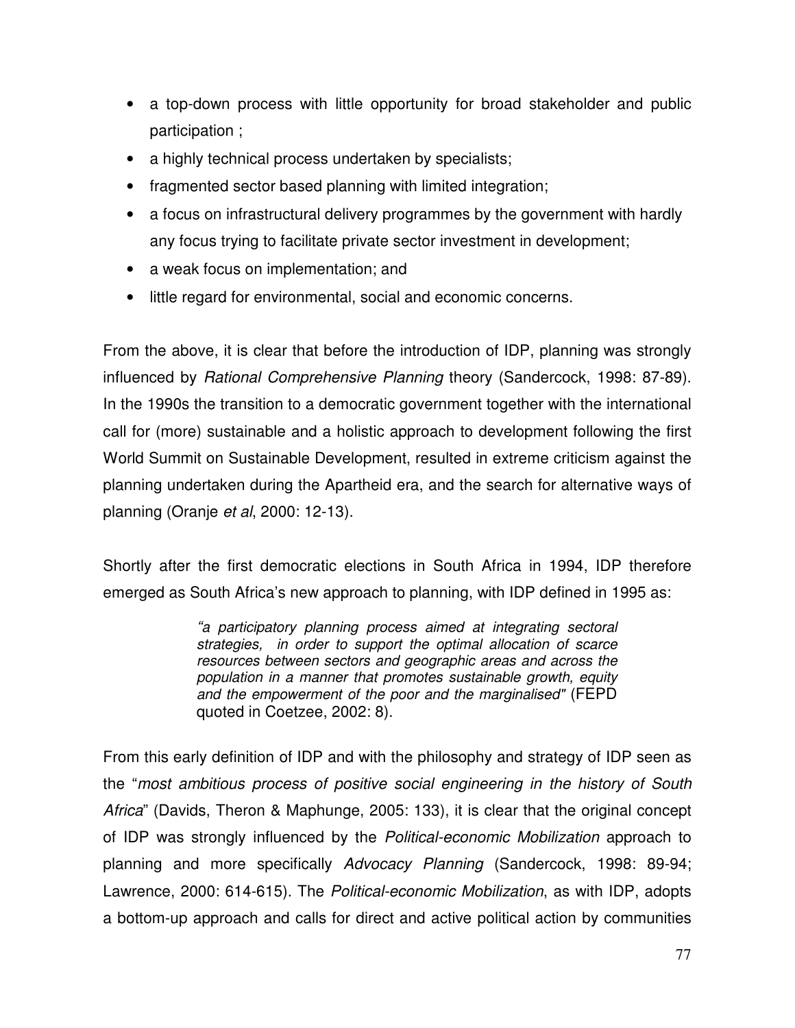- a top-down process with little opportunity for broad stakeholder and public participation ;
- a highly technical process undertaken by specialists;
- fragmented sector based planning with limited integration;
- a focus on infrastructural delivery programmes by the government with hardly any focus trying to facilitate private sector investment in development;
- a weak focus on implementation; and
- little regard for environmental, social and economic concerns.

From the above, it is clear that before the introduction of IDP, planning was strongly influenced by *Rational Comprehensive Planning* theory (Sandercock, 1998: 87-89). In the 1990s the transition to a democratic government together with the international call for (more) sustainable and a holistic approach to development following the first World Summit on Sustainable Development, resulted in extreme criticism against the planning undertaken during the Apartheid era, and the search for alternative ways of planning (Oranje *et al*, 2000: 12-13).

Shortly after the first democratic elections in South Africa in 1994, IDP therefore emerged as South Africa's new approach to planning, with IDP defined in 1995 as:

> *"a participatory planning process aimed at integrating sectoral strategies, in order to support the optimal allocation of scarce resources between sectors and geographic areas and across the population in a manner that promotes sustainable growth, equity and the empowerment of the poor and the marginalised"* (FEPD quoted in Coetzee, 2002: 8).

From this early definition of IDP and with the philosophy and strategy of IDP seen as the "*most ambitious process of positive social engineering in the history of South Africa*" (Davids, Theron & Maphunge, 2005: 133), it is clear that the original concept of IDP was strongly influenced by the *Political-economic Mobilization* approach to planning and more specifically *Advocacy Planning* (Sandercock, 1998: 89-94; Lawrence, 2000: 614-615). The *Political-economic Mobilization*, as with IDP, adopts a bottom-up approach and calls for direct and active political action by communities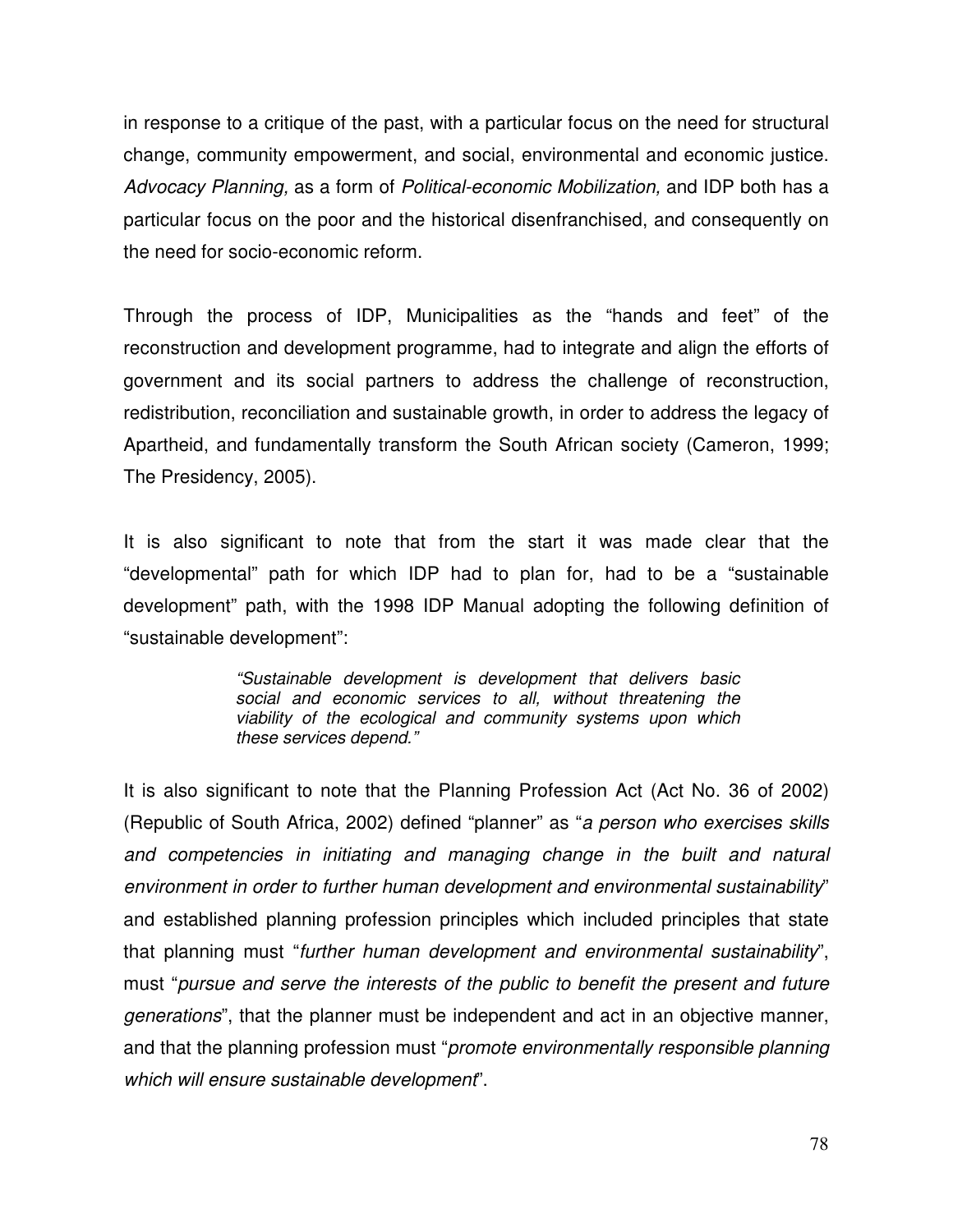in response to a critique of the past, with a particular focus on the need for structural change, community empowerment, and social, environmental and economic justice. *Advocacy Planning,* as a form of *Political-economic Mobilization,* and IDP both has a particular focus on the poor and the historical disenfranchised, and consequently on the need for socio-economic reform.

Through the process of IDP, Municipalities as the "hands and feet" of the reconstruction and development programme, had to integrate and align the efforts of government and its social partners to address the challenge of reconstruction, redistribution, reconciliation and sustainable growth, in order to address the legacy of Apartheid, and fundamentally transform the South African society (Cameron, 1999; The Presidency, 2005).

It is also significant to note that from the start it was made clear that the "developmental" path for which IDP had to plan for, had to be a "sustainable development" path, with the 1998 IDP Manual adopting the following definition of "sustainable development":

> *"Sustainable development is development that delivers basic social and economic services to all, without threatening the viability of the ecological and community systems upon which these services depend."*

It is also significant to note that the Planning Profession Act (Act No. 36 of 2002) (Republic of South Africa, 2002) defined "planner" as "*a person who exercises skills and competencies in initiating and managing change in the built and natural environment in order to further human development and environmental sustainability*" and established planning profession principles which included principles that state that planning must "*further human development and environmental sustainability*", must "*pursue and serve the interests of the public to benefit the present and future generations*", that the planner must be independent and act in an objective manner, and that the planning profession must "*promote environmentally responsible planning which will ensure sustainable development*".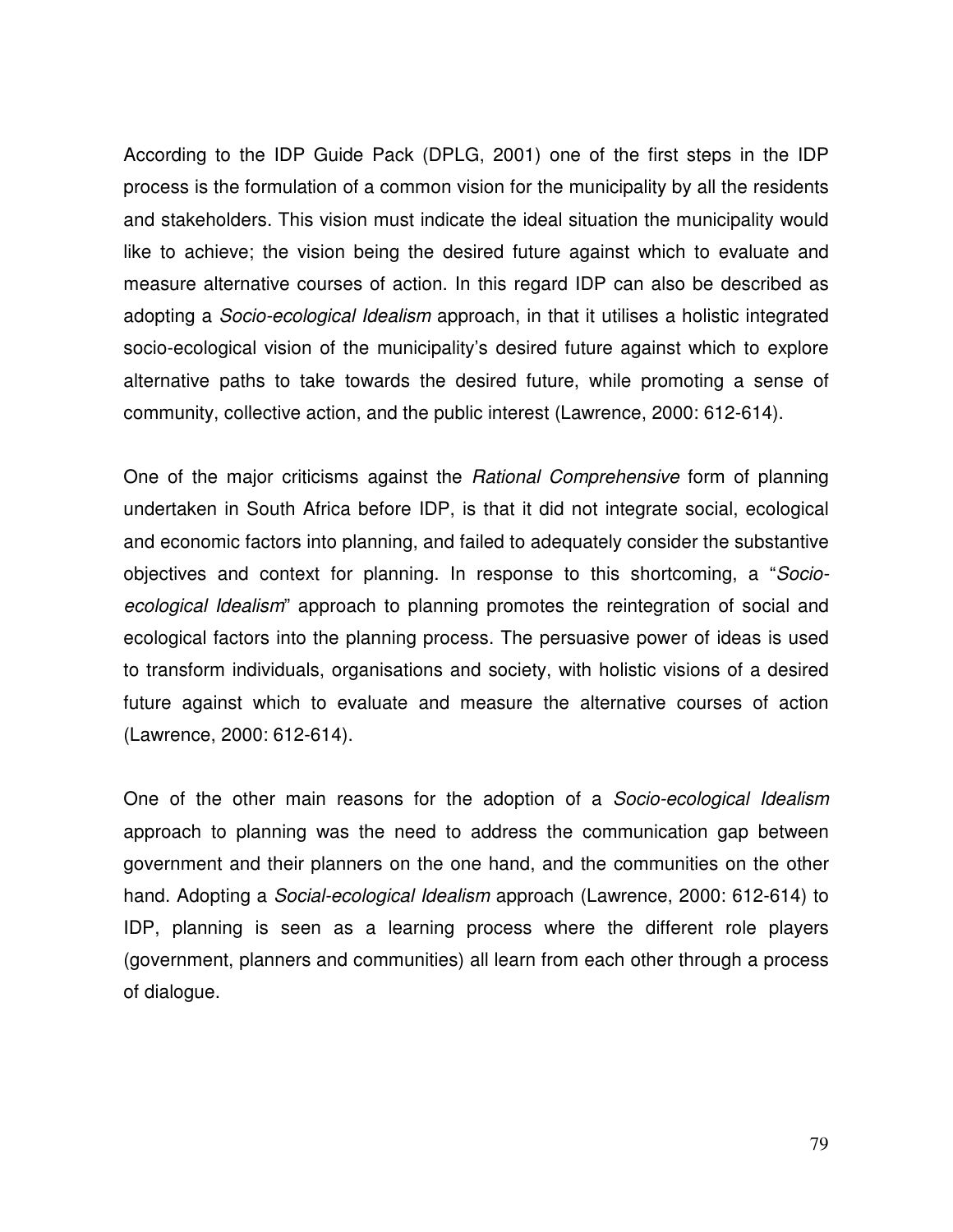According to the IDP Guide Pack (DPLG, 2001) one of the first steps in the IDP process is the formulation of a common vision for the municipality by all the residents and stakeholders. This vision must indicate the ideal situation the municipality would like to achieve; the vision being the desired future against which to evaluate and measure alternative courses of action. In this regard IDP can also be described as adopting a *Socio-ecological Idealism* approach, in that it utilises a holistic integrated socio-ecological vision of the municipality's desired future against which to explore alternative paths to take towards the desired future, while promoting a sense of community, collective action, and the public interest (Lawrence, 2000: 612-614).

One of the major criticisms against the *Rational Comprehensive* form of planning undertaken in South Africa before IDP, is that it did not integrate social, ecological and economic factors into planning, and failed to adequately consider the substantive objectives and context for planning. In response to this shortcoming, a "*Socio-ecological Idealism*" approach to planning promotes the reintegration of social and ecological factors into the planning process. The persuasive power of ideas is used to transform individuals, organisations and society, with holistic visions of a desired future against which to evaluate and measure the alternative courses of action (Lawrence, 2000: 612-614).

One of the other main reasons for the adoption of a *Socio-ecological Idealism* approach to planning was the need to address the communication gap between government and their planners on the one hand, and the communities on the other hand. Adopting a *Social-ecological Idealism* approach (Lawrence, 2000: 612-614) to IDP, planning is seen as a learning process where the different role players (government, planners and communities) all learn from each other through a process of dialogue.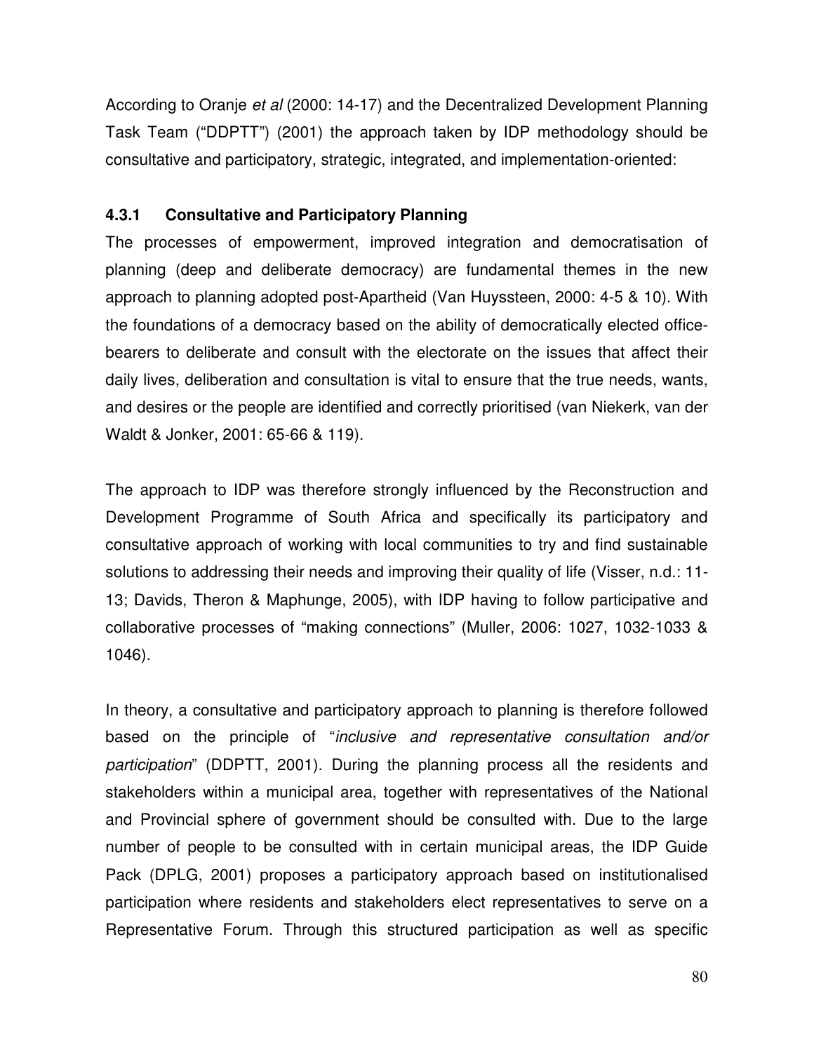According to Oranje *et al* (2000: 14-17) and the Decentralized Development Planning Task Team ("DDPTT") (2001) the approach taken by IDP methodology should be consultative and participatory, strategic, integrated, and implementation-oriented:

### 4.3.1 Consultative and Participatory Planning

The processes of empowerment, improved integration and democratisation of planning (deep and deliberate democracy) are fundamental themes in the new approach to planning adopted post-Apartheid (Van Huyssteen, 2000: 4-5 & 10). With the foundations of a democracy based on the ability of democratically elected office-bearers to deliberate and consult with the electorate on the issues that affect their daily lives, deliberation and consultation is vital to ensure that the true needs, wants, and desires or the people are identified and correctly prioritised (van Niekerk, van der Waldt & Jonker, 2001: 65-66 & 119).

The approach to IDP was therefore strongly influenced by the Reconstruction and Development Programme of South Africa and specifically its participatory and consultative approach of working with local communities to try and find sustainable solutions to addressing their needs and improving their quality of life (Visser, n.d.: 11-13; Davids, Theron & Maphunge, 2005), with IDP having to follow participative and collaborative processes of "making connections" (Muller, 2006: 1027, 1032-1033 & 1046).

In theory, a consultative and participatory approach to planning is therefore followed based on the principle of "*inclusive and representative consultation and/or participation*" (DDPTT, 2001). During the planning process all the residents and stakeholders within a municipal area, together with representatives of the National and Provincial sphere of government should be consulted with. Due to the large number of people to be consulted with in certain municipal areas, the IDP Guide Pack (DPLG, 2001) proposes a participatory approach based on institutionalised participation where residents and stakeholders elect representatives to serve on a Representative Forum. Through this structured participation as well as specific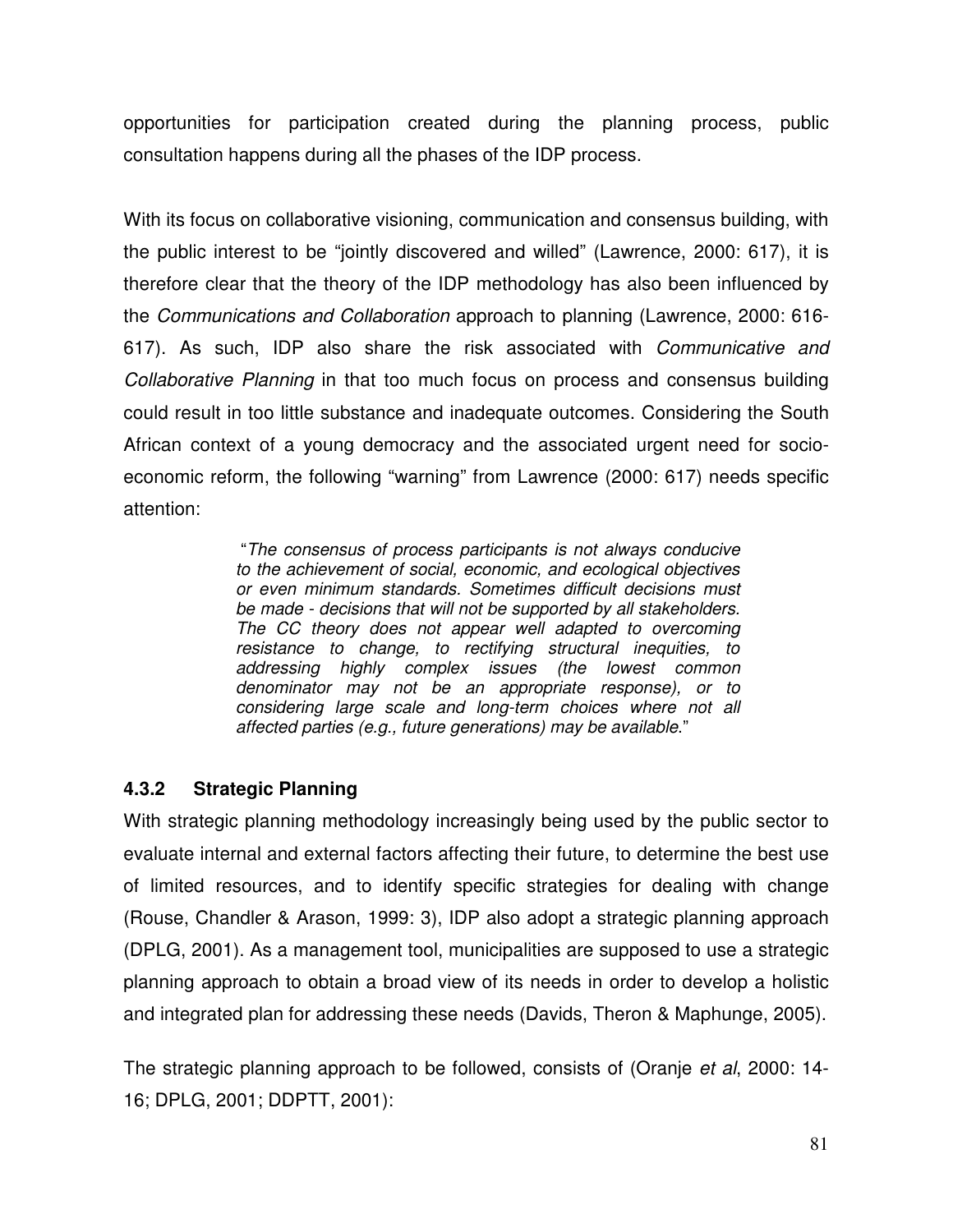opportunities for participation created during the planning process, public consultation happens during all the phases of the IDP process.

With its focus on collaborative visioning, communication and consensus building, with the public interest to be "jointly discovered and willed" (Lawrence, 2000: 617), it is therefore clear that the theory of the IDP methodology has also been influenced by the *Communications and Collaboration* approach to planning (Lawrence, 2000: 616-617). As such, IDP also share the risk associated with *Communicative and Collaborative Planning* in that too much focus on process and consensus building could result in too little substance and inadequate outcomes. Considering the South African context of a young democracy and the associated urgent need for socio-economic reform, the following "warning" from Lawrence (2000: 617) needs specific attention:

> "*The consensus of process participants is not always conducive to the achievement of social, economic, and ecological objectives or even minimum standards. Sometimes difficult decisions must be made - decisions that will not be supported by all stakeholders. The CC theory does not appear well adapted to overcoming resistance to change, to rectifying structural inequities, to addressing highly complex issues (the lowest common denominator may not be an appropriate response), or to considering large scale and long-term choices where not all affected parties (e.g., future generations) may be available.*"

### 4.3.2 Strategic Planning

With strategic planning methodology increasingly being used by the public sector to evaluate internal and external factors affecting their future, to determine the best use of limited resources, and to identify specific strategies for dealing with change (Rouse, Chandler & Arason, 1999: 3), IDP also adopt a strategic planning approach (DPLG, 2001). As a management tool, municipalities are supposed to use a strategic planning approach to obtain a broad view of its needs in order to develop a holistic and integrated plan for addressing these needs (Davids, Theron & Maphunge, 2005).

The strategic planning approach to be followed, consists of (Oranje *et al*, 2000: 14-16; DPLG, 2001; DDPTT, 2001):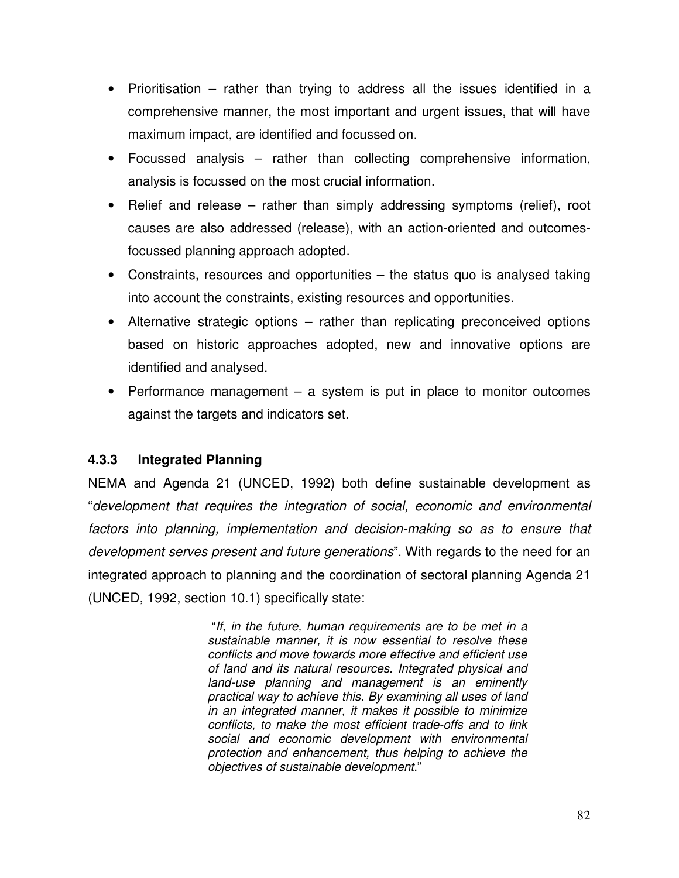- Prioritisation – rather than trying to address all the issues identified in a comprehensive manner, the most important and urgent issues, that will have maximum impact, are identified and focussed on.
- Focussed analysis – rather than collecting comprehensive information, analysis is focussed on the most crucial information.
- Relief and release – rather than simply addressing symptoms (relief), root causes are also addressed (release), with an action-oriented and outcomes-focussed planning approach adopted.
- Constraints, resources and opportunities – the status quo is analysed taking into account the constraints, existing resources and opportunities.
- Alternative strategic options – rather than replicating preconceived options based on historic approaches adopted, new and innovative options are identified and analysed.
- Performance management – a system is put in place to monitor outcomes against the targets and indicators set.

### 4.3.3 Integrated Planning

NEMA and Agenda 21 (UNCED, 1992) both define sustainable development as "*development that requires the integration of social, economic and environmental factors into planning, implementation and decision-making so as to ensure that development serves present and future generations*". With regards to the need for an integrated approach to planning and the coordination of sectoral planning Agenda 21 (UNCED, 1992, section 10.1) specifically state:

> "*If, in the future, human requirements are to be met in a sustainable manner, it is now essential to resolve these conflicts and move towards more effective and efficient use of land and its natural resources. Integrated physical and land-use planning and management is an eminently practical way to achieve this. By examining all uses of land in an integrated manner, it makes it possible to minimize conflicts, to make the most efficient trade-offs and to link social and economic development with environmental protection and enhancement, thus helping to achieve the objectives of sustainable development*."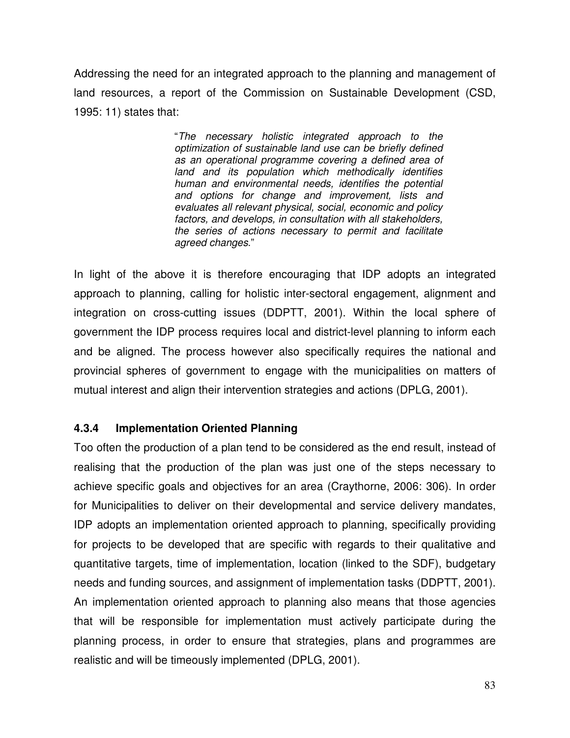Addressing the need for an integrated approach to the planning and management of land resources, a report of the Commission on Sustainable Development (CSD, 1995: 11) states that:

> "*The necessary holistic integrated approach to the optimization of sustainable land use can be briefly defined as an operational programme covering a defined area of land and its population which methodically identifies human and environmental needs, identifies the potential and options for change and improvement, lists and evaluates all relevant physical, social, economic and policy factors, and develops, in consultation with all stakeholders, the series of actions necessary to permit and facilitate agreed changes.*"

In light of the above it is therefore encouraging that IDP adopts an integrated approach to planning, calling for holistic inter-sectoral engagement, alignment and integration on cross-cutting issues (DDPTT, 2001). Within the local sphere of government the IDP process requires local and district-level planning to inform each and be aligned. The process however also specifically requires the national and provincial spheres of government to engage with the municipalities on matters of mutual interest and align their intervention strategies and actions (DPLG, 2001).

### 4.3.4 Implementation Oriented Planning

Too often the production of a plan tend to be considered as the end result, instead of realising that the production of the plan was just one of the steps necessary to achieve specific goals and objectives for an area (Craythorne, 2006: 306). In order for Municipalities to deliver on their developmental and service delivery mandates, IDP adopts an implementation oriented approach to planning, specifically providing for projects to be developed that are specific with regards to their qualitative and quantitative targets, time of implementation, location (linked to the SDF), budgetary needs and funding sources, and assignment of implementation tasks (DDPTT, 2001). An implementation oriented approach to planning also means that those agencies that will be responsible for implementation must actively participate during the planning process, in order to ensure that strategies, plans and programmes are realistic and will be timeously implemented (DPLG, 2001).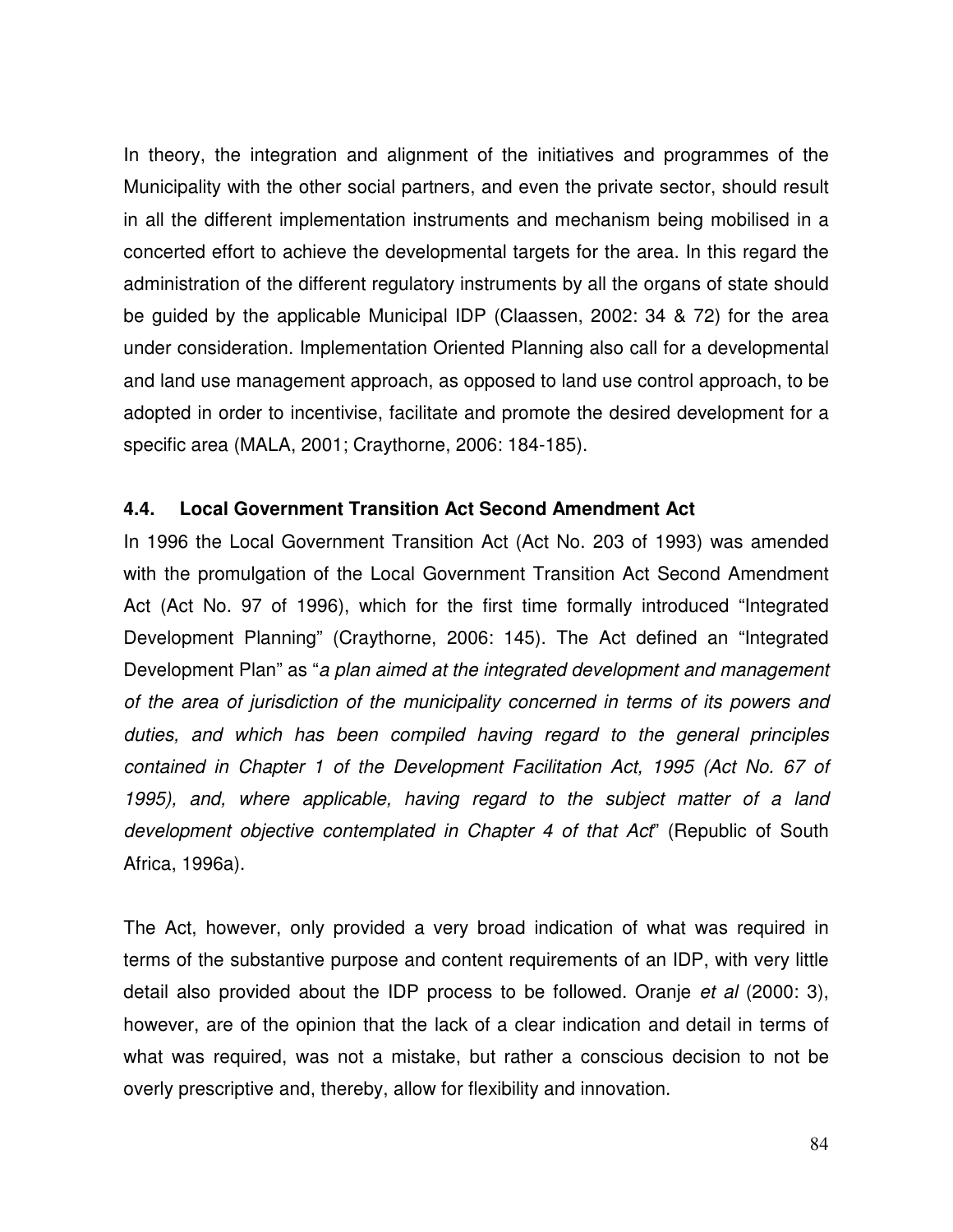In theory, the integration and alignment of the initiatives and programmes of the Municipality with the other social partners, and even the private sector, should result in all the different implementation instruments and mechanism being mobilised in a concerted effort to achieve the developmental targets for the area. In this regard the administration of the different regulatory instruments by all the organs of state should be guided by the applicable Municipal IDP (Claassen, 2002: 34 & 72) for the area under consideration. Implementation Oriented Planning also call for a developmental and land use management approach, as opposed to land use control approach, to be adopted in order to incentivise, facilitate and promote the desired development for a specific area (MALA, 2001; Craythorne, 2006: 184-185).

### 4.4. Local Government Transition Act Second Amendment Act

In 1996 the Local Government Transition Act (Act No. 203 of 1993) was amended with the promulgation of the Local Government Transition Act Second Amendment Act (Act No. 97 of 1996), which for the first time formally introduced "Integrated Development Planning" (Craythorne, 2006: 145). The Act defined an "Integrated Development Plan" as "*a plan aimed at the integrated development and management of the area of jurisdiction of the municipality concerned in terms of its powers and duties, and which has been compiled having regard to the general principles contained in Chapter 1 of the Development Facilitation Act, 1995 (Act No. 67 of 1995), and, where applicable, having regard to the subject matter of a land development objective contemplated in Chapter 4 of that Act*" (Republic of South Africa, 1996a).

The Act, however, only provided a very broad indication of what was required in terms of the substantive purpose and content requirements of an IDP, with very little detail also provided about the IDP process to be followed. Oranje *et al* (2000: 3), however, are of the opinion that the lack of a clear indication and detail in terms of what was required, was not a mistake, but rather a conscious decision to not be overly prescriptive and, thereby, allow for flexibility and innovation.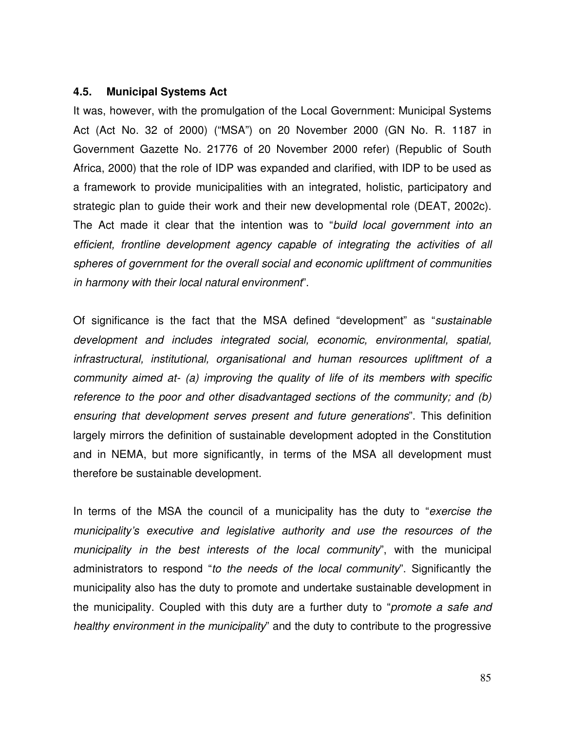### 4.5. Municipal Systems Act

It was, however, with the promulgation of the Local Government: Municipal Systems Act (Act No. 32 of 2000) ("MSA") on 20 November 2000 (GN No. R. 1187 in Government Gazette No. 21776 of 20 November 2000 refer) (Republic of South Africa, 2000) that the role of IDP was expanded and clarified, with IDP to be used as a framework to provide municipalities with an integrated, holistic, participatory and strategic plan to guide their work and their new developmental role (DEAT, 2002c). The Act made it clear that the intention was to "*build local government into an efficient, frontline development agency capable of integrating the activities of all spheres of government for the overall social and economic upliftment of communities in harmony with their local natural environment*".

Of significance is the fact that the MSA defined "development" as "*sustainable development and includes integrated social, economic, environmental, spatial, infrastructural, institutional, organisational and human resources upliftment of a community aimed at- (a) improving the quality of life of its members with specific reference to the poor and other disadvantaged sections of the community; and (b) ensuring that development serves present and future generations*". This definition largely mirrors the definition of sustainable development adopted in the Constitution and in NEMA, but more significantly, in terms of the MSA all development must therefore be sustainable development.

In terms of the MSA the council of a municipality has the duty to "*exercise the municipality's executive and legislative authority and use the resources of the municipality in the best interests of the local community*", with the municipal administrators to respond "*to the needs of the local community*". Significantly the municipality also has the duty to promote and undertake sustainable development in the municipality. Coupled with this duty are a further duty to "*promote a safe and healthy environment in the municipality*" and the duty to contribute to the progressive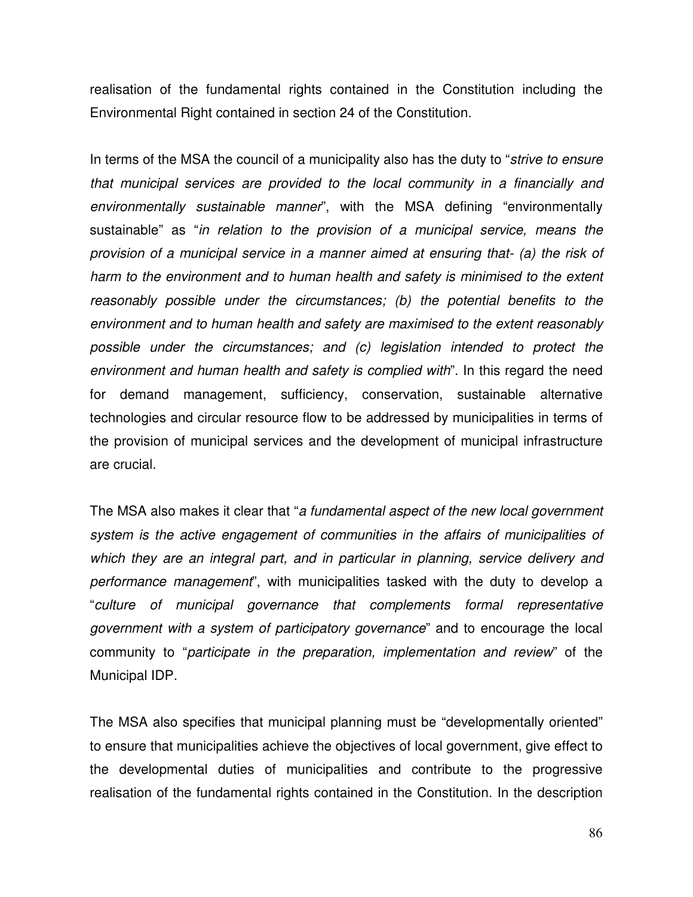realisation of the fundamental rights contained in the Constitution including the Environmental Right contained in section 24 of the Constitution.

In terms of the MSA the council of a municipality also has the duty to "*strive to ensure that municipal services are provided to the local community in a financially and environmentally sustainable manner*", with the MSA defining "environmentally sustainable" as "*in relation to the provision of a municipal service, means the provision of a municipal service in a manner aimed at ensuring that- (a) the risk of harm to the environment and to human health and safety is minimised to the extent reasonably possible under the circumstances; (b) the potential benefits to the environment and to human health and safety are maximised to the extent reasonably possible under the circumstances; and (c) legislation intended to protect the environment and human health and safety is complied with*". In this regard the need for demand management, sufficiency, conservation, sustainable alternative technologies and circular resource flow to be addressed by municipalities in terms of the provision of municipal services and the development of municipal infrastructure are crucial.

The MSA also makes it clear that "*a fundamental aspect of the new local government system is the active engagement of communities in the affairs of municipalities of which they are an integral part, and in particular in planning, service delivery and performance management*", with municipalities tasked with the duty to develop a "*culture of municipal governance that complements formal representative government with a system of participatory governance*" and to encourage the local community to "*participate in the preparation, implementation and review*" of the Municipal IDP.

The MSA also specifies that municipal planning must be "developmentally oriented" to ensure that municipalities achieve the objectives of local government, give effect to the developmental duties of municipalities and contribute to the progressive realisation of the fundamental rights contained in the Constitution. In the description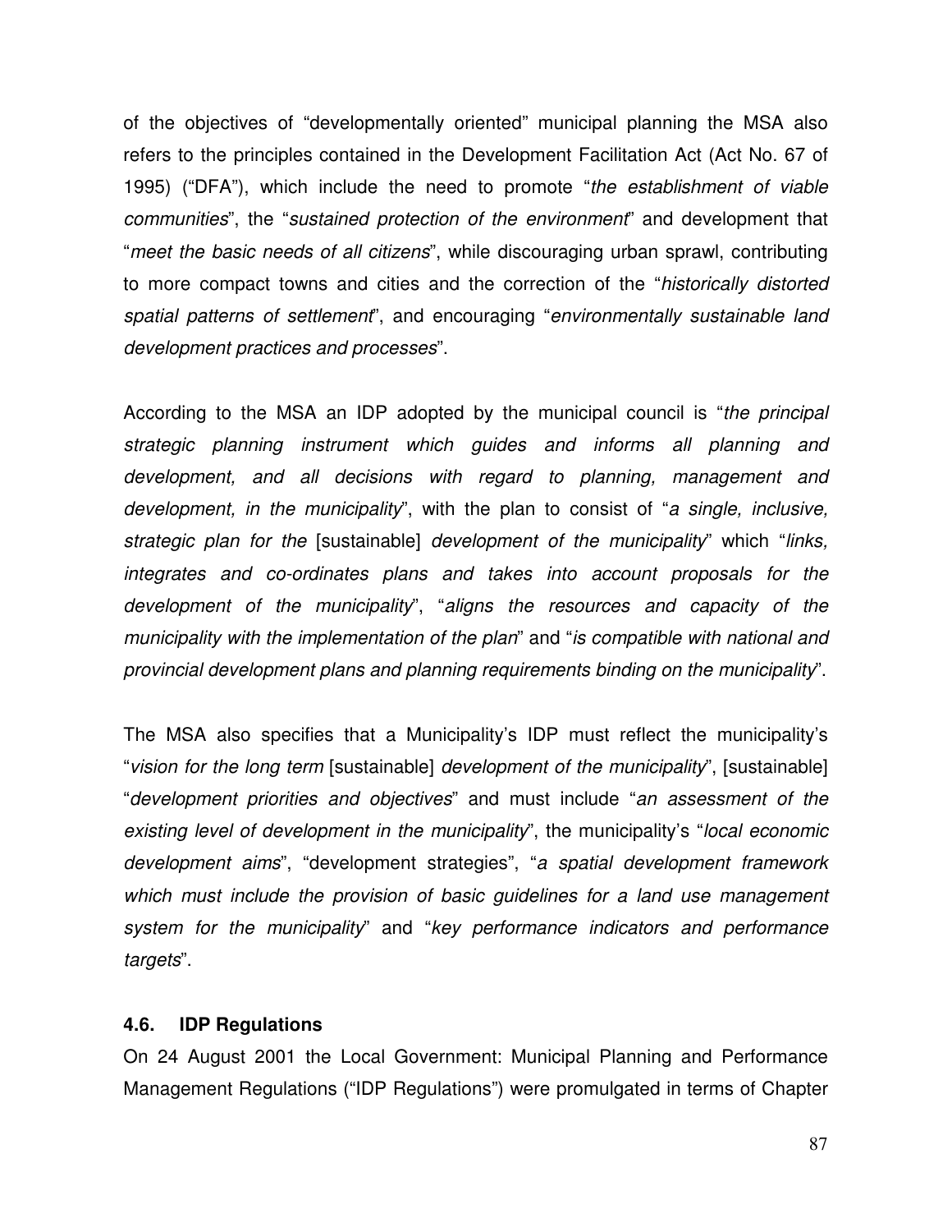of the objectives of "developmentally oriented" municipal planning the MSA also refers to the principles contained in the Development Facilitation Act (Act No. 67 of 1995) ("DFA"), which include the need to promote "*the establishment of viable communities*", the "*sustained protection of the environment*" and development that "*meet the basic needs of all citizens*", while discouraging urban sprawl, contributing to more compact towns and cities and the correction of the "*historically distorted spatial patterns of settlement*", and encouraging "*environmentally sustainable land development practices and processes*".

According to the MSA an IDP adopted by the municipal council is "*the principal strategic planning instrument which guides and informs all planning and development, and all decisions with regard to planning, management and development, in the municipality*", with the plan to consist of "*a single, inclusive, strategic plan for the* [sustainable] *development of the municipality*" which "*links, integrates and co-ordinates plans and takes into account proposals for the development of the municipality*", "*aligns the resources and capacity of the municipality with the implementation of the plan*" and "*is compatible with national and provincial development plans and planning requirements binding on the municipality*".

The MSA also specifies that a Municipality's IDP must reflect the municipality's "*vision for the long term* [sustainable] *development of the municipality*", [sustainable] "*development priorities and objectives*" and must include "*an assessment of the existing level of development in the municipality*", the municipality's "*local economic development aims*", "development strategies", "*a spatial development framework which must include the provision of basic guidelines for a land use management system for the municipality*" and "*key performance indicators and performance targets*".

### 4.6. IDP Regulations

On 24 August 2001 the Local Government: Municipal Planning and Performance Management Regulations ("IDP Regulations") were promulgated in terms of Chapter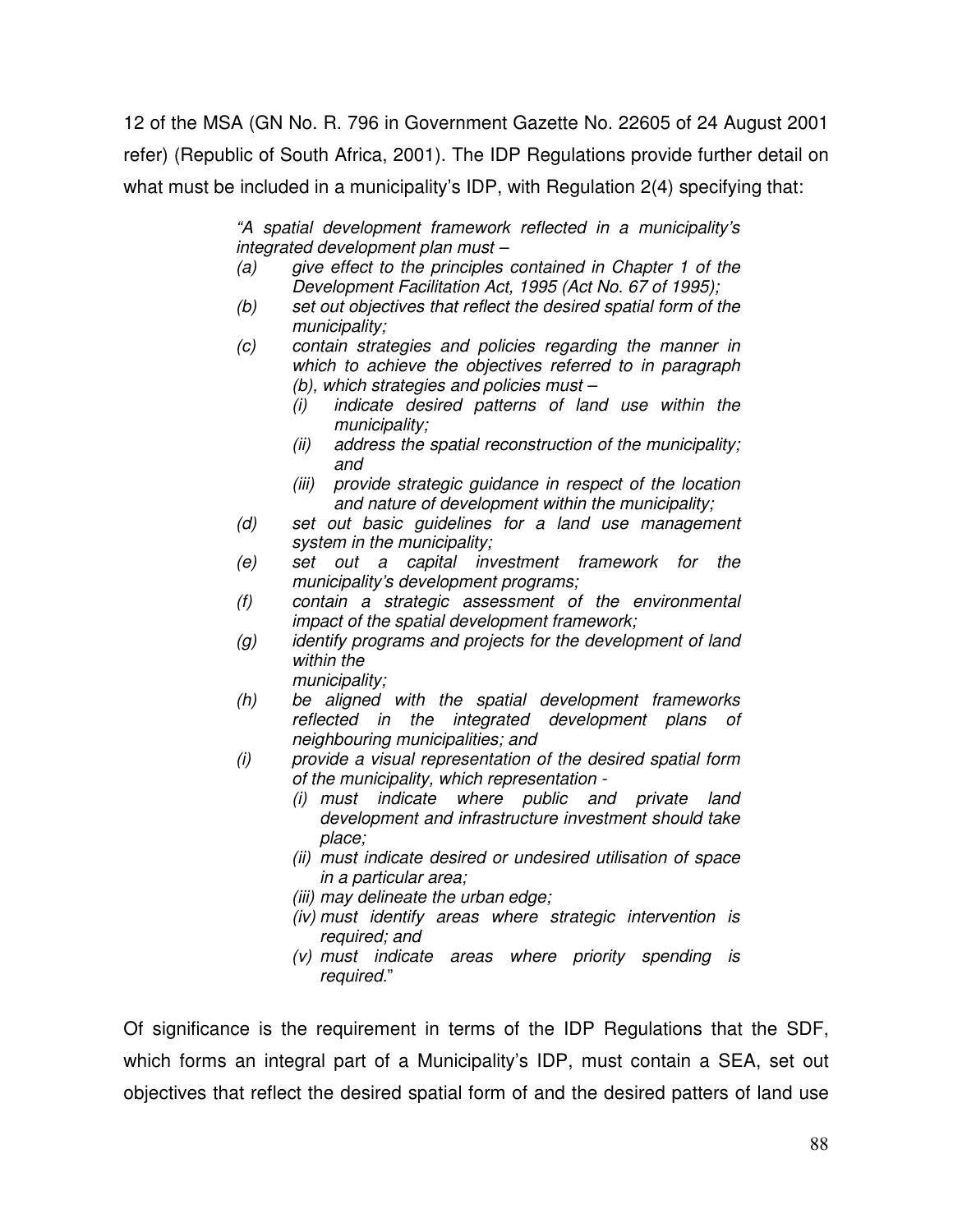12 of the MSA (GN No. R. 796 in Government Gazette No. 22605 of 24 August 2001 refer) (Republic of South Africa, 2001). The IDP Regulations provide further detail on what must be included in a municipality's IDP, with Regulation 2(4) specifying that:

> *"A spatial development framework reflected in a municipality's integrated development plan must –*
>
> *(a) give effect to the principles contained in Chapter 1 of the Development Facilitation Act, 1995 (Act No. 67 of 1995);*
>
> *(b) set out objectives that reflect the desired spatial form of the municipality;*
>
> *(c) contain strategies and policies regarding the manner in which to achieve the objectives referred to in paragraph (b), which strategies and policies must –*
>
> *(i) indicate desired patterns of land use within the municipality;*
>
> *(ii) address the spatial reconstruction of the municipality; and*
>
> *(iii) provide strategic guidance in respect of the location and nature of development within the municipality;*
>
> *(d) set out basic guidelines for a land use management system in the municipality;*
>
> *(e) set out a capital investment framework for the municipality's development programs;*
>
> *(f) contain a strategic assessment of the environmental impact of the spatial development framework;*
>
> *(g) identify programs and projects for the development of land within the municipality;*
>
> *(h) be aligned with the spatial development frameworks reflected in the integrated development plans of neighbouring municipalities; and*
>
> *(i) provide a visual representation of the desired spatial form of the municipality, which representation -*
>
> *(i) must indicate where public and private land development and infrastructure investment should take place;*
>
> *(ii) must indicate desired or undesired utilisation of space in a particular area;*
>
> *(iii) may delineate the urban edge;*
>
> *(iv) must identify areas where strategic intervention is required; and*
>
> *(v) must indicate areas where priority spending is required."*

Of significance is the requirement in terms of the IDP Regulations that the SDF, which forms an integral part of a Municipality's IDP, must contain a SEA, set out objectives that reflect the desired spatial form of and the desired patters of land use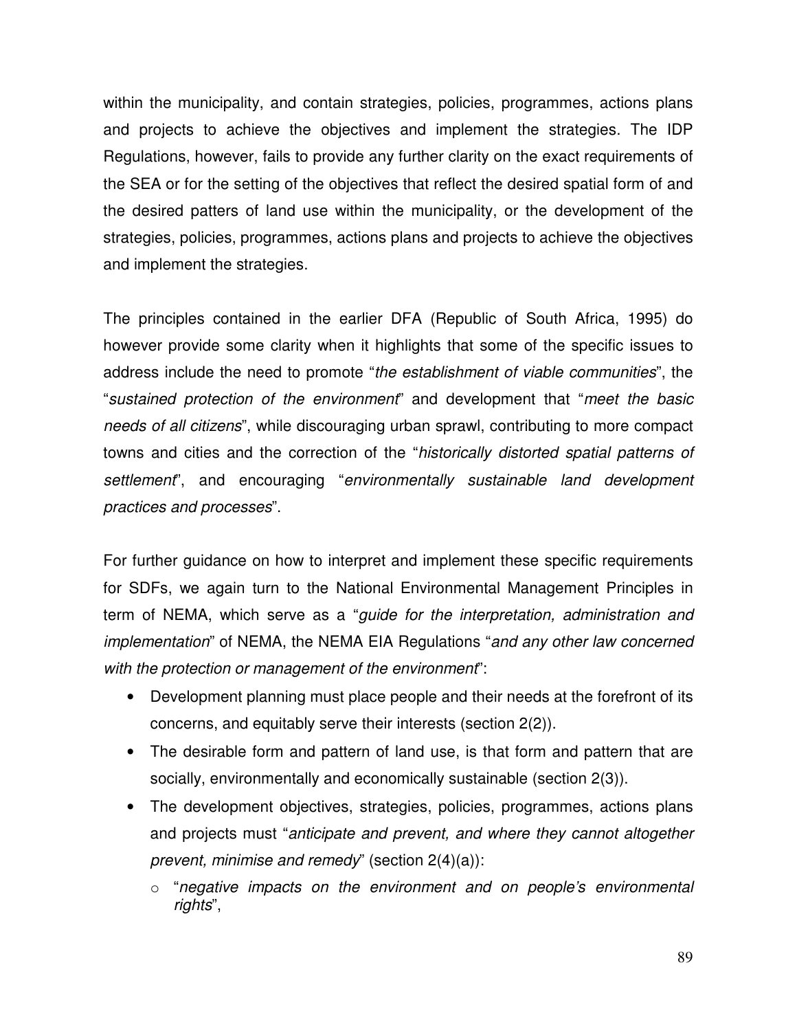within the municipality, and contain strategies, policies, programmes, actions plans and projects to achieve the objectives and implement the strategies. The IDP Regulations, however, fails to provide any further clarity on the exact requirements of the SEA or for the setting of the objectives that reflect the desired spatial form of and the desired patters of land use within the municipality, or the development of the strategies, policies, programmes, actions plans and projects to achieve the objectives and implement the strategies.

The principles contained in the earlier DFA (Republic of South Africa, 1995) do however provide some clarity when it highlights that some of the specific issues to address include the need to promote "*the establishment of viable communities*", the "*sustained protection of the environment*" and development that "*meet the basic needs of all citizens*", while discouraging urban sprawl, contributing to more compact towns and cities and the correction of the "*historically distorted spatial patterns of settlement*", and encouraging "*environmentally sustainable land development practices and processes*".

For further guidance on how to interpret and implement these specific requirements for SDFs, we again turn to the National Environmental Management Principles in term of NEMA, which serve as a "*guide for the interpretation, administration and implementation*" of NEMA, the NEMA EIA Regulations "*and any other law concerned with the protection or management of the environment*":

- Development planning must place people and their needs at the forefront of its concerns, and equitably serve their interests (section 2(2)).
- The desirable form and pattern of land use, is that form and pattern that are socially, environmentally and economically sustainable (section 2(3)).
- The development objectives, strategies, policies, programmes, actions plans and projects must "*anticipate and prevent, and where they cannot altogether prevent, minimise and remedy*" (section 2(4)(a)):
  - "*negative impacts on the environment and on people's environmental rights*",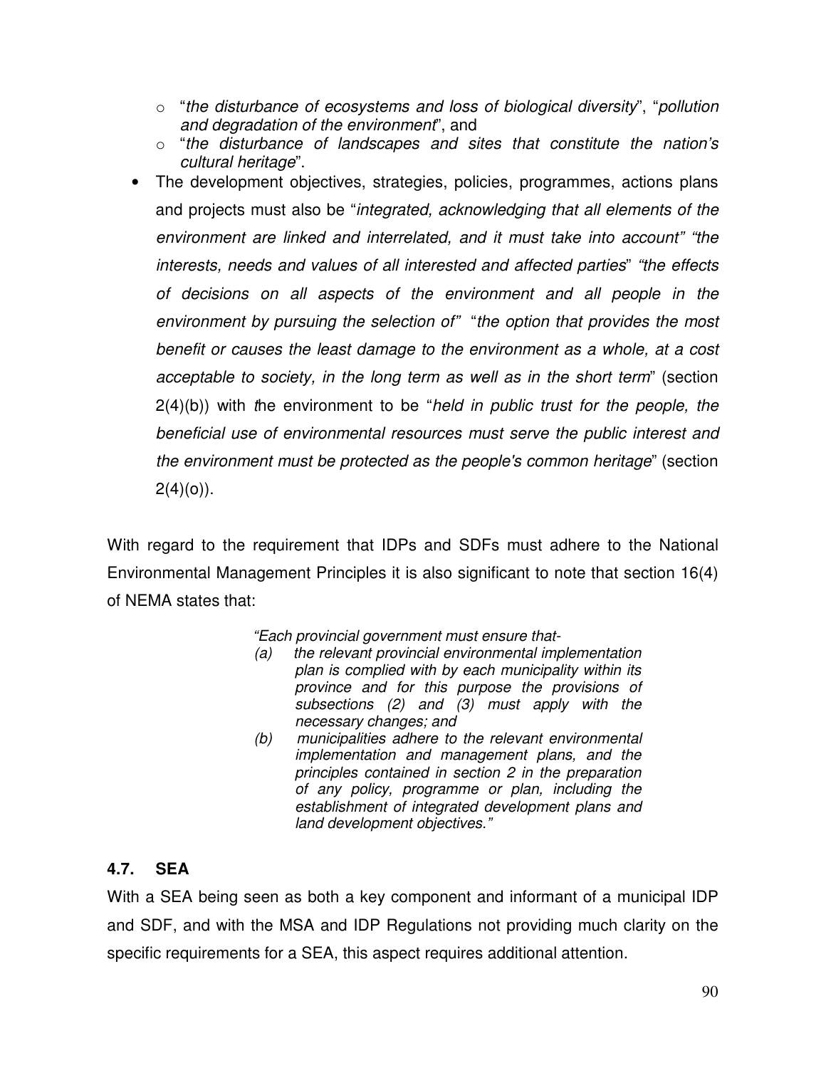- "*the disturbance of ecosystems and loss of biological diversity*", "*pollution and degradation of the environment*", and
  - "*the disturbance of landscapes and sites that constitute the nation's cultural heritage*".
- The development objectives, strategies, policies, programmes, actions plans and projects must also be "*integrated, acknowledging that all elements of the environment are linked and interrelated, and it must take into account" "the interests, needs and values of all interested and affected parties*" "*the effects of decisions on all aspects of the environment and all people in the environment by pursuing the selection of*" "*the option that provides the most benefit or causes the least damage to the environment as a whole, at a cost acceptable to society, in the long term as well as in the short term*" (section 2(4)(b)) with the environment to be "*held in public trust for the people, the beneficial use of environmental resources must serve the public interest and the environment must be protected as the people's common heritage*" (section 2(4)(o)).

With regard to the requirement that IDPs and SDFs must adhere to the National Environmental Management Principles it is also significant to note that section 16(4) of NEMA states that:

> *"Each provincial government must ensure that-*
> *(a) the relevant provincial environmental implementation plan is complied with by each municipality within its province and for this purpose the provisions of subsections (2) and (3) must apply with the necessary changes; and*
> *(b) municipalities adhere to the relevant environmental implementation and management plans, and the principles contained in section 2 in the preparation of any policy, programme or plan, including the establishment of integrated development plans and land development objectives."*

### 4.7. SEA

With a SEA being seen as both a key component and informant of a municipal IDP and SDF, and with the MSA and IDP Regulations not providing much clarity on the specific requirements for a SEA, this aspect requires additional attention.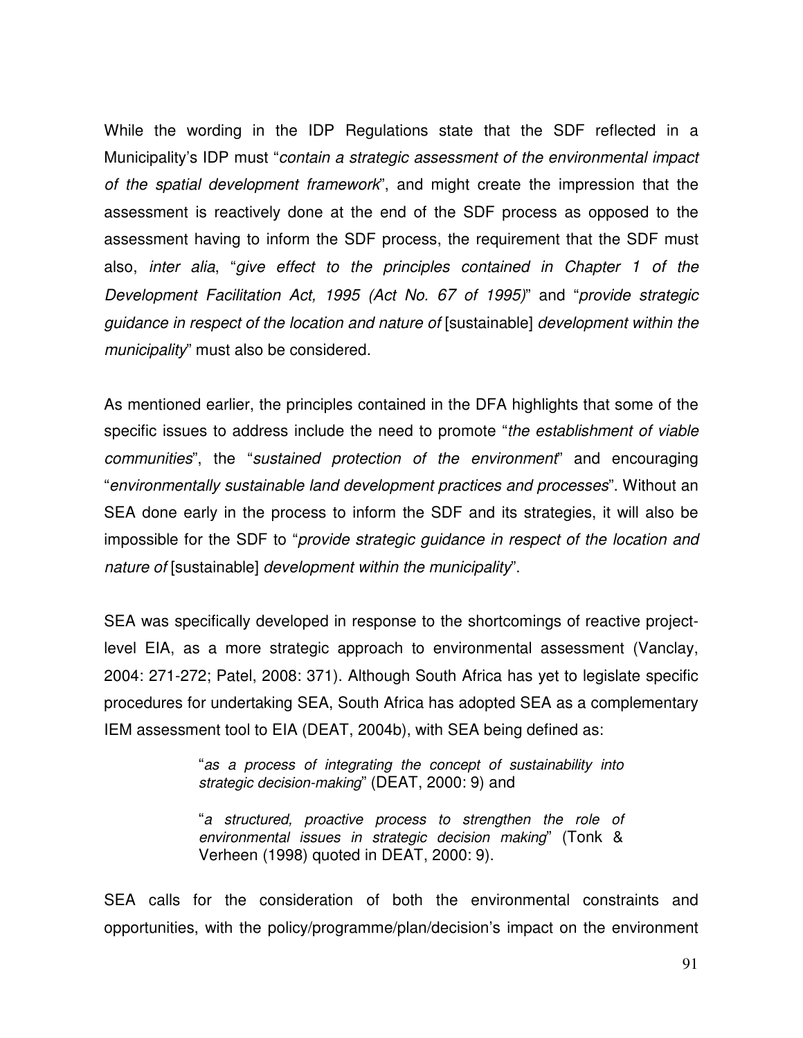While the wording in the IDP Regulations state that the SDF reflected in a Municipality's IDP must "*contain a strategic assessment of the environmental impact of the spatial development framework*", and might create the impression that the assessment is reactively done at the end of the SDF process as opposed to the assessment having to inform the SDF process, the requirement that the SDF must also, *inter alia*, "*give effect to the principles contained in Chapter 1 of the Development Facilitation Act, 1995 (Act No. 67 of 1995)*" and "*provide strategic guidance in respect of the location and nature of* [sustainable] *development within the municipality*" must also be considered.

As mentioned earlier, the principles contained in the DFA highlights that some of the specific issues to address include the need to promote "*the establishment of viable communities*", the "*sustained protection of the environment*" and encouraging "*environmentally sustainable land development practices and processes*". Without an SEA done early in the process to inform the SDF and its strategies, it will also be impossible for the SDF to "*provide strategic guidance in respect of the location and nature of* [sustainable] *development within the municipality*".

SEA was specifically developed in response to the shortcomings of reactive project-level EIA, as a more strategic approach to environmental assessment (Vanclay, 2004: 271-272; Patel, 2008: 371). Although South Africa has yet to legislate specific procedures for undertaking SEA, South Africa has adopted SEA as a complementary IEM assessment tool to EIA (DEAT, 2004b), with SEA being defined as:

> "*as a process of integrating the concept of sustainability into strategic decision-making*" (DEAT, 2000: 9) and
>
> "*a structured, proactive process to strengthen the role of environmental issues in strategic decision making*" (Tonk & Verheen (1998) quoted in DEAT, 2000: 9).

SEA calls for the consideration of both the environmental constraints and opportunities, with the policy/programme/plan/decision's impact on the environment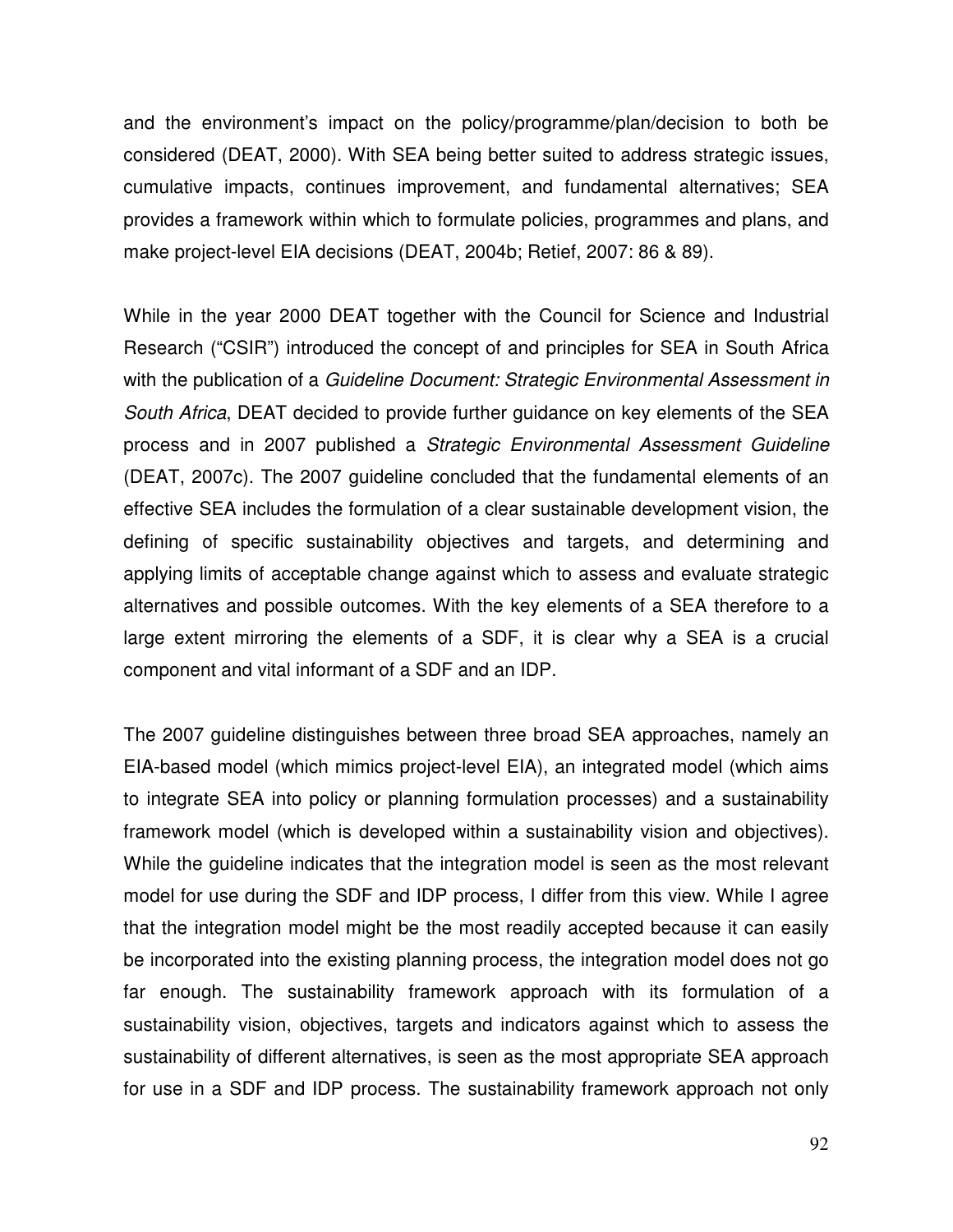and the environment's impact on the policy/programme/plan/decision to both be considered (DEAT, 2000). With SEA being better suited to address strategic issues, cumulative impacts, continues improvement, and fundamental alternatives; SEA provides a framework within which to formulate policies, programmes and plans, and make project-level EIA decisions (DEAT, 2004b; Retief, 2007: 86 & 89).

While in the year 2000 DEAT together with the Council for Science and Industrial Research ("CSIR") introduced the concept of and principles for SEA in South Africa with the publication of a *Guideline Document: Strategic Environmental Assessment in South Africa*, DEAT decided to provide further guidance on key elements of the SEA process and in 2007 published a *Strategic Environmental Assessment Guideline* (DEAT, 2007c). The 2007 guideline concluded that the fundamental elements of an effective SEA includes the formulation of a clear sustainable development vision, the defining of specific sustainability objectives and targets, and determining and applying limits of acceptable change against which to assess and evaluate strategic alternatives and possible outcomes. With the key elements of a SEA therefore to a large extent mirroring the elements of a SDF, it is clear why a SEA is a crucial component and vital informant of a SDF and an IDP.

The 2007 guideline distinguishes between three broad SEA approaches, namely an EIA-based model (which mimics project-level EIA), an integrated model (which aims to integrate SEA into policy or planning formulation processes) and a sustainability framework model (which is developed within a sustainability vision and objectives). While the guideline indicates that the integration model is seen as the most relevant model for use during the SDF and IDP process, I differ from this view. While I agree that the integration model might be the most readily accepted because it can easily be incorporated into the existing planning process, the integration model does not go far enough. The sustainability framework approach with its formulation of a sustainability vision, objectives, targets and indicators against which to assess the sustainability of different alternatives, is seen as the most appropriate SEA approach for use in a SDF and IDP process. The sustainability framework approach not only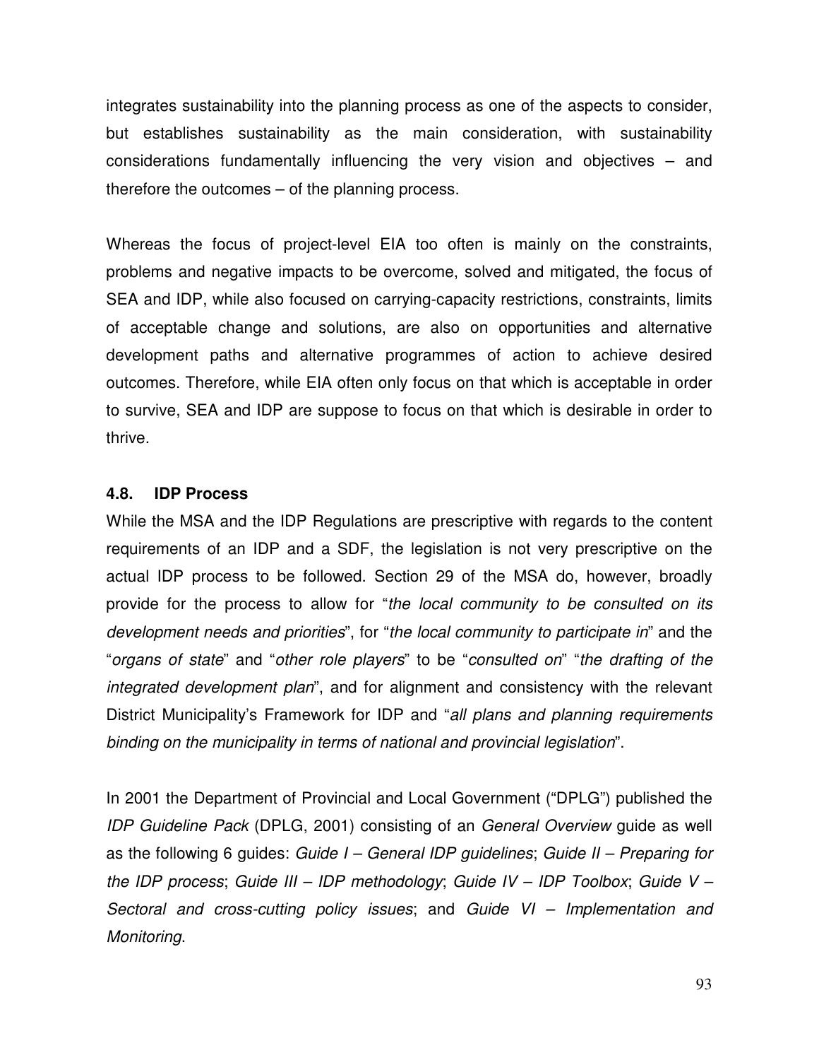integrates sustainability into the planning process as one of the aspects to consider, but establishes sustainability as the main consideration, with sustainability considerations fundamentally influencing the very vision and objectives – and therefore the outcomes – of the planning process.

Whereas the focus of project-level EIA too often is mainly on the constraints, problems and negative impacts to be overcome, solved and mitigated, the focus of SEA and IDP, while also focused on carrying-capacity restrictions, constraints, limits of acceptable change and solutions, are also on opportunities and alternative development paths and alternative programmes of action to achieve desired outcomes. Therefore, while EIA often only focus on that which is acceptable in order to survive, SEA and IDP are suppose to focus on that which is desirable in order to thrive.

### 4.8. IDP Process

While the MSA and the IDP Regulations are prescriptive with regards to the content requirements of an IDP and a SDF, the legislation is not very prescriptive on the actual IDP process to be followed. Section 29 of the MSA do, however, broadly provide for the process to allow for "*the local community to be consulted on its development needs and priorities*", for "*the local community to participate in*" and the "*organs of state*" and "*other role players*" to be "*consulted on*" "*the drafting of the integrated development plan*", and for alignment and consistency with the relevant District Municipality's Framework for IDP and "*all plans and planning requirements binding on the municipality in terms of national and provincial legislation*".

In 2001 the Department of Provincial and Local Government ("DPLG") published the *IDP Guideline Pack* (DPLG, 2001) consisting of an *General Overview* guide as well as the following 6 guides: *Guide I – General IDP guidelines*; *Guide II – Preparing for the IDP process*; *Guide III – IDP methodology*; *Guide IV – IDP Toolbox*; *Guide V – Sectoral and cross-cutting policy issues*; and *Guide VI – Implementation and Monitoring*.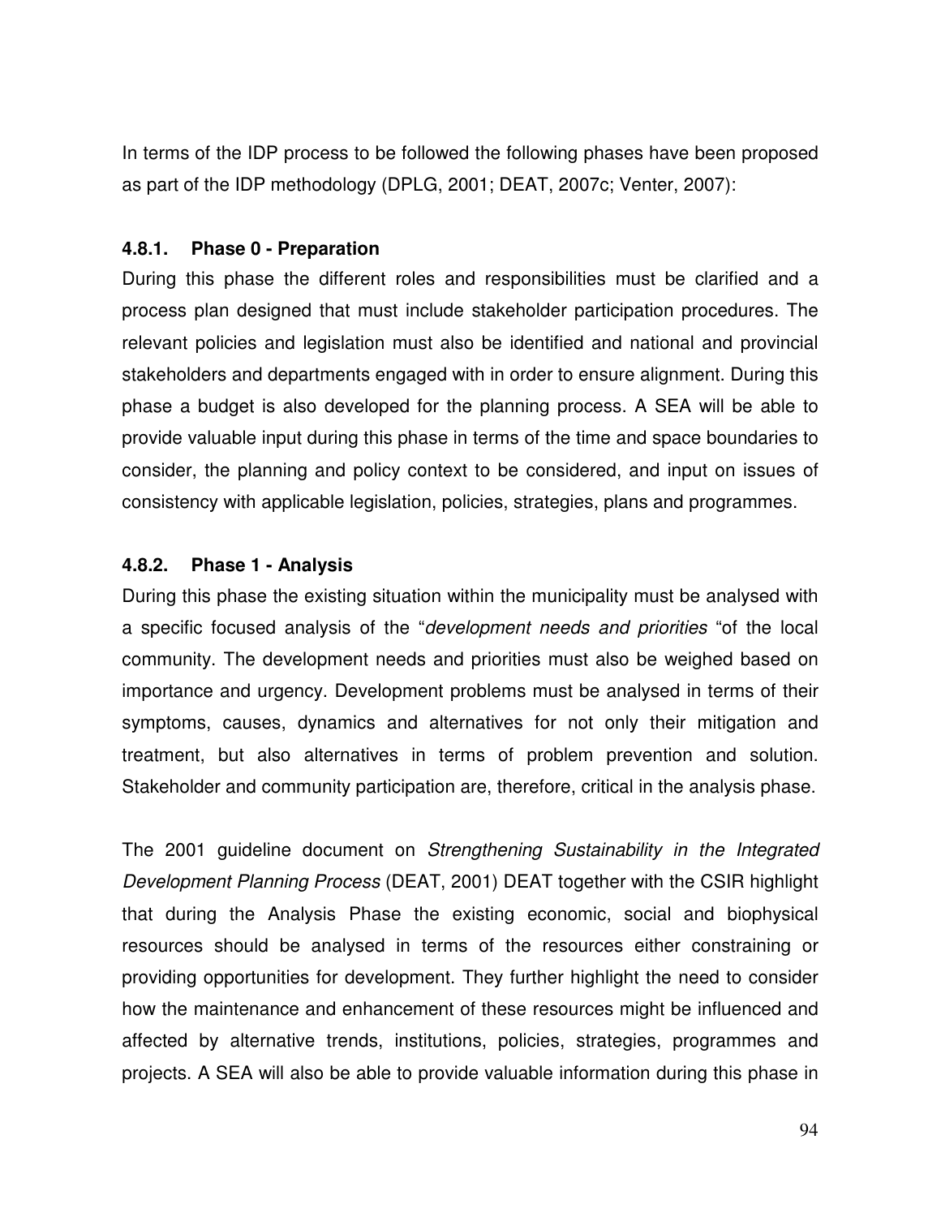In terms of the IDP process to be followed the following phases have been proposed as part of the IDP methodology (DPLG, 2001; DEAT, 2007c; Venter, 2007):

### 4.8.1. Phase 0 - Preparation

During this phase the different roles and responsibilities must be clarified and a process plan designed that must include stakeholder participation procedures. The relevant policies and legislation must also be identified and national and provincial stakeholders and departments engaged with in order to ensure alignment. During this phase a budget is also developed for the planning process. A SEA will be able to provide valuable input during this phase in terms of the time and space boundaries to consider, the planning and policy context to be considered, and input on issues of consistency with applicable legislation, policies, strategies, plans and programmes.

### 4.8.2. Phase 1 - Analysis

During this phase the existing situation within the municipality must be analysed with a specific focused analysis of the "*development needs and priorities* "of the local community. The development needs and priorities must also be weighed based on importance and urgency. Development problems must be analysed in terms of their symptoms, causes, dynamics and alternatives for not only their mitigation and treatment, but also alternatives in terms of problem prevention and solution. Stakeholder and community participation are, therefore, critical in the analysis phase.

The 2001 guideline document on *Strengthening Sustainability in the Integrated Development Planning Process* (DEAT, 2001) DEAT together with the CSIR highlight that during the Analysis Phase the existing economic, social and biophysical resources should be analysed in terms of the resources either constraining or providing opportunities for development. They further highlight the need to consider how the maintenance and enhancement of these resources might be influenced and affected by alternative trends, institutions, policies, strategies, programmes and projects. A SEA will also be able to provide valuable information during this phase in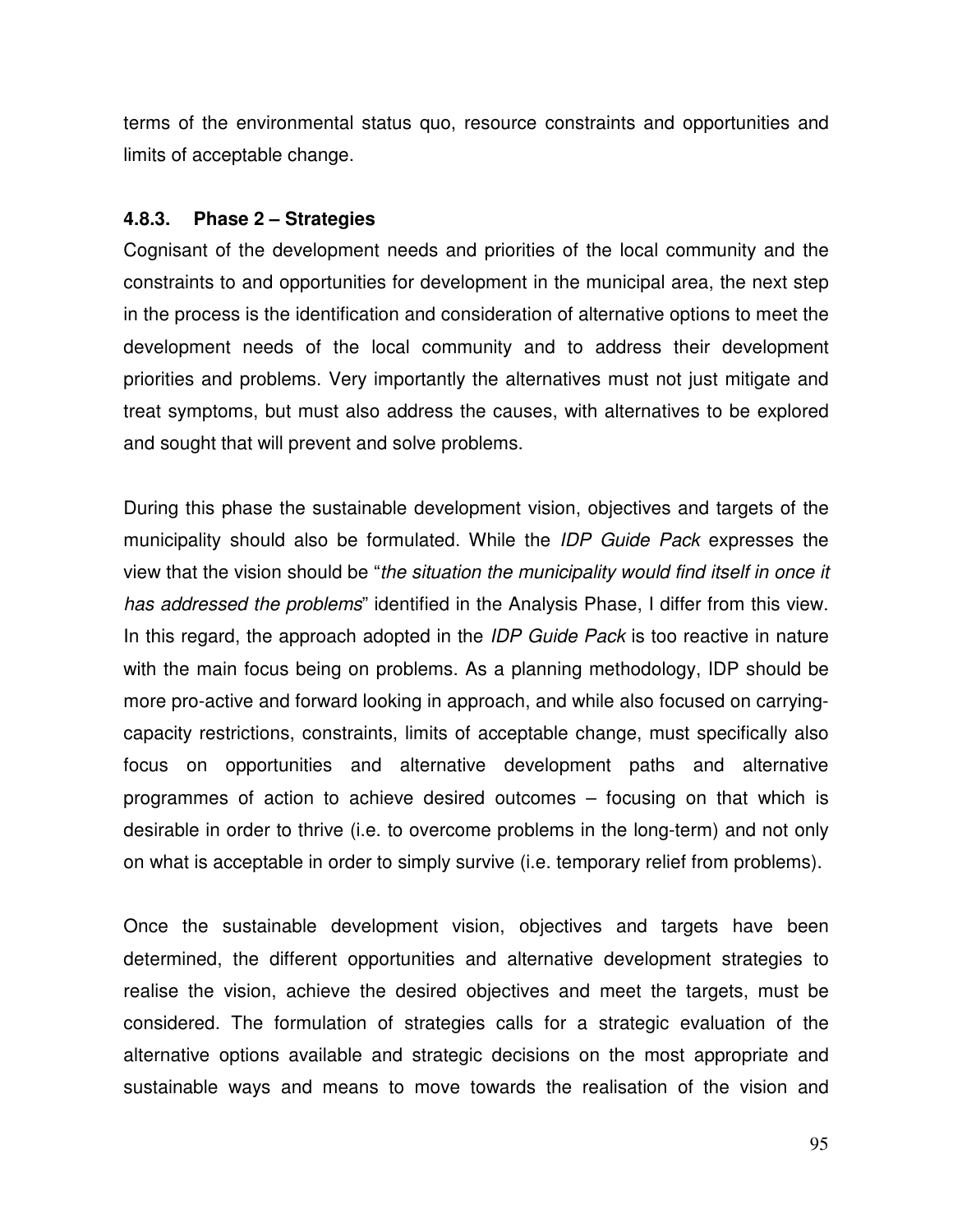terms of the environmental status quo, resource constraints and opportunities and limits of acceptable change.

### 4.8.3. Phase 2 – Strategies

Cognisant of the development needs and priorities of the local community and the constraints to and opportunities for development in the municipal area, the next step in the process is the identification and consideration of alternative options to meet the development needs of the local community and to address their development priorities and problems. Very importantly the alternatives must not just mitigate and treat symptoms, but must also address the causes, with alternatives to be explored and sought that will prevent and solve problems.

During this phase the sustainable development vision, objectives and targets of the municipality should also be formulated. While the *IDP Guide Pack* expresses the view that the vision should be "*the situation the municipality would find itself in once it has addressed the problems*" identified in the Analysis Phase, I differ from this view. In this regard, the approach adopted in the *IDP Guide Pack* is too reactive in nature with the main focus being on problems. As a planning methodology, IDP should be more pro-active and forward looking in approach, and while also focused on carrying-capacity restrictions, constraints, limits of acceptable change, must specifically also focus on opportunities and alternative development paths and alternative programmes of action to achieve desired outcomes – focusing on that which is desirable in order to thrive (i.e. to overcome problems in the long-term) and not only on what is acceptable in order to simply survive (i.e. temporary relief from problems).

Once the sustainable development vision, objectives and targets have been determined, the different opportunities and alternative development strategies to realise the vision, achieve the desired objectives and meet the targets, must be considered. The formulation of strategies calls for a strategic evaluation of the alternative options available and strategic decisions on the most appropriate and sustainable ways and means to move towards the realisation of the vision and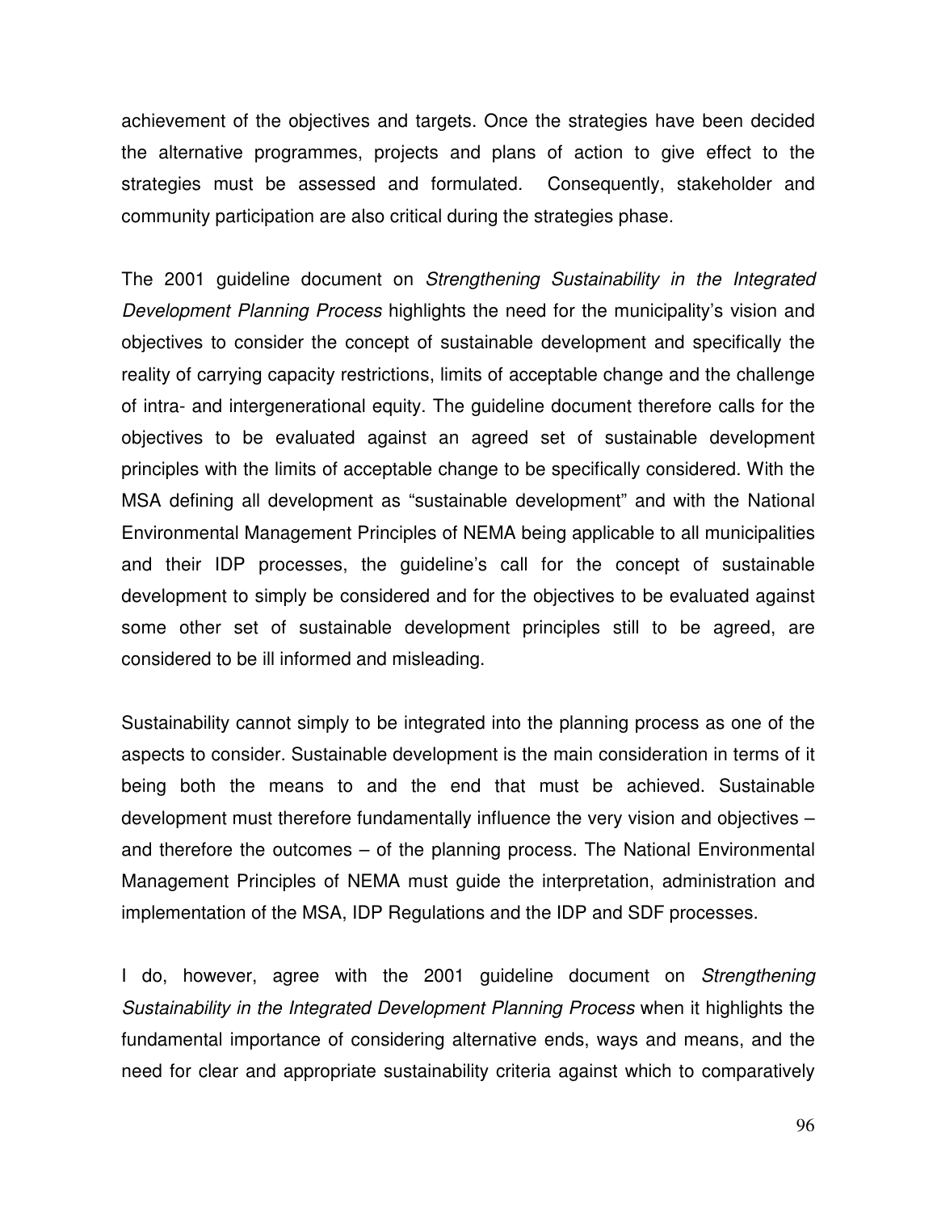achievement of the objectives and targets. Once the strategies have been decided the alternative programmes, projects and plans of action to give effect to the strategies must be assessed and formulated. Consequently, stakeholder and community participation are also critical during the strategies phase.

The 2001 guideline document on *Strengthening Sustainability in the Integrated Development Planning Process* highlights the need for the municipality's vision and objectives to consider the concept of sustainable development and specifically the reality of carrying capacity restrictions, limits of acceptable change and the challenge of intra- and intergenerational equity. The guideline document therefore calls for the objectives to be evaluated against an agreed set of sustainable development principles with the limits of acceptable change to be specifically considered. With the MSA defining all development as "sustainable development" and with the National Environmental Management Principles of NEMA being applicable to all municipalities and their IDP processes, the guideline's call for the concept of sustainable development to simply be considered and for the objectives to be evaluated against some other set of sustainable development principles still to be agreed, are considered to be ill informed and misleading.

Sustainability cannot simply to be integrated into the planning process as one of the aspects to consider. Sustainable development is the main consideration in terms of it being both the means to and the end that must be achieved. Sustainable development must therefore fundamentally influence the very vision and objectives – and therefore the outcomes – of the planning process. The National Environmental Management Principles of NEMA must guide the interpretation, administration and implementation of the MSA, IDP Regulations and the IDP and SDF processes.

I do, however, agree with the 2001 guideline document on *Strengthening Sustainability in the Integrated Development Planning Process* when it highlights the fundamental importance of considering alternative ends, ways and means, and the need for clear and appropriate sustainability criteria against which to comparatively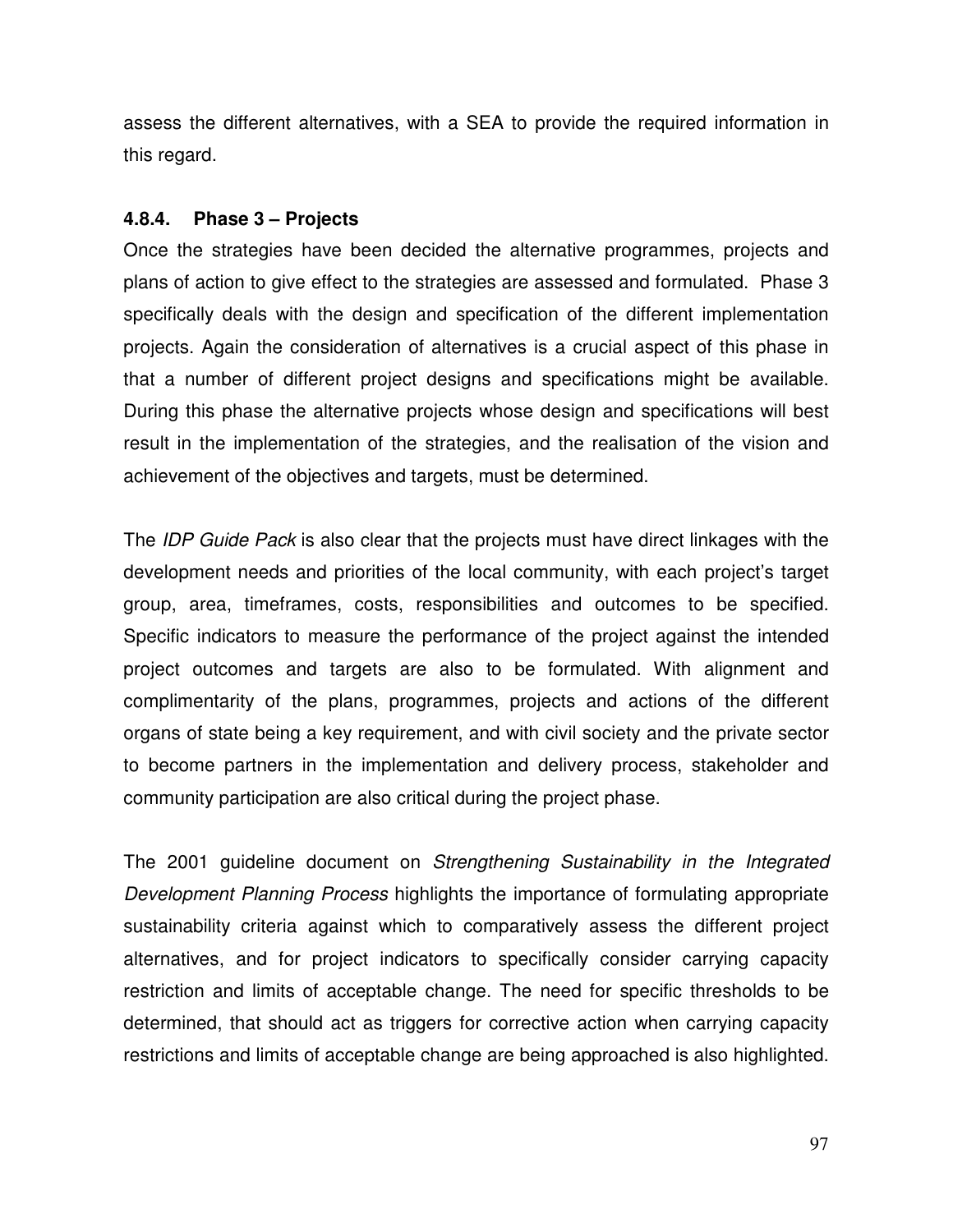assess the different alternatives, with a SEA to provide the required information in this regard.

### 4.8.4. Phase 3 – Projects

Once the strategies have been decided the alternative programmes, projects and plans of action to give effect to the strategies are assessed and formulated. Phase 3 specifically deals with the design and specification of the different implementation projects. Again the consideration of alternatives is a crucial aspect of this phase in that a number of different project designs and specifications might be available. During this phase the alternative projects whose design and specifications will best result in the implementation of the strategies, and the realisation of the vision and achievement of the objectives and targets, must be determined.

The *IDP Guide Pack* is also clear that the projects must have direct linkages with the development needs and priorities of the local community, with each project's target group, area, timeframes, costs, responsibilities and outcomes to be specified. Specific indicators to measure the performance of the project against the intended project outcomes and targets are also to be formulated. With alignment and complimentarity of the plans, programmes, projects and actions of the different organs of state being a key requirement, and with civil society and the private sector to become partners in the implementation and delivery process, stakeholder and community participation are also critical during the project phase.

The 2001 guideline document on *Strengthening Sustainability in the Integrated Development Planning Process* highlights the importance of formulating appropriate sustainability criteria against which to comparatively assess the different project alternatives, and for project indicators to specifically consider carrying capacity restriction and limits of acceptable change. The need for specific thresholds to be determined, that should act as triggers for corrective action when carrying capacity restrictions and limits of acceptable change are being approached is also highlighted.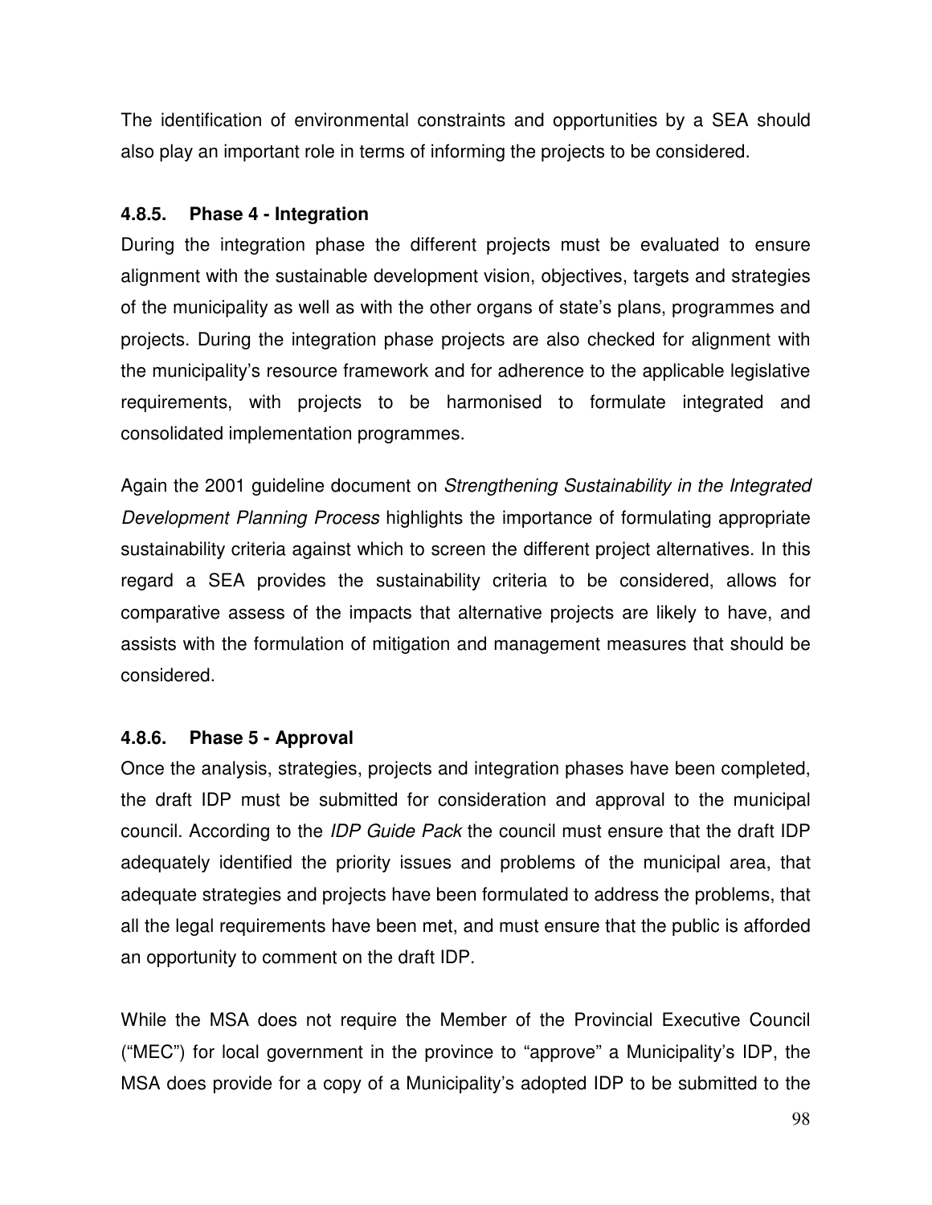The identification of environmental constraints and opportunities by a SEA should also play an important role in terms of informing the projects to be considered.

### 4.8.5. Phase 4 - Integration

During the integration phase the different projects must be evaluated to ensure alignment with the sustainable development vision, objectives, targets and strategies of the municipality as well as with the other organs of state's plans, programmes and projects. During the integration phase projects are also checked for alignment with the municipality's resource framework and for adherence to the applicable legislative requirements, with projects to be harmonised to formulate integrated and consolidated implementation programmes.

Again the 2001 guideline document on *Strengthening Sustainability in the Integrated Development Planning Process* highlights the importance of formulating appropriate sustainability criteria against which to screen the different project alternatives. In this regard a SEA provides the sustainability criteria to be considered, allows for comparative assess of the impacts that alternative projects are likely to have, and assists with the formulation of mitigation and management measures that should be considered.

### 4.8.6. Phase 5 - Approval

Once the analysis, strategies, projects and integration phases have been completed, the draft IDP must be submitted for consideration and approval to the municipal council. According to the *IDP Guide Pack* the council must ensure that the draft IDP adequately identified the priority issues and problems of the municipal area, that adequate strategies and projects have been formulated to address the problems, that all the legal requirements have been met, and must ensure that the public is afforded an opportunity to comment on the draft IDP.

While the MSA does not require the Member of the Provincial Executive Council ("MEC") for local government in the province to "approve" a Municipality's IDP, the MSA does provide for a copy of a Municipality's adopted IDP to be submitted to the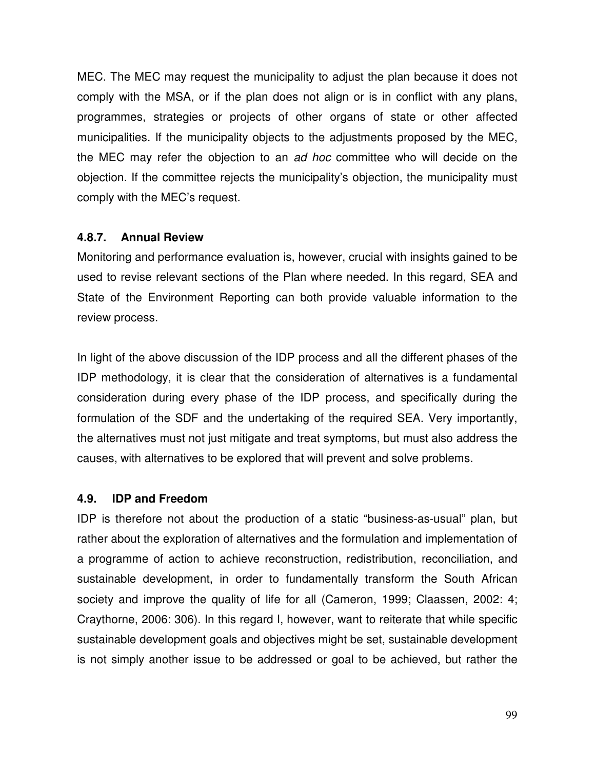MEC. The MEC may request the municipality to adjust the plan because it does not comply with the MSA, or if the plan does not align or is in conflict with any plans, programmes, strategies or projects of other organs of state or other affected municipalities. If the municipality objects to the adjustments proposed by the MEC, the MEC may refer the objection to an *ad hoc* committee who will decide on the objection. If the committee rejects the municipality's objection, the municipality must comply with the MEC's request.

#### 4.8.7. Annual Review

Monitoring and performance evaluation is, however, crucial with insights gained to be used to revise relevant sections of the Plan where needed. In this regard, SEA and State of the Environment Reporting can both provide valuable information to the review process.

In light of the above discussion of the IDP process and all the different phases of the IDP methodology, it is clear that the consideration of alternatives is a fundamental consideration during every phase of the IDP process, and specifically during the formulation of the SDF and the undertaking of the required SEA. Very importantly, the alternatives must not just mitigate and treat symptoms, but must also address the causes, with alternatives to be explored that will prevent and solve problems.

### 4.9. IDP and Freedom

IDP is therefore not about the production of a static "business-as-usual" plan, but rather about the exploration of alternatives and the formulation and implementation of a programme of action to achieve reconstruction, redistribution, reconciliation, and sustainable development, in order to fundamentally transform the South African society and improve the quality of life for all (Cameron, 1999; Claassen, 2002: 4; Craythorne, 2006: 306). In this regard I, however, want to reiterate that while specific sustainable development goals and objectives might be set, sustainable development is not simply another issue to be addressed or goal to be achieved, but rather the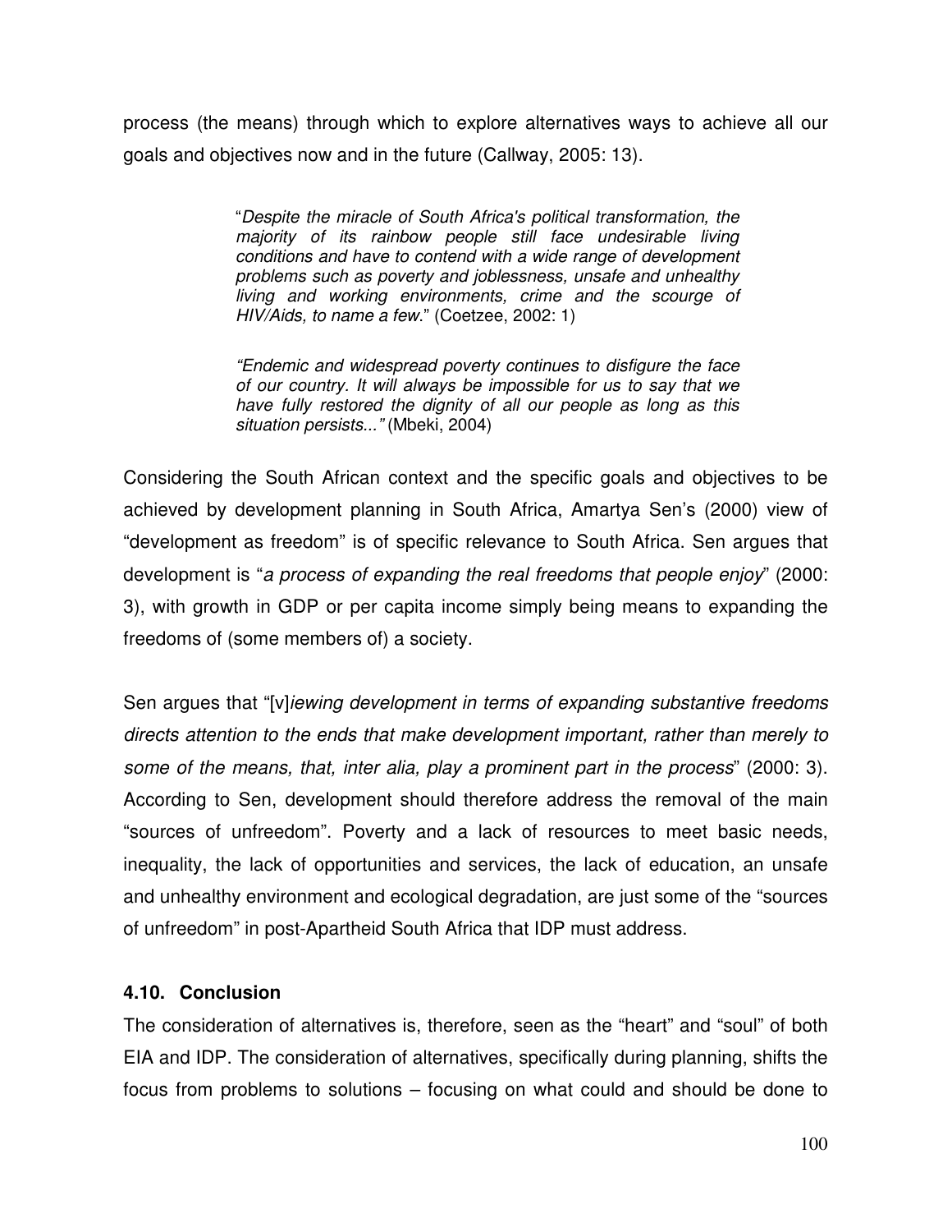process (the means) through which to explore alternatives ways to achieve all our goals and objectives now and in the future (Callway, 2005: 13).

> "*Despite the miracle of South Africa's political transformation, the majority of its rainbow people still face undesirable living conditions and have to contend with a wide range of development problems such as poverty and joblessness, unsafe and unhealthy living and working environments, crime and the scourge of HIV/Aids, to name a few.*" (Coetzee, 2002: 1)
>
> *"Endemic and widespread poverty continues to disfigure the face of our country. It will always be impossible for us to say that we have fully restored the dignity of all our people as long as this situation persists..."* (Mbeki, 2004)

Considering the South African context and the specific goals and objectives to be achieved by development planning in South Africa, Amartya Sen's (2000) view of "development as freedom" is of specific relevance to South Africa. Sen argues that development is "*a process of expanding the real freedoms that people enjoy*" (2000: 3), with growth in GDP or per capita income simply being means to expanding the freedoms of (some members of) a society.

Sen argues that "[v]*iewing development in terms of expanding substantive freedoms directs attention to the ends that make development important, rather than merely to some of the means, that, inter alia, play a prominent part in the process*" (2000: 3). According to Sen, development should therefore address the removal of the main "sources of unfreedom". Poverty and a lack of resources to meet basic needs, inequality, the lack of opportunities and services, the lack of education, an unsafe and unhealthy environment and ecological degradation, are just some of the "sources of unfreedom" in post-Apartheid South Africa that IDP must address.

### 4.10. Conclusion

The consideration of alternatives is, therefore, seen as the "heart" and "soul" of both EIA and IDP. The consideration of alternatives, specifically during planning, shifts the focus from problems to solutions – focusing on what could and should be done to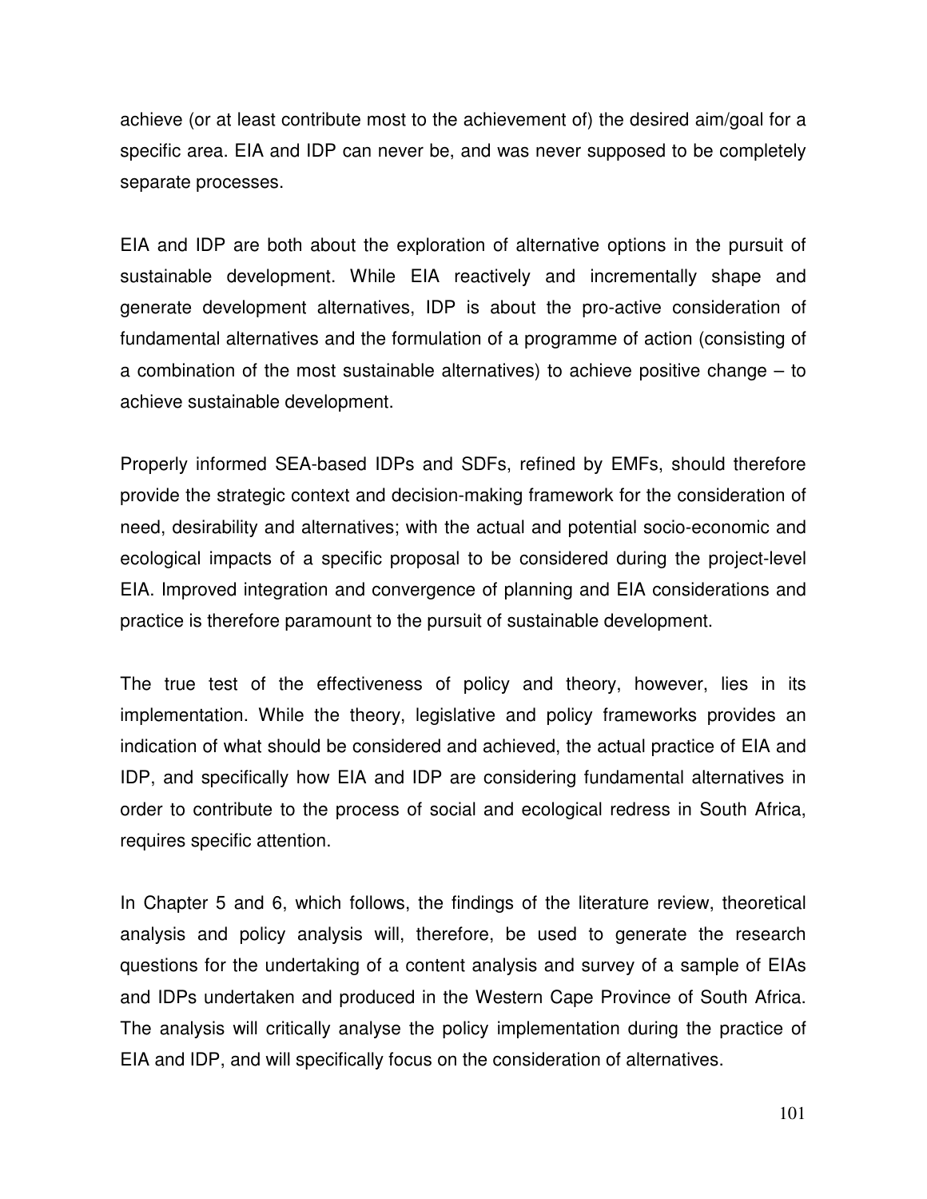achieve (or at least contribute most to the achievement of) the desired aim/goal for a specific area. EIA and IDP can never be, and was never supposed to be completely separate processes.

EIA and IDP are both about the exploration of alternative options in the pursuit of sustainable development. While EIA reactively and incrementally shape and generate development alternatives, IDP is about the pro-active consideration of fundamental alternatives and the formulation of a programme of action (consisting of a combination of the most sustainable alternatives) to achieve positive change – to achieve sustainable development.

Properly informed SEA-based IDPs and SDFs, refined by EMFs, should therefore provide the strategic context and decision-making framework for the consideration of need, desirability and alternatives; with the actual and potential socio-economic and ecological impacts of a specific proposal to be considered during the project-level EIA. Improved integration and convergence of planning and EIA considerations and practice is therefore paramount to the pursuit of sustainable development.

The true test of the effectiveness of policy and theory, however, lies in its implementation. While the theory, legislative and policy frameworks provides an indication of what should be considered and achieved, the actual practice of EIA and IDP, and specifically how EIA and IDP are considering fundamental alternatives in order to contribute to the process of social and ecological redress in South Africa, requires specific attention.

In Chapter 5 and 6, which follows, the findings of the literature review, theoretical analysis and policy analysis will, therefore, be used to generate the research questions for the undertaking of a content analysis and survey of a sample of EIAs and IDPs undertaken and produced in the Western Cape Province of South Africa. The analysis will critically analyse the policy implementation during the practice of EIA and IDP, and will specifically focus on the consideration of alternatives.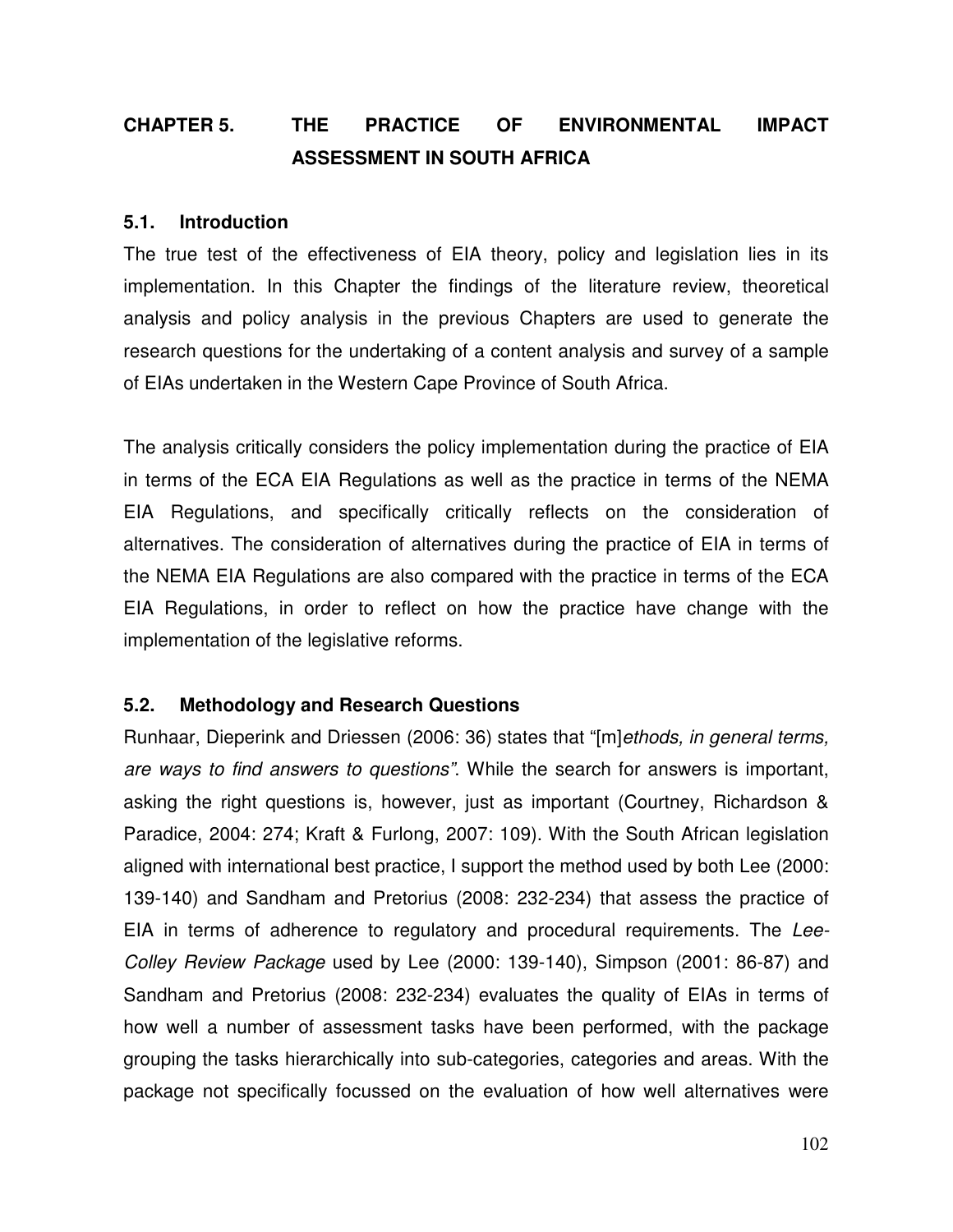# CHAPTER 5. THE PRACTICE OF ENVIRONMENTAL IMPACT ASSESSMENT IN SOUTH AFRICA

## 5.1. Introduction

The true test of the effectiveness of EIA theory, policy and legislation lies in its implementation. In this Chapter the findings of the literature review, theoretical analysis and policy analysis in the previous Chapters are used to generate the research questions for the undertaking of a content analysis and survey of a sample of EIAs undertaken in the Western Cape Province of South Africa.

The analysis critically considers the policy implementation during the practice of EIA in terms of the ECA EIA Regulations as well as the practice in terms of the NEMA EIA Regulations, and specifically critically reflects on the consideration of alternatives. The consideration of alternatives during the practice of EIA in terms of the NEMA EIA Regulations are also compared with the practice in terms of the ECA EIA Regulations, in order to reflect on how the practice have change with the implementation of the legislative reforms.

## 5.2. Methodology and Research Questions

Runhaar, Dieperink and Driessen (2006: 36) states that "[m]*ethods, in general terms, are ways to find answers to questions"*. While the search for answers is important, asking the right questions is, however, just as important (Courtney, Richardson & Paradice, 2004: 274; Kraft & Furlong, 2007: 109). With the South African legislation aligned with international best practice, I support the method used by both Lee (2000: 139-140) and Sandham and Pretorius (2008: 232-234) that assess the practice of EIA in terms of adherence to regulatory and procedural requirements. The *Lee-Colley Review Package* used by Lee (2000: 139-140), Simpson (2001: 86-87) and Sandham and Pretorius (2008: 232-234) evaluates the quality of EIAs in terms of how well a number of assessment tasks have been performed, with the package grouping the tasks hierarchically into sub-categories, categories and areas. With the package not specifically focussed on the evaluation of how well alternatives were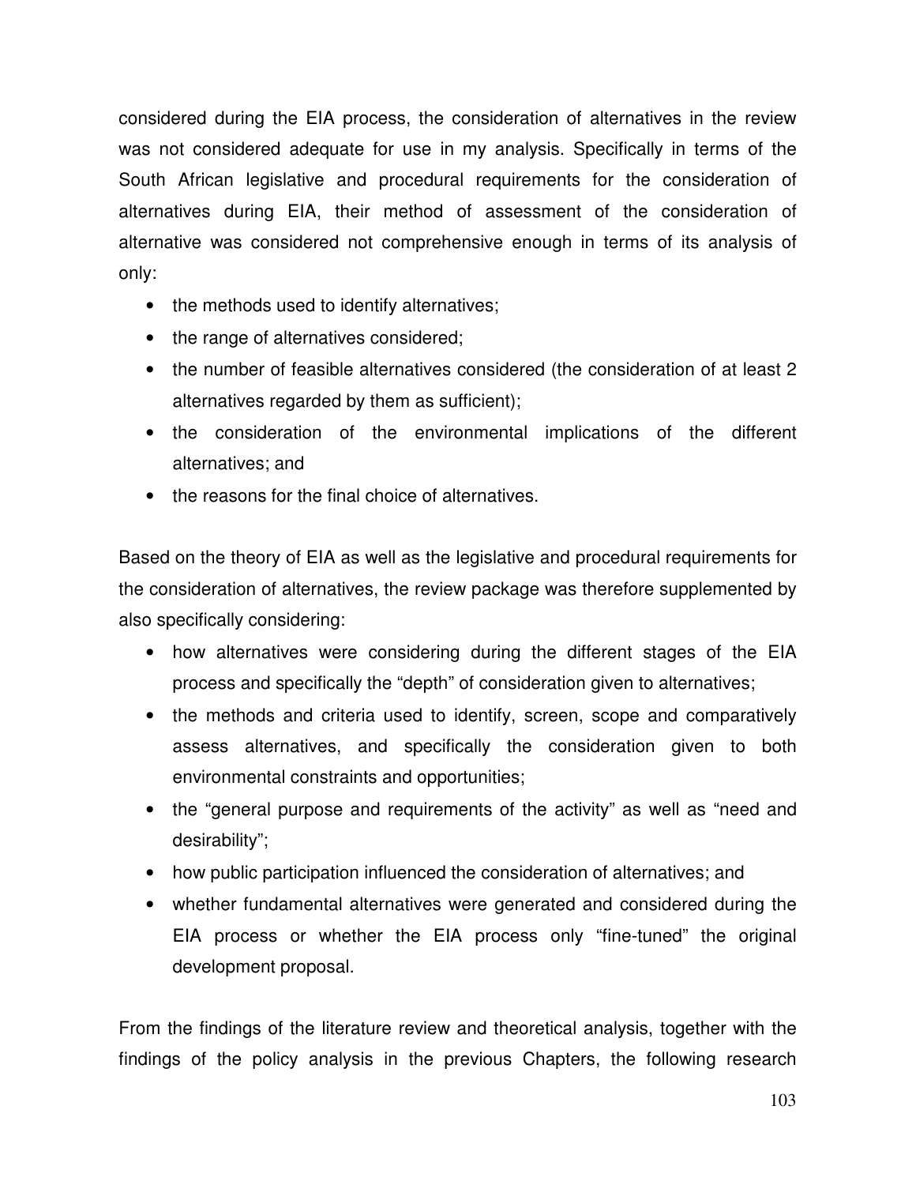considered during the EIA process, the consideration of alternatives in the review was not considered adequate for use in my analysis. Specifically in terms of the South African legislative and procedural requirements for the consideration of alternatives during EIA, their method of assessment of the consideration of alternative was considered not comprehensive enough in terms of its analysis of only:

- the methods used to identify alternatives;
- the range of alternatives considered;
- the number of feasible alternatives considered (the consideration of at least 2 alternatives regarded by them as sufficient);
- the consideration of the environmental implications of the different alternatives; and
- the reasons for the final choice of alternatives.

Based on the theory of EIA as well as the legislative and procedural requirements for the consideration of alternatives, the review package was therefore supplemented by also specifically considering:

- how alternatives were considering during the different stages of the EIA process and specifically the "depth" of consideration given to alternatives;
- the methods and criteria used to identify, screen, scope and comparatively assess alternatives, and specifically the consideration given to both environmental constraints and opportunities;
- the "general purpose and requirements of the activity" as well as "need and desirability";
- how public participation influenced the consideration of alternatives; and
- whether fundamental alternatives were generated and considered during the EIA process or whether the EIA process only "fine-tuned" the original development proposal.

From the findings of the literature review and theoretical analysis, together with the findings of the policy analysis in the previous Chapters, the following research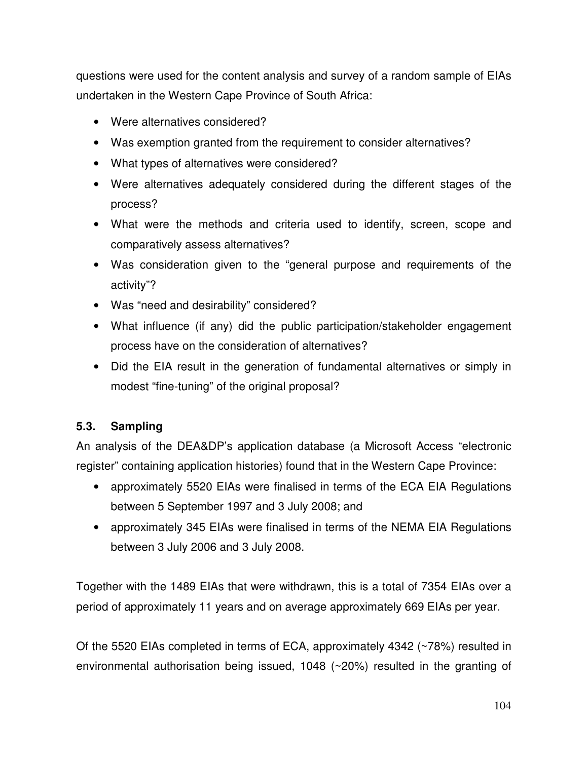questions were used for the content analysis and survey of a random sample of EIAs undertaken in the Western Cape Province of South Africa:

- Were alternatives considered?
- Was exemption granted from the requirement to consider alternatives?
- What types of alternatives were considered?
- Were alternatives adequately considered during the different stages of the process?
- What were the methods and criteria used to identify, screen, scope and comparatively assess alternatives?
- Was consideration given to the "general purpose and requirements of the activity"?
- Was "need and desirability" considered?
- What influence (if any) did the public participation/stakeholder engagement process have on the consideration of alternatives?
- Did the EIA result in the generation of fundamental alternatives or simply in modest "fine-tuning" of the original proposal?

### 5.3. Sampling

An analysis of the DEA&DP's application database (a Microsoft Access "electronic register" containing application histories) found that in the Western Cape Province:

- approximately 5520 EIAs were finalised in terms of the ECA EIA Regulations between 5 September 1997 and 3 July 2008; and
- approximately 345 EIAs were finalised in terms of the NEMA EIA Regulations between 3 July 2006 and 3 July 2008.

Together with the 1489 EIAs that were withdrawn, this is a total of 7354 EIAs over a period of approximately 11 years and on average approximately 669 EIAs per year.

Of the 5520 EIAs completed in terms of ECA, approximately 4342 (~78%) resulted in environmental authorisation being issued, 1048 (~20%) resulted in the granting of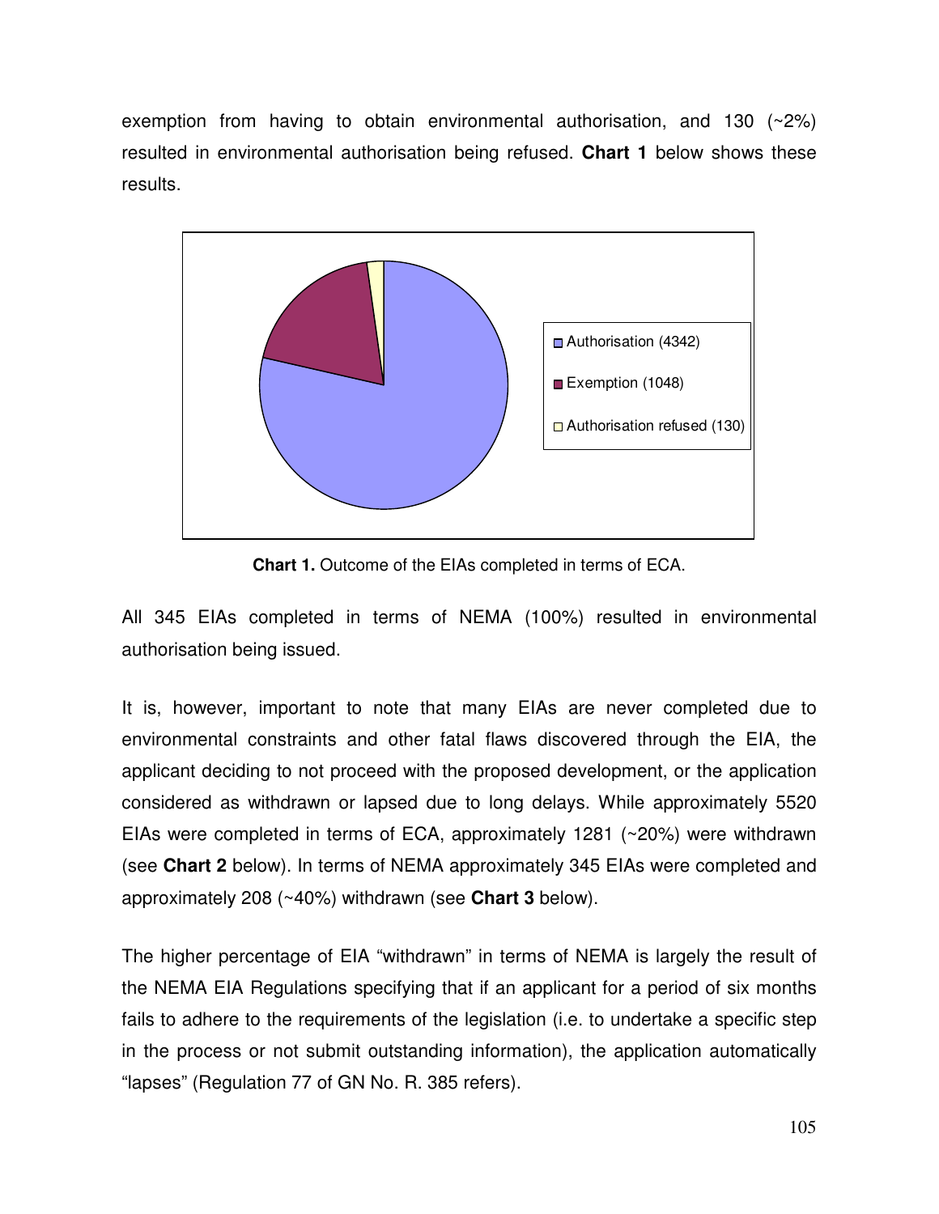exemption from having to obtain environmental authorisation, and 130 (~2%) resulted in environmental authorisation being refused. **Chart 1** below shows these results.

**Chart 1.** Outcome of the EIAs completed in terms of ECA.

All 345 EIAs completed in terms of NEMA (100%) resulted in environmental authorisation being issued.

It is, however, important to note that many EIAs are never completed due to environmental constraints and other fatal flaws discovered through the EIA, the applicant deciding to not proceed with the proposed development, or the application considered as withdrawn or lapsed due to long delays. While approximately 5520 EIAs were completed in terms of ECA, approximately 1281 (~20%) were withdrawn (see **Chart 2** below). In terms of NEMA approximately 345 EIAs were completed and approximately 208 (~40%) withdrawn (see **Chart 3** below).

The higher percentage of EIA "withdrawn" in terms of NEMA is largely the result of the NEMA EIA Regulations specifying that if an applicant for a period of six months fails to adhere to the requirements of the legislation (i.e. to undertake a specific step in the process or not submit outstanding information), the application automatically "lapses" (Regulation 77 of GN No. R. 385 refers).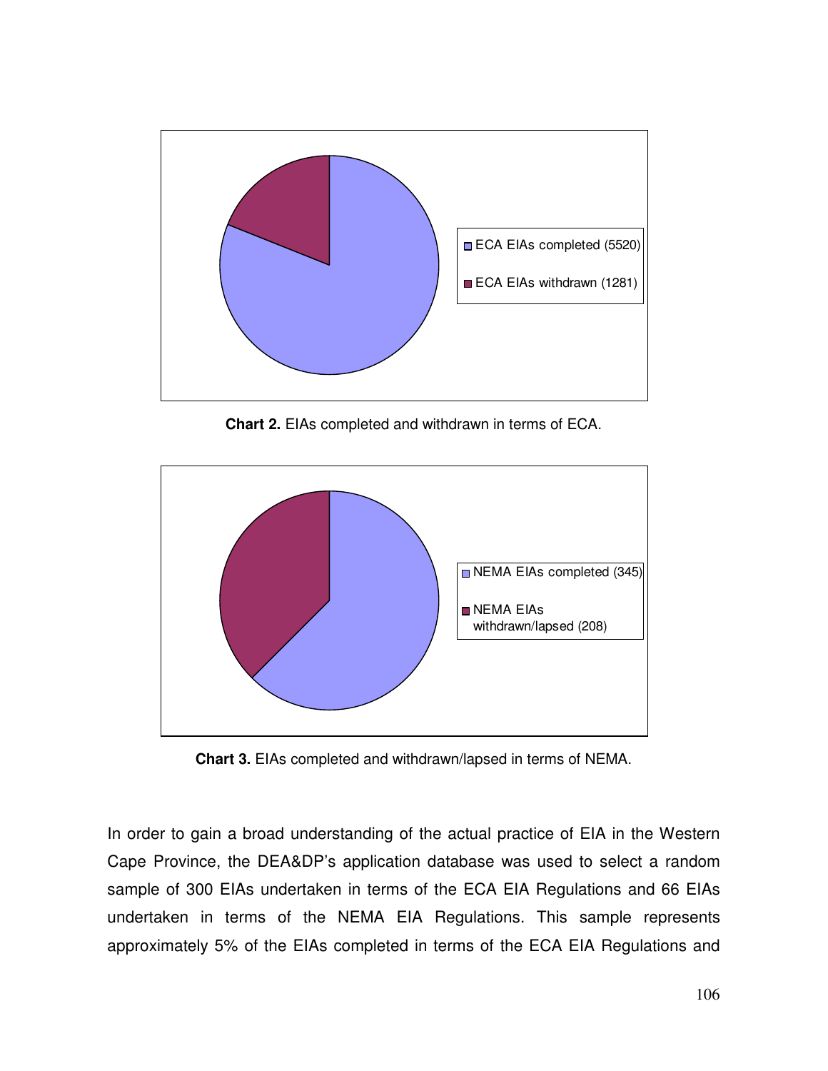ECA EIAs completed (5520)

ECA EIAs withdrawn (1281)

**Chart 2.** EIAs completed and withdrawn in terms of ECA.

NEMA EIAs completed (345)

NEMA EIAs withdrawn/lapsed (208)

**Chart 3.** EIAs completed and withdrawn/lapsed in terms of NEMA.

In order to gain a broad understanding of the actual practice of EIA in the Western Cape Province, the DEA&DP's application database was used to select a random sample of 300 EIAs undertaken in terms of the ECA EIA Regulations and 66 EIAs undertaken in terms of the NEMA EIA Regulations. This sample represents approximately 5% of the EIAs completed in terms of the ECA EIA Regulations and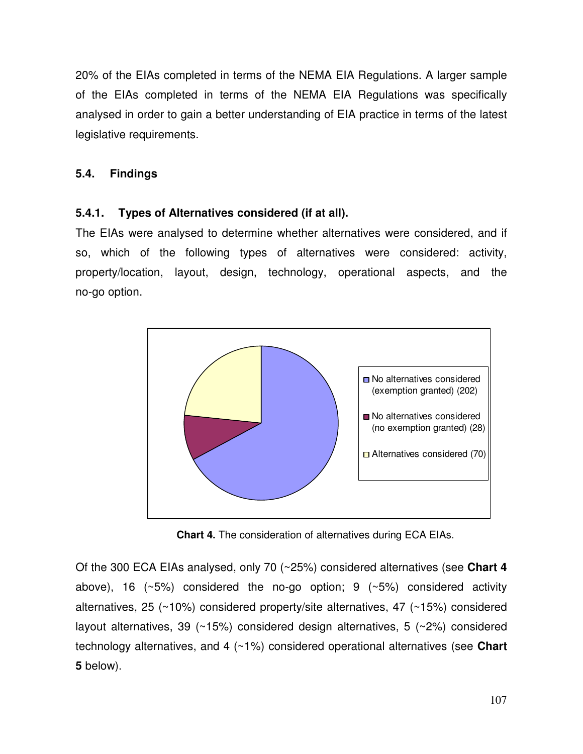20% of the EIAs completed in terms of the NEMA EIA Regulations. A larger sample of the EIAs completed in terms of the NEMA EIA Regulations was specifically analysed in order to gain a better understanding of EIA practice in terms of the latest legislative requirements.

### 5.4. Findings

#### 5.4.1. Types of Alternatives considered (if at all).

The EIAs were analysed to determine whether alternatives were considered, and if so, which of the following types of alternatives were considered: activity, property/location, layout, design, technology, operational aspects, and the no-go option.

**Chart 4.** The consideration of alternatives during ECA EIAs.

Of the 300 ECA EIAs analysed, only 70 (~25%) considered alternatives (see **Chart 4** above), 16 (~5%) considered the no-go option; 9 (~5%) considered activity alternatives, 25 (~10%) considered property/site alternatives, 47 (~15%) considered layout alternatives, 39 (~15%) considered design alternatives, 5 (~2%) considered technology alternatives, and 4 (~1%) considered operational alternatives (see **Chart 5** below).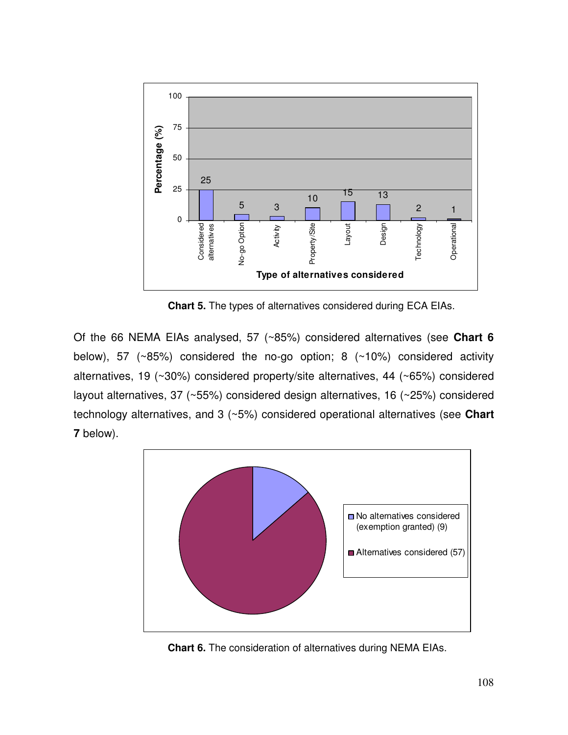**Chart 5.** The types of alternatives considered during ECA EIAs.

Of the 66 NEMA EIAs analysed, 57 (~85%) considered alternatives (see **Chart 6** below), 57 (~85%) considered the no-go option; 8 (~10%) considered activity alternatives, 19 (~30%) considered property/site alternatives, 44 (~65%) considered layout alternatives, 37 (~55%) considered design alternatives, 16 (~25%) considered technology alternatives, and 3 (~5%) considered operational alternatives (see **Chart 7** below).

**Chart 6.** The consideration of alternatives during NEMA EIAs.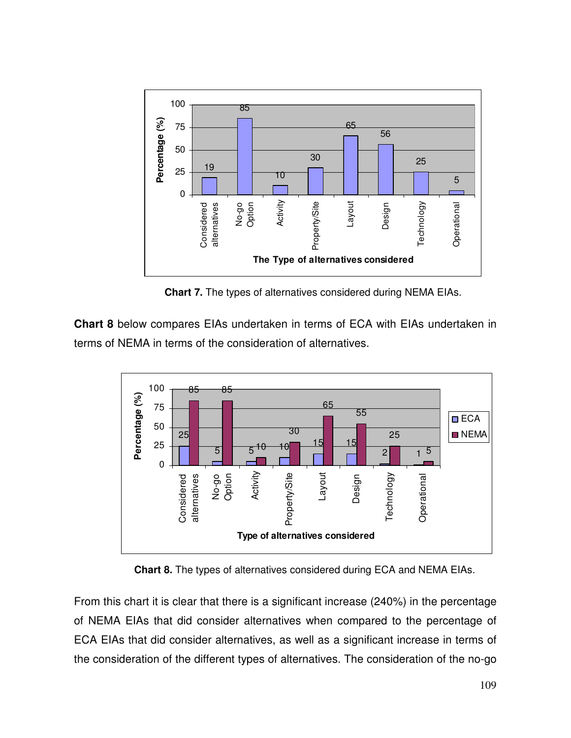| The Type of alternatives considered | Percentage (%) |
|---|---|
| Considered alternatives | 19 |
| No-go Option | 85 |
| Activity | 10 |
| Property/Site | 30 |
| Layout | 65 |
| Design | 56 |
| Technology | 25 |
| Operational | 5 |

**Chart 7.** The types of alternatives considered during NEMA EIAs.

**Chart 8** below compares EIAs undertaken in terms of ECA with EIAs undertaken in terms of NEMA in terms of the consideration of alternatives.

| Type of alternatives considered | ECA (%) | NEMA (%) |
|---|---|---|
| Considered alternatives | 25 | 85 |
| No-go Option | 5 | 85 |
| Activity | 5 | 10 |
| Property/Site | 10 | 30 |
| Layout | 15 | 65 |
| Design | 15 | 55 |
| Technology | 2 | 25 |
| Operational | 1 | 5 |

**Chart 8.** The types of alternatives considered during ECA and NEMA EIAs.

From this chart it is clear that there is a significant increase (240%) in the percentage of NEMA EIAs that did consider alternatives when compared to the percentage of ECA EIAs that did consider alternatives, as well as a significant increase in terms of the consideration of the different types of alternatives. The consideration of the no-go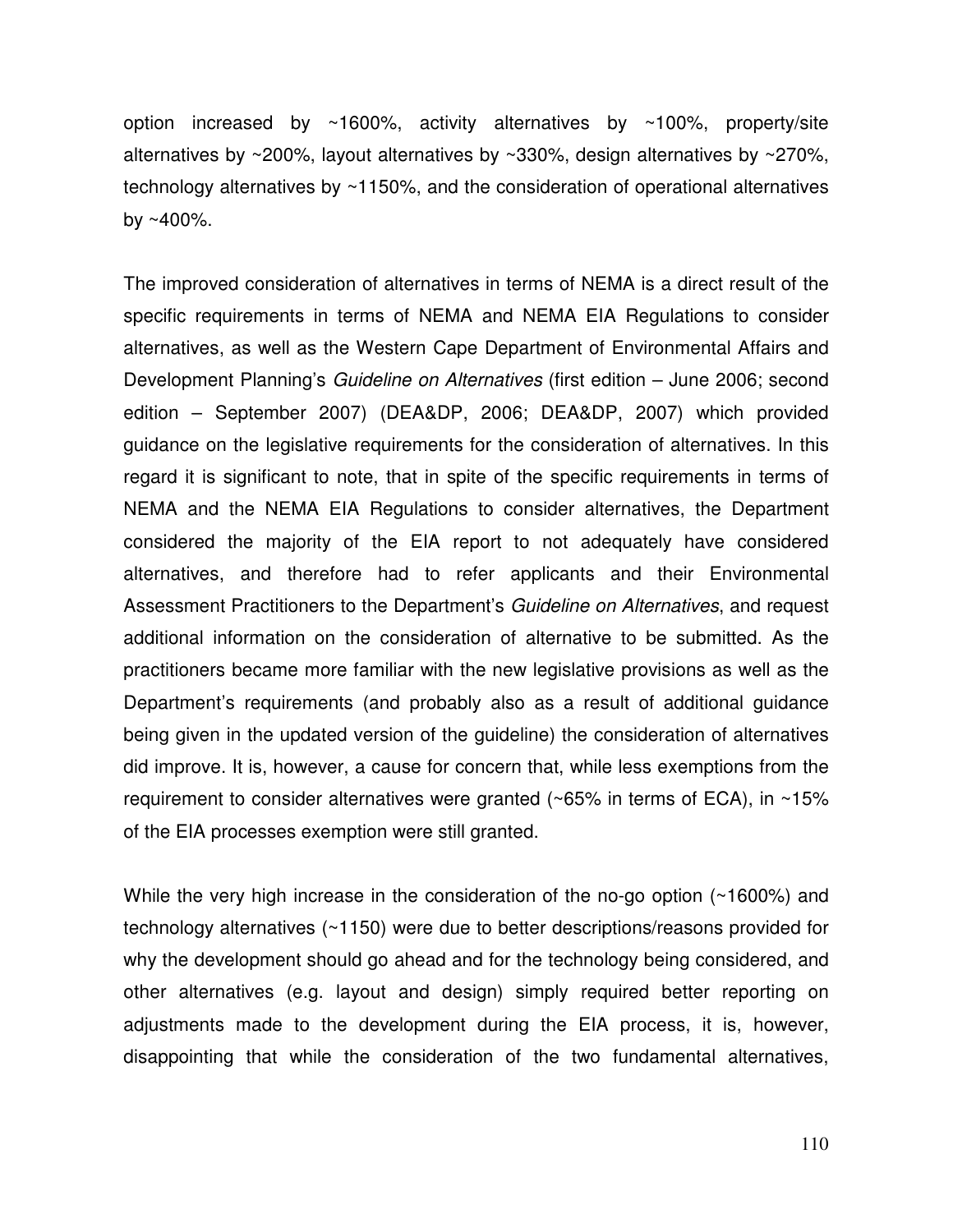option increased by ~1600%, activity alternatives by ~100%, property/site alternatives by ~200%, layout alternatives by ~330%, design alternatives by ~270%, technology alternatives by ~1150%, and the consideration of operational alternatives by ~400%.

The improved consideration of alternatives in terms of NEMA is a direct result of the specific requirements in terms of NEMA and NEMA EIA Regulations to consider alternatives, as well as the Western Cape Department of Environmental Affairs and Development Planning's *Guideline on Alternatives* (first edition – June 2006; second edition – September 2007) (DEA&DP, 2006; DEA&DP, 2007) which provided guidance on the legislative requirements for the consideration of alternatives. In this regard it is significant to note, that in spite of the specific requirements in terms of NEMA and the NEMA EIA Regulations to consider alternatives, the Department considered the majority of the EIA report to not adequately have considered alternatives, and therefore had to refer applicants and their Environmental Assessment Practitioners to the Department's *Guideline on Alternatives*, and request additional information on the consideration of alternative to be submitted. As the practitioners became more familiar with the new legislative provisions as well as the Department's requirements (and probably also as a result of additional guidance being given in the updated version of the guideline) the consideration of alternatives did improve. It is, however, a cause for concern that, while less exemptions from the requirement to consider alternatives were granted (~65% in terms of ECA), in ~15% of the EIA processes exemption were still granted.

While the very high increase in the consideration of the no-go option (~1600%) and technology alternatives (~1150) were due to better descriptions/reasons provided for why the development should go ahead and for the technology being considered, and other alternatives (e.g. layout and design) simply required better reporting on adjustments made to the development during the EIA process, it is, however, disappointing that while the consideration of the two fundamental alternatives,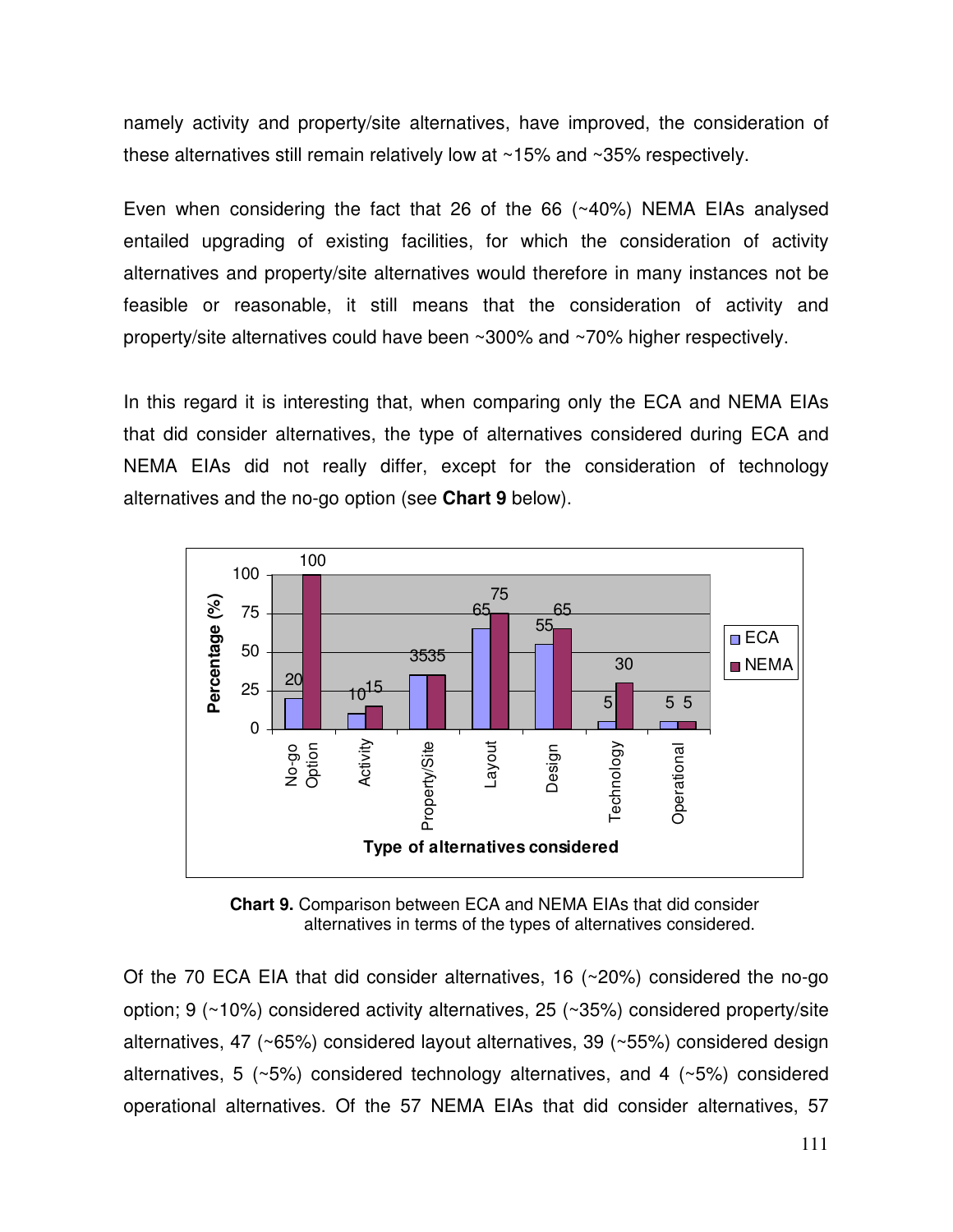namely activity and property/site alternatives, have improved, the consideration of these alternatives still remain relatively low at ~15% and ~35% respectively.

Even when considering the fact that 26 of the 66 (~40%) NEMA EIAs analysed entailed upgrading of existing facilities, for which the consideration of activity alternatives and property/site alternatives would therefore in many instances not be feasible or reasonable, it still means that the consideration of activity and property/site alternatives could have been ~300% and ~70% higher respectively.

In this regard it is interesting that, when comparing only the ECA and NEMA EIAs that did consider alternatives, the type of alternatives considered during ECA and NEMA EIAs did not really differ, except for the consideration of technology alternatives and the no-go option (see **Chart 9** below).

**Chart 9.** Comparison between ECA and NEMA EIAs that did consider alternatives in terms of the types of alternatives considered.

Of the 70 ECA EIA that did consider alternatives, 16 (~20%) considered the no-go option; 9 (~10%) considered activity alternatives, 25 (~35%) considered property/site alternatives, 47 (~65%) considered layout alternatives, 39 (~55%) considered design alternatives, 5 (~5%) considered technology alternatives, and 4 (~5%) considered operational alternatives. Of the 57 NEMA EIAs that did consider alternatives, 57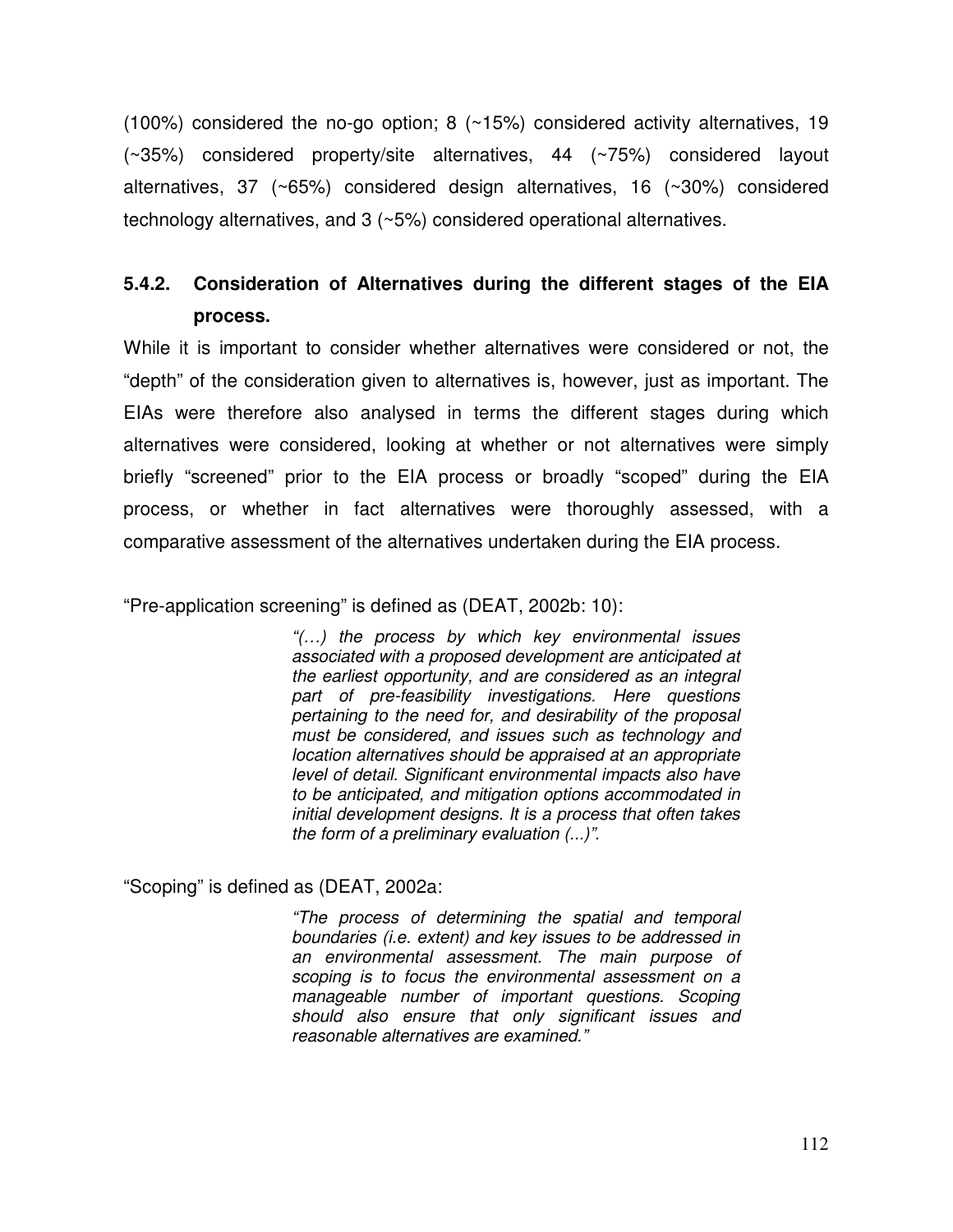(100%) considered the no-go option; 8 (~15%) considered activity alternatives, 19 (~35%) considered property/site alternatives, 44 (~75%) considered layout alternatives, 37 (~65%) considered design alternatives, 16 (~30%) considered technology alternatives, and 3 (~5%) considered operational alternatives.

### 5.4.2. Consideration of Alternatives during the different stages of the EIA process.

While it is important to consider whether alternatives were considered or not, the "depth" of the consideration given to alternatives is, however, just as important. The EIAs were therefore also analysed in terms the different stages during which alternatives were considered, looking at whether or not alternatives were simply briefly "screened" prior to the EIA process or broadly "scoped" during the EIA process, or whether in fact alternatives were thoroughly assessed, with a comparative assessment of the alternatives undertaken during the EIA process.

"Pre-application screening" is defined as (DEAT, 2002b: 10):

> *"(…) the process by which key environmental issues associated with a proposed development are anticipated at the earliest opportunity, and are considered as an integral part of pre-feasibility investigations. Here questions pertaining to the need for, and desirability of the proposal must be considered, and issues such as technology and location alternatives should be appraised at an appropriate level of detail. Significant environmental impacts also have to be anticipated, and mitigation options accommodated in initial development designs. It is a process that often takes the form of a preliminary evaluation (...)".*

"Scoping" is defined as (DEAT, 2002a:

> *"The process of determining the spatial and temporal boundaries (i.e. extent) and key issues to be addressed in an environmental assessment. The main purpose of scoping is to focus the environmental assessment on a manageable number of important questions. Scoping should also ensure that only significant issues and reasonable alternatives are examined."*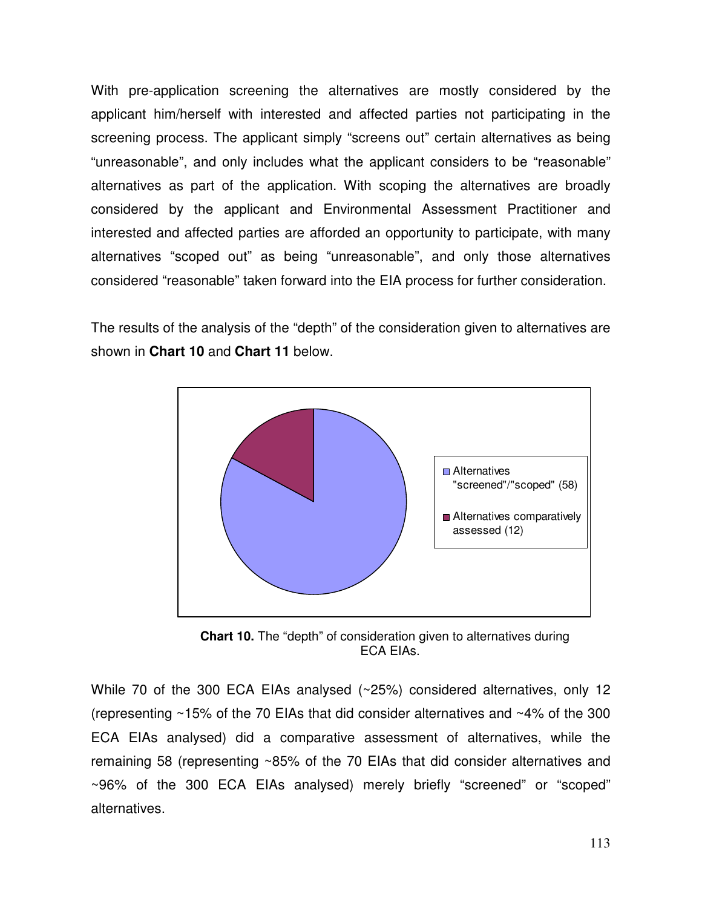With pre-application screening the alternatives are mostly considered by the applicant him/herself with interested and affected parties not participating in the screening process. The applicant simply "screens out" certain alternatives as being "unreasonable", and only includes what the applicant considers to be "reasonable" alternatives as part of the application. With scoping the alternatives are broadly considered by the applicant and Environmental Assessment Practitioner and interested and affected parties are afforded an opportunity to participate, with many alternatives "scoped out" as being "unreasonable", and only those alternatives considered "reasonable" taken forward into the EIA process for further consideration.

The results of the analysis of the "depth" of the consideration given to alternatives are shown in **Chart 10** and **Chart 11** below.

Alternatives "screened"/"scoped" (58)

Alternatives comparatively assessed (12)

**Chart 10.** The "depth" of consideration given to alternatives during ECA EIAs.

While 70 of the 300 ECA EIAs analysed (~25%) considered alternatives, only 12 (representing ~15% of the 70 EIAs that did consider alternatives and ~4% of the 300 ECA EIAs analysed) did a comparative assessment of alternatives, while the remaining 58 (representing ~85% of the 70 EIAs that did consider alternatives and ~96% of the 300 ECA EIAs analysed) merely briefly "screened" or "scoped" alternatives.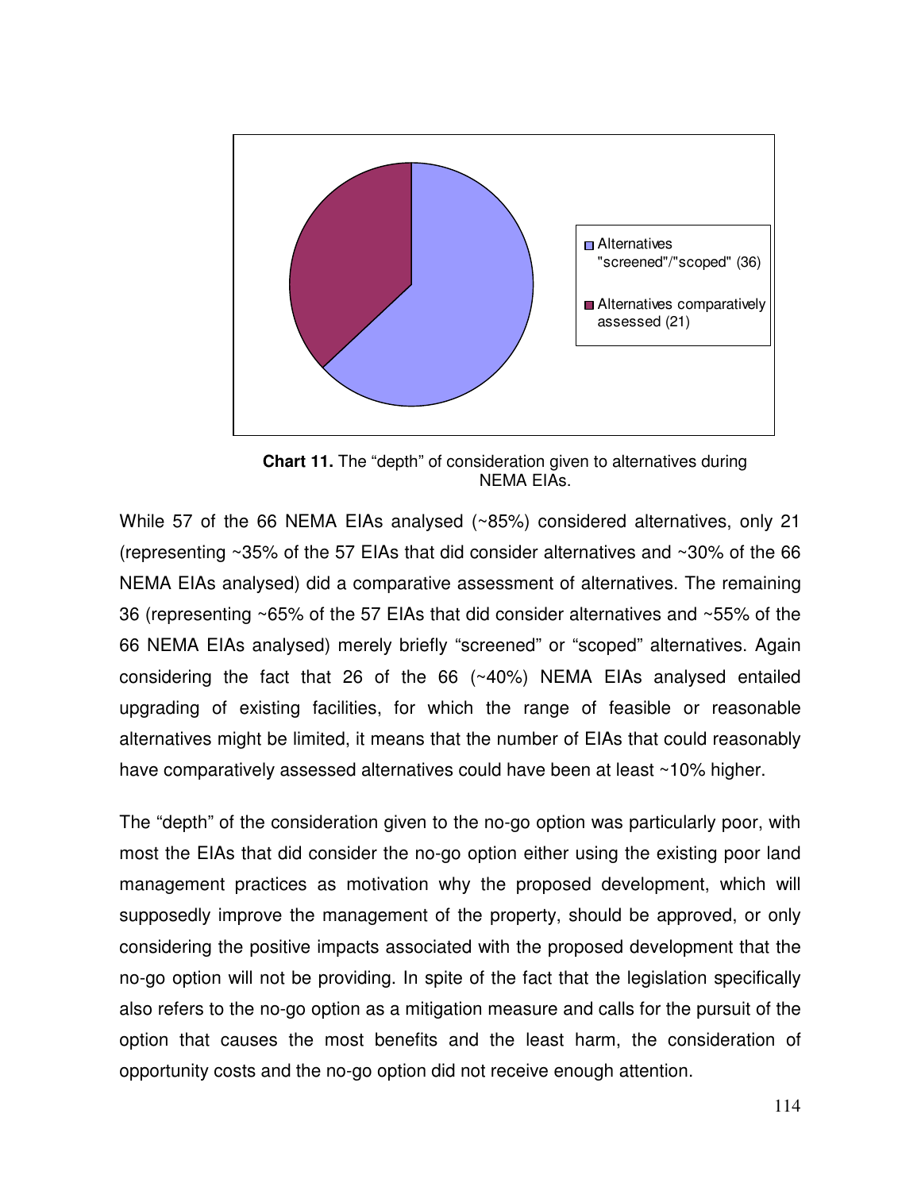Alternatives "screened"/"scoped" (36)

Alternatives comparatively assessed (21)

**Chart 11.** The "depth" of consideration given to alternatives during NEMA EIAs.

While 57 of the 66 NEMA EIAs analysed (~85%) considered alternatives, only 21 (representing ~35% of the 57 EIAs that did consider alternatives and ~30% of the 66 NEMA EIAs analysed) did a comparative assessment of alternatives. The remaining 36 (representing ~65% of the 57 EIAs that did consider alternatives and ~55% of the 66 NEMA EIAs analysed) merely briefly "screened" or "scoped" alternatives. Again considering the fact that 26 of the 66 (~40%) NEMA EIAs analysed entailed upgrading of existing facilities, for which the range of feasible or reasonable alternatives might be limited, it means that the number of EIAs that could reasonably have comparatively assessed alternatives could have been at least ~10% higher.

The "depth" of the consideration given to the no-go option was particularly poor, with most the EIAs that did consider the no-go option either using the existing poor land management practices as motivation why the proposed development, which will supposedly improve the management of the property, should be approved, or only considering the positive impacts associated with the proposed development that the no-go option will not be providing. In spite of the fact that the legislation specifically also refers to the no-go option as a mitigation measure and calls for the pursuit of the option that causes the most benefits and the least harm, the consideration of opportunity costs and the no-go option did not receive enough attention.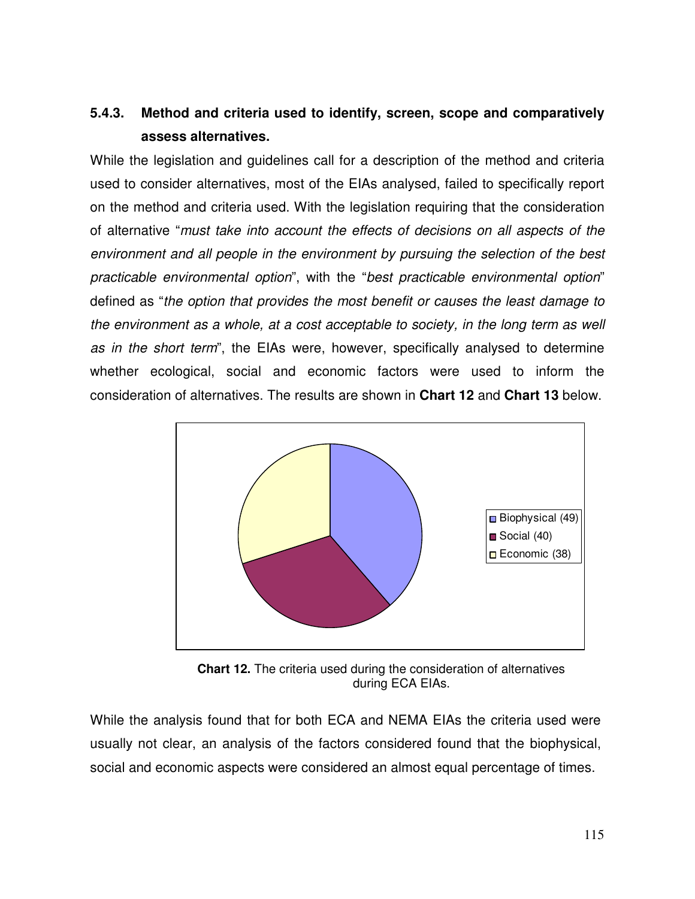### 5.4.3. Method and criteria used to identify, screen, scope and comparatively assess alternatives.

While the legislation and guidelines call for a description of the method and criteria used to consider alternatives, most of the EIAs analysed, failed to specifically report on the method and criteria used. With the legislation requiring that the consideration of alternative "*must take into account the effects of decisions on all aspects of the environment and all people in the environment by pursuing the selection of the best practicable environmental option*", with the "*best practicable environmental option*" defined as "*the option that provides the most benefit or causes the least damage to the environment as a whole, at a cost acceptable to society, in the long term as well as in the short term*", the EIAs were, however, specifically analysed to determine whether ecological, social and economic factors were used to inform the consideration of alternatives. The results are shown in **Chart 12** and **Chart 13** below.

- Biophysical (49)
- Social (40)
- Economic (38)

**Chart 12.** The criteria used during the consideration of alternatives during ECA EIAs.

While the analysis found that for both ECA and NEMA EIAs the criteria used were usually not clear, an analysis of the factors considered found that the biophysical, social and economic aspects were considered an almost equal percentage of times.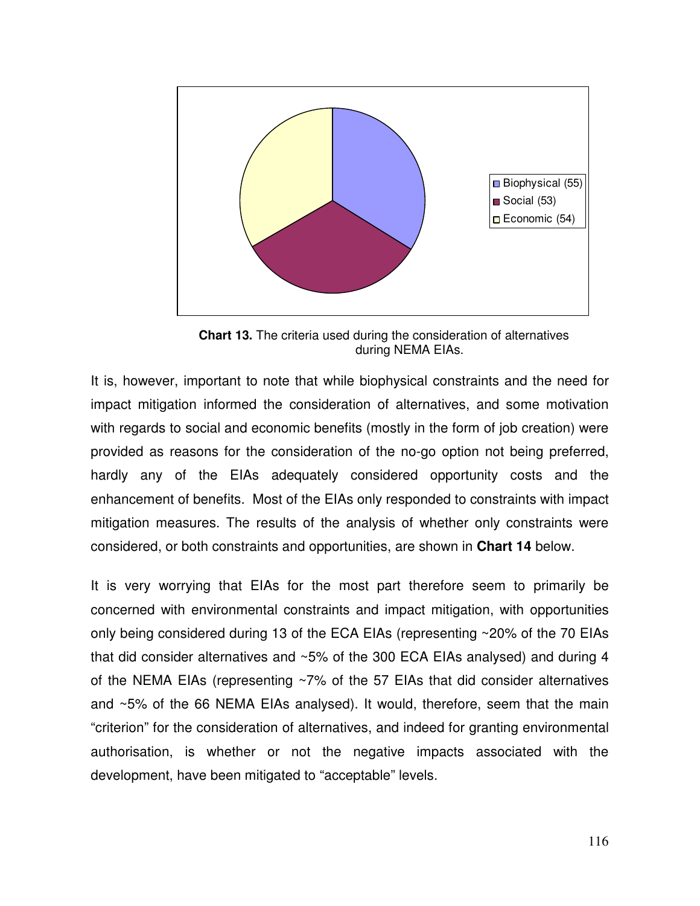**Chart 13.** The criteria used during the consideration of alternatives during NEMA EIAs.

It is, however, important to note that while biophysical constraints and the need for impact mitigation informed the consideration of alternatives, and some motivation with regards to social and economic benefits (mostly in the form of job creation) were provided as reasons for the consideration of the no-go option not being preferred, hardly any of the EIAs adequately considered opportunity costs and the enhancement of benefits. Most of the EIAs only responded to constraints with impact mitigation measures. The results of the analysis of whether only constraints were considered, or both constraints and opportunities, are shown in **Chart 14** below.

It is very worrying that EIAs for the most part therefore seem to primarily be concerned with environmental constraints and impact mitigation, with opportunities only being considered during 13 of the ECA EIAs (representing ~20% of the 70 EIAs that did consider alternatives and ~5% of the 300 ECA EIAs analysed) and during 4 of the NEMA EIAs (representing ~7% of the 57 EIAs that did consider alternatives and ~5% of the 66 NEMA EIAs analysed). It would, therefore, seem that the main "criterion" for the consideration of alternatives, and indeed for granting environmental authorisation, is whether or not the negative impacts associated with the development, have been mitigated to "acceptable" levels.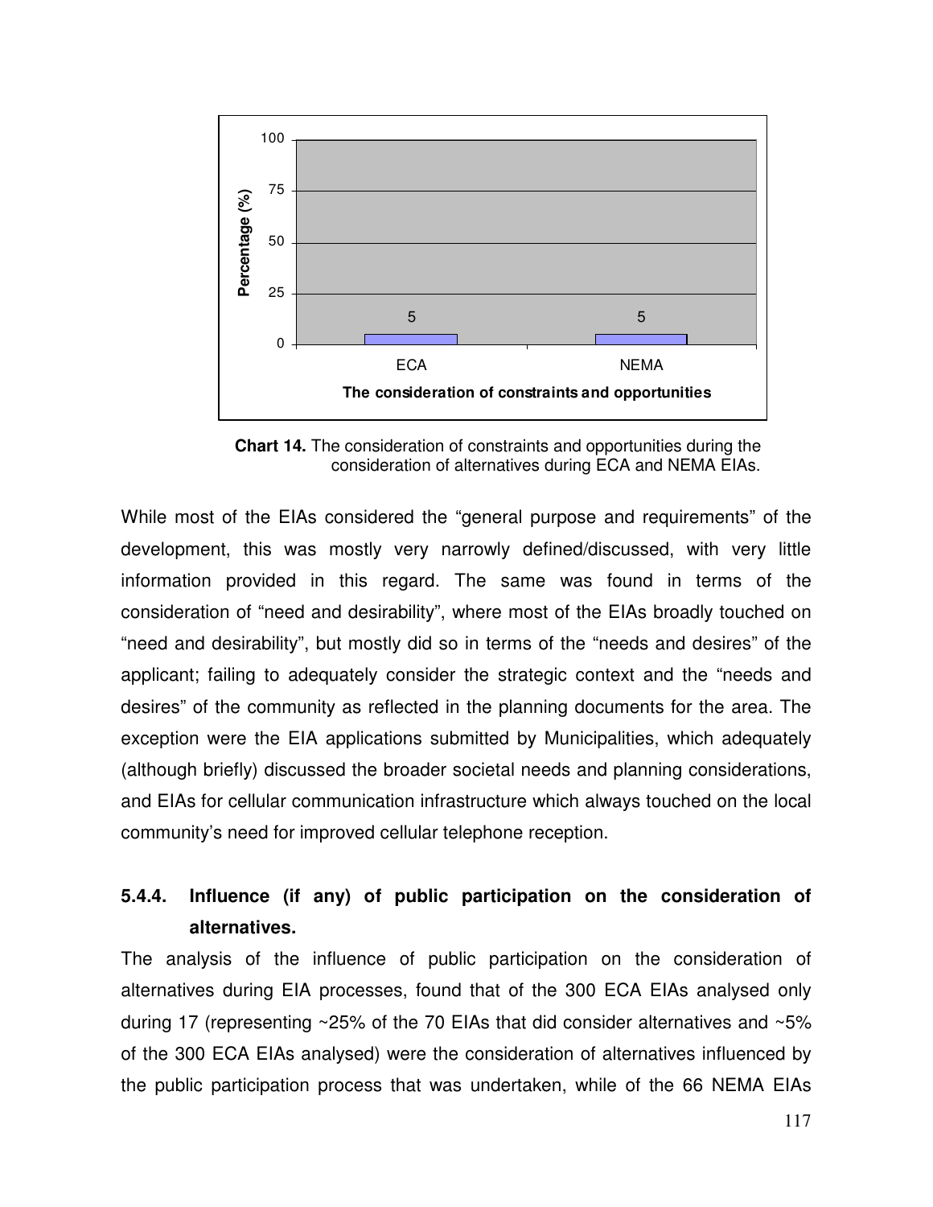**Chart 14.** The consideration of constraints and opportunities during the consideration of alternatives during ECA and NEMA EIAs.

While most of the EIAs considered the "general purpose and requirements" of the development, this was mostly very narrowly defined/discussed, with very little information provided in this regard. The same was found in terms of the consideration of "need and desirability", where most of the EIAs broadly touched on "need and desirability", but mostly did so in terms of the "needs and desires" of the applicant; failing to adequately consider the strategic context and the "needs and desires" of the community as reflected in the planning documents for the area. The exception were the EIA applications submitted by Municipalities, which adequately (although briefly) discussed the broader societal needs and planning considerations, and EIAs for cellular communication infrastructure which always touched on the local community's need for improved cellular telephone reception.

### 5.4.4. Influence (if any) of public participation on the consideration of alternatives.

The analysis of the influence of public participation on the consideration of alternatives during EIA processes, found that of the 300 ECA EIAs analysed only during 17 (representing ~25% of the 70 EIAs that did consider alternatives and ~5% of the 300 ECA EIAs analysed) were the consideration of alternatives influenced by the public participation process that was undertaken, while of the 66 NEMA EIAs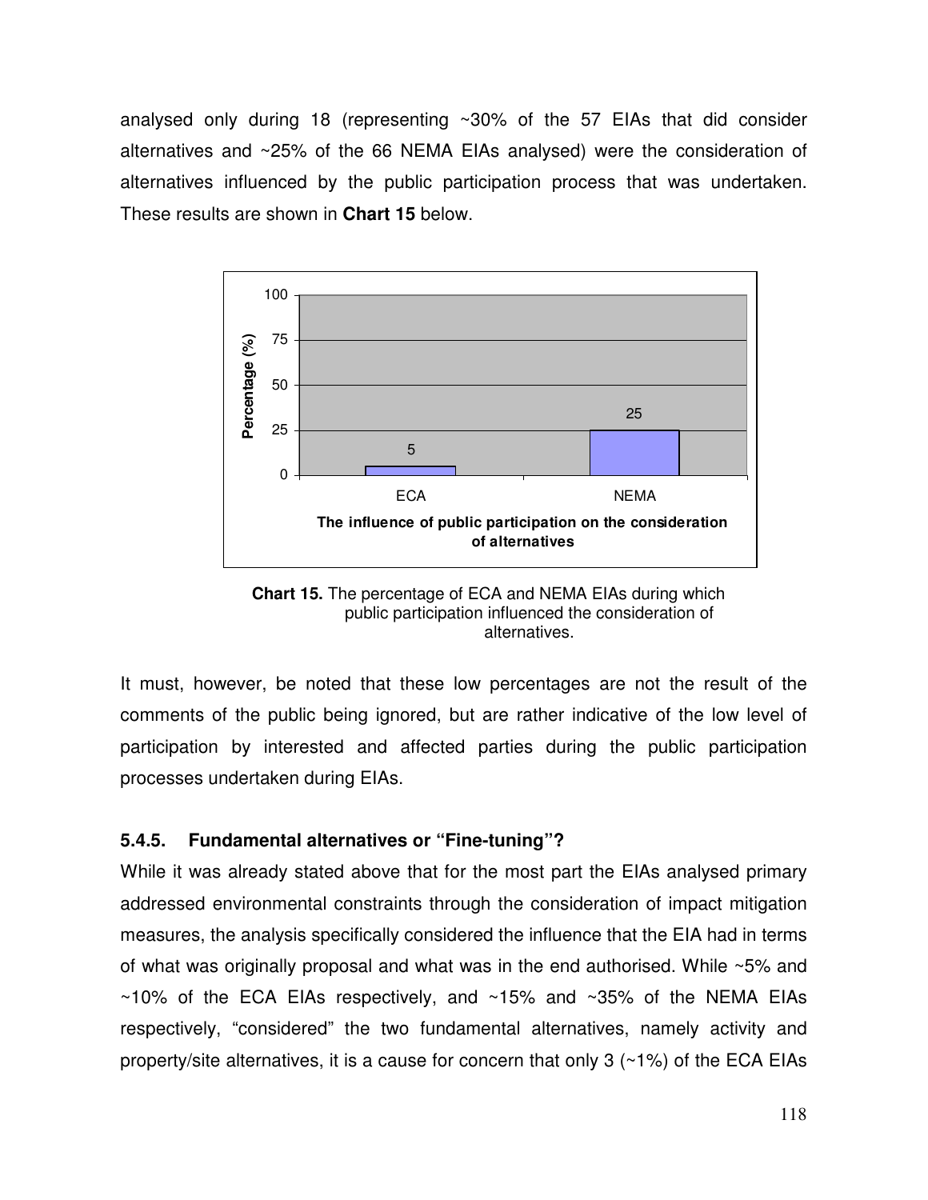analysed only during 18 (representing ~30% of the 57 EIAs that did consider alternatives and ~25% of the 66 NEMA EIAs analysed) were the consideration of alternatives influenced by the public participation process that was undertaken. These results are shown in **Chart 15** below.

**Chart 15.** The percentage of ECA and NEMA EIAs during which public participation influenced the consideration of alternatives.

It must, however, be noted that these low percentages are not the result of the comments of the public being ignored, but are rather indicative of the low level of participation by interested and affected parties during the public participation processes undertaken during EIAs.

### 5.4.5. Fundamental alternatives or "Fine-tuning"?

While it was already stated above that for the most part the EIAs analysed primary addressed environmental constraints through the consideration of impact mitigation measures, the analysis specifically considered the influence that the EIA had in terms of what was originally proposal and what was in the end authorised. While ~5% and ~10% of the ECA EIAs respectively, and ~15% and ~35% of the NEMA EIAs respectively, "considered" the two fundamental alternatives, namely activity and property/site alternatives, it is a cause for concern that only 3 (~1%) of the ECA EIAs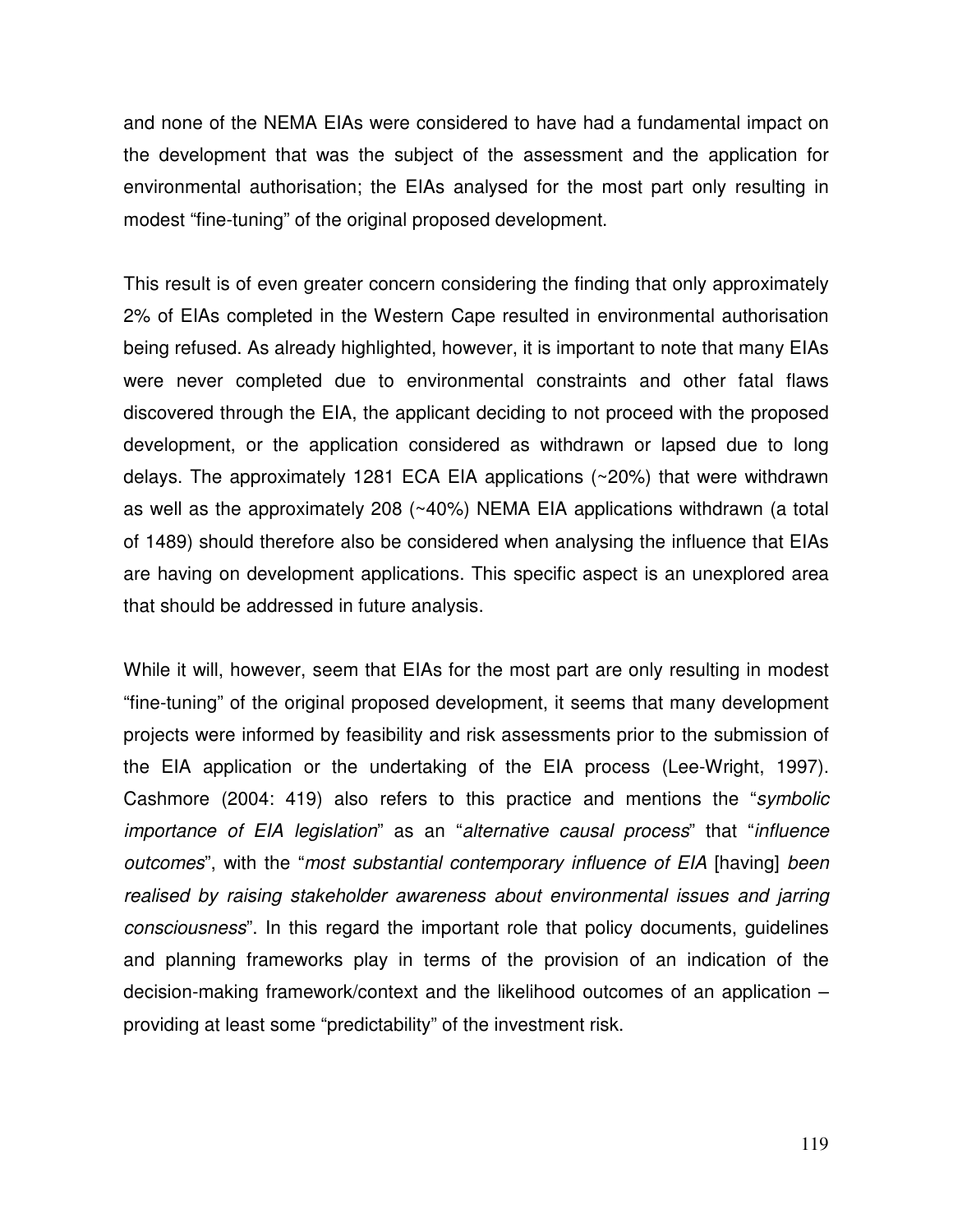and none of the NEMA EIAs were considered to have had a fundamental impact on the development that was the subject of the assessment and the application for environmental authorisation; the EIAs analysed for the most part only resulting in modest "fine-tuning" of the original proposed development.

This result is of even greater concern considering the finding that only approximately 2% of EIAs completed in the Western Cape resulted in environmental authorisation being refused. As already highlighted, however, it is important to note that many EIAs were never completed due to environmental constraints and other fatal flaws discovered through the EIA, the applicant deciding to not proceed with the proposed development, or the application considered as withdrawn or lapsed due to long delays. The approximately 1281 ECA EIA applications (~20%) that were withdrawn as well as the approximately 208 (~40%) NEMA EIA applications withdrawn (a total of 1489) should therefore also be considered when analysing the influence that EIAs are having on development applications. This specific aspect is an unexplored area that should be addressed in future analysis.

While it will, however, seem that EIAs for the most part are only resulting in modest "fine-tuning" of the original proposed development, it seems that many development projects were informed by feasibility and risk assessments prior to the submission of the EIA application or the undertaking of the EIA process (Lee-Wright, 1997). Cashmore (2004: 419) also refers to this practice and mentions the "*symbolic importance of EIA legislation*" as an "*alternative causal process*" that "*influence outcomes*", with the "*most substantial contemporary influence of EIA* [having] *been realised by raising stakeholder awareness about environmental issues and jarring consciousness*". In this regard the important role that policy documents, guidelines and planning frameworks play in terms of the provision of an indication of the decision-making framework/context and the likelihood outcomes of an application – providing at least some "predictability" of the investment risk.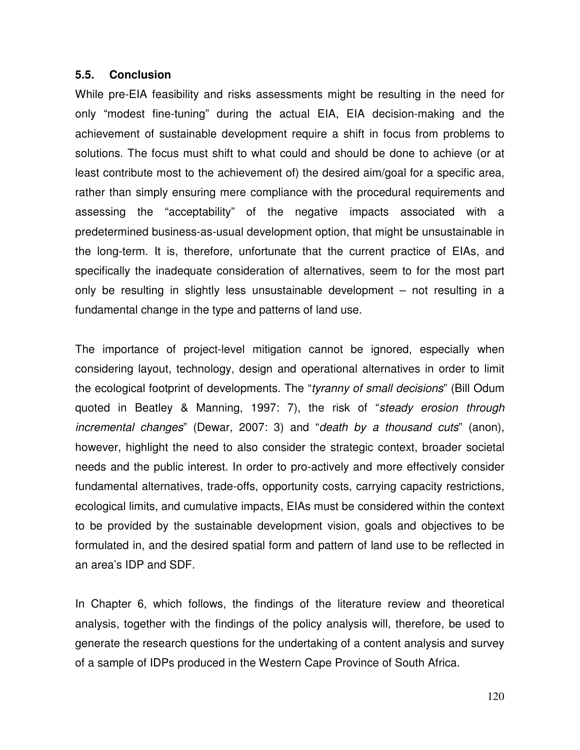### 5.5. Conclusion

While pre-EIA feasibility and risks assessments might be resulting in the need for only "modest fine-tuning" during the actual EIA, EIA decision-making and the achievement of sustainable development require a shift in focus from problems to solutions. The focus must shift to what could and should be done to achieve (or at least contribute most to the achievement of) the desired aim/goal for a specific area, rather than simply ensuring mere compliance with the procedural requirements and assessing the "acceptability" of the negative impacts associated with a predetermined business-as-usual development option, that might be unsustainable in the long-term. It is, therefore, unfortunate that the current practice of EIAs, and specifically the inadequate consideration of alternatives, seem to for the most part only be resulting in slightly less unsustainable development – not resulting in a fundamental change in the type and patterns of land use.

The importance of project-level mitigation cannot be ignored, especially when considering layout, technology, design and operational alternatives in order to limit the ecological footprint of developments. The "*tyranny of small decisions*" (Bill Odum quoted in Beatley & Manning, 1997: 7), the risk of "*steady erosion through incremental changes*" (Dewar, 2007: 3) and "*death by a thousand cuts*" (anon), however, highlight the need to also consider the strategic context, broader societal needs and the public interest. In order to pro-actively and more effectively consider fundamental alternatives, trade-offs, opportunity costs, carrying capacity restrictions, ecological limits, and cumulative impacts, EIAs must be considered within the context to be provided by the sustainable development vision, goals and objectives to be formulated in, and the desired spatial form and pattern of land use to be reflected in an area's IDP and SDF.

In Chapter 6, which follows, the findings of the literature review and theoretical analysis, together with the findings of the policy analysis will, therefore, be used to generate the research questions for the undertaking of a content analysis and survey of a sample of IDPs produced in the Western Cape Province of South Africa.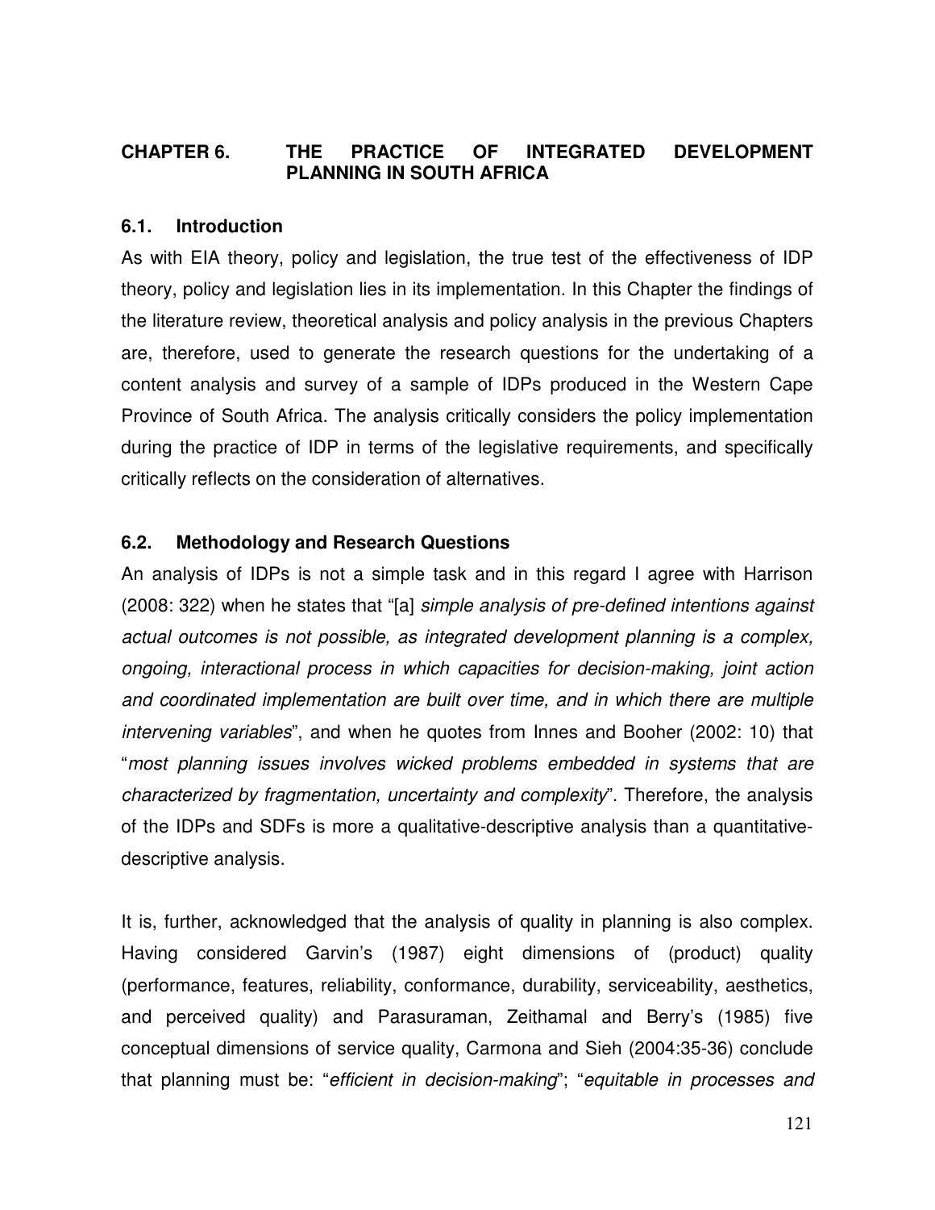## CHAPTER 6. THE PRACTICE OF INTEGRATED DEVELOPMENT PLANNING IN SOUTH AFRICA

### 6.1. Introduction

As with EIA theory, policy and legislation, the true test of the effectiveness of IDP theory, policy and legislation lies in its implementation. In this Chapter the findings of the literature review, theoretical analysis and policy analysis in the previous Chapters are, therefore, used to generate the research questions for the undertaking of a content analysis and survey of a sample of IDPs produced in the Western Cape Province of South Africa. The analysis critically considers the policy implementation during the practice of IDP in terms of the legislative requirements, and specifically critically reflects on the consideration of alternatives.

### 6.2. Methodology and Research Questions

An analysis of IDPs is not a simple task and in this regard I agree with Harrison (2008: 322) when he states that "[a] *simple analysis of pre-defined intentions against actual outcomes is not possible, as integrated development planning is a complex, ongoing, interactional process in which capacities for decision-making, joint action and coordinated implementation are built over time, and in which there are multiple intervening variables*", and when he quotes from Innes and Booher (2002: 10) that "*most planning issues involves wicked problems embedded in systems that are characterized by fragmentation, uncertainty and complexity*". Therefore, the analysis of the IDPs and SDFs is more a qualitative-descriptive analysis than a quantitative-descriptive analysis.

It is, further, acknowledged that the analysis of quality in planning is also complex. Having considered Garvin's (1987) eight dimensions of (product) quality (performance, features, reliability, conformance, durability, serviceability, aesthetics, and perceived quality) and Parasuraman, Zeithamal and Berry's (1985) five conceptual dimensions of service quality, Carmona and Sieh (2004:35-36) conclude that planning must be: "*efficient in decision-making*"; "*equitable in processes and*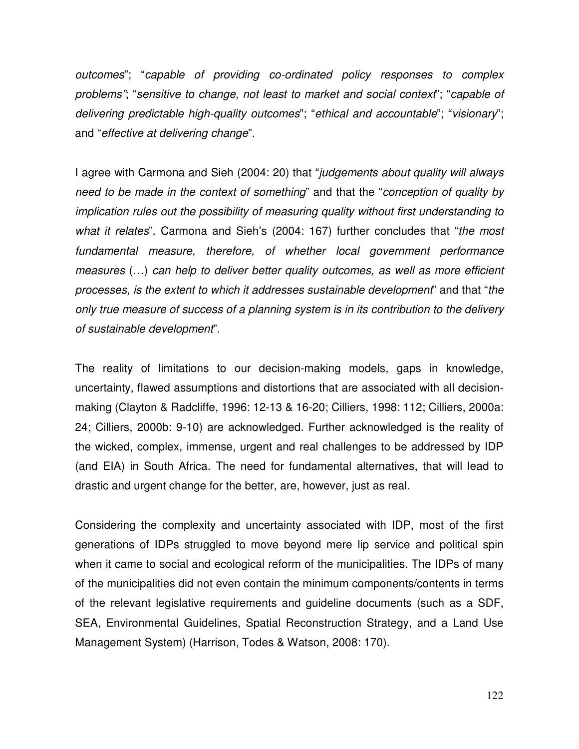*outcomes*"; "*capable of providing co-ordinated policy responses to complex problems"*; "*sensitive to change, not least to market and social context*"; "*capable of delivering predictable high-quality outcomes*"; "*ethical and accountable*"; "*visionary*"; and "*effective at delivering change*".

I agree with Carmona and Sieh (2004: 20) that "*judgements about quality will always need to be made in the context of something*" and that the "*conception of quality by implication rules out the possibility of measuring quality without first understanding to what it relates*". Carmona and Sieh's (2004: 167) further concludes that "*the most fundamental measure, therefore, of whether local government performance measures* (…) *can help to deliver better quality outcomes, as well as more efficient processes, is the extent to which it addresses sustainable development*" and that "*the only true measure of success of a planning system is in its contribution to the delivery of sustainable development*".

The reality of limitations to our decision-making models, gaps in knowledge, uncertainty, flawed assumptions and distortions that are associated with all decision-making (Clayton & Radcliffe, 1996: 12-13 & 16-20; Cilliers, 1998: 112; Cilliers, 2000a: 24; Cilliers, 2000b: 9-10) are acknowledged. Further acknowledged is the reality of the wicked, complex, immense, urgent and real challenges to be addressed by IDP (and EIA) in South Africa. The need for fundamental alternatives, that will lead to drastic and urgent change for the better, are, however, just as real.

Considering the complexity and uncertainty associated with IDP, most of the first generations of IDPs struggled to move beyond mere lip service and political spin when it came to social and ecological reform of the municipalities. The IDPs of many of the municipalities did not even contain the minimum components/contents in terms of the relevant legislative requirements and guideline documents (such as a SDF, SEA, Environmental Guidelines, Spatial Reconstruction Strategy, and a Land Use Management System) (Harrison, Todes & Watson, 2008: 170).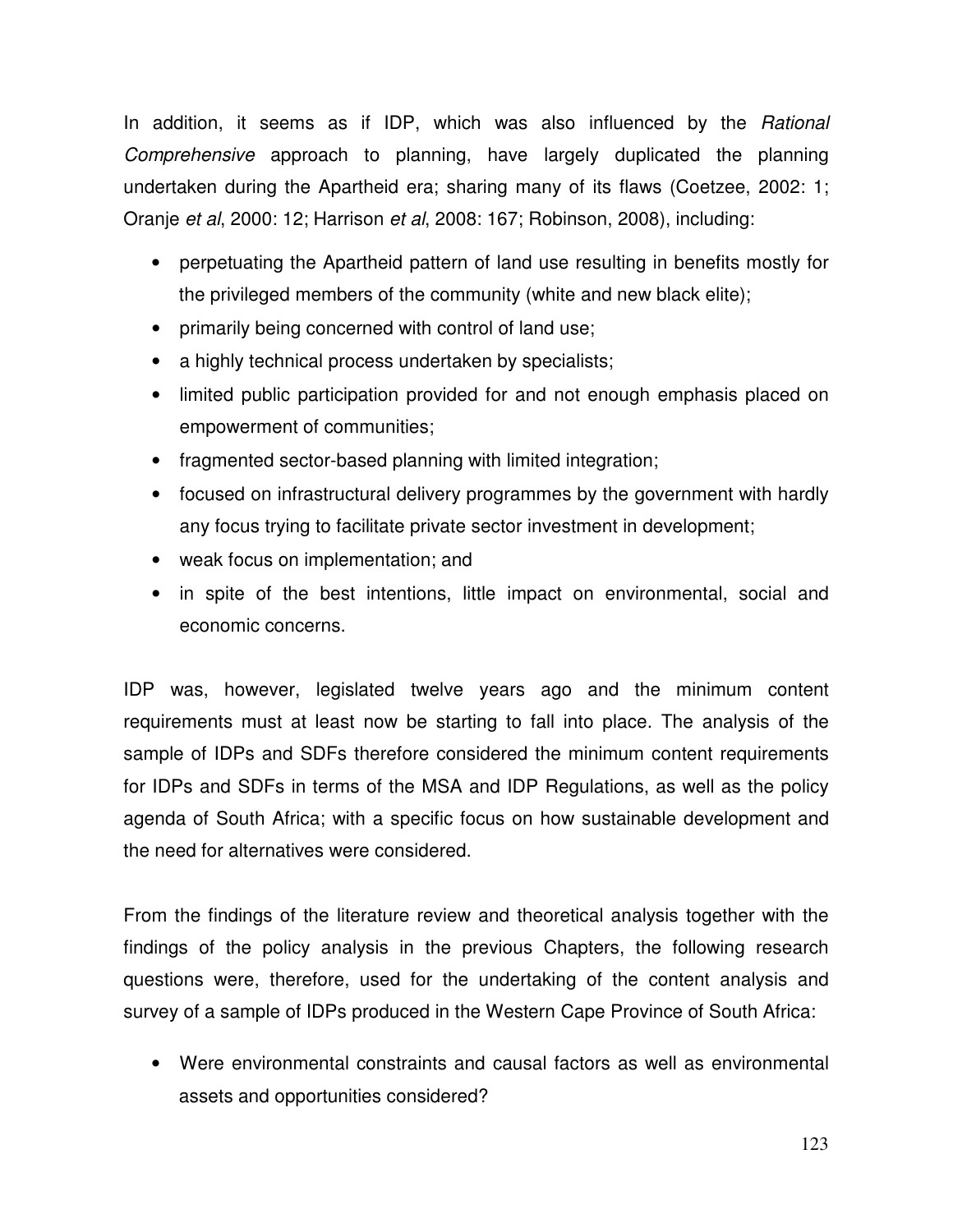In addition, it seems as if IDP, which was also influenced by the *Rational Comprehensive* approach to planning, have largely duplicated the planning undertaken during the Apartheid era; sharing many of its flaws (Coetzee, 2002: 1; Oranje *et al*, 2000: 12; Harrison *et al*, 2008: 167; Robinson, 2008), including:

- perpetuating the Apartheid pattern of land use resulting in benefits mostly for the privileged members of the community (white and new black elite);
- primarily being concerned with control of land use;
- a highly technical process undertaken by specialists;
- limited public participation provided for and not enough emphasis placed on empowerment of communities;
- fragmented sector-based planning with limited integration;
- focused on infrastructural delivery programmes by the government with hardly any focus trying to facilitate private sector investment in development;
- weak focus on implementation; and
- in spite of the best intentions, little impact on environmental, social and economic concerns.

IDP was, however, legislated twelve years ago and the minimum content requirements must at least now be starting to fall into place. The analysis of the sample of IDPs and SDFs therefore considered the minimum content requirements for IDPs and SDFs in terms of the MSA and IDP Regulations, as well as the policy agenda of South Africa; with a specific focus on how sustainable development and the need for alternatives were considered.

From the findings of the literature review and theoretical analysis together with the findings of the policy analysis in the previous Chapters, the following research questions were, therefore, used for the undertaking of the content analysis and survey of a sample of IDPs produced in the Western Cape Province of South Africa:

- Were environmental constraints and causal factors as well as environmental assets and opportunities considered?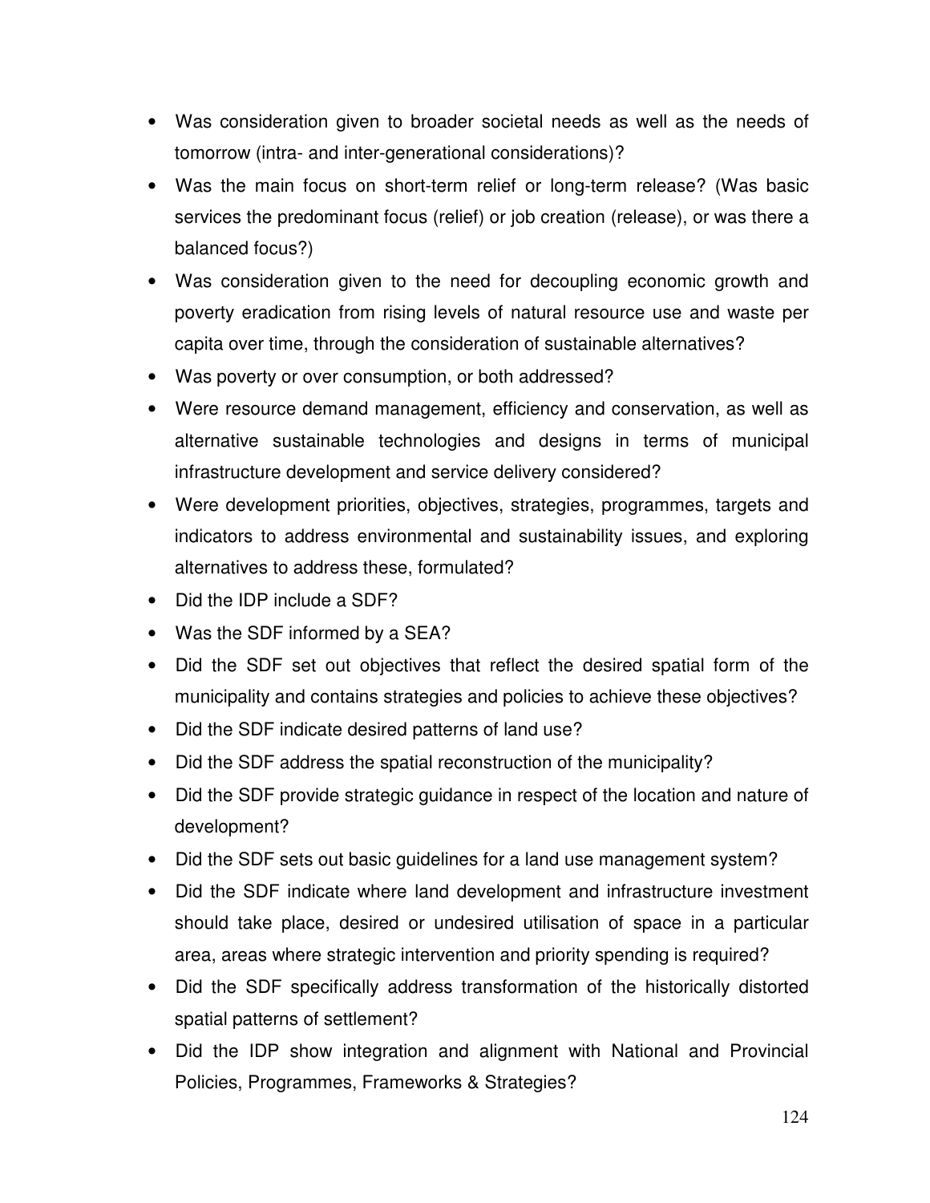- Was consideration given to broader societal needs as well as the needs of tomorrow (intra- and inter-generational considerations)?
- Was the main focus on short-term relief or long-term release? (Was basic services the predominant focus (relief) or job creation (release), or was there a balanced focus?)
- Was consideration given to the need for decoupling economic growth and poverty eradication from rising levels of natural resource use and waste per capita over time, through the consideration of sustainable alternatives?
- Was poverty or over consumption, or both addressed?
- Were resource demand management, efficiency and conservation, as well as alternative sustainable technologies and designs in terms of municipal infrastructure development and service delivery considered?
- Were development priorities, objectives, strategies, programmes, targets and indicators to address environmental and sustainability issues, and exploring alternatives to address these, formulated?
- Did the IDP include a SDF?
- Was the SDF informed by a SEA?
- Did the SDF set out objectives that reflect the desired spatial form of the municipality and contains strategies and policies to achieve these objectives?
- Did the SDF indicate desired patterns of land use?
- Did the SDF address the spatial reconstruction of the municipality?
- Did the SDF provide strategic guidance in respect of the location and nature of development?
- Did the SDF sets out basic guidelines for a land use management system?
- Did the SDF indicate where land development and infrastructure investment should take place, desired or undesired utilisation of space in a particular area, areas where strategic intervention and priority spending is required?
- Did the SDF specifically address transformation of the historically distorted spatial patterns of settlement?
- Did the IDP show integration and alignment with National and Provincial Policies, Programmes, Frameworks & Strategies?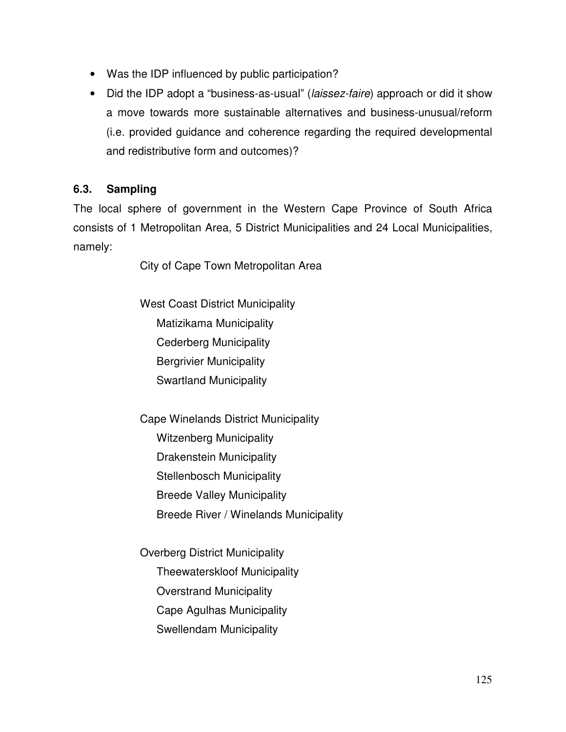- Was the IDP influenced by public participation?
- Did the IDP adopt a "business-as-usual" (*laissez-faire*) approach or did it show a move towards more sustainable alternatives and business-unusual/reform (i.e. provided guidance and coherence regarding the required developmental and redistributive form and outcomes)?

### 6.3. Sampling

The local sphere of government in the Western Cape Province of South Africa consists of 1 Metropolitan Area, 5 District Municipalities and 24 Local Municipalities, namely:

City of Cape Town Metropolitan Area

West Coast District Municipality
- Matizikama Municipality
- Cederberg Municipality
- Bergrivier Municipality
- Swartland Municipality

Cape Winelands District Municipality
- Witzenberg Municipality
- Drakenstein Municipality
- Stellenbosch Municipality
- Breede Valley Municipality
- Breede River / Winelands Municipality

Overberg District Municipality
- Theewaterskloof Municipality
- Overstrand Municipality
- Cape Agulhas Municipality
- Swellendam Municipality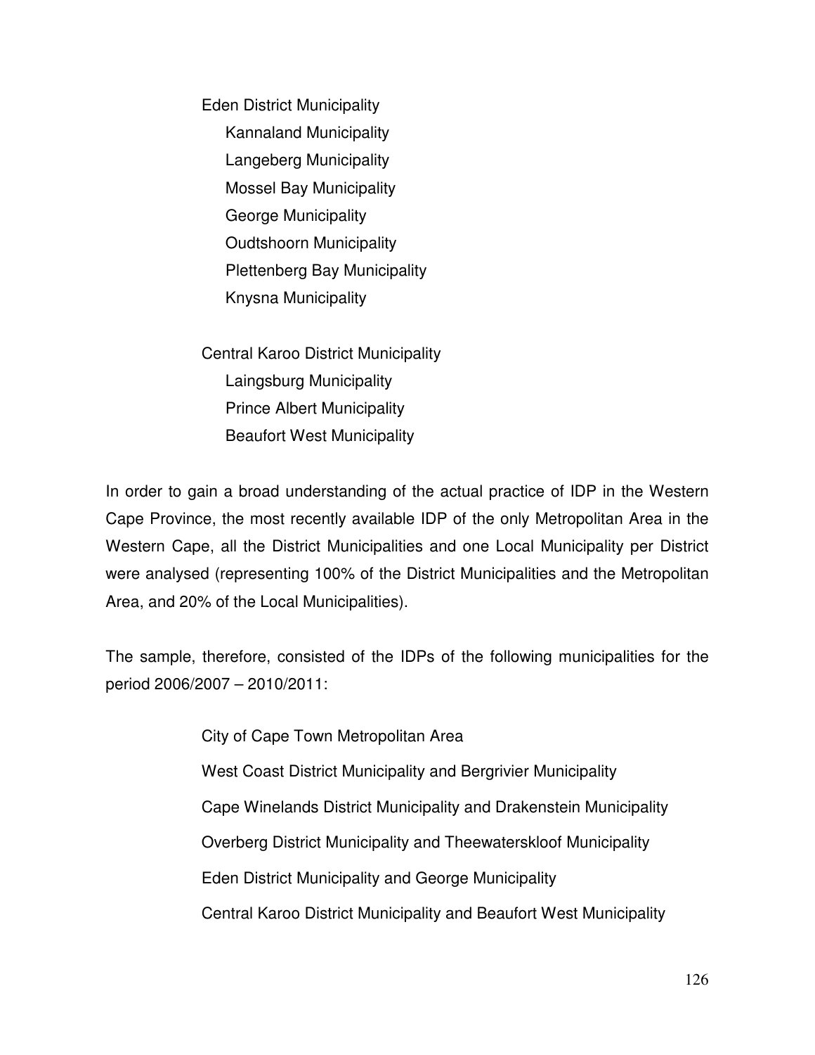Eden District Municipality

- Kannaland Municipality
- Langeberg Municipality
- Mossel Bay Municipality
- George Municipality
- Oudtshoorn Municipality
- Plettenberg Bay Municipality
- Knysna Municipality

Central Karoo District Municipality

- Laingsburg Municipality
- Prince Albert Municipality
- Beaufort West Municipality

In order to gain a broad understanding of the actual practice of IDP in the Western Cape Province, the most recently available IDP of the only Metropolitan Area in the Western Cape, all the District Municipalities and one Local Municipality per District were analysed (representing 100% of the District Municipalities and the Metropolitan Area, and 20% of the Local Municipalities).

The sample, therefore, consisted of the IDPs of the following municipalities for the period 2006/2007 – 2010/2011:

- City of Cape Town Metropolitan Area
- West Coast District Municipality and Bergrivier Municipality
- Cape Winelands District Municipality and Drakenstein Municipality
- Overberg District Municipality and Theewaterskloof Municipality
- Eden District Municipality and George Municipality
- Central Karoo District Municipality and Beaufort West Municipality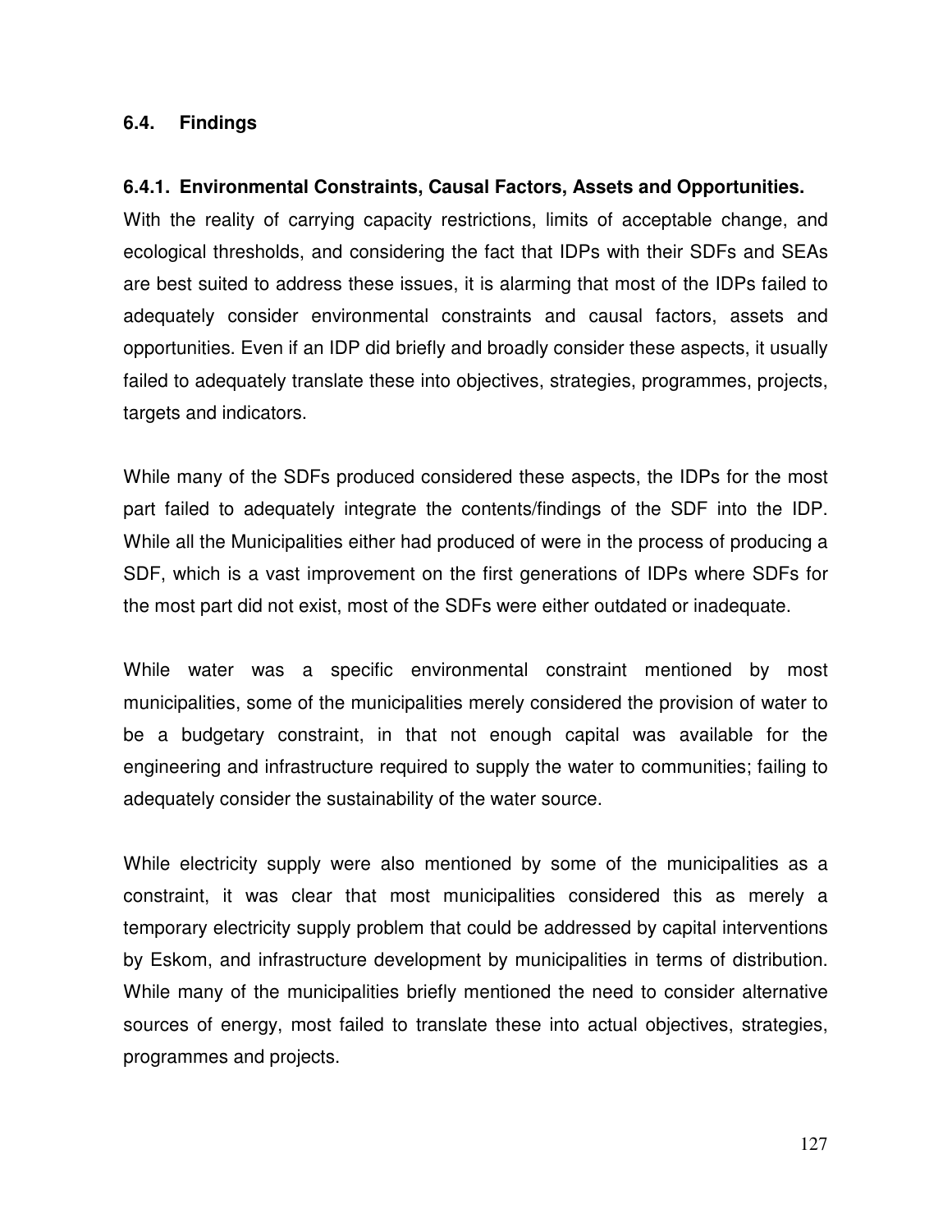### 6.4. Findings

#### 6.4.1. Environmental Constraints, Causal Factors, Assets and Opportunities.

With the reality of carrying capacity restrictions, limits of acceptable change, and ecological thresholds, and considering the fact that IDPs with their SDFs and SEAs are best suited to address these issues, it is alarming that most of the IDPs failed to adequately consider environmental constraints and causal factors, assets and opportunities. Even if an IDP did briefly and broadly consider these aspects, it usually failed to adequately translate these into objectives, strategies, programmes, projects, targets and indicators.

While many of the SDFs produced considered these aspects, the IDPs for the most part failed to adequately integrate the contents/findings of the SDF into the IDP. While all the Municipalities either had produced of were in the process of producing a SDF, which is a vast improvement on the first generations of IDPs where SDFs for the most part did not exist, most of the SDFs were either outdated or inadequate.

While water was a specific environmental constraint mentioned by most municipalities, some of the municipalities merely considered the provision of water to be a budgetary constraint, in that not enough capital was available for the engineering and infrastructure required to supply the water to communities; failing to adequately consider the sustainability of the water source.

While electricity supply were also mentioned by some of the municipalities as a constraint, it was clear that most municipalities considered this as merely a temporary electricity supply problem that could be addressed by capital interventions by Eskom, and infrastructure development by municipalities in terms of distribution. While many of the municipalities briefly mentioned the need to consider alternative sources of energy, most failed to translate these into actual objectives, strategies, programmes and projects.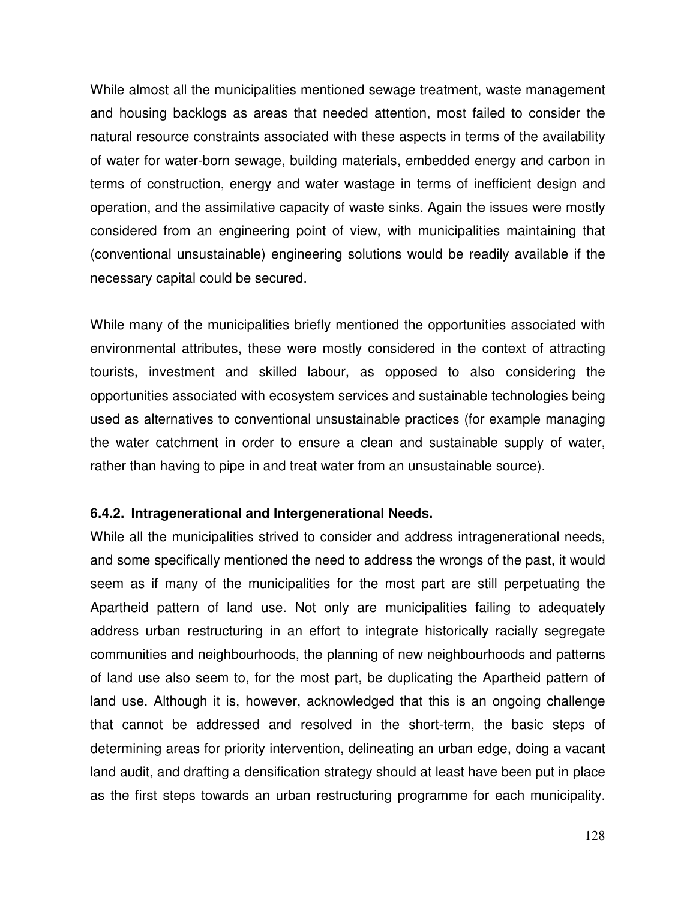While almost all the municipalities mentioned sewage treatment, waste management and housing backlogs as areas that needed attention, most failed to consider the natural resource constraints associated with these aspects in terms of the availability of water for water-born sewage, building materials, embedded energy and carbon in terms of construction, energy and water wastage in terms of inefficient design and operation, and the assimilative capacity of waste sinks. Again the issues were mostly considered from an engineering point of view, with municipalities maintaining that (conventional unsustainable) engineering solutions would be readily available if the necessary capital could be secured.

While many of the municipalities briefly mentioned the opportunities associated with environmental attributes, these were mostly considered in the context of attracting tourists, investment and skilled labour, as opposed to also considering the opportunities associated with ecosystem services and sustainable technologies being used as alternatives to conventional unsustainable practices (for example managing the water catchment in order to ensure a clean and sustainable supply of water, rather than having to pipe in and treat water from an unsustainable source).

#### 6.4.2. Intragenerational and Intergenerational Needs.

While all the municipalities strived to consider and address intragenerational needs, and some specifically mentioned the need to address the wrongs of the past, it would seem as if many of the municipalities for the most part are still perpetuating the Apartheid pattern of land use. Not only are municipalities failing to adequately address urban restructuring in an effort to integrate historically racially segregate communities and neighbourhoods, the planning of new neighbourhoods and patterns of land use also seem to, for the most part, be duplicating the Apartheid pattern of land use. Although it is, however, acknowledged that this is an ongoing challenge that cannot be addressed and resolved in the short-term, the basic steps of determining areas for priority intervention, delineating an urban edge, doing a vacant land audit, and drafting a densification strategy should at least have been put in place as the first steps towards an urban restructuring programme for each municipality.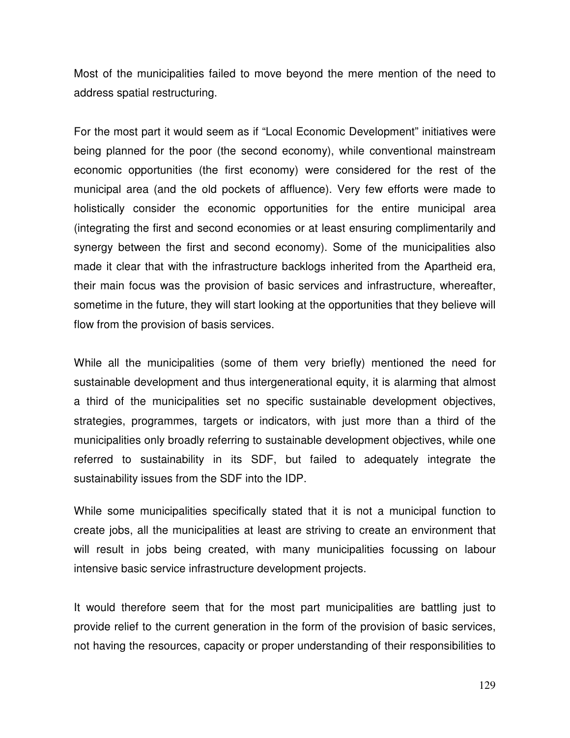Most of the municipalities failed to move beyond the mere mention of the need to address spatial restructuring.

For the most part it would seem as if “Local Economic Development” initiatives were being planned for the poor (the second economy), while conventional mainstream economic opportunities (the first economy) were considered for the rest of the municipal area (and the old pockets of affluence). Very few efforts were made to holistically consider the economic opportunities for the entire municipal area (integrating the first and second economies or at least ensuring complimentarily and synergy between the first and second economy). Some of the municipalities also made it clear that with the infrastructure backlogs inherited from the Apartheid era, their main focus was the provision of basic services and infrastructure, whereafter, sometime in the future, they will start looking at the opportunities that they believe will flow from the provision of basis services.

While all the municipalities (some of them very briefly) mentioned the need for sustainable development and thus intergenerational equity, it is alarming that almost a third of the municipalities set no specific sustainable development objectives, strategies, programmes, targets or indicators, with just more than a third of the municipalities only broadly referring to sustainable development objectives, while one referred to sustainability in its SDF, but failed to adequately integrate the sustainability issues from the SDF into the IDP.

While some municipalities specifically stated that it is not a municipal function to create jobs, all the municipalities at least are striving to create an environment that will result in jobs being created, with many municipalities focussing on labour intensive basic service infrastructure development projects.

It would therefore seem that for the most part municipalities are battling just to provide relief to the current generation in the form of the provision of basic services, not having the resources, capacity or proper understanding of their responsibilities to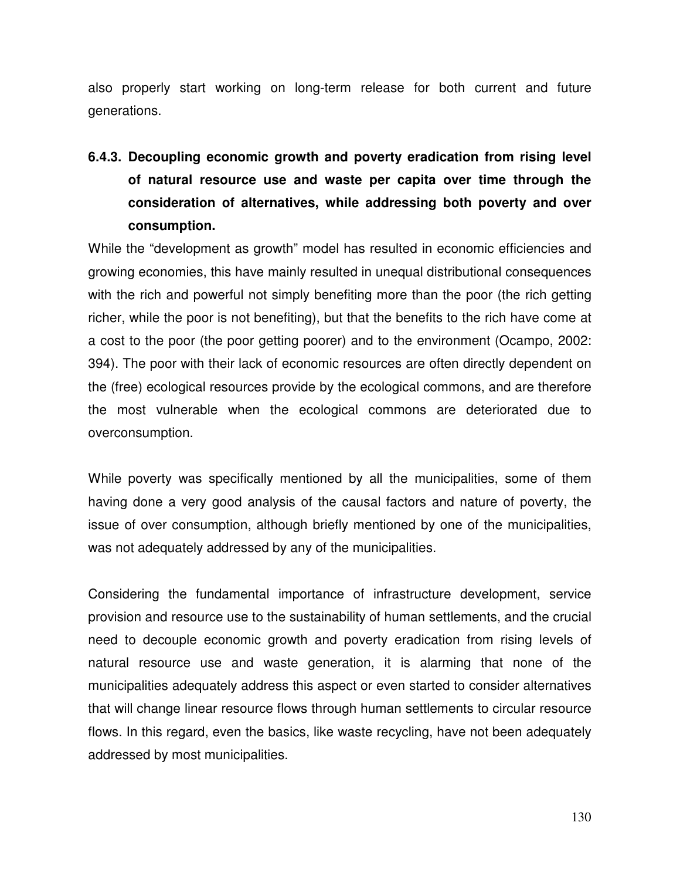also properly start working on long-term release for both current and future generations.

### 6.4.3. Decoupling economic growth and poverty eradication from rising level of natural resource use and waste per capita over time through the consideration of alternatives, while addressing both poverty and over consumption.

While the "development as growth" model has resulted in economic efficiencies and growing economies, this have mainly resulted in unequal distributional consequences with the rich and powerful not simply benefiting more than the poor (the rich getting richer, while the poor is not benefiting), but that the benefits to the rich have come at a cost to the poor (the poor getting poorer) and to the environment (Ocampo, 2002: 394). The poor with their lack of economic resources are often directly dependent on the (free) ecological resources provide by the ecological commons, and are therefore the most vulnerable when the ecological commons are deteriorated due to overconsumption.

While poverty was specifically mentioned by all the municipalities, some of them having done a very good analysis of the causal factors and nature of poverty, the issue of over consumption, although briefly mentioned by one of the municipalities, was not adequately addressed by any of the municipalities.

Considering the fundamental importance of infrastructure development, service provision and resource use to the sustainability of human settlements, and the crucial need to decouple economic growth and poverty eradication from rising levels of natural resource use and waste generation, it is alarming that none of the municipalities adequately address this aspect or even started to consider alternatives that will change linear resource flows through human settlements to circular resource flows. In this regard, even the basics, like waste recycling, have not been adequately addressed by most municipalities.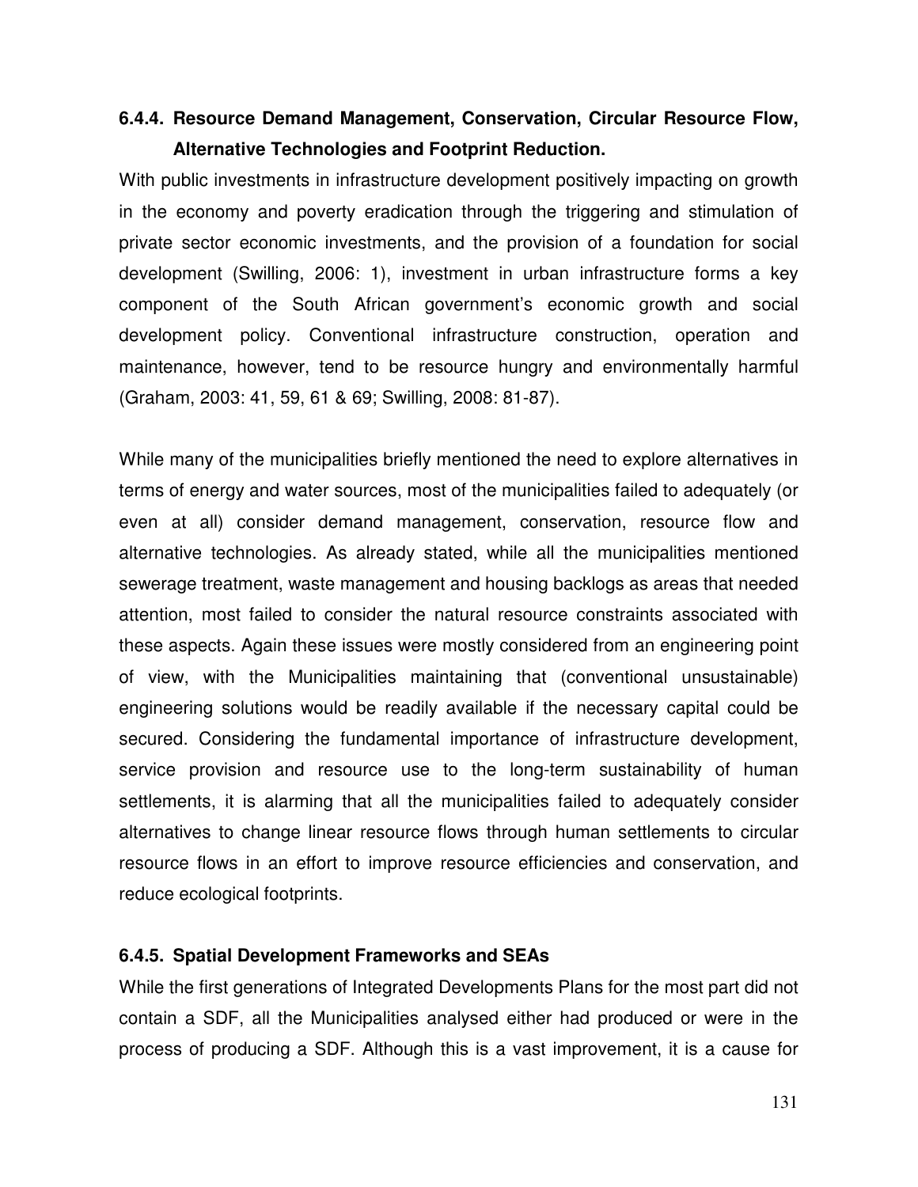### 6.4.4. Resource Demand Management, Conservation, Circular Resource Flow, Alternative Technologies and Footprint Reduction.

With public investments in infrastructure development positively impacting on growth in the economy and poverty eradication through the triggering and stimulation of private sector economic investments, and the provision of a foundation for social development (Swilling, 2006: 1), investment in urban infrastructure forms a key component of the South African government's economic growth and social development policy. Conventional infrastructure construction, operation and maintenance, however, tend to be resource hungry and environmentally harmful (Graham, 2003: 41, 59, 61 & 69; Swilling, 2008: 81-87).

While many of the municipalities briefly mentioned the need to explore alternatives in terms of energy and water sources, most of the municipalities failed to adequately (or even at all) consider demand management, conservation, resource flow and alternative technologies. As already stated, while all the municipalities mentioned sewerage treatment, waste management and housing backlogs as areas that needed attention, most failed to consider the natural resource constraints associated with these aspects. Again these issues were mostly considered from an engineering point of view, with the Municipalities maintaining that (conventional unsustainable) engineering solutions would be readily available if the necessary capital could be secured. Considering the fundamental importance of infrastructure development, service provision and resource use to the long-term sustainability of human settlements, it is alarming that all the municipalities failed to adequately consider alternatives to change linear resource flows through human settlements to circular resource flows in an effort to improve resource efficiencies and conservation, and reduce ecological footprints.

### 6.4.5. Spatial Development Frameworks and SEAs

While the first generations of Integrated Developments Plans for the most part did not contain a SDF, all the Municipalities analysed either had produced or were in the process of producing a SDF. Although this is a vast improvement, it is a cause for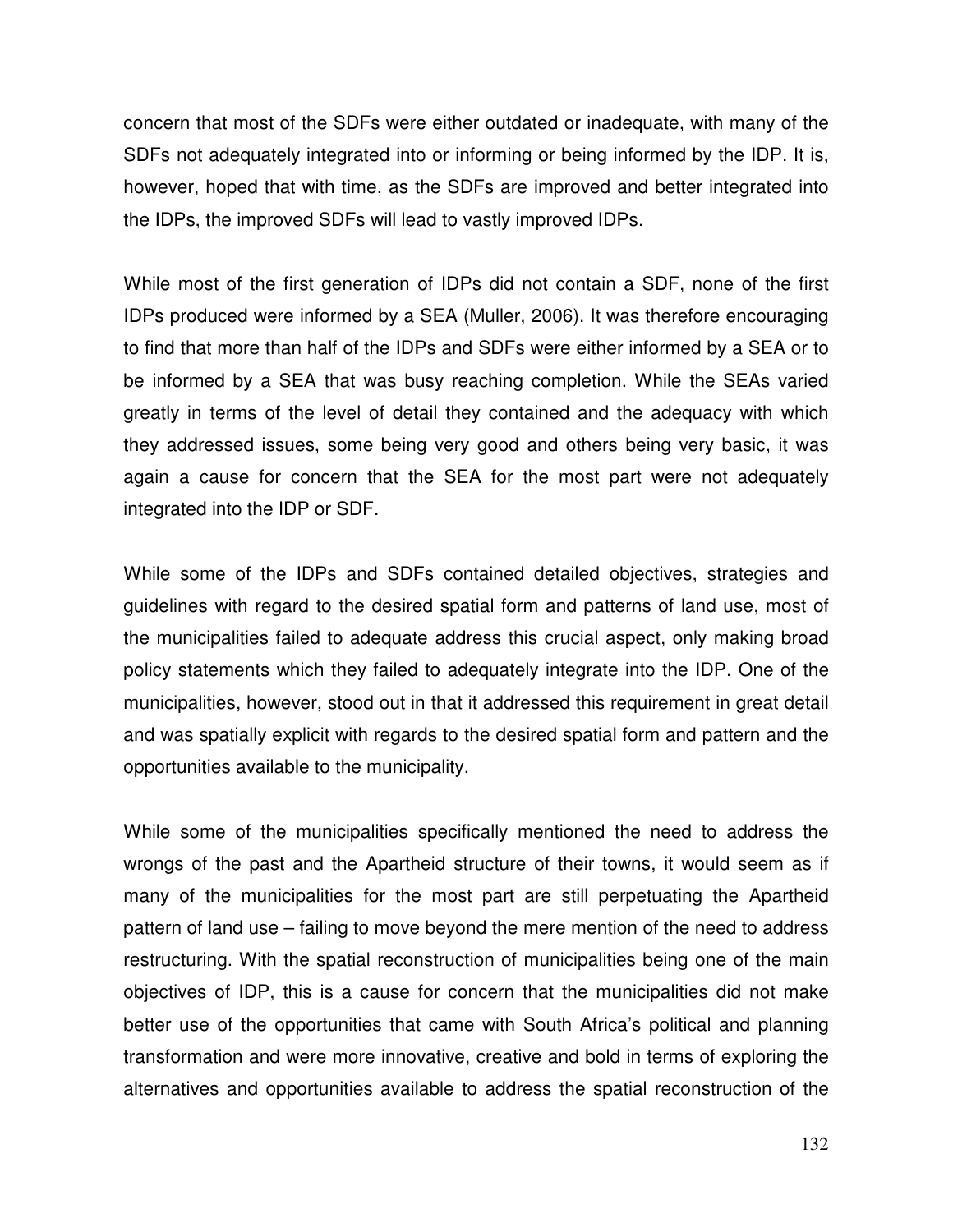concern that most of the SDFs were either outdated or inadequate, with many of the SDFs not adequately integrated into or informing or being informed by the IDP. It is, however, hoped that with time, as the SDFs are improved and better integrated into the IDPs, the improved SDFs will lead to vastly improved IDPs.

While most of the first generation of IDPs did not contain a SDF, none of the first IDPs produced were informed by a SEA (Muller, 2006). It was therefore encouraging to find that more than half of the IDPs and SDFs were either informed by a SEA or to be informed by a SEA that was busy reaching completion. While the SEAs varied greatly in terms of the level of detail they contained and the adequacy with which they addressed issues, some being very good and others being very basic, it was again a cause for concern that the SEA for the most part were not adequately integrated into the IDP or SDF.

While some of the IDPs and SDFs contained detailed objectives, strategies and guidelines with regard to the desired spatial form and patterns of land use, most of the municipalities failed to adequate address this crucial aspect, only making broad policy statements which they failed to adequately integrate into the IDP. One of the municipalities, however, stood out in that it addressed this requirement in great detail and was spatially explicit with regards to the desired spatial form and pattern and the opportunities available to the municipality.

While some of the municipalities specifically mentioned the need to address the wrongs of the past and the Apartheid structure of their towns, it would seem as if many of the municipalities for the most part are still perpetuating the Apartheid pattern of land use – failing to move beyond the mere mention of the need to address restructuring. With the spatial reconstruction of municipalities being one of the main objectives of IDP, this is a cause for concern that the municipalities did not make better use of the opportunities that came with South Africa's political and planning transformation and were more innovative, creative and bold in terms of exploring the alternatives and opportunities available to address the spatial reconstruction of the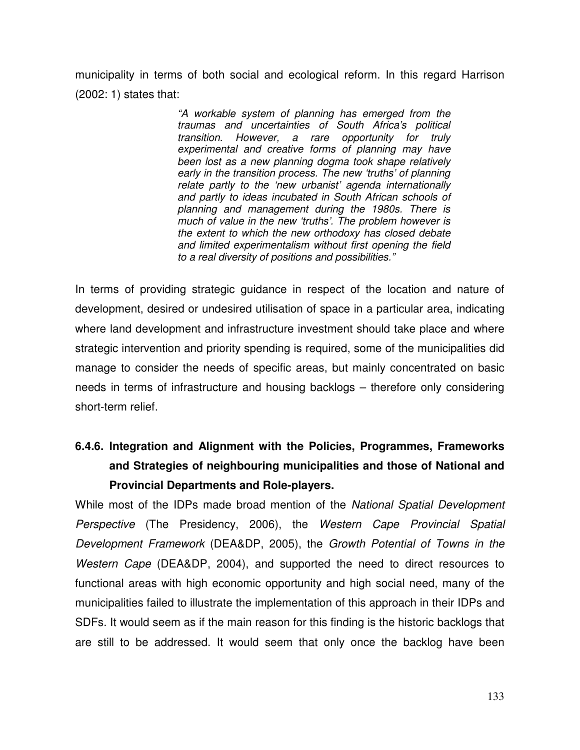municipality in terms of both social and ecological reform. In this regard Harrison (2002: 1) states that:

> *"A workable system of planning has emerged from the traumas and uncertainties of South Africa's political transition. However, a rare opportunity for truly experimental and creative forms of planning may have been lost as a new planning dogma took shape relatively early in the transition process. The new 'truths' of planning relate partly to the 'new urbanist' agenda internationally and partly to ideas incubated in South African schools of planning and management during the 1980s. There is much of value in the new 'truths'. The problem however is the extent to which the new orthodoxy has closed debate and limited experimentalism without first opening the field to a real diversity of positions and possibilities."*

In terms of providing strategic guidance in respect of the location and nature of development, desired or undesired utilisation of space in a particular area, indicating where land development and infrastructure investment should take place and where strategic intervention and priority spending is required, some of the municipalities did manage to consider the needs of specific areas, but mainly concentrated on basic needs in terms of infrastructure and housing backlogs – therefore only considering short-term relief.

### 6.4.6. Integration and Alignment with the Policies, Programmes, Frameworks and Strategies of neighbouring municipalities and those of National and Provincial Departments and Role-players.

While most of the IDPs made broad mention of the *National Spatial Development Perspective* (The Presidency, 2006), the *Western Cape Provincial Spatial Development Framework* (DEA&DP, 2005), the *Growth Potential of Towns in the Western Cape* (DEA&DP, 2004), and supported the need to direct resources to functional areas with high economic opportunity and high social need, many of the municipalities failed to illustrate the implementation of this approach in their IDPs and SDFs. It would seem as if the main reason for this finding is the historic backlogs that are still to be addressed. It would seem that only once the backlog have been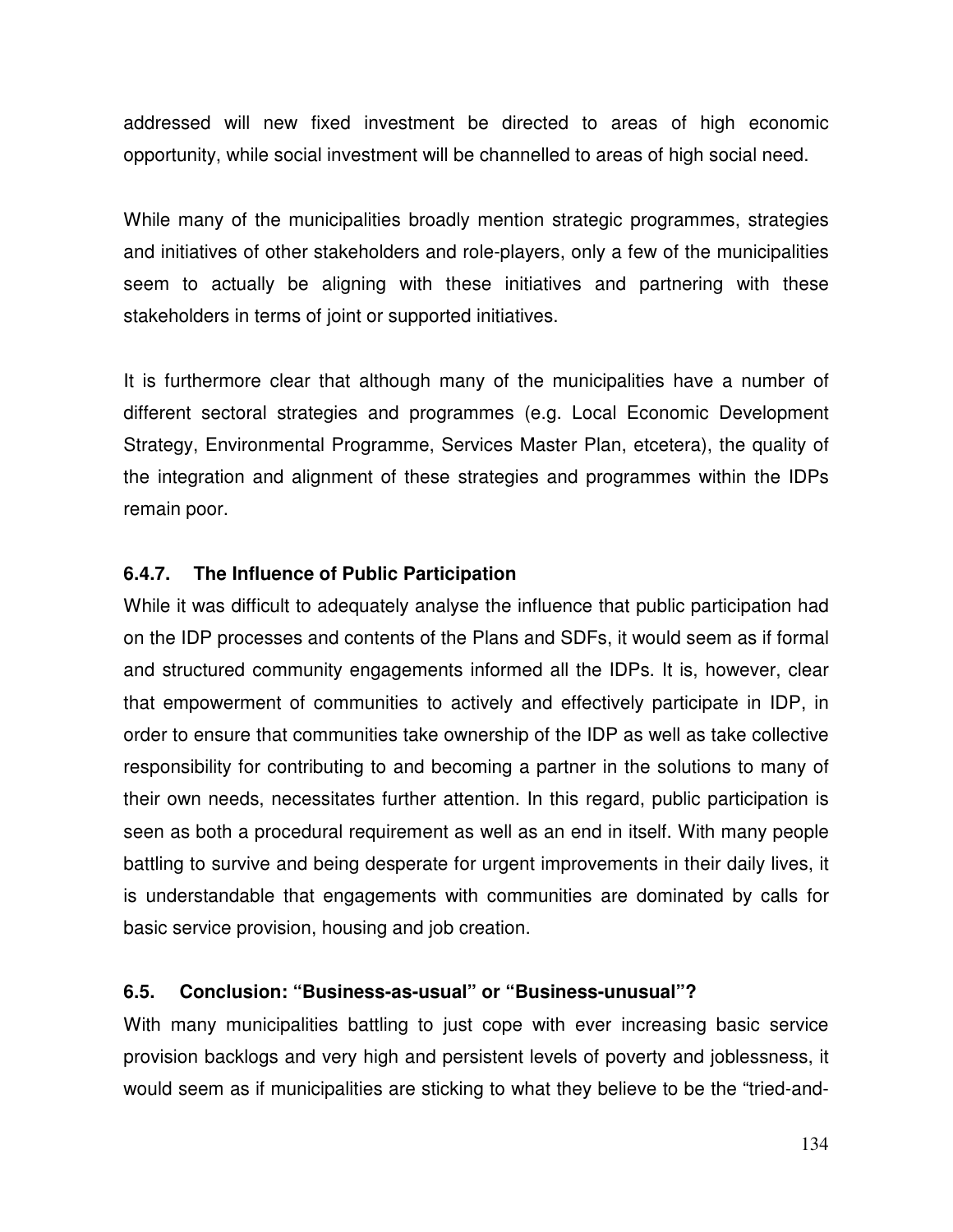addressed will new fixed investment be directed to areas of high economic opportunity, while social investment will be channelled to areas of high social need.

While many of the municipalities broadly mention strategic programmes, strategies and initiatives of other stakeholders and role-players, only a few of the municipalities seem to actually be aligning with these initiatives and partnering with these stakeholders in terms of joint or supported initiatives.

It is furthermore clear that although many of the municipalities have a number of different sectoral strategies and programmes (e.g. Local Economic Development Strategy, Environmental Programme, Services Master Plan, etcetera), the quality of the integration and alignment of these strategies and programmes within the IDPs remain poor.

#### 6.4.7. The Influence of Public Participation

While it was difficult to adequately analyse the influence that public participation had on the IDP processes and contents of the Plans and SDFs, it would seem as if formal and structured community engagements informed all the IDPs. It is, however, clear that empowerment of communities to actively and effectively participate in IDP, in order to ensure that communities take ownership of the IDP as well as take collective responsibility for contributing to and becoming a partner in the solutions to many of their own needs, necessitates further attention. In this regard, public participation is seen as both a procedural requirement as well as an end in itself. With many people battling to survive and being desperate for urgent improvements in their daily lives, it is understandable that engagements with communities are dominated by calls for basic service provision, housing and job creation.

### 6.5. Conclusion: "Business-as-usual" or "Business-unusual"?

With many municipalities battling to just cope with ever increasing basic service provision backlogs and very high and persistent levels of poverty and joblessness, it would seem as if municipalities are sticking to what they believe to be the "tried-and-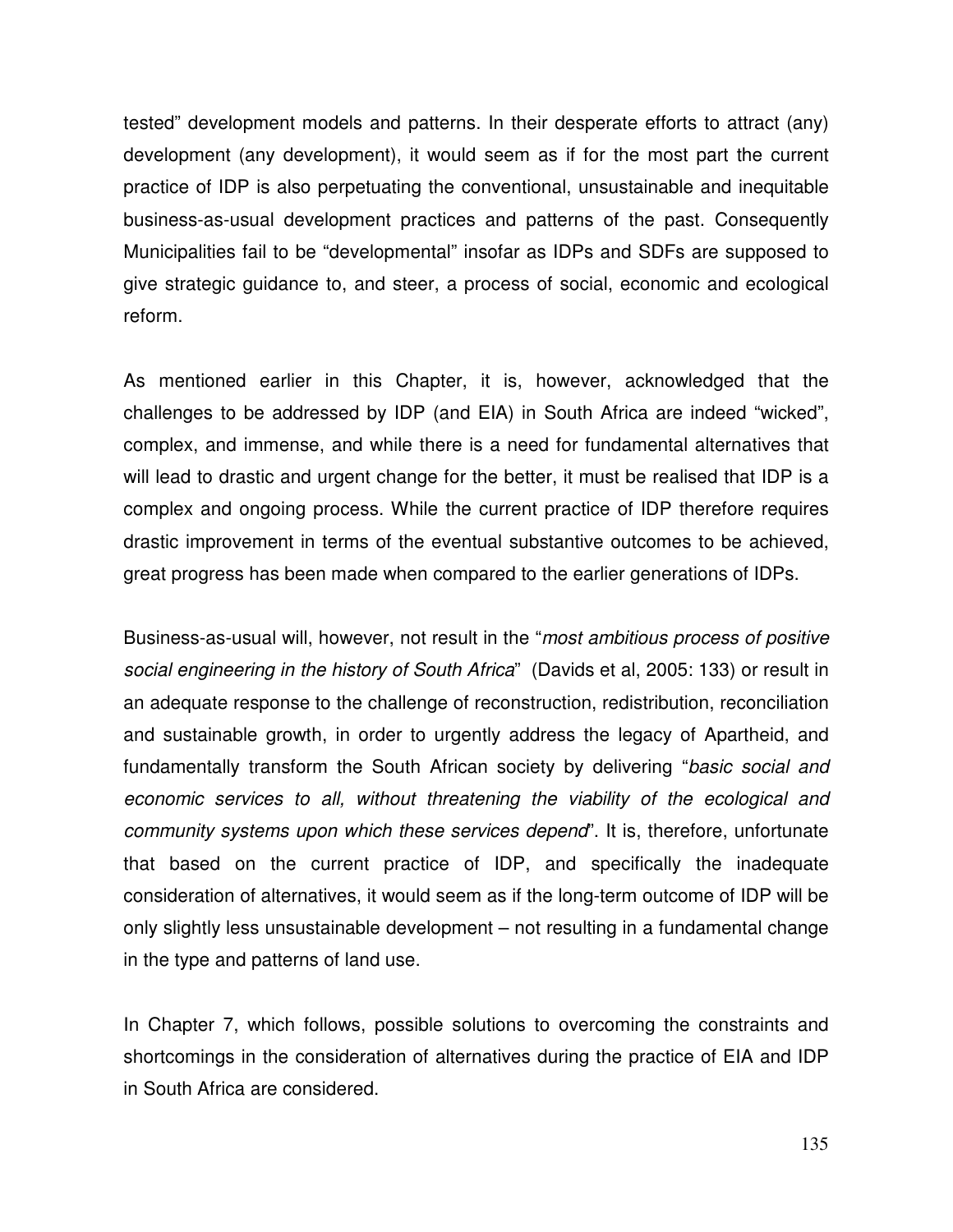tested" development models and patterns. In their desperate efforts to attract (any) development (any development), it would seem as if for the most part the current practice of IDP is also perpetuating the conventional, unsustainable and inequitable business-as-usual development practices and patterns of the past. Consequently Municipalities fail to be "developmental" insofar as IDPs and SDFs are supposed to give strategic guidance to, and steer, a process of social, economic and ecological reform.

As mentioned earlier in this Chapter, it is, however, acknowledged that the challenges to be addressed by IDP (and EIA) in South Africa are indeed "wicked", complex, and immense, and while there is a need for fundamental alternatives that will lead to drastic and urgent change for the better, it must be realised that IDP is a complex and ongoing process. While the current practice of IDP therefore requires drastic improvement in terms of the eventual substantive outcomes to be achieved, great progress has been made when compared to the earlier generations of IDPs.

Business-as-usual will, however, not result in the "*most ambitious process of positive social engineering in the history of South Africa*" (Davids et al, 2005: 133) or result in an adequate response to the challenge of reconstruction, redistribution, reconciliation and sustainable growth, in order to urgently address the legacy of Apartheid, and fundamentally transform the South African society by delivering "*basic social and economic services to all, without threatening the viability of the ecological and community systems upon which these services depend*". It is, therefore, unfortunate that based on the current practice of IDP, and specifically the inadequate consideration of alternatives, it would seem as if the long-term outcome of IDP will be only slightly less unsustainable development – not resulting in a fundamental change in the type and patterns of land use.

In Chapter 7, which follows, possible solutions to overcoming the constraints and shortcomings in the consideration of alternatives during the practice of EIA and IDP in South Africa are considered.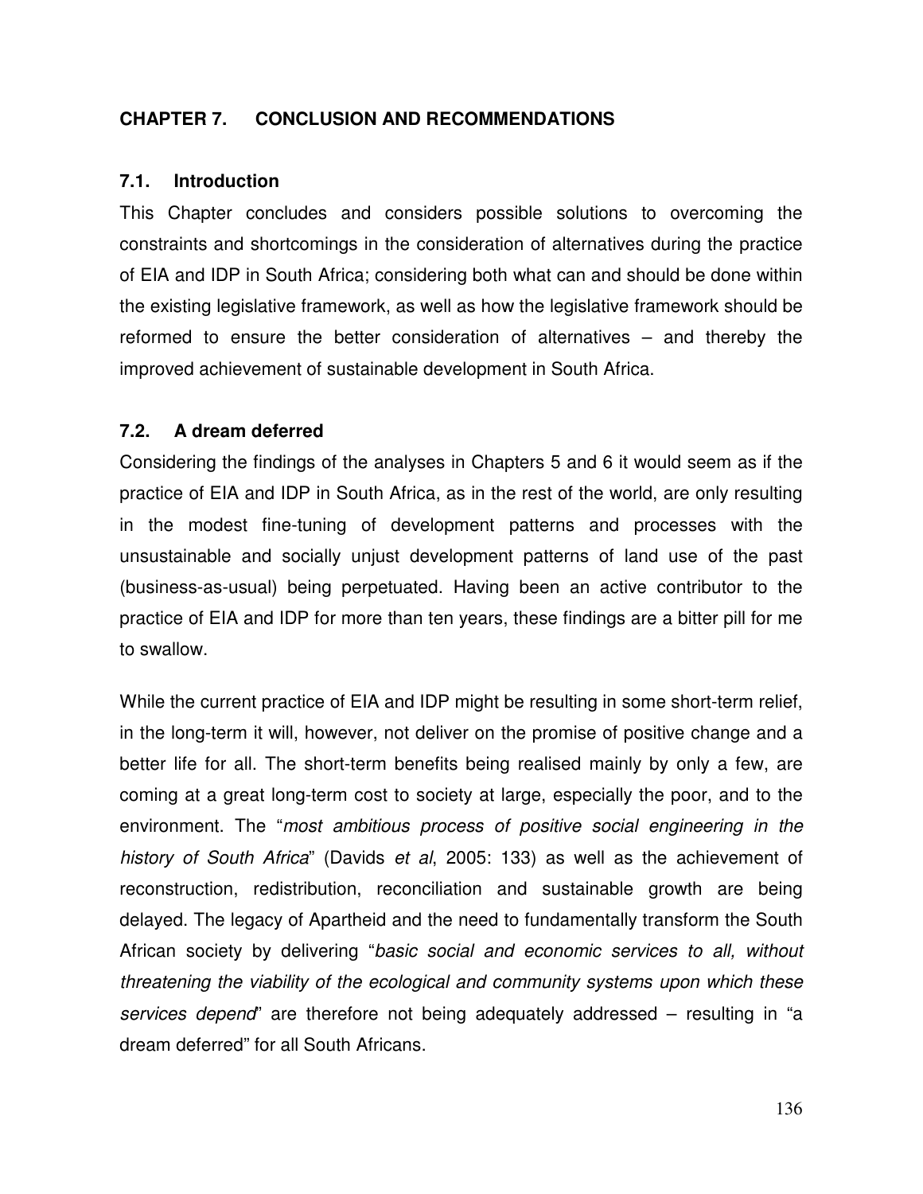# CHAPTER 7. CONCLUSION AND RECOMMENDATIONS

## 7.1. Introduction

This Chapter concludes and considers possible solutions to overcoming the constraints and shortcomings in the consideration of alternatives during the practice of EIA and IDP in South Africa; considering both what can and should be done within the existing legislative framework, as well as how the legislative framework should be reformed to ensure the better consideration of alternatives – and thereby the improved achievement of sustainable development in South Africa.

## 7.2. A dream deferred

Considering the findings of the analyses in Chapters 5 and 6 it would seem as if the practice of EIA and IDP in South Africa, as in the rest of the world, are only resulting in the modest fine-tuning of development patterns and processes with the unsustainable and socially unjust development patterns of land use of the past (business-as-usual) being perpetuated. Having been an active contributor to the practice of EIA and IDP for more than ten years, these findings are a bitter pill for me to swallow.

While the current practice of EIA and IDP might be resulting in some short-term relief, in the long-term it will, however, not deliver on the promise of positive change and a better life for all. The short-term benefits being realised mainly by only a few, are coming at a great long-term cost to society at large, especially the poor, and to the environment. The "*most ambitious process of positive social engineering in the history of South Africa*" (Davids *et al*, 2005: 133) as well as the achievement of reconstruction, redistribution, reconciliation and sustainable growth are being delayed. The legacy of Apartheid and the need to fundamentally transform the South African society by delivering "*basic social and economic services to all, without threatening the viability of the ecological and community systems upon which these services depend*" are therefore not being adequately addressed – resulting in "a dream deferred" for all South Africans.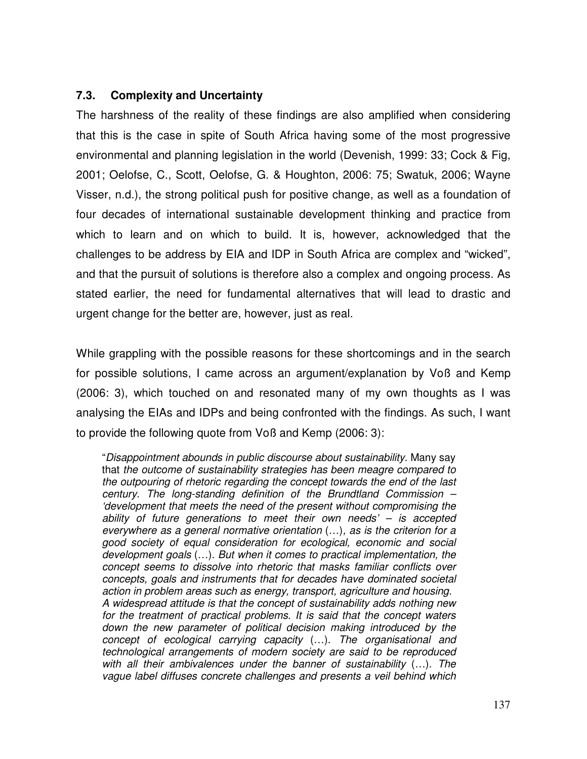### 7.3. Complexity and Uncertainty

The harshness of the reality of these findings are also amplified when considering that this is the case in spite of South Africa having some of the most progressive environmental and planning legislation in the world (Devenish, 1999: 33; Cock & Fig, 2001; Oelofse, C., Scott, Oelofse, G. & Houghton, 2006: 75; Swatuk, 2006; Wayne Visser, n.d.), the strong political push for positive change, as well as a foundation of four decades of international sustainable development thinking and practice from which to learn and on which to build. It is, however, acknowledged that the challenges to be address by EIA and IDP in South Africa are complex and "wicked", and that the pursuit of solutions is therefore also a complex and ongoing process. As stated earlier, the need for fundamental alternatives that will lead to drastic and urgent change for the better are, however, just as real.

While grappling with the possible reasons for these shortcomings and in the search for possible solutions, I came across an argument/explanation by Voß and Kemp (2006: 3), which touched on and resonated many of my own thoughts as I was analysing the EIAs and IDPs and being confronted with the findings. As such, I want to provide the following quote from Voß and Kemp (2006: 3):

> "*Disappointment abounds in public discourse about sustainability*. Many say that *the outcome of sustainability strategies has been meagre compared to the outpouring of rhetoric regarding the concept towards the end of the last century. The long-standing definition of the Brundtland Commission – 'development that meets the need of the present without compromising the ability of future generations to meet their own needs' – is accepted everywhere as a general normative orientation* (…)*, as is the criterion for a good society of equal consideration for ecological, economic and social development goals* (…). *But when it comes to practical implementation, the concept seems to dissolve into rhetoric that masks familiar conflicts over concepts, goals and instruments that for decades have dominated societal action in problem areas such as energy, transport, agriculture and housing. A widespread attitude is that the concept of sustainability adds nothing new for the treatment of practical problems. It is said that the concept waters down the new parameter of political decision making introduced by the concept of ecological carrying capacity* (…). *The organisational and technological arrangements of modern society are said to be reproduced with all their ambivalences under the banner of sustainability* (…). *The vague label diffuses concrete challenges and presents a veil behind which*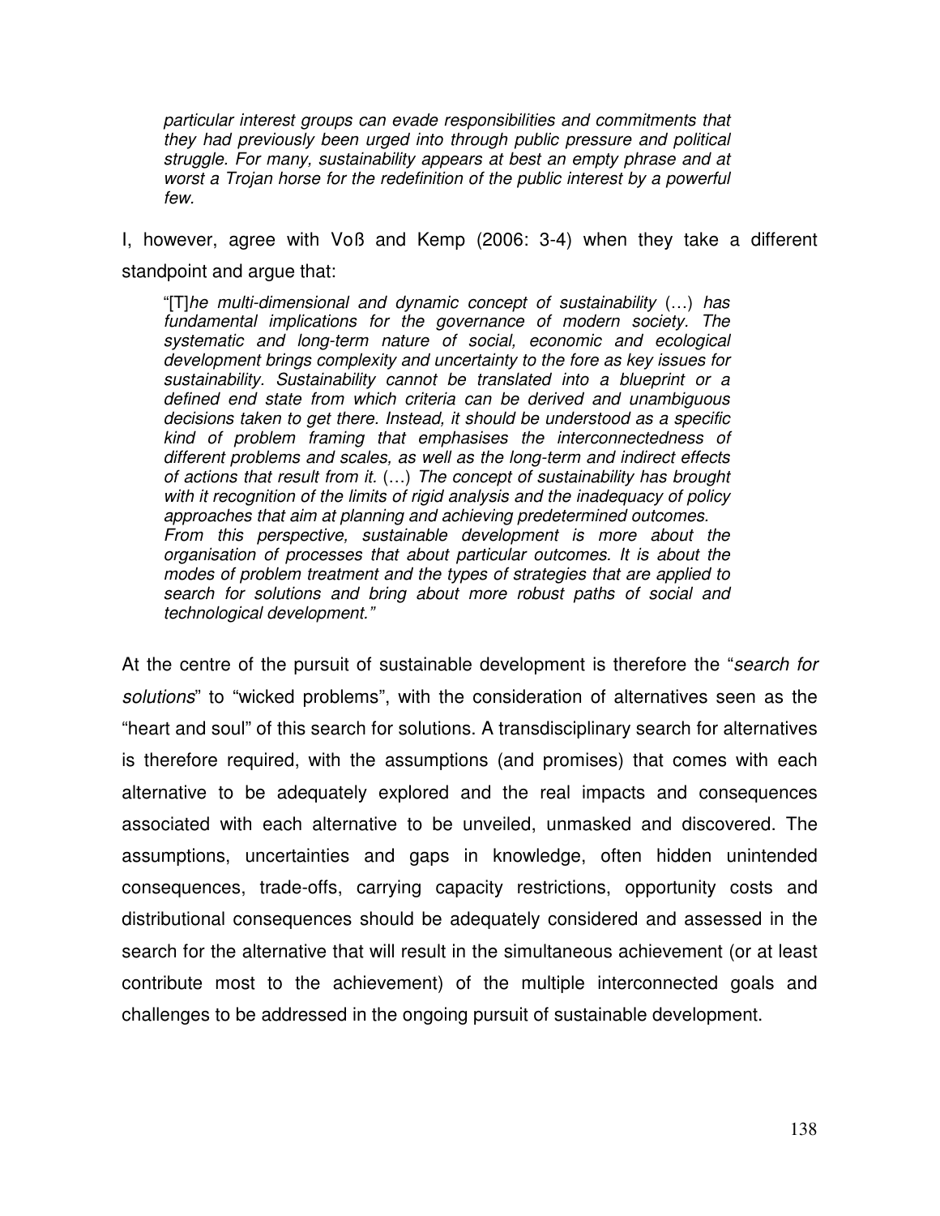> *particular interest groups can evade responsibilities and commitments that they had previously been urged into through public pressure and political struggle. For many, sustainability appears at best an empty phrase and at worst a Trojan horse for the redefinition of the public interest by a powerful few.*

I, however, agree with Voß and Kemp (2006: 3-4) when they take a different standpoint and argue that:

> "[T]*he multi-dimensional and dynamic concept of sustainability* (…) *has fundamental implications for the governance of modern society. The systematic and long-term nature of social, economic and ecological development brings complexity and uncertainty to the fore as key issues for sustainability. Sustainability cannot be translated into a blueprint or a defined end state from which criteria can be derived and unambiguous decisions taken to get there. Instead, it should be understood as a specific kind of problem framing that emphasises the interconnectedness of different problems and scales, as well as the long-term and indirect effects of actions that result from it.* (…) *The concept of sustainability has brought with it recognition of the limits of rigid analysis and the inadequacy of policy approaches that aim at planning and achieving predetermined outcomes.*
> *From this perspective, sustainable development is more about the organisation of processes that about particular outcomes. It is about the modes of problem treatment and the types of strategies that are applied to search for solutions and bring about more robust paths of social and technological development."*

At the centre of the pursuit of sustainable development is therefore the "*search for solutions*" to "wicked problems", with the consideration of alternatives seen as the "heart and soul" of this search for solutions. A transdisciplinary search for alternatives is therefore required, with the assumptions (and promises) that comes with each alternative to be adequately explored and the real impacts and consequences associated with each alternative to be unveiled, unmasked and discovered. The assumptions, uncertainties and gaps in knowledge, often hidden unintended consequences, trade-offs, carrying capacity restrictions, opportunity costs and distributional consequences should be adequately considered and assessed in the search for the alternative that will result in the simultaneous achievement (or at least contribute most to the achievement) of the multiple interconnected goals and challenges to be addressed in the ongoing pursuit of sustainable development.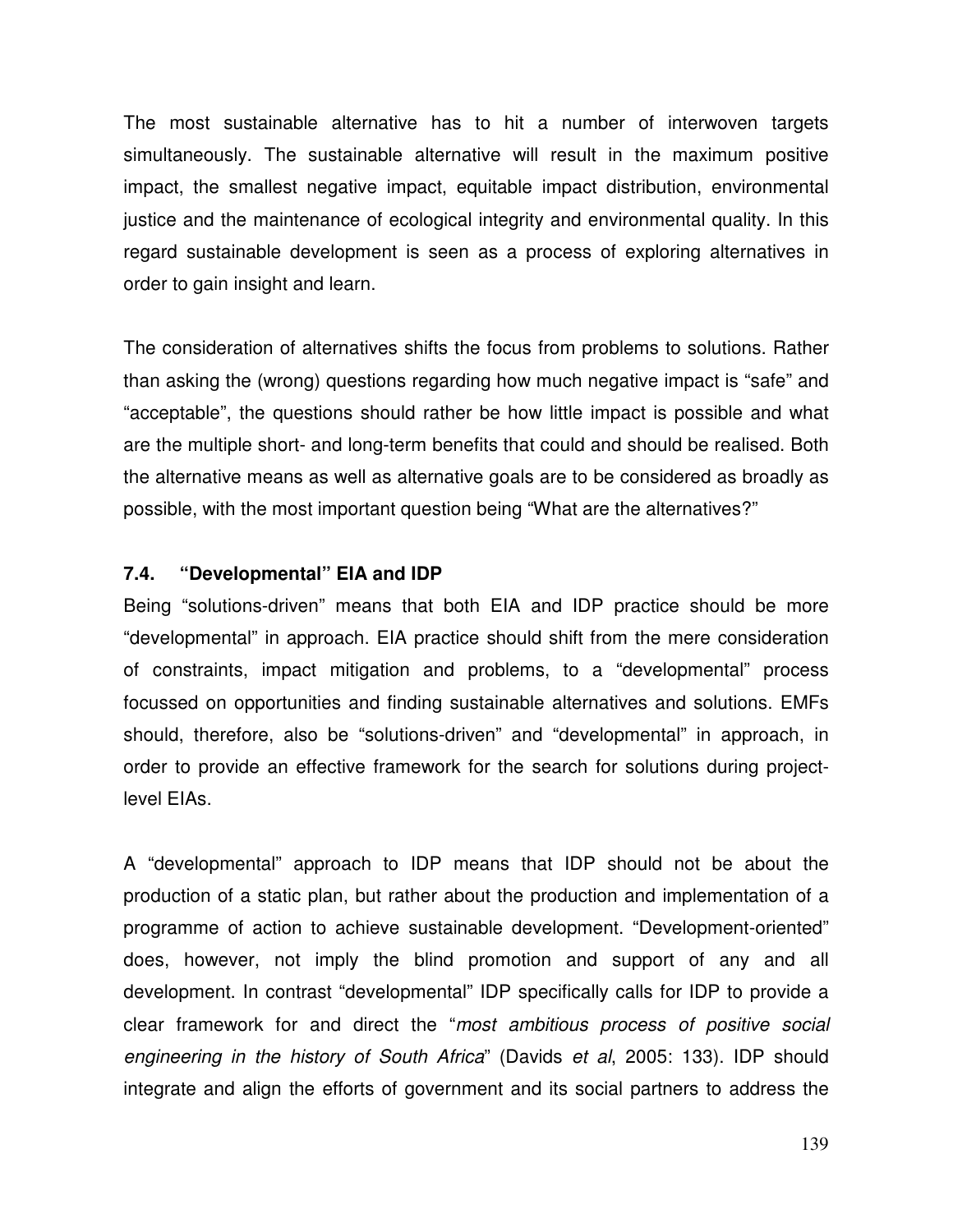The most sustainable alternative has to hit a number of interwoven targets simultaneously. The sustainable alternative will result in the maximum positive impact, the smallest negative impact, equitable impact distribution, environmental justice and the maintenance of ecological integrity and environmental quality. In this regard sustainable development is seen as a process of exploring alternatives in order to gain insight and learn.

The consideration of alternatives shifts the focus from problems to solutions. Rather than asking the (wrong) questions regarding how much negative impact is "safe" and "acceptable", the questions should rather be how little impact is possible and what are the multiple short- and long-term benefits that could and should be realised. Both the alternative means as well as alternative goals are to be considered as broadly as possible, with the most important question being "What are the alternatives?"

### 7.4. "Developmental" EIA and IDP

Being "solutions-driven" means that both EIA and IDP practice should be more "developmental" in approach. EIA practice should shift from the mere consideration of constraints, impact mitigation and problems, to a "developmental" process focussed on opportunities and finding sustainable alternatives and solutions. EMFs should, therefore, also be "solutions-driven" and "developmental" in approach, in order to provide an effective framework for the search for solutions during project-level EIAs.

A "developmental" approach to IDP means that IDP should not be about the production of a static plan, but rather about the production and implementation of a programme of action to achieve sustainable development. "Development-oriented" does, however, not imply the blind promotion and support of any and all development. In contrast "developmental" IDP specifically calls for IDP to provide a clear framework for and direct the "*most ambitious process of positive social engineering in the history of South Africa*" (Davids *et al*, 2005: 133). IDP should integrate and align the efforts of government and its social partners to address the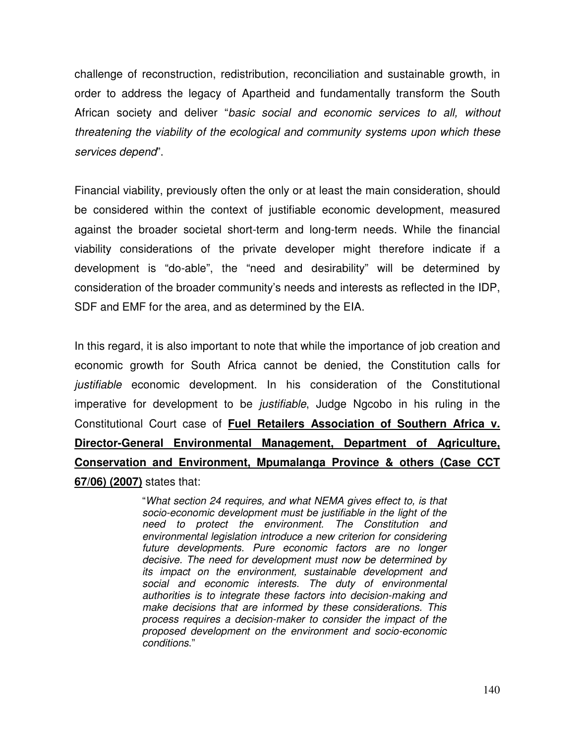challenge of reconstruction, redistribution, reconciliation and sustainable growth, in order to address the legacy of Apartheid and fundamentally transform the South African society and deliver "*basic social and economic services to all, without threatening the viability of the ecological and community systems upon which these services depend*".

Financial viability, previously often the only or at least the main consideration, should be considered within the context of justifiable economic development, measured against the broader societal short-term and long-term needs. While the financial viability considerations of the private developer might therefore indicate if a development is "do-able", the "need and desirability" will be determined by consideration of the broader community's needs and interests as reflected in the IDP, SDF and EMF for the area, and as determined by the EIA.

In this regard, it is also important to note that while the importance of job creation and economic growth for South Africa cannot be denied, the Constitution calls for *justifiable* economic development. In his consideration of the Constitutional imperative for development to be *justifiable*, Judge Ngcobo in his ruling in the Constitutional Court case of **Fuel Retailers Association of Southern Africa v. Director-General Environmental Management, Department of Agriculture, Conservation and Environment, Mpumalanga Province & others (Case CCT 67/06) (2007)** states that:

> "*What section 24 requires, and what NEMA gives effect to, is that socio-economic development must be justifiable in the light of the need to protect the environment. The Constitution and environmental legislation introduce a new criterion for considering future developments. Pure economic factors are no longer decisive. The need for development must now be determined by its impact on the environment, sustainable development and social and economic interests. The duty of environmental authorities is to integrate these factors into decision-making and make decisions that are informed by these considerations. This process requires a decision-maker to consider the impact of the proposed development on the environment and socio-economic conditions.*"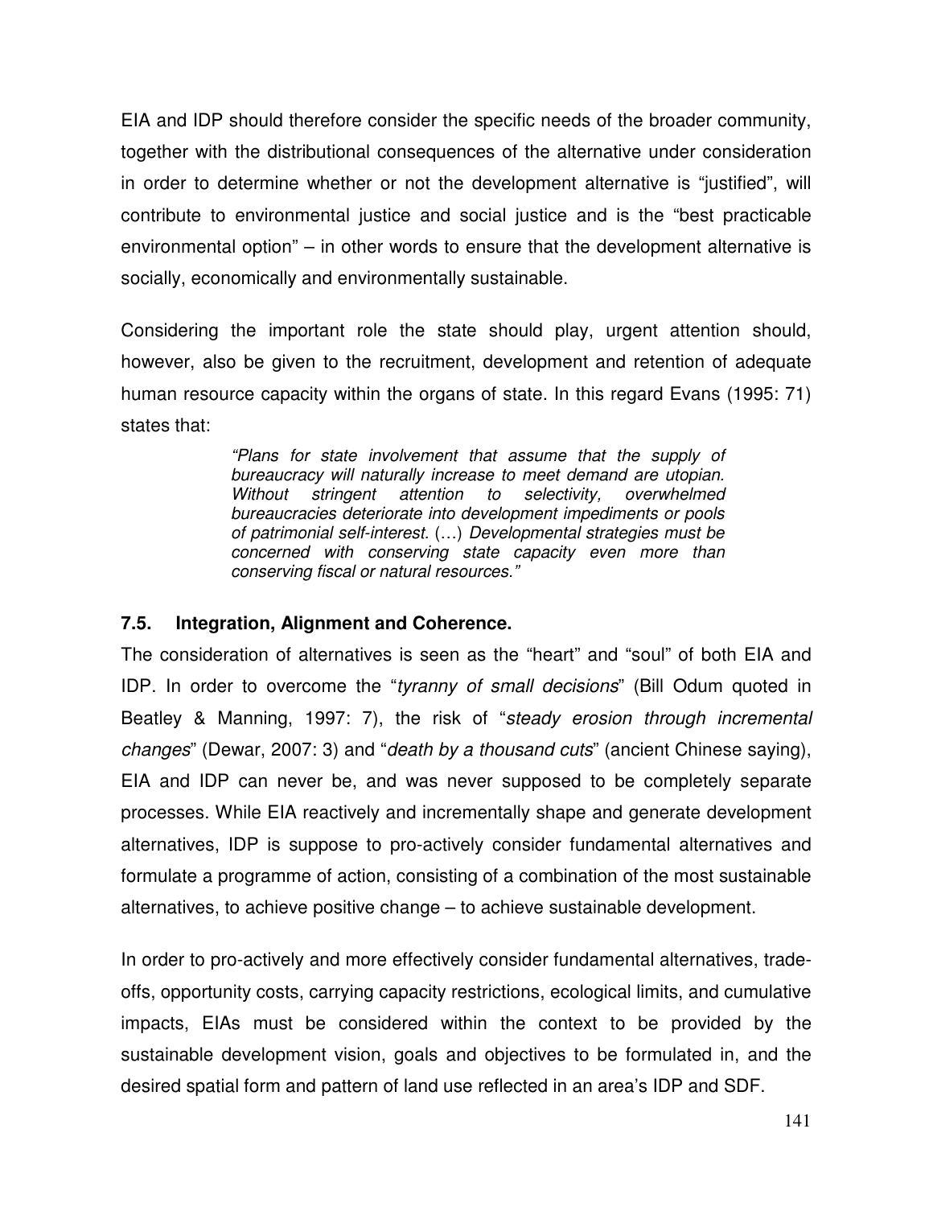EIA and IDP should therefore consider the specific needs of the broader community, together with the distributional consequences of the alternative under consideration in order to determine whether or not the development alternative is "justified", will contribute to environmental justice and social justice and is the "best practicable environmental option" – in other words to ensure that the development alternative is socially, economically and environmentally sustainable.

Considering the important role the state should play, urgent attention should, however, also be given to the recruitment, development and retention of adequate human resource capacity within the organs of state. In this regard Evans (1995: 71) states that:

> *"Plans for state involvement that assume that the supply of bureaucracy will naturally increase to meet demand are utopian. Without stringent attention to selectivity, overwhelmed bureaucracies deteriorate into development impediments or pools of patrimonial self-interest.* (…) *Developmental strategies must be concerned with conserving state capacity even more than conserving fiscal or natural resources."*

### 7.5. Integration, Alignment and Coherence.

The consideration of alternatives is seen as the "heart" and "soul" of both EIA and IDP. In order to overcome the "*tyranny of small decisions*" (Bill Odum quoted in Beatley & Manning, 1997: 7), the risk of "*steady erosion through incremental changes*" (Dewar, 2007: 3) and "*death by a thousand cuts*" (ancient Chinese saying), EIA and IDP can never be, and was never supposed to be completely separate processes. While EIA reactively and incrementally shape and generate development alternatives, IDP is suppose to pro-actively consider fundamental alternatives and formulate a programme of action, consisting of a combination of the most sustainable alternatives, to achieve positive change – to achieve sustainable development.

In order to pro-actively and more effectively consider fundamental alternatives, trade-offs, opportunity costs, carrying capacity restrictions, ecological limits, and cumulative impacts, EIAs must be considered within the context to be provided by the sustainable development vision, goals and objectives to be formulated in, and the desired spatial form and pattern of land use reflected in an area's IDP and SDF.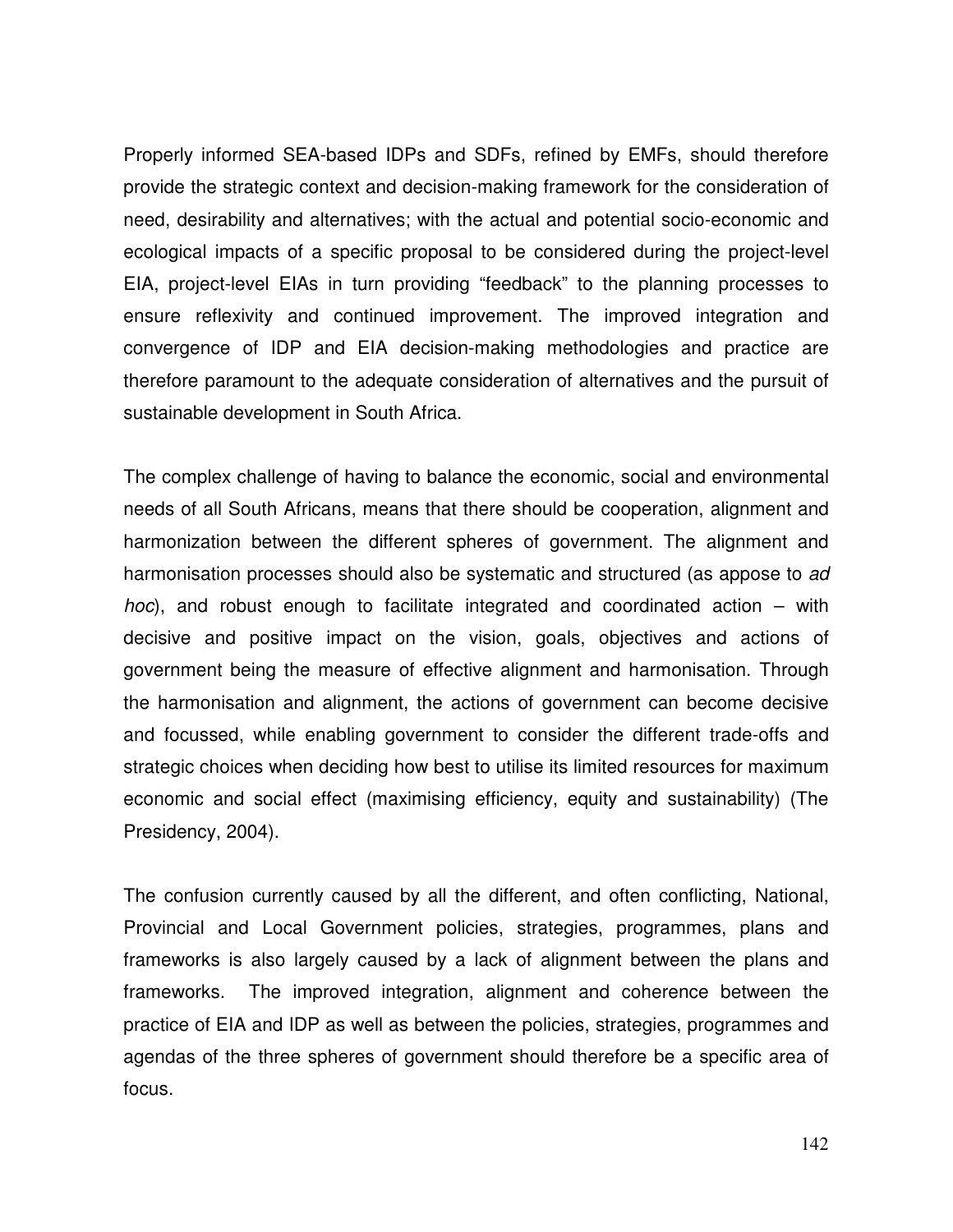Properly informed SEA-based IDPs and SDFs, refined by EMFs, should therefore provide the strategic context and decision-making framework for the consideration of need, desirability and alternatives; with the actual and potential socio-economic and ecological impacts of a specific proposal to be considered during the project-level EIA, project-level EIAs in turn providing "feedback" to the planning processes to ensure reflexivity and continued improvement. The improved integration and convergence of IDP and EIA decision-making methodologies and practice are therefore paramount to the adequate consideration of alternatives and the pursuit of sustainable development in South Africa.

The complex challenge of having to balance the economic, social and environmental needs of all South Africans, means that there should be cooperation, alignment and harmonization between the different spheres of government. The alignment and harmonisation processes should also be systematic and structured (as appose to *ad hoc*), and robust enough to facilitate integrated and coordinated action – with decisive and positive impact on the vision, goals, objectives and actions of government being the measure of effective alignment and harmonisation. Through the harmonisation and alignment, the actions of government can become decisive and focussed, while enabling government to consider the different trade-offs and strategic choices when deciding how best to utilise its limited resources for maximum economic and social effect (maximising efficiency, equity and sustainability) (The Presidency, 2004).

The confusion currently caused by all the different, and often conflicting, National, Provincial and Local Government policies, strategies, programmes, plans and frameworks is also largely caused by a lack of alignment between the plans and frameworks. The improved integration, alignment and coherence between the practice of EIA and IDP as well as between the policies, strategies, programmes and agendas of the three spheres of government should therefore be a specific area of focus.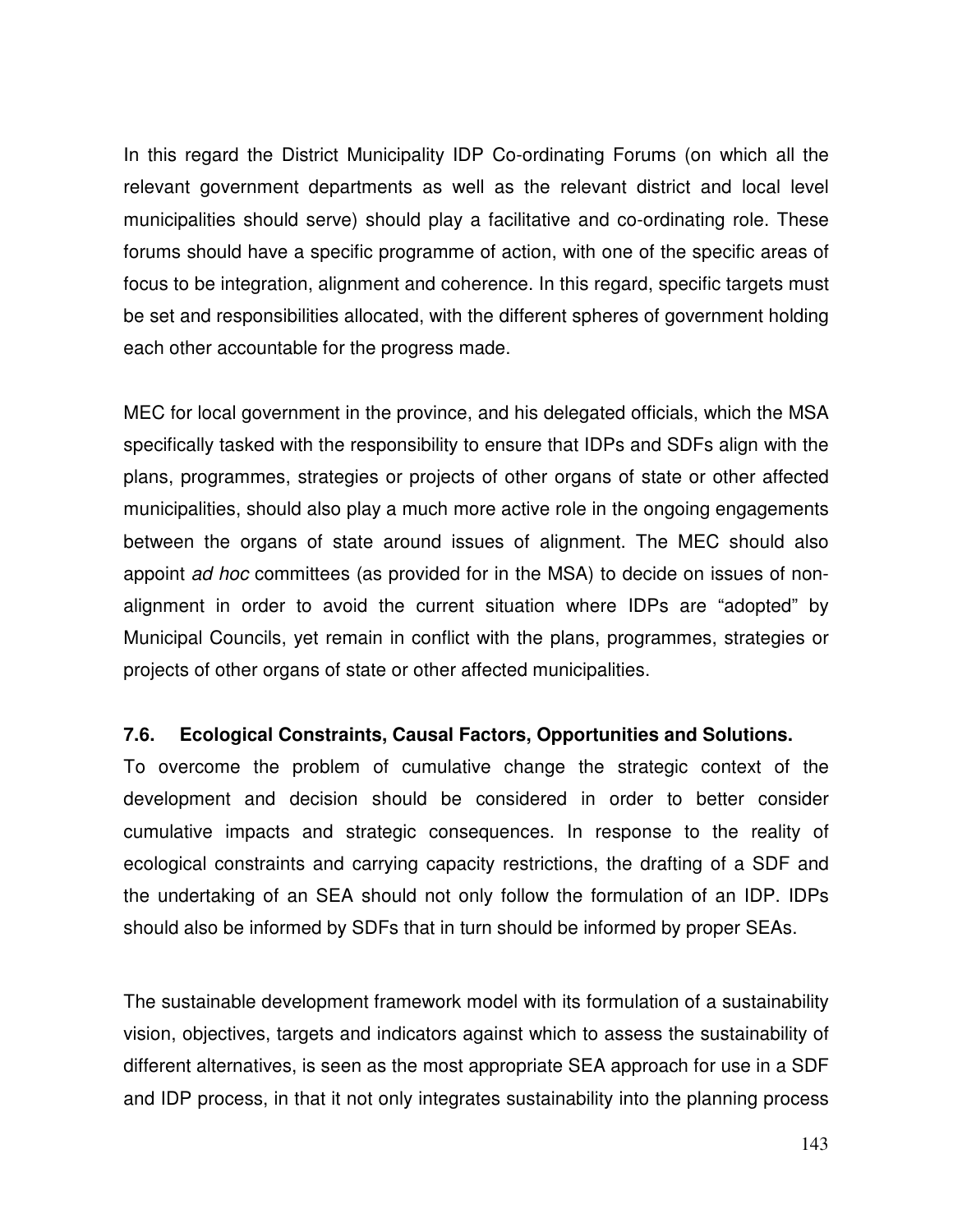In this regard the District Municipality IDP Co-ordinating Forums (on which all the relevant government departments as well as the relevant district and local level municipalities should serve) should play a facilitative and co-ordinating role. These forums should have a specific programme of action, with one of the specific areas of focus to be integration, alignment and coherence. In this regard, specific targets must be set and responsibilities allocated, with the different spheres of government holding each other accountable for the progress made.

MEC for local government in the province, and his delegated officials, which the MSA specifically tasked with the responsibility to ensure that IDPs and SDFs align with the plans, programmes, strategies or projects of other organs of state or other affected municipalities, should also play a much more active role in the ongoing engagements between the organs of state around issues of alignment. The MEC should also appoint *ad hoc* committees (as provided for in the MSA) to decide on issues of non-alignment in order to avoid the current situation where IDPs are "adopted" by Municipal Councils, yet remain in conflict with the plans, programmes, strategies or projects of other organs of state or other affected municipalities.

### 7.6. Ecological Constraints, Causal Factors, Opportunities and Solutions.

To overcome the problem of cumulative change the strategic context of the development and decision should be considered in order to better consider cumulative impacts and strategic consequences. In response to the reality of ecological constraints and carrying capacity restrictions, the drafting of a SDF and the undertaking of an SEA should not only follow the formulation of an IDP. IDPs should also be informed by SDFs that in turn should be informed by proper SEAs.

The sustainable development framework model with its formulation of a sustainability vision, objectives, targets and indicators against which to assess the sustainability of different alternatives, is seen as the most appropriate SEA approach for use in a SDF and IDP process, in that it not only integrates sustainability into the planning process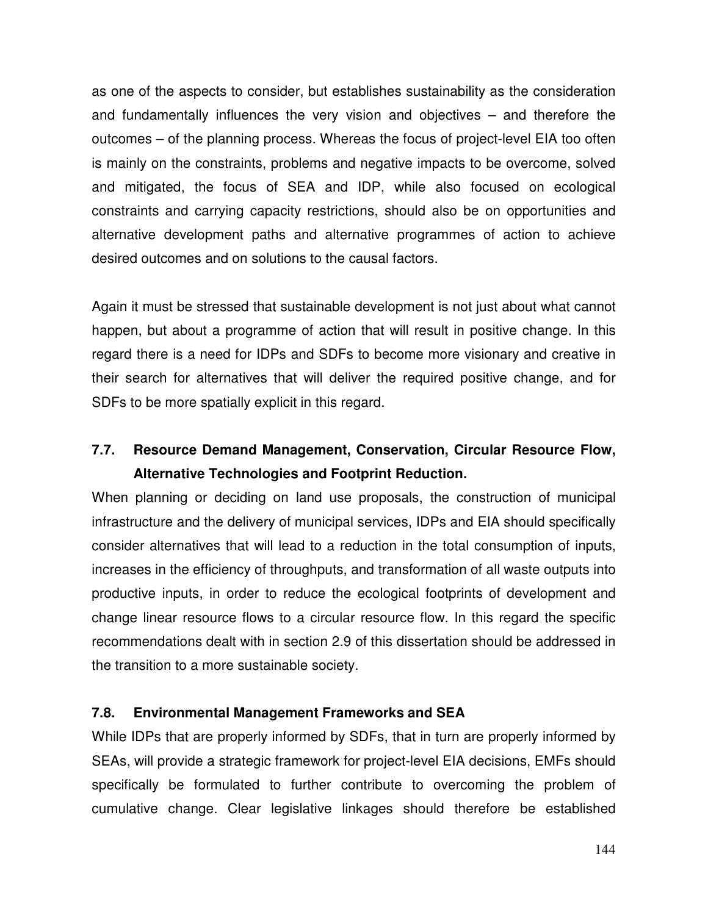as one of the aspects to consider, but establishes sustainability as the consideration and fundamentally influences the very vision and objectives – and therefore the outcomes – of the planning process. Whereas the focus of project-level EIA too often is mainly on the constraints, problems and negative impacts to be overcome, solved and mitigated, the focus of SEA and IDP, while also focused on ecological constraints and carrying capacity restrictions, should also be on opportunities and alternative development paths and alternative programmes of action to achieve desired outcomes and on solutions to the causal factors.

Again it must be stressed that sustainable development is not just about what cannot happen, but about a programme of action that will result in positive change. In this regard there is a need for IDPs and SDFs to become more visionary and creative in their search for alternatives that will deliver the required positive change, and for SDFs to be more spatially explicit in this regard.

### 7.7. Resource Demand Management, Conservation, Circular Resource Flow, Alternative Technologies and Footprint Reduction.

When planning or deciding on land use proposals, the construction of municipal infrastructure and the delivery of municipal services, IDPs and EIA should specifically consider alternatives that will lead to a reduction in the total consumption of inputs, increases in the efficiency of throughputs, and transformation of all waste outputs into productive inputs, in order to reduce the ecological footprints of development and change linear resource flows to a circular resource flow. In this regard the specific recommendations dealt with in section 2.9 of this dissertation should be addressed in the transition to a more sustainable society.

### 7.8. Environmental Management Frameworks and SEA

While IDPs that are properly informed by SDFs, that in turn are properly informed by SEAs, will provide a strategic framework for project-level EIA decisions, EMFs should specifically be formulated to further contribute to overcoming the problem of cumulative change. Clear legislative linkages should therefore be established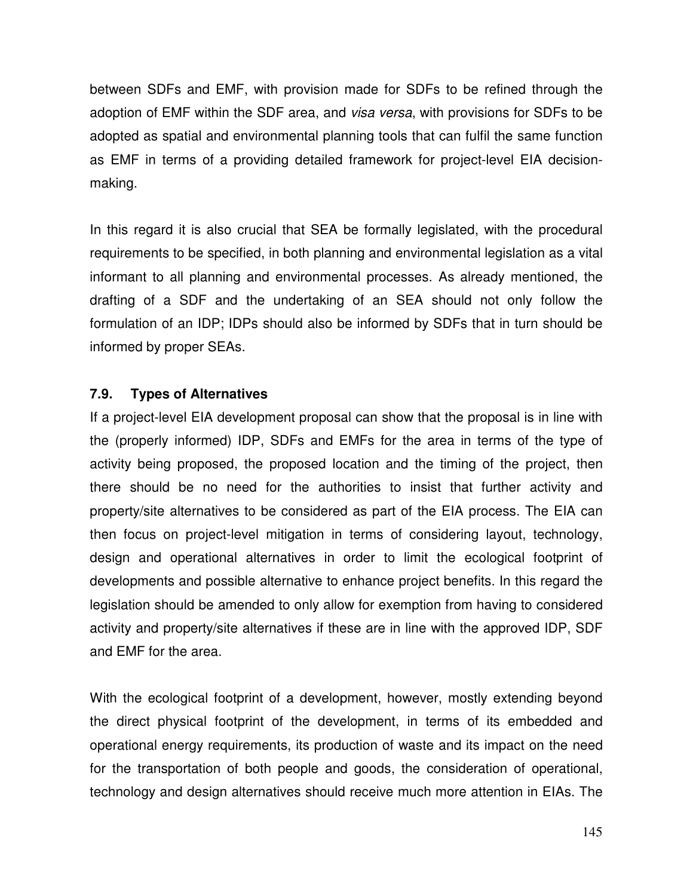between SDFs and EMF, with provision made for SDFs to be refined through the adoption of EMF within the SDF area, and *visa versa*, with provisions for SDFs to be adopted as spatial and environmental planning tools that can fulfil the same function as EMF in terms of a providing detailed framework for project-level EIA decision-making.

In this regard it is also crucial that SEA be formally legislated, with the procedural requirements to be specified, in both planning and environmental legislation as a vital informant to all planning and environmental processes. As already mentioned, the drafting of a SDF and the undertaking of an SEA should not only follow the formulation of an IDP; IDPs should also be informed by SDFs that in turn should be informed by proper SEAs.

### 7.9. Types of Alternatives

If a project-level EIA development proposal can show that the proposal is in line with the (properly informed) IDP, SDFs and EMFs for the area in terms of the type of activity being proposed, the proposed location and the timing of the project, then there should be no need for the authorities to insist that further activity and property/site alternatives to be considered as part of the EIA process. The EIA can then focus on project-level mitigation in terms of considering layout, technology, design and operational alternatives in order to limit the ecological footprint of developments and possible alternative to enhance project benefits. In this regard the legislation should be amended to only allow for exemption from having to considered activity and property/site alternatives if these are in line with the approved IDP, SDF and EMF for the area.

With the ecological footprint of a development, however, mostly extending beyond the direct physical footprint of the development, in terms of its embedded and operational energy requirements, its production of waste and its impact on the need for the transportation of both people and goods, the consideration of operational, technology and design alternatives should receive much more attention in EIAs. The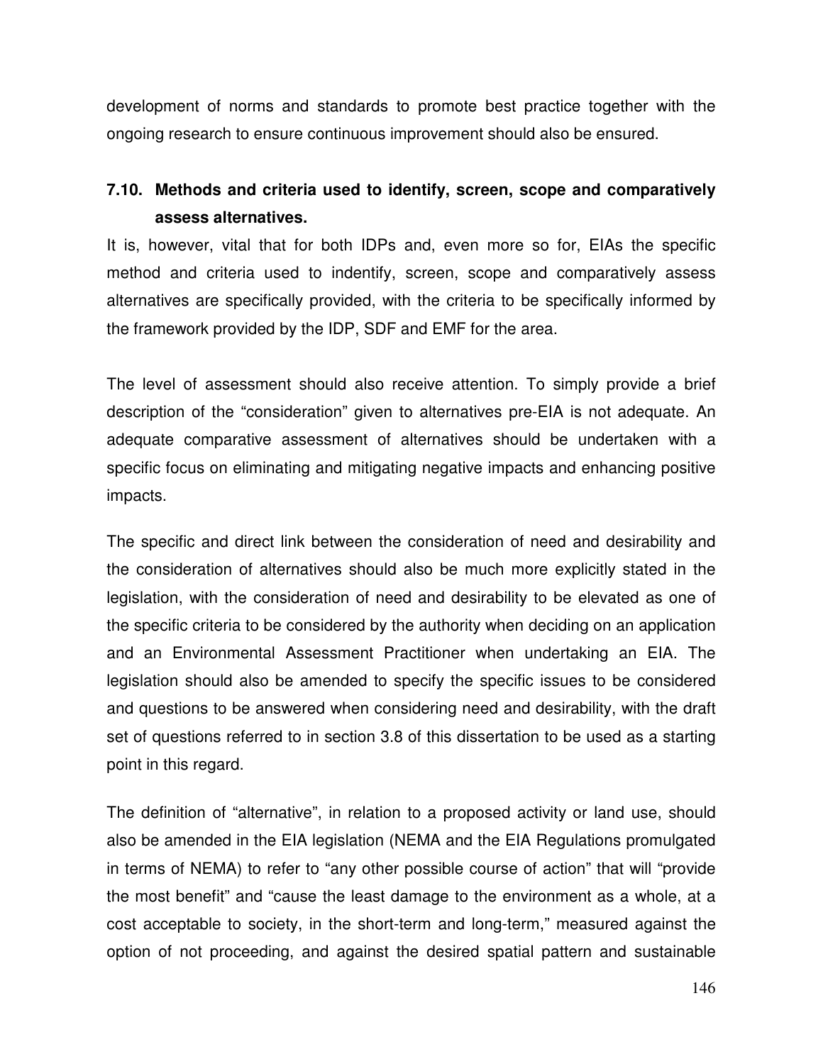development of norms and standards to promote best practice together with the ongoing research to ensure continuous improvement should also be ensured.

### 7.10. Methods and criteria used to identify, screen, scope and comparatively assess alternatives.

It is, however, vital that for both IDPs and, even more so for, EIAs the specific method and criteria used to indentify, screen, scope and comparatively assess alternatives are specifically provided, with the criteria to be specifically informed by the framework provided by the IDP, SDF and EMF for the area.

The level of assessment should also receive attention. To simply provide a brief description of the "consideration" given to alternatives pre-EIA is not adequate. An adequate comparative assessment of alternatives should be undertaken with a specific focus on eliminating and mitigating negative impacts and enhancing positive impacts.

The specific and direct link between the consideration of need and desirability and the consideration of alternatives should also be much more explicitly stated in the legislation, with the consideration of need and desirability to be elevated as one of the specific criteria to be considered by the authority when deciding on an application and an Environmental Assessment Practitioner when undertaking an EIA. The legislation should also be amended to specify the specific issues to be considered and questions to be answered when considering need and desirability, with the draft set of questions referred to in section 3.8 of this dissertation to be used as a starting point in this regard.

The definition of "alternative", in relation to a proposed activity or land use, should also be amended in the EIA legislation (NEMA and the EIA Regulations promulgated in terms of NEMA) to refer to "any other possible course of action" that will "provide the most benefit" and "cause the least damage to the environment as a whole, at a cost acceptable to society, in the short-term and long-term," measured against the option of not proceeding, and against the desired spatial pattern and sustainable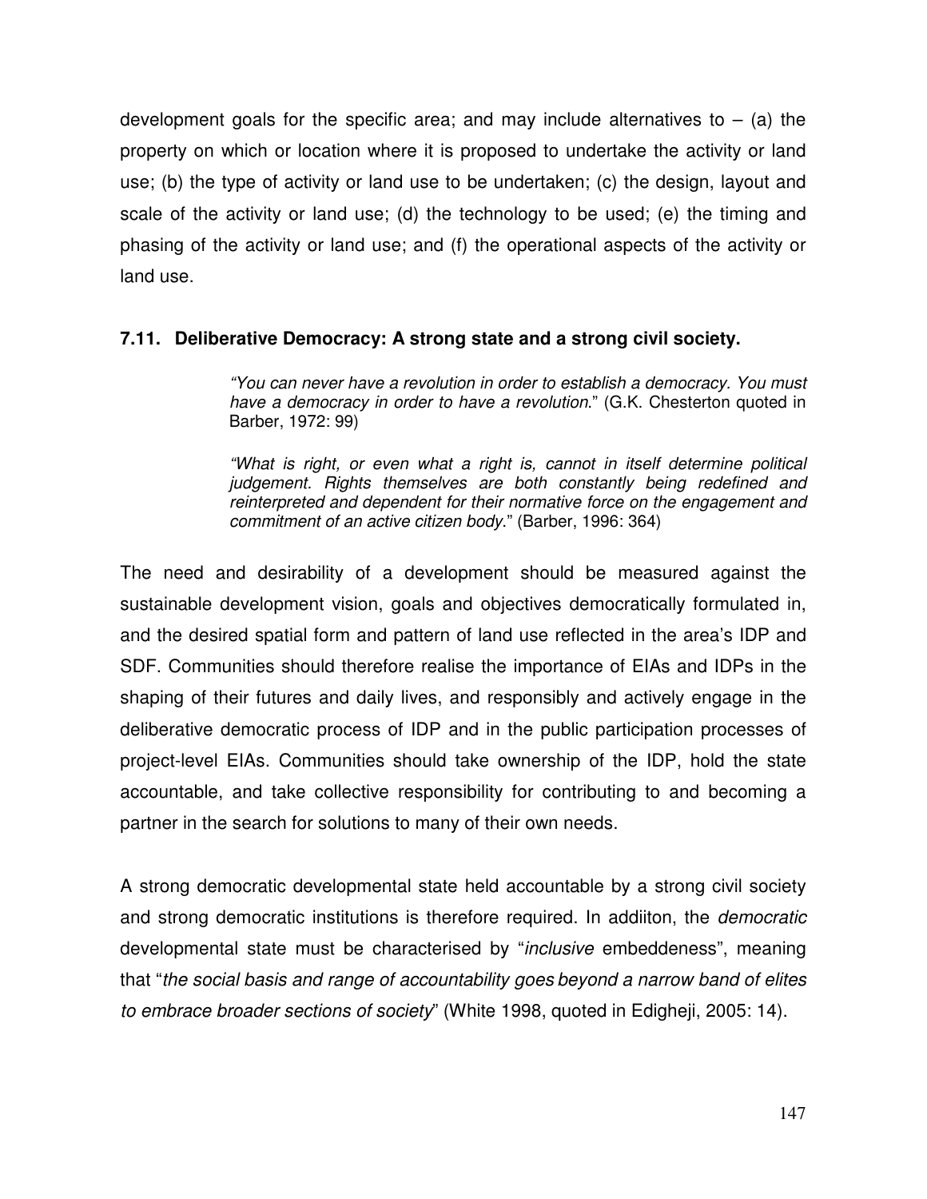development goals for the specific area; and may include alternatives to – (a) the property on which or location where it is proposed to undertake the activity or land use; (b) the type of activity or land use to be undertaken; (c) the design, layout and scale of the activity or land use; (d) the technology to be used; (e) the timing and phasing of the activity or land use; and (f) the operational aspects of the activity or land use.

### 7.11. Deliberative Democracy: A strong state and a strong civil society.

> *"You can never have a revolution in order to establish a democracy. You must have a democracy in order to have a revolution.*" (G.K. Chesterton quoted in Barber, 1972: 99)
>
> *"What is right, or even what a right is, cannot in itself determine political judgement. Rights themselves are both constantly being redefined and reinterpreted and dependent for their normative force on the engagement and commitment of an active citizen body.*" (Barber, 1996: 364)

The need and desirability of a development should be measured against the sustainable development vision, goals and objectives democratically formulated in, and the desired spatial form and pattern of land use reflected in the area's IDP and SDF. Communities should therefore realise the importance of EIAs and IDPs in the shaping of their futures and daily lives, and responsibly and actively engage in the deliberative democratic process of IDP and in the public participation processes of project-level EIAs. Communities should take ownership of the IDP, hold the state accountable, and take collective responsibility for contributing to and becoming a partner in the search for solutions to many of their own needs.

A strong democratic developmental state held accountable by a strong civil society and strong democratic institutions is therefore required. In addiiton, the *democratic* developmental state must be characterised by "*inclusive* embeddeness", meaning that "*the social basis and range of accountability goes beyond a narrow band of elites to embrace broader sections of society*" (White 1998, quoted in Edigheji, 2005: 14).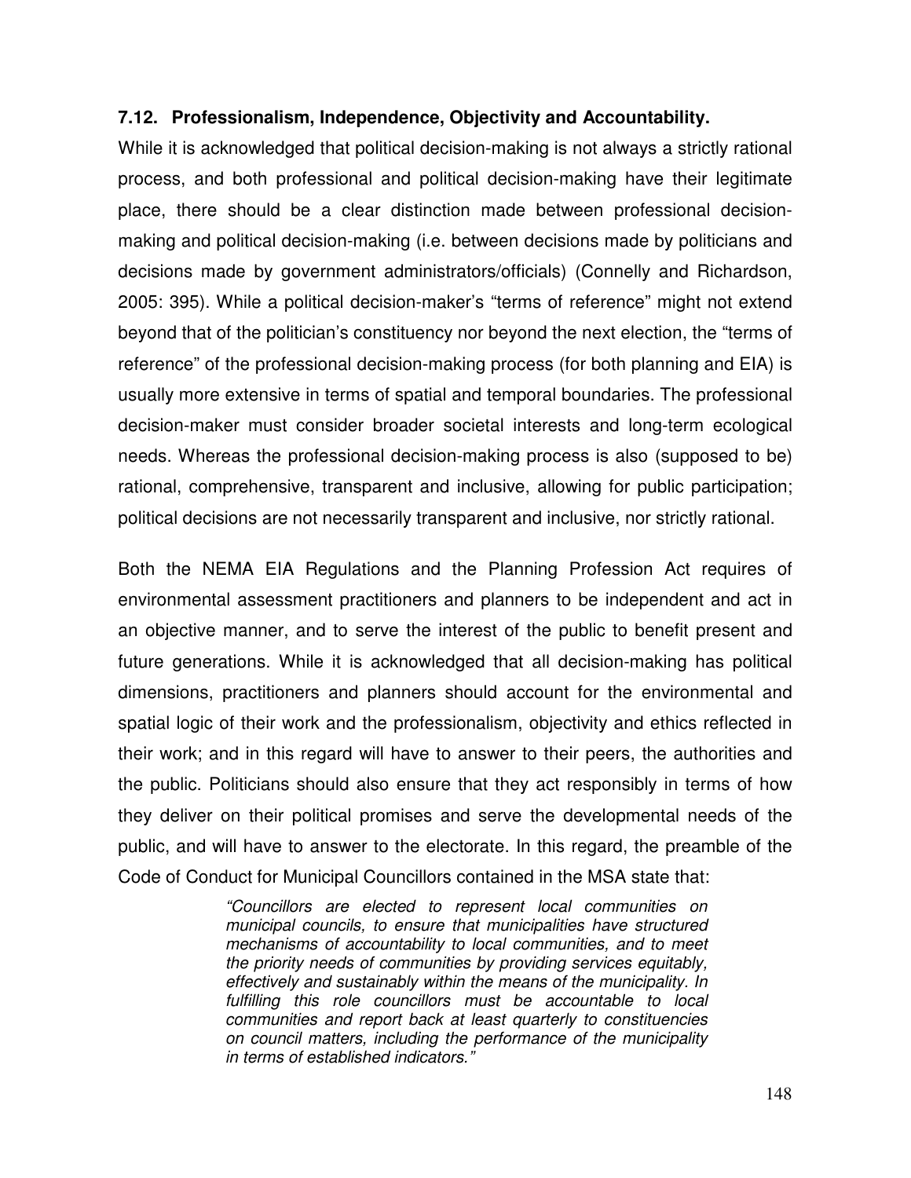### 7.12. Professionalism, Independence, Objectivity and Accountability.

While it is acknowledged that political decision-making is not always a strictly rational process, and both professional and political decision-making have their legitimate place, there should be a clear distinction made between professional decision-making and political decision-making (i.e. between decisions made by politicians and decisions made by government administrators/officials) (Connelly and Richardson, 2005: 395). While a political decision-maker's "terms of reference" might not extend beyond that of the politician's constituency nor beyond the next election, the "terms of reference" of the professional decision-making process (for both planning and EIA) is usually more extensive in terms of spatial and temporal boundaries. The professional decision-maker must consider broader societal interests and long-term ecological needs. Whereas the professional decision-making process is also (supposed to be) rational, comprehensive, transparent and inclusive, allowing for public participation; political decisions are not necessarily transparent and inclusive, nor strictly rational.

Both the NEMA EIA Regulations and the Planning Profession Act requires of environmental assessment practitioners and planners to be independent and act in an objective manner, and to serve the interest of the public to benefit present and future generations. While it is acknowledged that all decision-making has political dimensions, practitioners and planners should account for the environmental and spatial logic of their work and the professionalism, objectivity and ethics reflected in their work; and in this regard will have to answer to their peers, the authorities and the public. Politicians should also ensure that they act responsibly in terms of how they deliver on their political promises and serve the developmental needs of the public, and will have to answer to the electorate. In this regard, the preamble of the Code of Conduct for Municipal Councillors contained in the MSA state that:

> *"Councillors are elected to represent local communities on municipal councils, to ensure that municipalities have structured mechanisms of accountability to local communities, and to meet the priority needs of communities by providing services equitably, effectively and sustainably within the means of the municipality. In fulfilling this role councillors must be accountable to local communities and report back at least quarterly to constituencies on council matters, including the performance of the municipality in terms of established indicators."*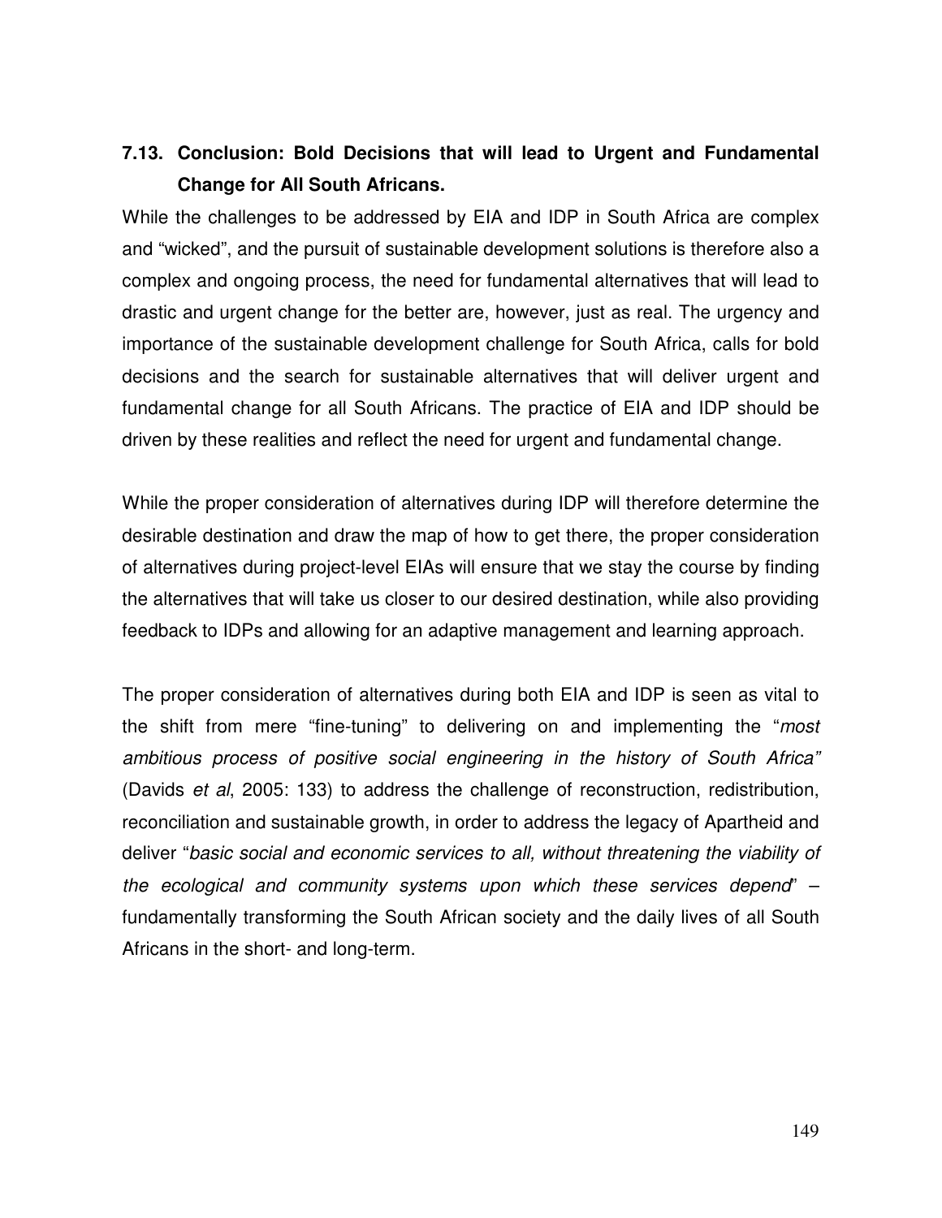### 7.13. Conclusion: Bold Decisions that will lead to Urgent and Fundamental Change for All South Africans.

While the challenges to be addressed by EIA and IDP in South Africa are complex and "wicked", and the pursuit of sustainable development solutions is therefore also a complex and ongoing process, the need for fundamental alternatives that will lead to drastic and urgent change for the better are, however, just as real. The urgency and importance of the sustainable development challenge for South Africa, calls for bold decisions and the search for sustainable alternatives that will deliver urgent and fundamental change for all South Africans. The practice of EIA and IDP should be driven by these realities and reflect the need for urgent and fundamental change.

While the proper consideration of alternatives during IDP will therefore determine the desirable destination and draw the map of how to get there, the proper consideration of alternatives during project-level EIAs will ensure that we stay the course by finding the alternatives that will take us closer to our desired destination, while also providing feedback to IDPs and allowing for an adaptive management and learning approach.

The proper consideration of alternatives during both EIA and IDP is seen as vital to the shift from mere "fine-tuning" to delivering on and implementing the "*most ambitious process of positive social engineering in the history of South Africa"* (Davids *et al*, 2005: 133) to address the challenge of reconstruction, redistribution, reconciliation and sustainable growth, in order to address the legacy of Apartheid and deliver "*basic social and economic services to all, without threatening the viability of the ecological and community systems upon which these services depend*" – fundamentally transforming the South African society and the daily lives of all South Africans in the short- and long-term.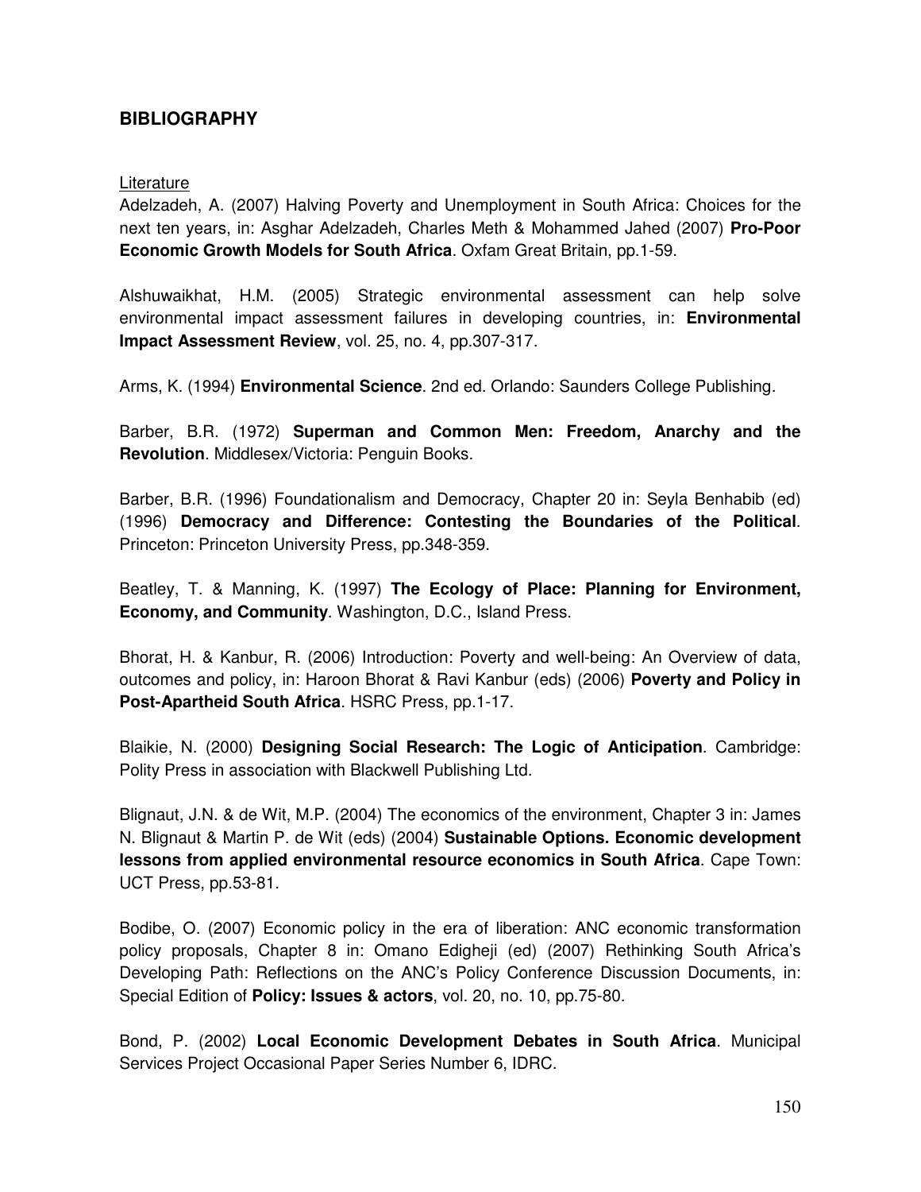## BIBLIOGRAPHY

Literature

Adelzadeh, A. (2007) Halving Poverty and Unemployment in South Africa: Choices for the next ten years, in: Asghar Adelzadeh, Charles Meth & Mohammed Jahed (2007) **Pro-Poor Economic Growth Models for South Africa**. Oxfam Great Britain, pp.1-59.

Alshuwaikhat, H.M. (2005) Strategic environmental assessment can help solve environmental impact assessment failures in developing countries, in: **Environmental Impact Assessment Review**, vol. 25, no. 4, pp.307-317.

Arms, K. (1994) **Environmental Science**. 2nd ed. Orlando: Saunders College Publishing.

Barber, B.R. (1972) **Superman and Common Men: Freedom, Anarchy and the Revolution**. Middlesex/Victoria: Penguin Books.

Barber, B.R. (1996) Foundationalism and Democracy, Chapter 20 in: Seyla Benhabib (ed) (1996) **Democracy and Difference: Contesting the Boundaries of the Political**. Princeton: Princeton University Press, pp.348-359.

Beatley, T. & Manning, K. (1997) **The Ecology of Place: Planning for Environment, Economy, and Community**. Washington, D.C., Island Press.

Bhorat, H. & Kanbur, R. (2006) Introduction: Poverty and well-being: An Overview of data, outcomes and policy, in: Haroon Bhorat & Ravi Kanbur (eds) (2006) **Poverty and Policy in Post-Apartheid South Africa**. HSRC Press, pp.1-17.

Blaikie, N. (2000) **Designing Social Research: The Logic of Anticipation**. Cambridge: Polity Press in association with Blackwell Publishing Ltd.

Blignaut, J.N. & de Wit, M.P. (2004) The economics of the environment, Chapter 3 in: James N. Blignaut & Martin P. de Wit (eds) (2004) **Sustainable Options. Economic development lessons from applied environmental resource economics in South Africa**. Cape Town: UCT Press, pp.53-81.

Bodibe, O. (2007) Economic policy in the era of liberation: ANC economic transformation policy proposals, Chapter 8 in: Omano Edigheji (ed) (2007) Rethinking South Africa's Developing Path: Reflections on the ANC's Policy Conference Discussion Documents, in: Special Edition of **Policy: Issues & actors**, vol. 20, no. 10, pp.75-80.

Bond, P. (2002) **Local Economic Development Debates in South Africa**. Municipal Services Project Occasional Paper Series Number 6, IDRC.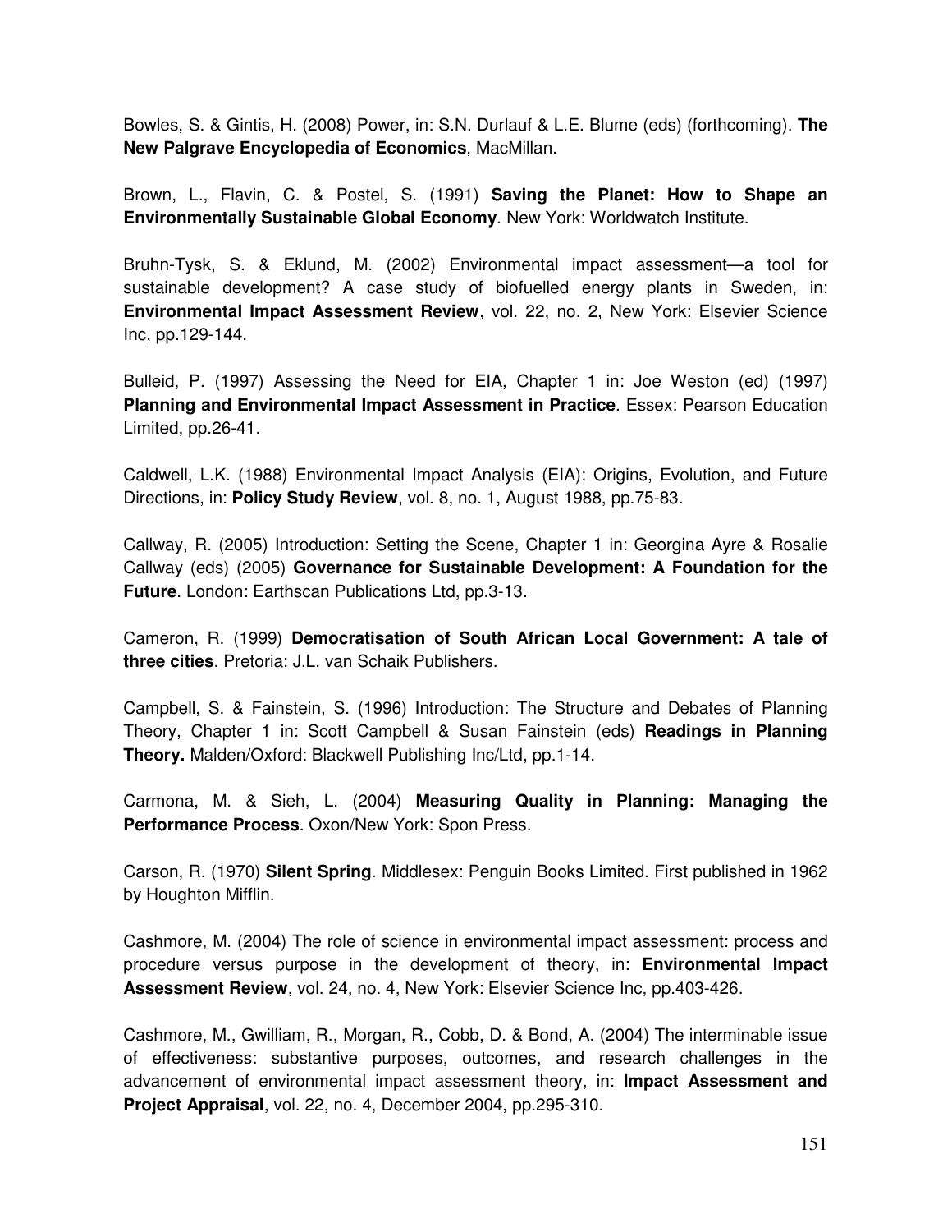Bowles, S. & Gintis, H. (2008) Power, in: S.N. Durlauf & L.E. Blume (eds) (forthcoming). **The New Palgrave Encyclopedia of Economics**, MacMillan.

Brown, L., Flavin, C. & Postel, S. (1991) **Saving the Planet: How to Shape an Environmentally Sustainable Global Economy**. New York: Worldwatch Institute.

Bruhn-Tysk, S. & Eklund, M. (2002) Environmental impact assessment—a tool for sustainable development? A case study of biofuelled energy plants in Sweden, in: **Environmental Impact Assessment Review**, vol. 22, no. 2, New York: Elsevier Science Inc, pp.129-144.

Bulleid, P. (1997) Assessing the Need for EIA, Chapter 1 in: Joe Weston (ed) (1997) **Planning and Environmental Impact Assessment in Practice**. Essex: Pearson Education Limited, pp.26-41.

Caldwell, L.K. (1988) Environmental Impact Analysis (EIA): Origins, Evolution, and Future Directions, in: **Policy Study Review**, vol. 8, no. 1, August 1988, pp.75-83.

Callway, R. (2005) Introduction: Setting the Scene, Chapter 1 in: Georgina Ayre & Rosalie Callway (eds) (2005) **Governance for Sustainable Development: A Foundation for the Future**. London: Earthscan Publications Ltd, pp.3-13.

Cameron, R. (1999) **Democratisation of South African Local Government: A tale of three cities**. Pretoria: J.L. van Schaik Publishers.

Campbell, S. & Fainstein, S. (1996) Introduction: The Structure and Debates of Planning Theory, Chapter 1 in: Scott Campbell & Susan Fainstein (eds) **Readings in Planning Theory.** Malden/Oxford: Blackwell Publishing Inc/Ltd, pp.1-14.

Carmona, M. & Sieh, L. (2004) **Measuring Quality in Planning: Managing the Performance Process**. Oxon/New York: Spon Press.

Carson, R. (1970) **Silent Spring**. Middlesex: Penguin Books Limited. First published in 1962 by Houghton Mifflin.

Cashmore, M. (2004) The role of science in environmental impact assessment: process and procedure versus purpose in the development of theory, in: **Environmental Impact Assessment Review**, vol. 24, no. 4, New York: Elsevier Science Inc, pp.403-426.

Cashmore, M., Gwilliam, R., Morgan, R., Cobb, D. & Bond, A. (2004) The interminable issue of effectiveness: substantive purposes, outcomes, and research challenges in the advancement of environmental impact assessment theory, in: **Impact Assessment and Project Appraisal**, vol. 22, no. 4, December 2004, pp.295-310.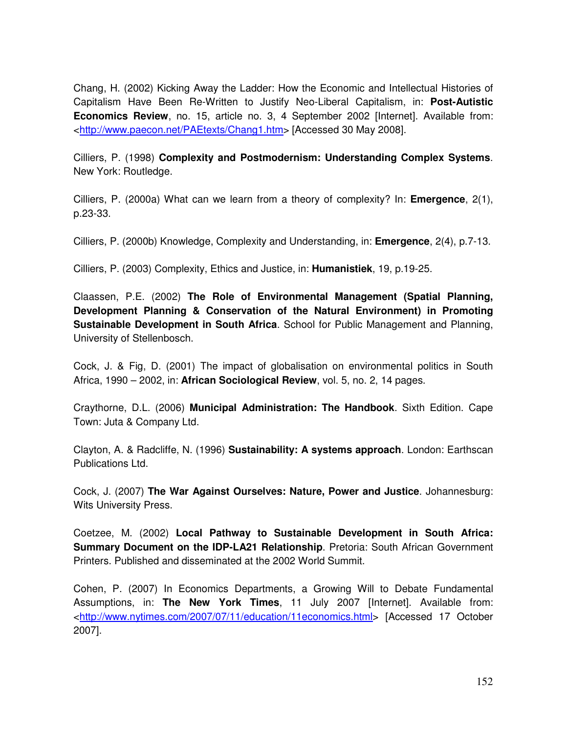Chang, H. (2002) Kicking Away the Ladder: How the Economic and Intellectual Histories of Capitalism Have Been Re-Written to Justify Neo-Liberal Capitalism, in: **Post-Autistic Economics Review**, no. 15, article no. 3, 4 September 2002 [Internet]. Available from: <http://www.paecon.net/PAEtexts/Chang1.htm> [Accessed 30 May 2008].

Cilliers, P. (1998) **Complexity and Postmodernism: Understanding Complex Systems**. New York: Routledge.

Cilliers, P. (2000a) What can we learn from a theory of complexity? In: **Emergence**, 2(1), p.23-33.

Cilliers, P. (2000b) Knowledge, Complexity and Understanding, in: **Emergence**, 2(4), p.7-13.

Cilliers, P. (2003) Complexity, Ethics and Justice, in: **Humanistiek**, 19, p.19-25.

Claassen, P.E. (2002) **The Role of Environmental Management (Spatial Planning, Development Planning & Conservation of the Natural Environment) in Promoting Sustainable Development in South Africa**. School for Public Management and Planning, University of Stellenbosch.

Cock, J. & Fig, D. (2001) The impact of globalisation on environmental politics in South Africa, 1990 – 2002, in: **African Sociological Review**, vol. 5, no. 2, 14 pages.

Craythorne, D.L. (2006) **Municipal Administration: The Handbook**. Sixth Edition. Cape Town: Juta & Company Ltd.

Clayton, A. & Radcliffe, N. (1996) **Sustainability: A systems approach**. London: Earthscan Publications Ltd.

Cock, J. (2007) **The War Against Ourselves: Nature, Power and Justice**. Johannesburg: Wits University Press.

Coetzee, M. (2002) **Local Pathway to Sustainable Development in South Africa: Summary Document on the IDP-LA21 Relationship**. Pretoria: South African Government Printers. Published and disseminated at the 2002 World Summit.

Cohen, P. (2007) In Economics Departments, a Growing Will to Debate Fundamental Assumptions, in: **The New York Times**, 11 July 2007 [Internet]. Available from: <http://www.nytimes.com/2007/07/11/education/11economics.html> [Accessed 17 October 2007].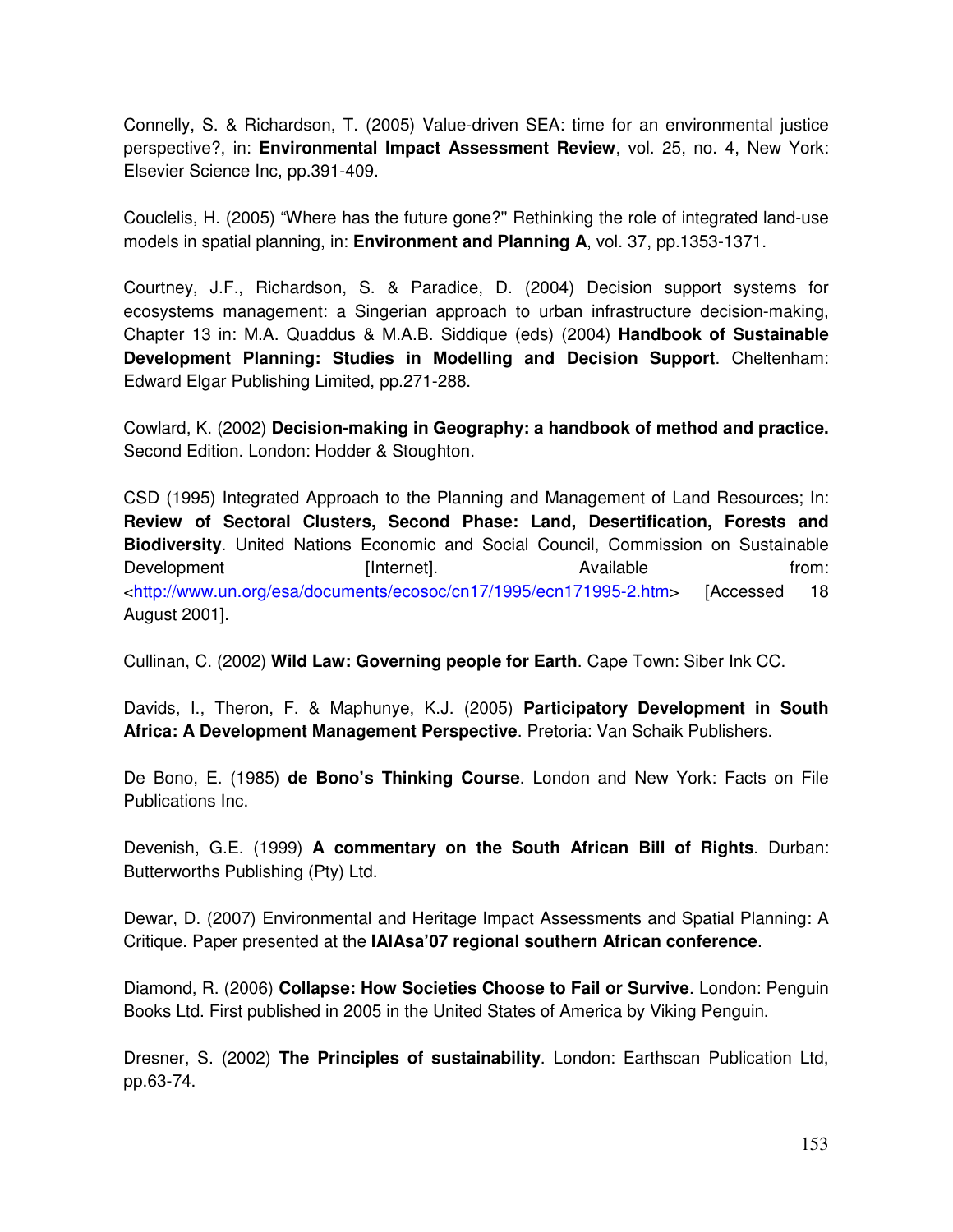Connelly, S. & Richardson, T. (2005) Value-driven SEA: time for an environmental justice perspective?, in: **Environmental Impact Assessment Review**, vol. 25, no. 4, New York: Elsevier Science Inc, pp.391-409.

Couclelis, H. (2005) "Where has the future gone?" Rethinking the role of integrated land-use models in spatial planning, in: **Environment and Planning A**, vol. 37, pp.1353-1371.

Courtney, J.F., Richardson, S. & Paradice, D. (2004) Decision support systems for ecosystems management: a Singerian approach to urban infrastructure decision-making, Chapter 13 in: M.A. Quaddus & M.A.B. Siddique (eds) (2004) **Handbook of Sustainable Development Planning: Studies in Modelling and Decision Support**. Cheltenham: Edward Elgar Publishing Limited, pp.271-288.

Cowlard, K. (2002) **Decision-making in Geography: a handbook of method and practice.** Second Edition. London: Hodder & Stoughton.

CSD (1995) Integrated Approach to the Planning and Management of Land Resources; In: **Review of Sectoral Clusters, Second Phase: Land, Desertification, Forests and Biodiversity**. United Nations Economic and Social Council, Commission on Sustainable Development [Internet]. Available from: <http://www.un.org/esa/documents/ecosoc/cn17/1995/ecn171995-2.htm> [Accessed 18 August 2001].

Cullinan, C. (2002) **Wild Law: Governing people for Earth**. Cape Town: Siber Ink CC.

Davids, I., Theron, F. & Maphunye, K.J. (2005) **Participatory Development in South Africa: A Development Management Perspective**. Pretoria: Van Schaik Publishers.

De Bono, E. (1985) **de Bono's Thinking Course**. London and New York: Facts on File Publications Inc.

Devenish, G.E. (1999) **A commentary on the South African Bill of Rights**. Durban: Butterworths Publishing (Pty) Ltd.

Dewar, D. (2007) Environmental and Heritage Impact Assessments and Spatial Planning: A Critique. Paper presented at the **IAIAsa'07 regional southern African conference**.

Diamond, R. (2006) **Collapse: How Societies Choose to Fail or Survive**. London: Penguin Books Ltd. First published in 2005 in the United States of America by Viking Penguin.

Dresner, S. (2002) **The Principles of sustainability**. London: Earthscan Publication Ltd, pp.63-74.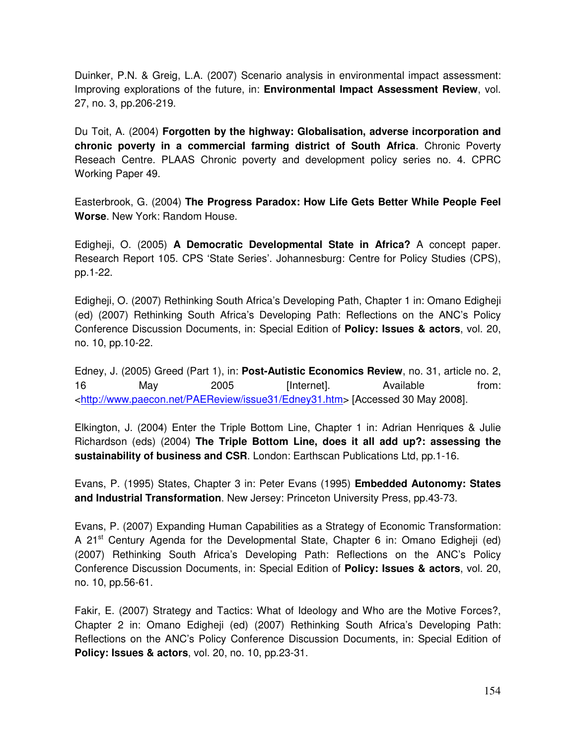Duinker, P.N. & Greig, L.A. (2007) Scenario analysis in environmental impact assessment: Improving explorations of the future, in: **Environmental Impact Assessment Review**, vol. 27, no. 3, pp.206-219.

Du Toit, A. (2004) **Forgotten by the highway: Globalisation, adverse incorporation and chronic poverty in a commercial farming district of South Africa**. Chronic Poverty Reseach Centre. PLAAS Chronic poverty and development policy series no. 4. CPRC Working Paper 49.

Easterbrook, G. (2004) **The Progress Paradox: How Life Gets Better While People Feel Worse**. New York: Random House.

Edigheji, O. (2005) **A Democratic Developmental State in Africa?** A concept paper. Research Report 105. CPS 'State Series'. Johannesburg: Centre for Policy Studies (CPS), pp.1-22.

Edigheji, O. (2007) Rethinking South Africa's Developing Path, Chapter 1 in: Omano Edigheji (ed) (2007) Rethinking South Africa's Developing Path: Reflections on the ANC's Policy Conference Discussion Documents, in: Special Edition of **Policy: Issues & actors**, vol. 20, no. 10, pp.10-22.

Edney, J. (2005) Greed (Part 1), in: **Post-Autistic Economics Review**, no. 31, article no. 2, 16 May 2005 [Internet]. Available from: <http://www.paecon.net/PAEReview/issue31/Edney31.htm> [Accessed 30 May 2008].

Elkington, J. (2004) Enter the Triple Bottom Line, Chapter 1 in: Adrian Henriques & Julie Richardson (eds) (2004) **The Triple Bottom Line, does it all add up?: assessing the sustainability of business and CSR**. London: Earthscan Publications Ltd, pp.1-16.

Evans, P. (1995) States, Chapter 3 in: Peter Evans (1995) **Embedded Autonomy: States and Industrial Transformation**. New Jersey: Princeton University Press, pp.43-73.

Evans, P. (2007) Expanding Human Capabilities as a Strategy of Economic Transformation: A 21st Century Agenda for the Developmental State, Chapter 6 in: Omano Edigheji (ed) (2007) Rethinking South Africa's Developing Path: Reflections on the ANC's Policy Conference Discussion Documents, in: Special Edition of **Policy: Issues & actors**, vol. 20, no. 10, pp.56-61.

Fakir, E. (2007) Strategy and Tactics: What of Ideology and Who are the Motive Forces?, Chapter 2 in: Omano Edigheji (ed) (2007) Rethinking South Africa's Developing Path: Reflections on the ANC's Policy Conference Discussion Documents, in: Special Edition of **Policy: Issues & actors**, vol. 20, no. 10, pp.23-31.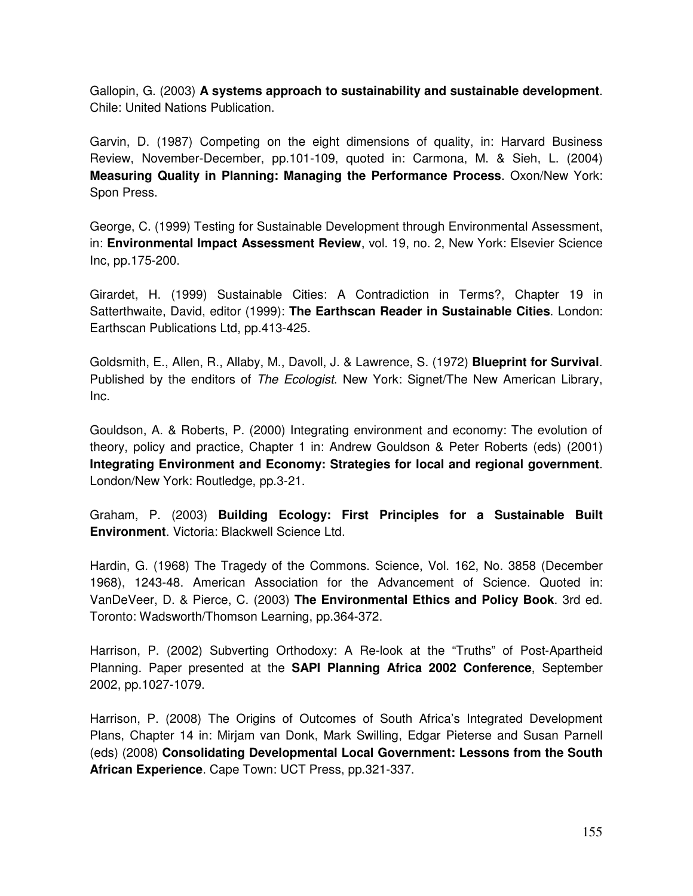Gallopin, G. (2003) **A systems approach to sustainability and sustainable development**. Chile: United Nations Publication.

Garvin, D. (1987) Competing on the eight dimensions of quality, in: Harvard Business Review, November-December, pp.101-109, quoted in: Carmona, M. & Sieh, L. (2004) **Measuring Quality in Planning: Managing the Performance Process**. Oxon/New York: Spon Press.

George, C. (1999) Testing for Sustainable Development through Environmental Assessment, in: **Environmental Impact Assessment Review**, vol. 19, no. 2, New York: Elsevier Science Inc, pp.175-200.

Girardet, H. (1999) Sustainable Cities: A Contradiction in Terms?, Chapter 19 in Satterthwaite, David, editor (1999): **The Earthscan Reader in Sustainable Cities**. London: Earthscan Publications Ltd, pp.413-425.

Goldsmith, E., Allen, R., Allaby, M., Davoll, J. & Lawrence, S. (1972) **Blueprint for Survival**. Published by the enditors of *The Ecologist*. New York: Signet/The New American Library, Inc.

Gouldson, A. & Roberts, P. (2000) Integrating environment and economy: The evolution of theory, policy and practice, Chapter 1 in: Andrew Gouldson & Peter Roberts (eds) (2001) **Integrating Environment and Economy: Strategies for local and regional government**. London/New York: Routledge, pp.3-21.

Graham, P. (2003) **Building Ecology: First Principles for a Sustainable Built Environment**. Victoria: Blackwell Science Ltd.

Hardin, G. (1968) The Tragedy of the Commons. Science, Vol. 162, No. 3858 (December 1968), 1243-48. American Association for the Advancement of Science. Quoted in: VanDeVeer, D. & Pierce, C. (2003) **The Environmental Ethics and Policy Book**. 3rd ed. Toronto: Wadsworth/Thomson Learning, pp.364-372.

Harrison, P. (2002) Subverting Orthodoxy: A Re-look at the "Truths" of Post-Apartheid Planning. Paper presented at the **SAPI Planning Africa 2002 Conference**, September 2002, pp.1027-1079.

Harrison, P. (2008) The Origins of Outcomes of South Africa's Integrated Development Plans, Chapter 14 in: Mirjam van Donk, Mark Swilling, Edgar Pieterse and Susan Parnell (eds) (2008) **Consolidating Developmental Local Government: Lessons from the South African Experience**. Cape Town: UCT Press, pp.321-337.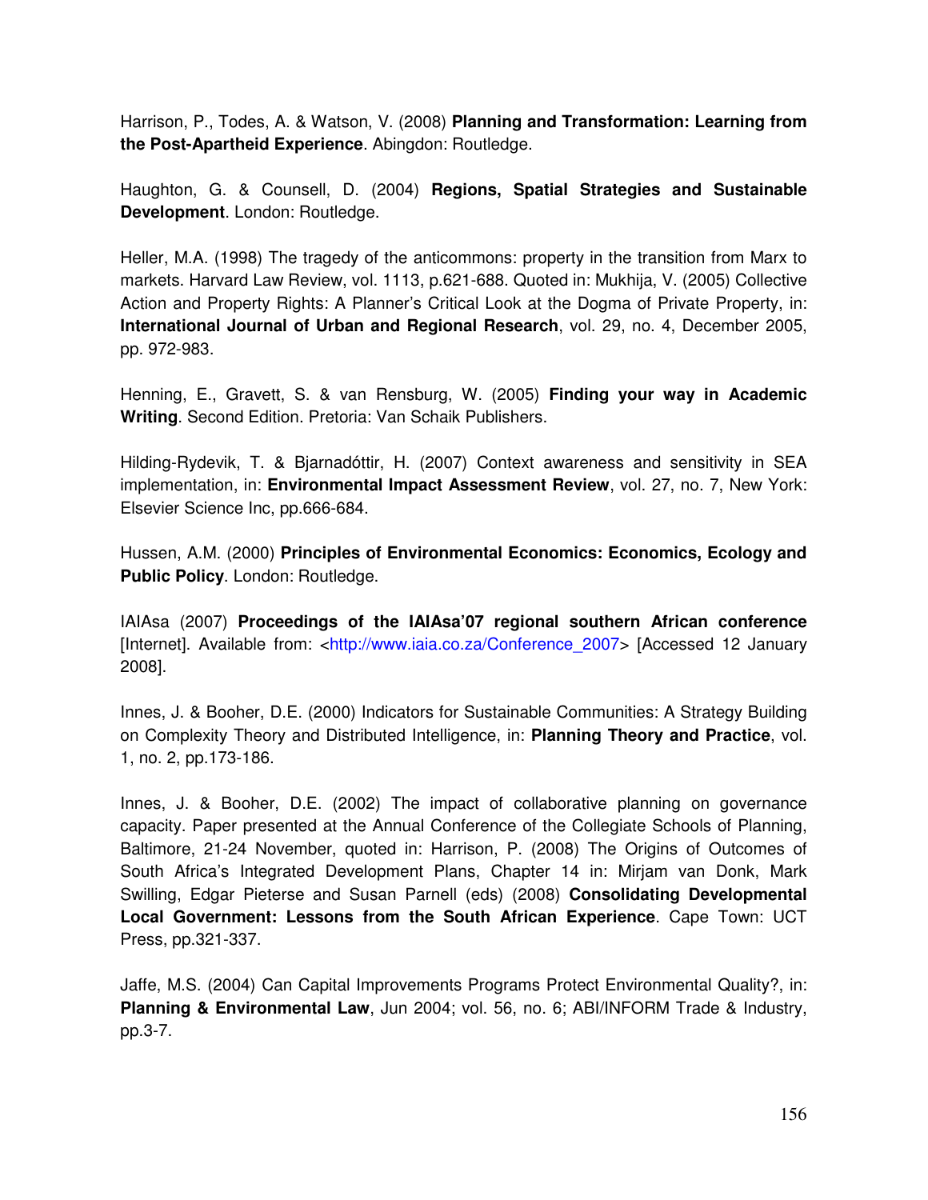Harrison, P., Todes, A. & Watson, V. (2008) **Planning and Transformation: Learning from the Post-Apartheid Experience**. Abingdon: Routledge.

Haughton, G. & Counsell, D. (2004) **Regions, Spatial Strategies and Sustainable Development**. London: Routledge.

Heller, M.A. (1998) The tragedy of the anticommons: property in the transition from Marx to markets. Harvard Law Review, vol. 1113, p.621-688. Quoted in: Mukhija, V. (2005) Collective Action and Property Rights: A Planner's Critical Look at the Dogma of Private Property, in: **International Journal of Urban and Regional Research**, vol. 29, no. 4, December 2005, pp. 972-983.

Henning, E., Gravett, S. & van Rensburg, W. (2005) **Finding your way in Academic Writing**. Second Edition. Pretoria: Van Schaik Publishers.

Hilding-Rydevik, T. & Bjarnadóttir, H. (2007) Context awareness and sensitivity in SEA implementation, in: **Environmental Impact Assessment Review**, vol. 27, no. 7, New York: Elsevier Science Inc, pp.666-684.

Hussen, A.M. (2000) **Principles of Environmental Economics: Economics, Ecology and Public Policy**. London: Routledge.

IAIAsa (2007) **Proceedings of the IAIAsa'07 regional southern African conference** [Internet]. Available from: <http://www.iaia.co.za/Conference_2007> [Accessed 12 January 2008].

Innes, J. & Booher, D.E. (2000) Indicators for Sustainable Communities: A Strategy Building on Complexity Theory and Distributed Intelligence, in: **Planning Theory and Practice**, vol. 1, no. 2, pp.173-186.

Innes, J. & Booher, D.E. (2002) The impact of collaborative planning on governance capacity. Paper presented at the Annual Conference of the Collegiate Schools of Planning, Baltimore, 21-24 November, quoted in: Harrison, P. (2008) The Origins of Outcomes of South Africa's Integrated Development Plans, Chapter 14 in: Mirjam van Donk, Mark Swilling, Edgar Pieterse and Susan Parnell (eds) (2008) **Consolidating Developmental Local Government: Lessons from the South African Experience**. Cape Town: UCT Press, pp.321-337.

Jaffe, M.S. (2004) Can Capital Improvements Programs Protect Environmental Quality?, in: **Planning & Environmental Law**, Jun 2004; vol. 56, no. 6; ABI/INFORM Trade & Industry, pp.3-7.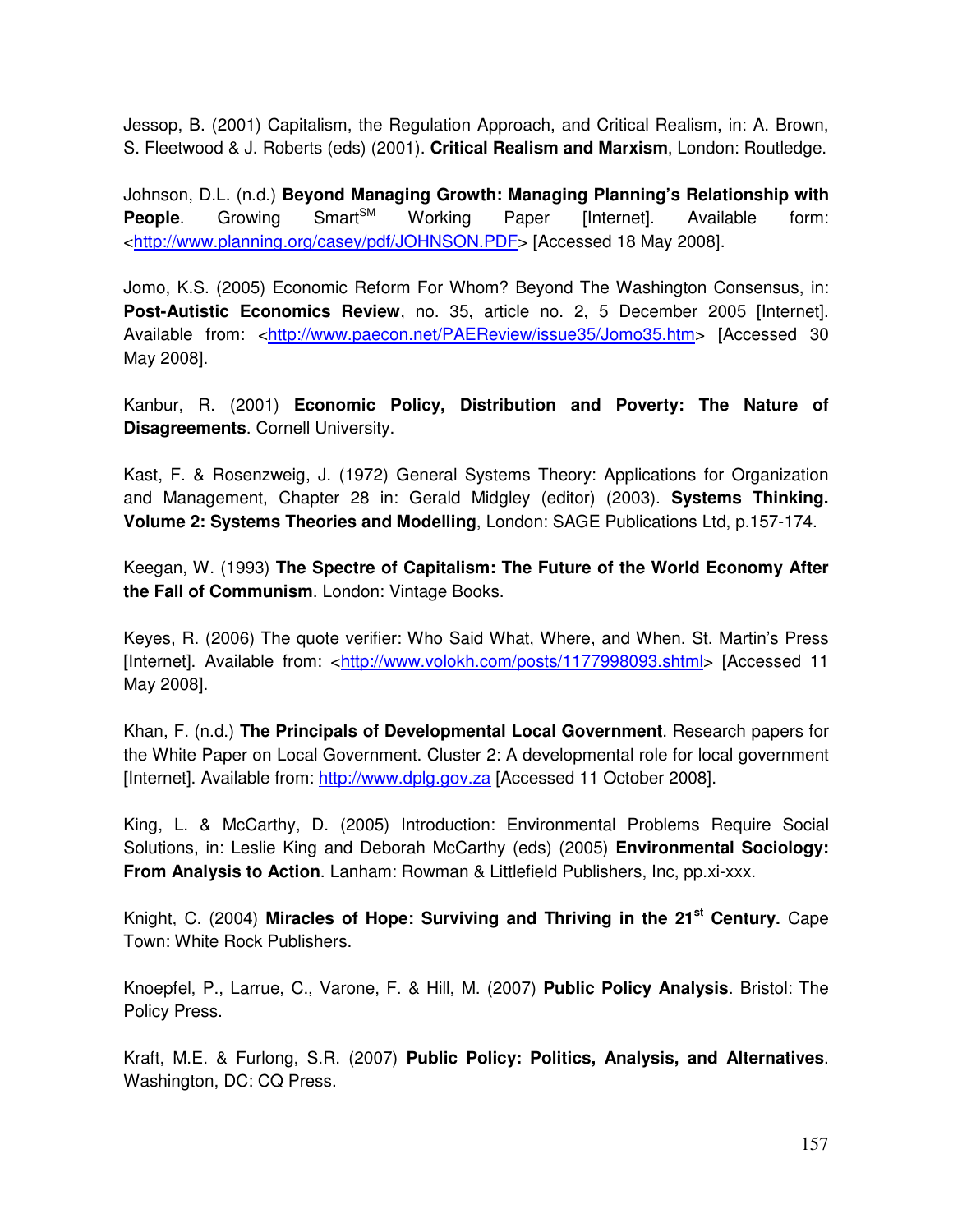Jessop, B. (2001) Capitalism, the Regulation Approach, and Critical Realism, in: A. Brown, S. Fleetwood & J. Roberts (eds) (2001). **Critical Realism and Marxism**, London: Routledge.

Johnson, D.L. (n.d.) **Beyond Managing Growth: Managing Planning's Relationship with People**. Growing Smart[SM] Working Paper [Internet]. Available form: <http://www.planning.org/casey/pdf/JOHNSON.PDF> [Accessed 18 May 2008].

Jomo, K.S. (2005) Economic Reform For Whom? Beyond The Washington Consensus, in: **Post-Autistic Economics Review**, no. 35, article no. 2, 5 December 2005 [Internet]. Available from: <http://www.paecon.net/PAEReview/issue35/Jomo35.htm> [Accessed 30 May 2008].

Kanbur, R. (2001) **Economic Policy, Distribution and Poverty: The Nature of Disagreements**. Cornell University.

Kast, F. & Rosenzweig, J. (1972) General Systems Theory: Applications for Organization and Management, Chapter 28 in: Gerald Midgley (editor) (2003). **Systems Thinking. Volume 2: Systems Theories and Modelling**, London: SAGE Publications Ltd, p.157-174.

Keegan, W. (1993) **The Spectre of Capitalism: The Future of the World Economy After the Fall of Communism**. London: Vintage Books.

Keyes, R. (2006) The quote verifier: Who Said What, Where, and When. St. Martin's Press [Internet]. Available from: <http://www.volokh.com/posts/1177998093.shtml> [Accessed 11 May 2008].

Khan, F. (n.d.) **The Principals of Developmental Local Government**. Research papers for the White Paper on Local Government. Cluster 2: A developmental role for local government [Internet]. Available from: http://www.dplg.gov.za [Accessed 11 October 2008].

King, L. & McCarthy, D. (2005) Introduction: Environmental Problems Require Social Solutions, in: Leslie King and Deborah McCarthy (eds) (2005) **Environmental Sociology: From Analysis to Action**. Lanham: Rowman & Littlefield Publishers, Inc, pp.xi-xxx.

Knight, C. (2004) **Miracles of Hope: Surviving and Thriving in the 21st Century.** Cape Town: White Rock Publishers.

Knoepfel, P., Larrue, C., Varone, F. & Hill, M. (2007) **Public Policy Analysis**. Bristol: The Policy Press.

Kraft, M.E. & Furlong, S.R. (2007) **Public Policy: Politics, Analysis, and Alternatives**. Washington, DC: CQ Press.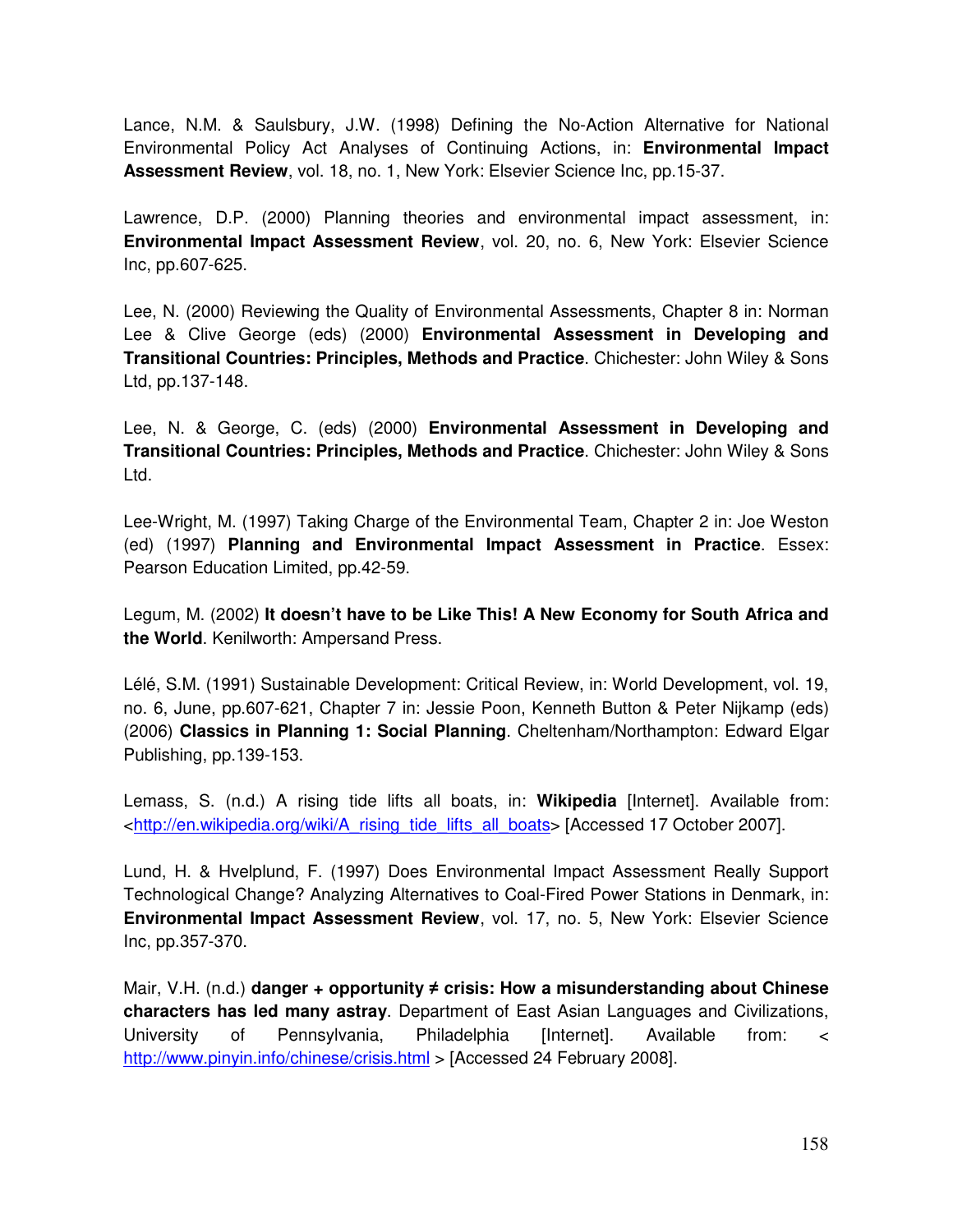Lance, N.M. & Saulsbury, J.W. (1998) Defining the No-Action Alternative for National Environmental Policy Act Analyses of Continuing Actions, in: **Environmental Impact Assessment Review**, vol. 18, no. 1, New York: Elsevier Science Inc, pp.15-37.

Lawrence, D.P. (2000) Planning theories and environmental impact assessment, in: **Environmental Impact Assessment Review**, vol. 20, no. 6, New York: Elsevier Science Inc, pp.607-625.

Lee, N. (2000) Reviewing the Quality of Environmental Assessments, Chapter 8 in: Norman Lee & Clive George (eds) (2000) **Environmental Assessment in Developing and Transitional Countries: Principles, Methods and Practice**. Chichester: John Wiley & Sons Ltd, pp.137-148.

Lee, N. & George, C. (eds) (2000) **Environmental Assessment in Developing and Transitional Countries: Principles, Methods and Practice**. Chichester: John Wiley & Sons Ltd.

Lee-Wright, M. (1997) Taking Charge of the Environmental Team, Chapter 2 in: Joe Weston (ed) (1997) **Planning and Environmental Impact Assessment in Practice**. Essex: Pearson Education Limited, pp.42-59.

Legum, M. (2002) **It doesn't have to be Like This! A New Economy for South Africa and the World**. Kenilworth: Ampersand Press.

Lélé, S.M. (1991) Sustainable Development: Critical Review, in: World Development, vol. 19, no. 6, June, pp.607-621, Chapter 7 in: Jessie Poon, Kenneth Button & Peter Nijkamp (eds) (2006) **Classics in Planning 1: Social Planning**. Cheltenham/Northampton: Edward Elgar Publishing, pp.139-153.

Lemass, S. (n.d.) A rising tide lifts all boats, in: **Wikipedia** [Internet]. Available from: <http://en.wikipedia.org/wiki/A_rising_tide_lifts_all_boats> [Accessed 17 October 2007].

Lund, H. & Hvelplund, F. (1997) Does Environmental Impact Assessment Really Support Technological Change? Analyzing Alternatives to Coal-Fired Power Stations in Denmark, in: **Environmental Impact Assessment Review**, vol. 17, no. 5, New York: Elsevier Science Inc, pp.357-370.

Mair, V.H. (n.d.) **danger + opportunity ≠ crisis: How a misunderstanding about Chinese characters has led many astray**. Department of East Asian Languages and Civilizations, University of Pennsylvania, Philadelphia [Internet]. Available from: < http://www.pinyin.info/chinese/crisis.html > [Accessed 24 February 2008].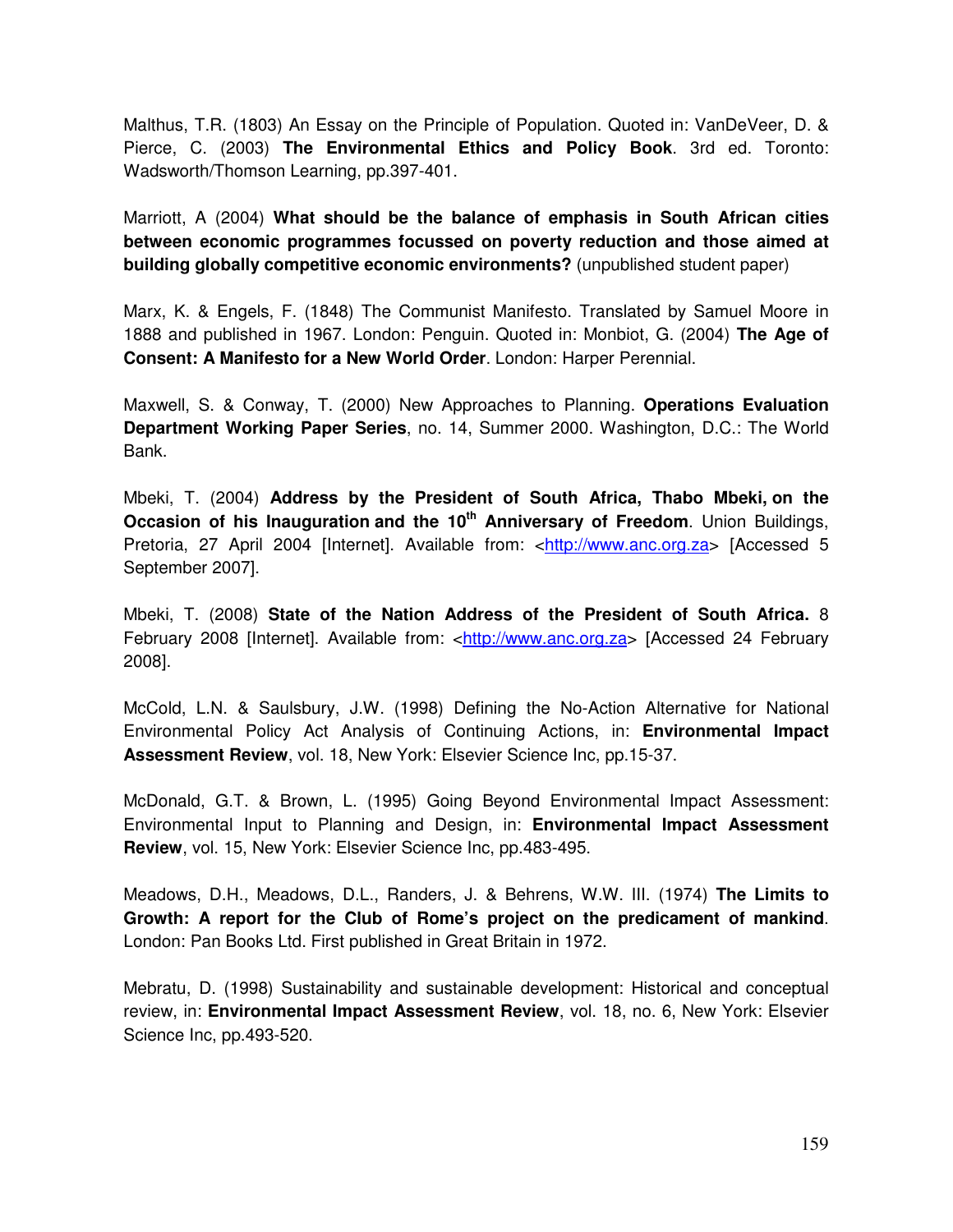Malthus, T.R. (1803) An Essay on the Principle of Population. Quoted in: VanDeVeer, D. & Pierce, C. (2003) **The Environmental Ethics and Policy Book**. 3rd ed. Toronto: Wadsworth/Thomson Learning, pp.397-401.

Marriott, A (2004) **What should be the balance of emphasis in South African cities between economic programmes focussed on poverty reduction and those aimed at building globally competitive economic environments?** (unpublished student paper)

Marx, K. & Engels, F. (1848) The Communist Manifesto. Translated by Samuel Moore in 1888 and published in 1967. London: Penguin. Quoted in: Monbiot, G. (2004) **The Age of Consent: A Manifesto for a New World Order**. London: Harper Perennial.

Maxwell, S. & Conway, T. (2000) New Approaches to Planning. **Operations Evaluation Department Working Paper Series**, no. 14, Summer 2000. Washington, D.C.: The World Bank.

Mbeki, T. (2004) **Address by the President of South Africa, Thabo Mbeki, on the Occasion of his Inauguration and the 10th Anniversary of Freedom**. Union Buildings, Pretoria, 27 April 2004 [Internet]. Available from: <http://www.anc.org.za> [Accessed 5 September 2007].

Mbeki, T. (2008) **State of the Nation Address of the President of South Africa.** 8 February 2008 [Internet]. Available from: <http://www.anc.org.za> [Accessed 24 February 2008].

McCold, L.N. & Saulsbury, J.W. (1998) Defining the No-Action Alternative for National Environmental Policy Act Analysis of Continuing Actions, in: **Environmental Impact Assessment Review**, vol. 18, New York: Elsevier Science Inc, pp.15-37.

McDonald, G.T. & Brown, L. (1995) Going Beyond Environmental Impact Assessment: Environmental Input to Planning and Design, in: **Environmental Impact Assessment Review**, vol. 15, New York: Elsevier Science Inc, pp.483-495.

Meadows, D.H., Meadows, D.L., Randers, J. & Behrens, W.W. III. (1974) **The Limits to Growth: A report for the Club of Rome's project on the predicament of mankind**. London: Pan Books Ltd. First published in Great Britain in 1972.

Mebratu, D. (1998) Sustainability and sustainable development: Historical and conceptual review, in: **Environmental Impact Assessment Review**, vol. 18, no. 6, New York: Elsevier Science Inc, pp.493-520.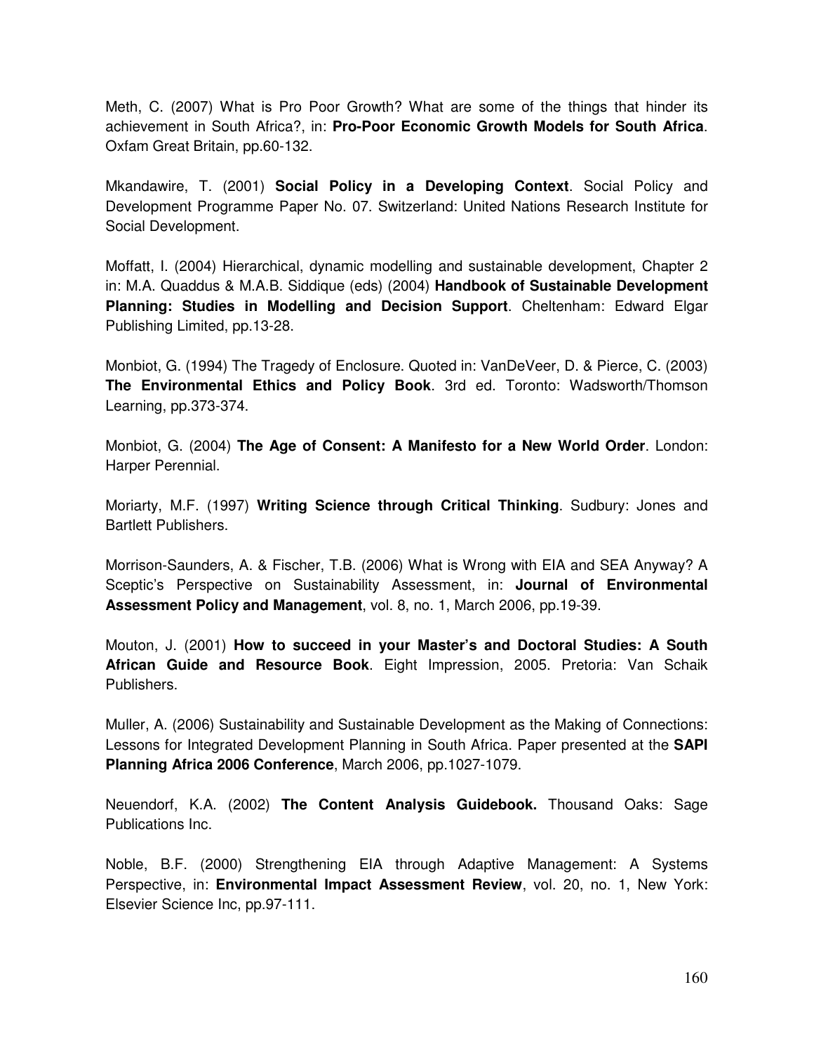Meth, C. (2007) What is Pro Poor Growth? What are some of the things that hinder its achievement in South Africa?, in: **Pro-Poor Economic Growth Models for South Africa**. Oxfam Great Britain, pp.60-132.

Mkandawire, T. (2001) **Social Policy in a Developing Context**. Social Policy and Development Programme Paper No. 07. Switzerland: United Nations Research Institute for Social Development.

Moffatt, I. (2004) Hierarchical, dynamic modelling and sustainable development, Chapter 2 in: M.A. Quaddus & M.A.B. Siddique (eds) (2004) **Handbook of Sustainable Development Planning: Studies in Modelling and Decision Support**. Cheltenham: Edward Elgar Publishing Limited, pp.13-28.

Monbiot, G. (1994) The Tragedy of Enclosure. Quoted in: VanDeVeer, D. & Pierce, C. (2003) **The Environmental Ethics and Policy Book**. 3rd ed. Toronto: Wadsworth/Thomson Learning, pp.373-374.

Monbiot, G. (2004) **The Age of Consent: A Manifesto for a New World Order**. London: Harper Perennial.

Moriarty, M.F. (1997) **Writing Science through Critical Thinking**. Sudbury: Jones and Bartlett Publishers.

Morrison-Saunders, A. & Fischer, T.B. (2006) What is Wrong with EIA and SEA Anyway? A Sceptic's Perspective on Sustainability Assessment, in: **Journal of Environmental Assessment Policy and Management**, vol. 8, no. 1, March 2006, pp.19-39.

Mouton, J. (2001) **How to succeed in your Master's and Doctoral Studies: A South African Guide and Resource Book**. Eight Impression, 2005. Pretoria: Van Schaik Publishers.

Muller, A. (2006) Sustainability and Sustainable Development as the Making of Connections: Lessons for Integrated Development Planning in South Africa. Paper presented at the **SAPI Planning Africa 2006 Conference**, March 2006, pp.1027-1079.

Neuendorf, K.A. (2002) **The Content Analysis Guidebook.** Thousand Oaks: Sage Publications Inc.

Noble, B.F. (2000) Strengthening EIA through Adaptive Management: A Systems Perspective, in: **Environmental Impact Assessment Review**, vol. 20, no. 1, New York: Elsevier Science Inc, pp.97-111.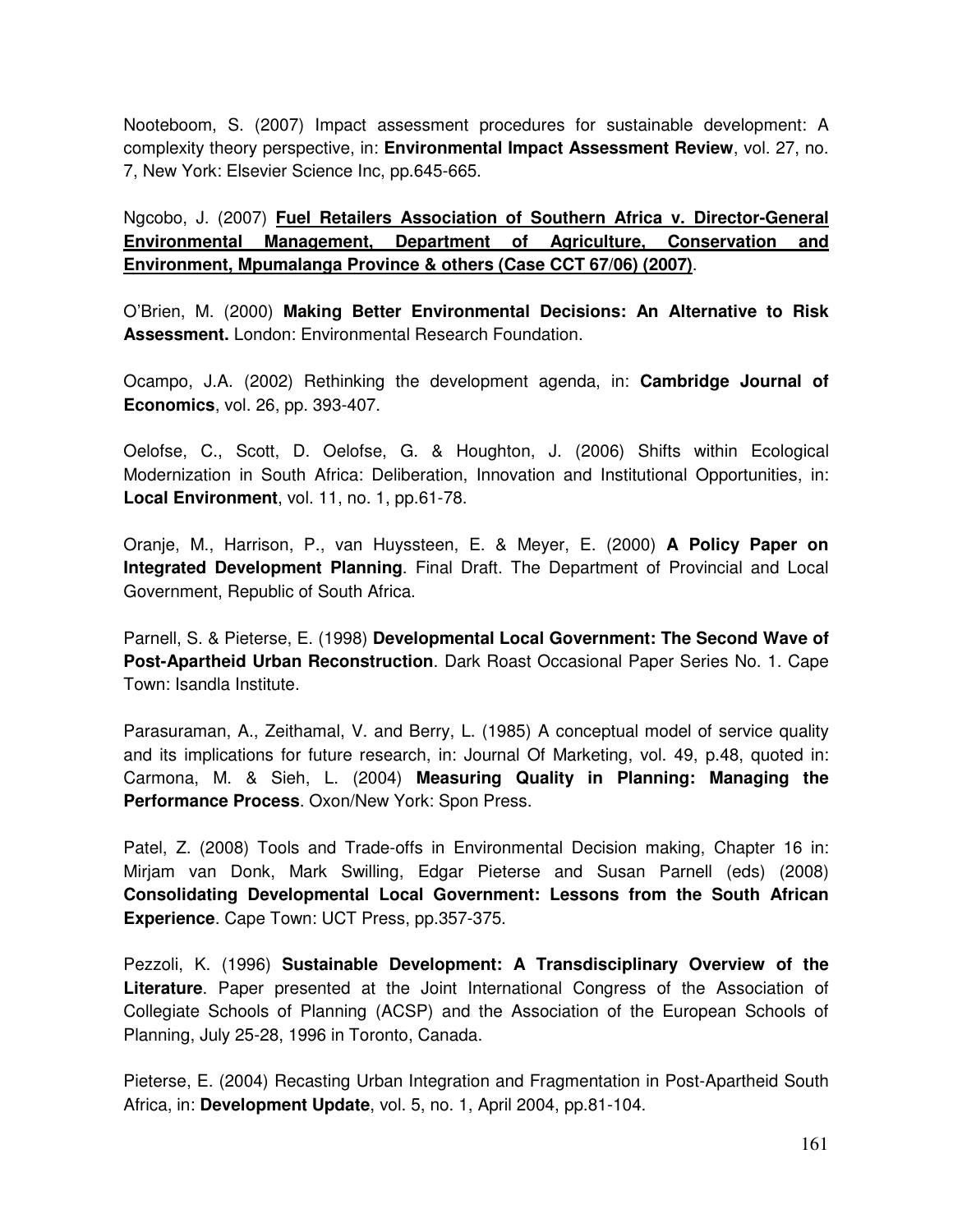Nooteboom, S. (2007) Impact assessment procedures for sustainable development: A complexity theory perspective, in: **Environmental Impact Assessment Review**, vol. 27, no. 7, New York: Elsevier Science Inc, pp.645-665.

Ngcobo, J. (2007) **Fuel Retailers Association of Southern Africa v. Director-General Environmental Management, Department of Agriculture, Conservation and Environment, Mpumalanga Province & others (Case CCT 67/06) (2007)**.

O'Brien, M. (2000) **Making Better Environmental Decisions: An Alternative to Risk Assessment.** London: Environmental Research Foundation.

Ocampo, J.A. (2002) Rethinking the development agenda, in: **Cambridge Journal of Economics**, vol. 26, pp. 393-407.

Oelofse, C., Scott, D. Oelofse, G. & Houghton, J. (2006) Shifts within Ecological Modernization in South Africa: Deliberation, Innovation and Institutional Opportunities, in: **Local Environment**, vol. 11, no. 1, pp.61-78.

Oranje, M., Harrison, P., van Huyssteen, E. & Meyer, E. (2000) **A Policy Paper on Integrated Development Planning**. Final Draft. The Department of Provincial and Local Government, Republic of South Africa.

Parnell, S. & Pieterse, E. (1998) **Developmental Local Government: The Second Wave of Post-Apartheid Urban Reconstruction**. Dark Roast Occasional Paper Series No. 1. Cape Town: Isandla Institute.

Parasuraman, A., Zeithamal, V. and Berry, L. (1985) A conceptual model of service quality and its implications for future research, in: Journal Of Marketing, vol. 49, p.48, quoted in: Carmona, M. & Sieh, L. (2004) **Measuring Quality in Planning: Managing the Performance Process**. Oxon/New York: Spon Press.

Patel, Z. (2008) Tools and Trade-offs in Environmental Decision making, Chapter 16 in: Mirjam van Donk, Mark Swilling, Edgar Pieterse and Susan Parnell (eds) (2008) **Consolidating Developmental Local Government: Lessons from the South African Experience**. Cape Town: UCT Press, pp.357-375.

Pezzoli, K. (1996) **Sustainable Development: A Transdisciplinary Overview of the Literature**. Paper presented at the Joint International Congress of the Association of Collegiate Schools of Planning (ACSP) and the Association of the European Schools of Planning, July 25-28, 1996 in Toronto, Canada.

Pieterse, E. (2004) Recasting Urban Integration and Fragmentation in Post-Apartheid South Africa, in: **Development Update**, vol. 5, no. 1, April 2004, pp.81-104.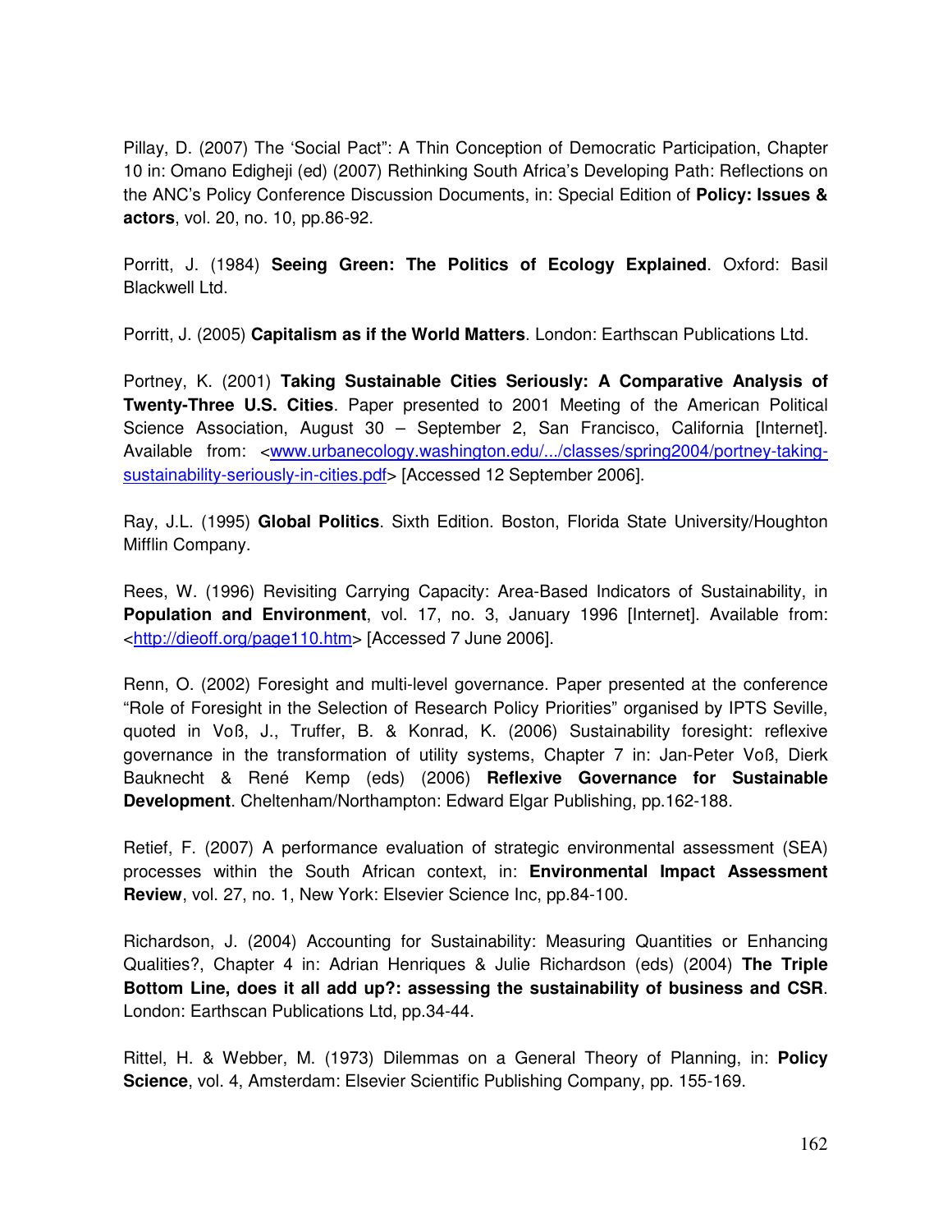Pillay, D. (2007) The ‘Social Pact”: A Thin Conception of Democratic Participation, Chapter 10 in: Omano Edigheji (ed) (2007) Rethinking South Africa’s Developing Path: Reflections on the ANC’s Policy Conference Discussion Documents, in: Special Edition of **Policy: Issues & actors**, vol. 20, no. 10, pp.86-92.

Porritt, J. (1984) **Seeing Green: The Politics of Ecology Explained**. Oxford: Basil Blackwell Ltd.

Porritt, J. (2005) **Capitalism as if the World Matters**. London: Earthscan Publications Ltd.

Portney, K. (2001) **Taking Sustainable Cities Seriously: A Comparative Analysis of Twenty-Three U.S. Cities**. Paper presented to 2001 Meeting of the American Political Science Association, August 30 – September 2, San Francisco, California [Internet]. Available from: <www.urbanecology.washington.edu/.../classes/spring2004/portney-taking-sustainability-seriously-in-cities.pdf> [Accessed 12 September 2006].

Ray, J.L. (1995) **Global Politics**. Sixth Edition. Boston, Florida State University/Houghton Mifflin Company.

Rees, W. (1996) Revisiting Carrying Capacity: Area-Based Indicators of Sustainability, in **Population and Environment**, vol. 17, no. 3, January 1996 [Internet]. Available from: <http://dieoff.org/page110.htm> [Accessed 7 June 2006].

Renn, O. (2002) Foresight and multi-level governance. Paper presented at the conference “Role of Foresight in the Selection of Research Policy Priorities” organised by IPTS Seville, quoted in Voß, J., Truffer, B. & Konrad, K. (2006) Sustainability foresight: reflexive governance in the transformation of utility systems, Chapter 7 in: Jan-Peter Voß, Dierk Bauknecht & René Kemp (eds) (2006) **Reflexive Governance for Sustainable Development**. Cheltenham/Northampton: Edward Elgar Publishing, pp.162-188.

Retief, F. (2007) A performance evaluation of strategic environmental assessment (SEA) processes within the South African context, in: **Environmental Impact Assessment Review**, vol. 27, no. 1, New York: Elsevier Science Inc, pp.84-100.

Richardson, J. (2004) Accounting for Sustainability: Measuring Quantities or Enhancing Qualities?, Chapter 4 in: Adrian Henriques & Julie Richardson (eds) (2004) **The Triple Bottom Line, does it all add up?: assessing the sustainability of business and CSR**. London: Earthscan Publications Ltd, pp.34-44.

Rittel, H. & Webber, M. (1973) Dilemmas on a General Theory of Planning, in: **Policy Science**, vol. 4, Amsterdam: Elsevier Scientific Publishing Company, pp. 155-169.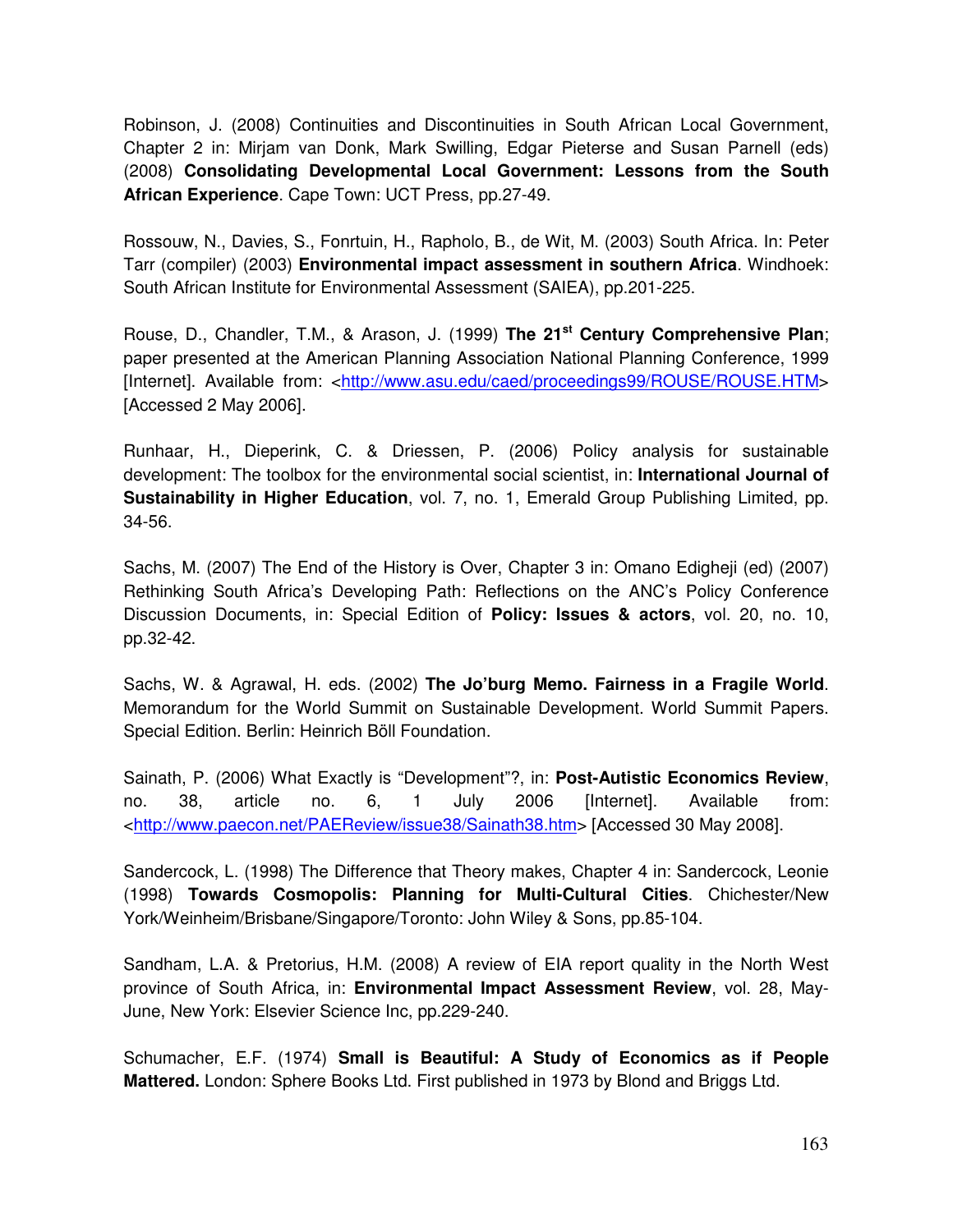Robinson, J. (2008) Continuities and Discontinuities in South African Local Government, Chapter 2 in: Mirjam van Donk, Mark Swilling, Edgar Pieterse and Susan Parnell (eds) (2008) **Consolidating Developmental Local Government: Lessons from the South African Experience**. Cape Town: UCT Press, pp.27-49.

Rossouw, N., Davies, S., Fonrtuin, H., Rapholo, B., de Wit, M. (2003) South Africa. In: Peter Tarr (compiler) (2003) **Environmental impact assessment in southern Africa**. Windhoek: South African Institute for Environmental Assessment (SAIEA), pp.201-225.

Rouse, D., Chandler, T.M., & Arason, J. (1999) **The 21st Century Comprehensive Plan**; paper presented at the American Planning Association National Planning Conference, 1999 [Internet]. Available from: <http://www.asu.edu/caed/proceedings99/ROUSE/ROUSE.HTM> [Accessed 2 May 2006].

Runhaar, H., Dieperink, C. & Driessen, P. (2006) Policy analysis for sustainable development: The toolbox for the environmental social scientist, in: **International Journal of Sustainability in Higher Education**, vol. 7, no. 1, Emerald Group Publishing Limited, pp. 34-56.

Sachs, M. (2007) The End of the History is Over, Chapter 3 in: Omano Edigheji (ed) (2007) Rethinking South Africa's Developing Path: Reflections on the ANC's Policy Conference Discussion Documents, in: Special Edition of **Policy: Issues & actors**, vol. 20, no. 10, pp.32-42.

Sachs, W. & Agrawal, H. eds. (2002) **The Jo'burg Memo. Fairness in a Fragile World**. Memorandum for the World Summit on Sustainable Development. World Summit Papers. Special Edition. Berlin: Heinrich Böll Foundation.

Sainath, P. (2006) What Exactly is "Development"?, in: **Post-Autistic Economics Review**, no. 38, article no. 6, 1 July 2006 [Internet]. Available from: <http://www.paecon.net/PAEReview/issue38/Sainath38.htm> [Accessed 30 May 2008].

Sandercock, L. (1998) The Difference that Theory makes, Chapter 4 in: Sandercock, Leonie (1998) **Towards Cosmopolis: Planning for Multi-Cultural Cities**. Chichester/New York/Weinheim/Brisbane/Singapore/Toronto: John Wiley & Sons, pp.85-104.

Sandham, L.A. & Pretorius, H.M. (2008) A review of EIA report quality in the North West province of South Africa, in: **Environmental Impact Assessment Review**, vol. 28, May-June, New York: Elsevier Science Inc, pp.229-240.

Schumacher, E.F. (1974) **Small is Beautiful: A Study of Economics as if People Mattered.** London: Sphere Books Ltd. First published in 1973 by Blond and Briggs Ltd.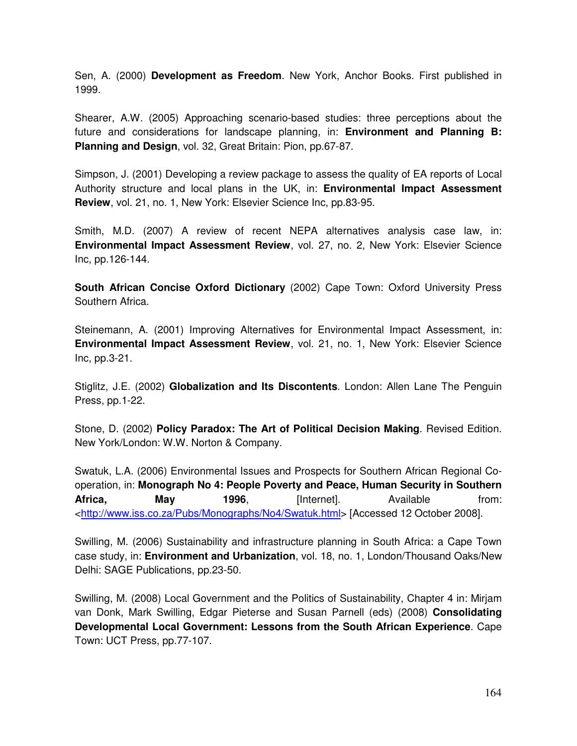Sen, A. (2000) **Development as Freedom**. New York, Anchor Books. First published in 1999.

Shearer, A.W. (2005) Approaching scenario-based studies: three perceptions about the future and considerations for landscape planning, in: **Environment and Planning B: Planning and Design**, vol. 32, Great Britain: Pion, pp.67-87.

Simpson, J. (2001) Developing a review package to assess the quality of EA reports of Local Authority structure and local plans in the UK, in: **Environmental Impact Assessment Review**, vol. 21, no. 1, New York: Elsevier Science Inc, pp.83-95.

Smith, M.D. (2007) A review of recent NEPA alternatives analysis case law, in: **Environmental Impact Assessment Review**, vol. 27, no. 2, New York: Elsevier Science Inc, pp.126-144.

**South African Concise Oxford Dictionary** (2002) Cape Town: Oxford University Press Southern Africa.

Steinemann, A. (2001) Improving Alternatives for Environmental Impact Assessment, in: **Environmental Impact Assessment Review**, vol. 21, no. 1, New York: Elsevier Science Inc, pp.3-21.

Stiglitz, J.E. (2002) **Globalization and Its Discontents**. London: Allen Lane The Penguin Press, pp.1-22.

Stone, D. (2002) **Policy Paradox: The Art of Political Decision Making**. Revised Edition. New York/London: W.W. Norton & Company.

Swatuk, L.A. (2006) Environmental Issues and Prospects for Southern African Regional Co-operation, in: **Monograph No 4: People Poverty and Peace, Human Security in Southern Africa, May 1996**, [Internet]. Available from: <http://www.iss.co.za/Pubs/Monographs/No4/Swatuk.html> [Accessed 12 October 2008].

Swilling, M. (2006) Sustainability and infrastructure planning in South Africa: a Cape Town case study, in: **Environment and Urbanization**, vol. 18, no. 1, London/Thousand Oaks/New Delhi: SAGE Publications, pp.23-50.

Swilling, M. (2008) Local Government and the Politics of Sustainability, Chapter 4 in: Mirjam van Donk, Mark Swilling, Edgar Pieterse and Susan Parnell (eds) (2008) **Consolidating Developmental Local Government: Lessons from the South African Experience**. Cape Town: UCT Press, pp.77-107.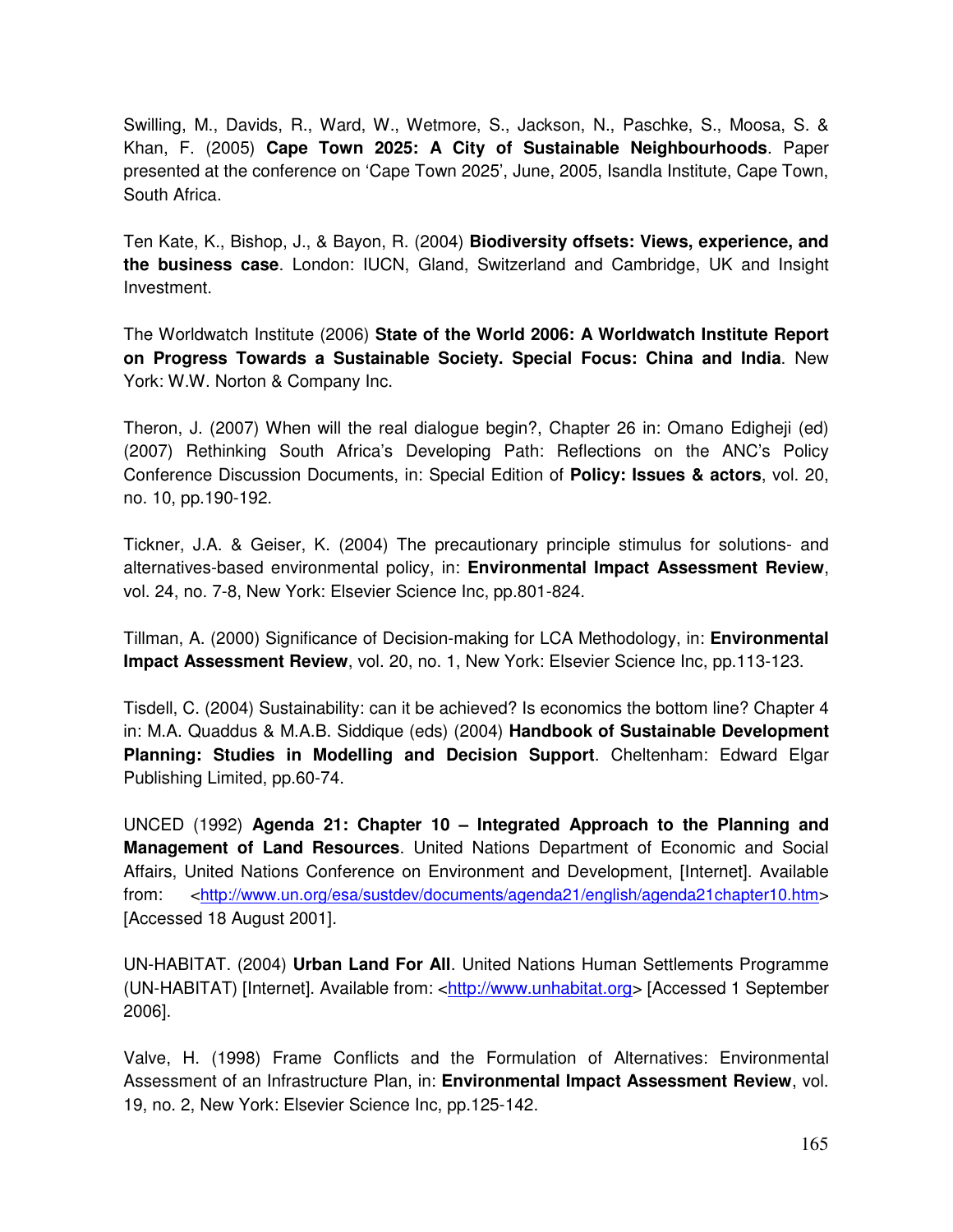Swilling, M., Davids, R., Ward, W., Wetmore, S., Jackson, N., Paschke, S., Moosa, S. & Khan, F. (2005) **Cape Town 2025: A City of Sustainable Neighbourhoods**. Paper presented at the conference on 'Cape Town 2025', June, 2005, Isandla Institute, Cape Town, South Africa.

Ten Kate, K., Bishop, J., & Bayon, R. (2004) **Biodiversity offsets: Views, experience, and the business case**. London: IUCN, Gland, Switzerland and Cambridge, UK and Insight Investment.

The Worldwatch Institute (2006) **State of the World 2006: A Worldwatch Institute Report on Progress Towards a Sustainable Society. Special Focus: China and India**. New York: W.W. Norton & Company Inc.

Theron, J. (2007) When will the real dialogue begin?, Chapter 26 in: Omano Edigheji (ed) (2007) Rethinking South Africa's Developing Path: Reflections on the ANC's Policy Conference Discussion Documents, in: Special Edition of **Policy: Issues & actors**, vol. 20, no. 10, pp.190-192.

Tickner, J.A. & Geiser, K. (2004) The precautionary principle stimulus for solutions- and alternatives-based environmental policy, in: **Environmental Impact Assessment Review**, vol. 24, no. 7-8, New York: Elsevier Science Inc, pp.801-824.

Tillman, A. (2000) Significance of Decision-making for LCA Methodology, in: **Environmental Impact Assessment Review**, vol. 20, no. 1, New York: Elsevier Science Inc, pp.113-123.

Tisdell, C. (2004) Sustainability: can it be achieved? Is economics the bottom line? Chapter 4 in: M.A. Quaddus & M.A.B. Siddique (eds) (2004) **Handbook of Sustainable Development Planning: Studies in Modelling and Decision Support**. Cheltenham: Edward Elgar Publishing Limited, pp.60-74.

UNCED (1992) **Agenda 21: Chapter 10 – Integrated Approach to the Planning and Management of Land Resources**. United Nations Department of Economic and Social Affairs, United Nations Conference on Environment and Development, [Internet]. Available from: <http://www.un.org/esa/sustdev/documents/agenda21/english/agenda21chapter10.htm> [Accessed 18 August 2001].

UN-HABITAT. (2004) **Urban Land For All**. United Nations Human Settlements Programme (UN-HABITAT) [Internet]. Available from: <http://www.unhabitat.org> [Accessed 1 September 2006].

Valve, H. (1998) Frame Conflicts and the Formulation of Alternatives: Environmental Assessment of an Infrastructure Plan, in: **Environmental Impact Assessment Review**, vol. 19, no. 2, New York: Elsevier Science Inc, pp.125-142.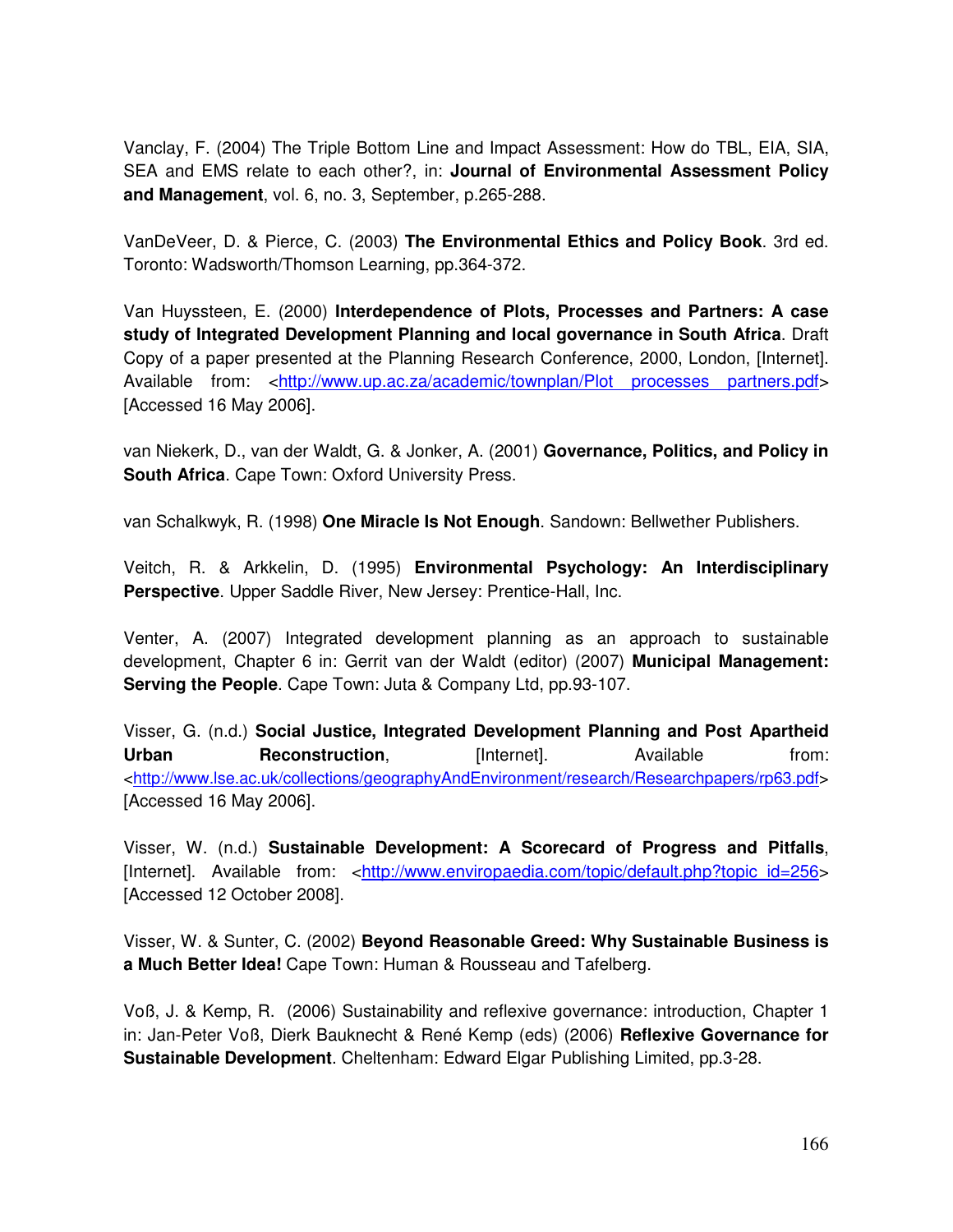Vanclay, F. (2004) The Triple Bottom Line and Impact Assessment: How do TBL, EIA, SIA, SEA and EMS relate to each other?, in: **Journal of Environmental Assessment Policy and Management**, vol. 6, no. 3, September, p.265-288.

VanDeVeer, D. & Pierce, C. (2003) **The Environmental Ethics and Policy Book**. 3rd ed. Toronto: Wadsworth/Thomson Learning, pp.364-372.

Van Huyssteen, E. (2000) **Interdependence of Plots, Processes and Partners: A case study of Integrated Development Planning and local governance in South Africa**. Draft Copy of a paper presented at the Planning Research Conference, 2000, London, [Internet]. Available from: <http://www.up.ac.za/academic/townplan/Plot_processes_partners.pdf> [Accessed 16 May 2006].

van Niekerk, D., van der Waldt, G. & Jonker, A. (2001) **Governance, Politics, and Policy in South Africa**. Cape Town: Oxford University Press.

van Schalkwyk, R. (1998) **One Miracle Is Not Enough**. Sandown: Bellwether Publishers.

Veitch, R. & Arkkelin, D. (1995) **Environmental Psychology: An Interdisciplinary Perspective**. Upper Saddle River, New Jersey: Prentice-Hall, Inc.

Venter, A. (2007) Integrated development planning as an approach to sustainable development, Chapter 6 in: Gerrit van der Waldt (editor) (2007) **Municipal Management: Serving the People**. Cape Town: Juta & Company Ltd, pp.93-107.

Visser, G. (n.d.) **Social Justice, Integrated Development Planning and Post Apartheid Urban Reconstruction**, [Internet]. Available from: <http://www.lse.ac.uk/collections/geographyAndEnvironment/research/Researchpapers/rp63.pdf> [Accessed 16 May 2006].

Visser, W. (n.d.) **Sustainable Development: A Scorecard of Progress and Pitfalls**, [Internet]. Available from: <http://www.enviropaedia.com/topic/default.php?topic_id=256> [Accessed 12 October 2008].

Visser, W. & Sunter, C. (2002) **Beyond Reasonable Greed: Why Sustainable Business is a Much Better Idea!** Cape Town: Human & Rousseau and Tafelberg.

Voß, J. & Kemp, R. (2006) Sustainability and reflexive governance: introduction, Chapter 1 in: Jan-Peter Voß, Dierk Bauknecht & René Kemp (eds) (2006) **Reflexive Governance for Sustainable Development**. Cheltenham: Edward Elgar Publishing Limited, pp.3-28.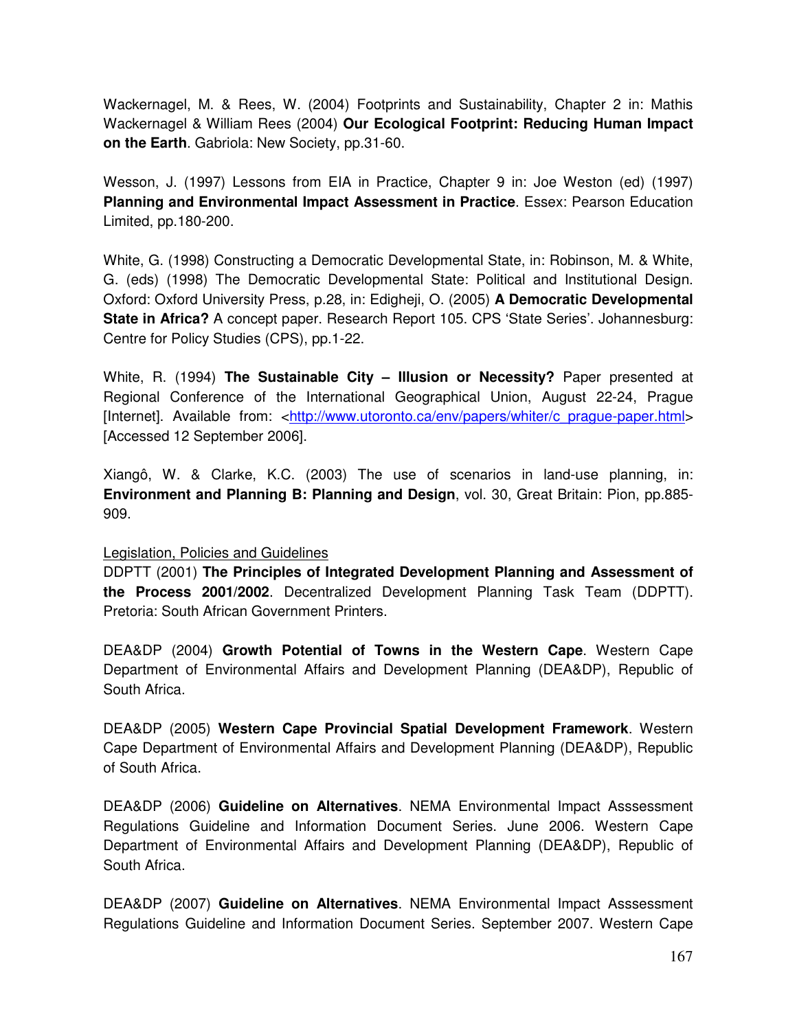Wackernagel, M. & Rees, W. (2004) Footprints and Sustainability, Chapter 2 in: Mathis Wackernagel & William Rees (2004) **Our Ecological Footprint: Reducing Human Impact on the Earth**. Gabriola: New Society, pp.31-60.

Wesson, J. (1997) Lessons from EIA in Practice, Chapter 9 in: Joe Weston (ed) (1997) **Planning and Environmental Impact Assessment in Practice**. Essex: Pearson Education Limited, pp.180-200.

White, G. (1998) Constructing a Democratic Developmental State, in: Robinson, M. & White, G. (eds) (1998) The Democratic Developmental State: Political and Institutional Design. Oxford: Oxford University Press, p.28, in: Edigheji, O. (2005) **A Democratic Developmental State in Africa?** A concept paper. Research Report 105. CPS 'State Series'. Johannesburg: Centre for Policy Studies (CPS), pp.1-22.

White, R. (1994) **The Sustainable City – Illusion or Necessity?** Paper presented at Regional Conference of the International Geographical Union, August 22-24, Prague [Internet]. Available from: <http://www.utoronto.ca/env/papers/whiter/c_prague-paper.html> [Accessed 12 September 2006].

Xiangô, W. & Clarke, K.C. (2003) The use of scenarios in land-use planning, in: **Environment and Planning B: Planning and Design**, vol. 30, Great Britain: Pion, pp.885-909.

<u>Legislation, Policies and Guidelines</u>

DDPTT (2001) **The Principles of Integrated Development Planning and Assessment of the Process 2001/2002**. Decentralized Development Planning Task Team (DDPTT). Pretoria: South African Government Printers.

DEA&DP (2004) **Growth Potential of Towns in the Western Cape**. Western Cape Department of Environmental Affairs and Development Planning (DEA&DP), Republic of South Africa.

DEA&DP (2005) **Western Cape Provincial Spatial Development Framework**. Western Cape Department of Environmental Affairs and Development Planning (DEA&DP), Republic of South Africa.

DEA&DP (2006) **Guideline on Alternatives**. NEMA Environmental Impact Asssessment Regulations Guideline and Information Document Series. June 2006. Western Cape Department of Environmental Affairs and Development Planning (DEA&DP), Republic of South Africa.

DEA&DP (2007) **Guideline on Alternatives**. NEMA Environmental Impact Asssessment Regulations Guideline and Information Document Series. September 2007. Western Cape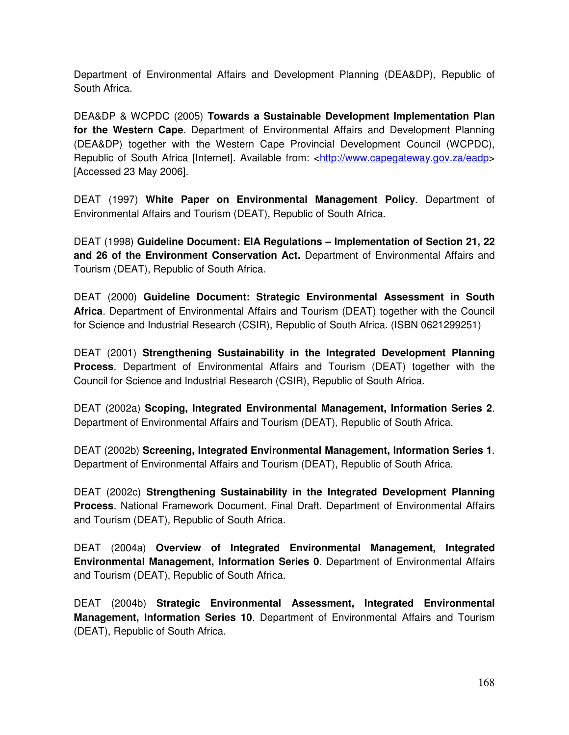Department of Environmental Affairs and Development Planning (DEA&DP), Republic of South Africa.

DEA&DP & WCPDC (2005) **Towards a Sustainable Development Implementation Plan for the Western Cape**. Department of Environmental Affairs and Development Planning (DEA&DP) together with the Western Cape Provincial Development Council (WCPDC), Republic of South Africa [Internet]. Available from: <http://www.capegateway.gov.za/eadp> [Accessed 23 May 2006].

DEAT (1997) **White Paper on Environmental Management Policy**. Department of Environmental Affairs and Tourism (DEAT), Republic of South Africa.

DEAT (1998) **Guideline Document: EIA Regulations – Implementation of Section 21, 22 and 26 of the Environment Conservation Act.** Department of Environmental Affairs and Tourism (DEAT), Republic of South Africa.

DEAT (2000) **Guideline Document: Strategic Environmental Assessment in South Africa**. Department of Environmental Affairs and Tourism (DEAT) together with the Council for Science and Industrial Research (CSIR), Republic of South Africa. (ISBN 0621299251)

DEAT (2001) **Strengthening Sustainability in the Integrated Development Planning Process**. Department of Environmental Affairs and Tourism (DEAT) together with the Council for Science and Industrial Research (CSIR), Republic of South Africa.

DEAT (2002a) **Scoping, Integrated Environmental Management, Information Series 2**. Department of Environmental Affairs and Tourism (DEAT), Republic of South Africa.

DEAT (2002b) **Screening, Integrated Environmental Management, Information Series 1**. Department of Environmental Affairs and Tourism (DEAT), Republic of South Africa.

DEAT (2002c) **Strengthening Sustainability in the Integrated Development Planning Process**. National Framework Document. Final Draft. Department of Environmental Affairs and Tourism (DEAT), Republic of South Africa.

DEAT (2004a) **Overview of Integrated Environmental Management, Integrated Environmental Management, Information Series 0**. Department of Environmental Affairs and Tourism (DEAT), Republic of South Africa.

DEAT (2004b) **Strategic Environmental Assessment, Integrated Environmental Management, Information Series 10**. Department of Environmental Affairs and Tourism (DEAT), Republic of South Africa.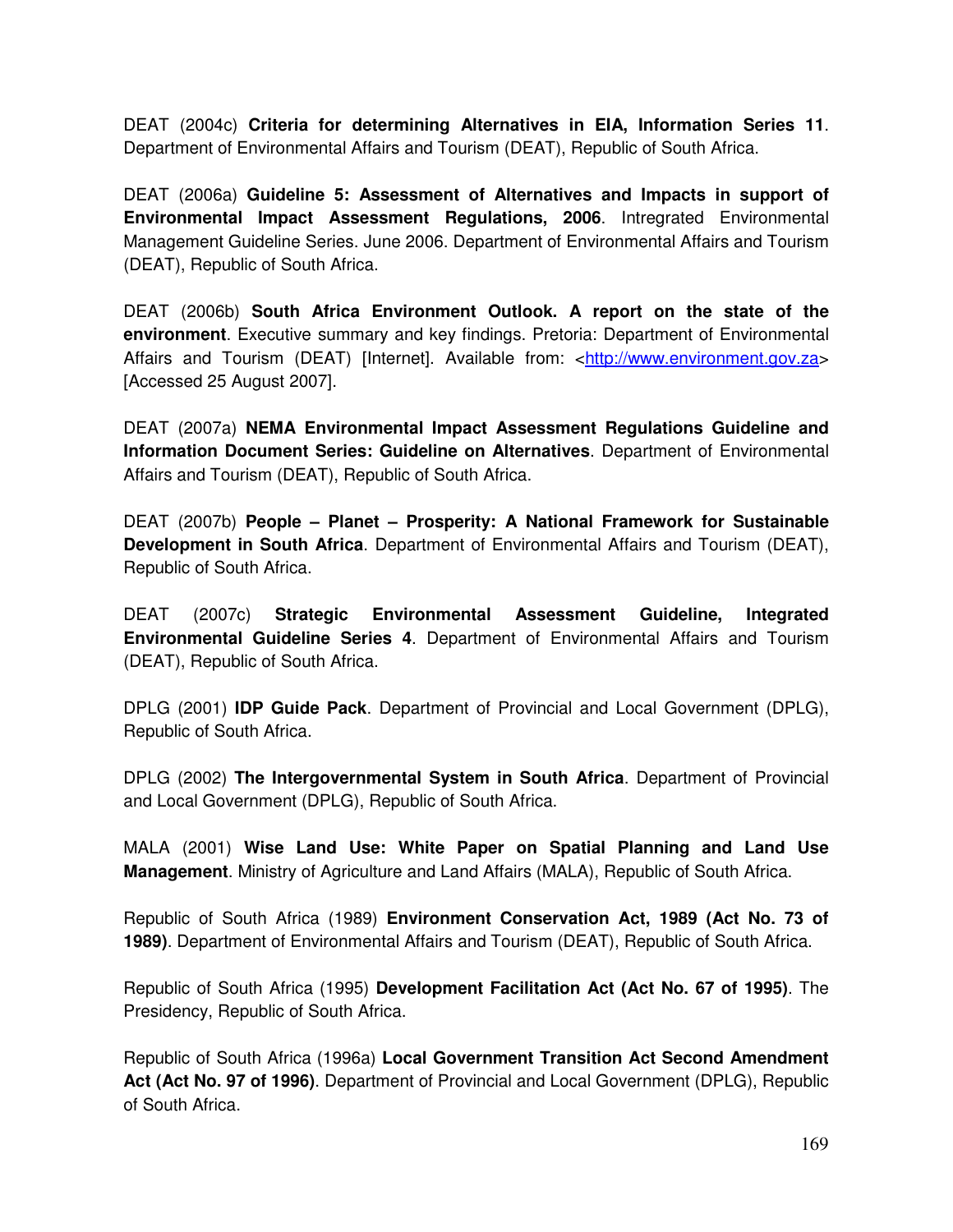DEAT (2004c) **Criteria for determining Alternatives in EIA, Information Series 11**. Department of Environmental Affairs and Tourism (DEAT), Republic of South Africa.

DEAT (2006a) **Guideline 5: Assessment of Alternatives and Impacts in support of Environmental Impact Assessment Regulations, 2006**. Intregrated Environmental Management Guideline Series. June 2006. Department of Environmental Affairs and Tourism (DEAT), Republic of South Africa.

DEAT (2006b) **South Africa Environment Outlook. A report on the state of the environment**. Executive summary and key findings. Pretoria: Department of Environmental Affairs and Tourism (DEAT) [Internet]. Available from: <http://www.environment.gov.za> [Accessed 25 August 2007].

DEAT (2007a) **NEMA Environmental Impact Assessment Regulations Guideline and Information Document Series: Guideline on Alternatives**. Department of Environmental Affairs and Tourism (DEAT), Republic of South Africa.

DEAT (2007b) **People – Planet – Prosperity: A National Framework for Sustainable Development in South Africa**. Department of Environmental Affairs and Tourism (DEAT), Republic of South Africa.

DEAT (2007c) **Strategic Environmental Assessment Guideline, Integrated Environmental Guideline Series 4**. Department of Environmental Affairs and Tourism (DEAT), Republic of South Africa.

DPLG (2001) **IDP Guide Pack**. Department of Provincial and Local Government (DPLG), Republic of South Africa.

DPLG (2002) **The Intergovernmental System in South Africa**. Department of Provincial and Local Government (DPLG), Republic of South Africa.

MALA (2001) **Wise Land Use: White Paper on Spatial Planning and Land Use Management**. Ministry of Agriculture and Land Affairs (MALA), Republic of South Africa.

Republic of South Africa (1989) **Environment Conservation Act, 1989 (Act No. 73 of 1989)**. Department of Environmental Affairs and Tourism (DEAT), Republic of South Africa.

Republic of South Africa (1995) **Development Facilitation Act (Act No. 67 of 1995)**. The Presidency, Republic of South Africa.

Republic of South Africa (1996a) **Local Government Transition Act Second Amendment Act (Act No. 97 of 1996)**. Department of Provincial and Local Government (DPLG), Republic of South Africa.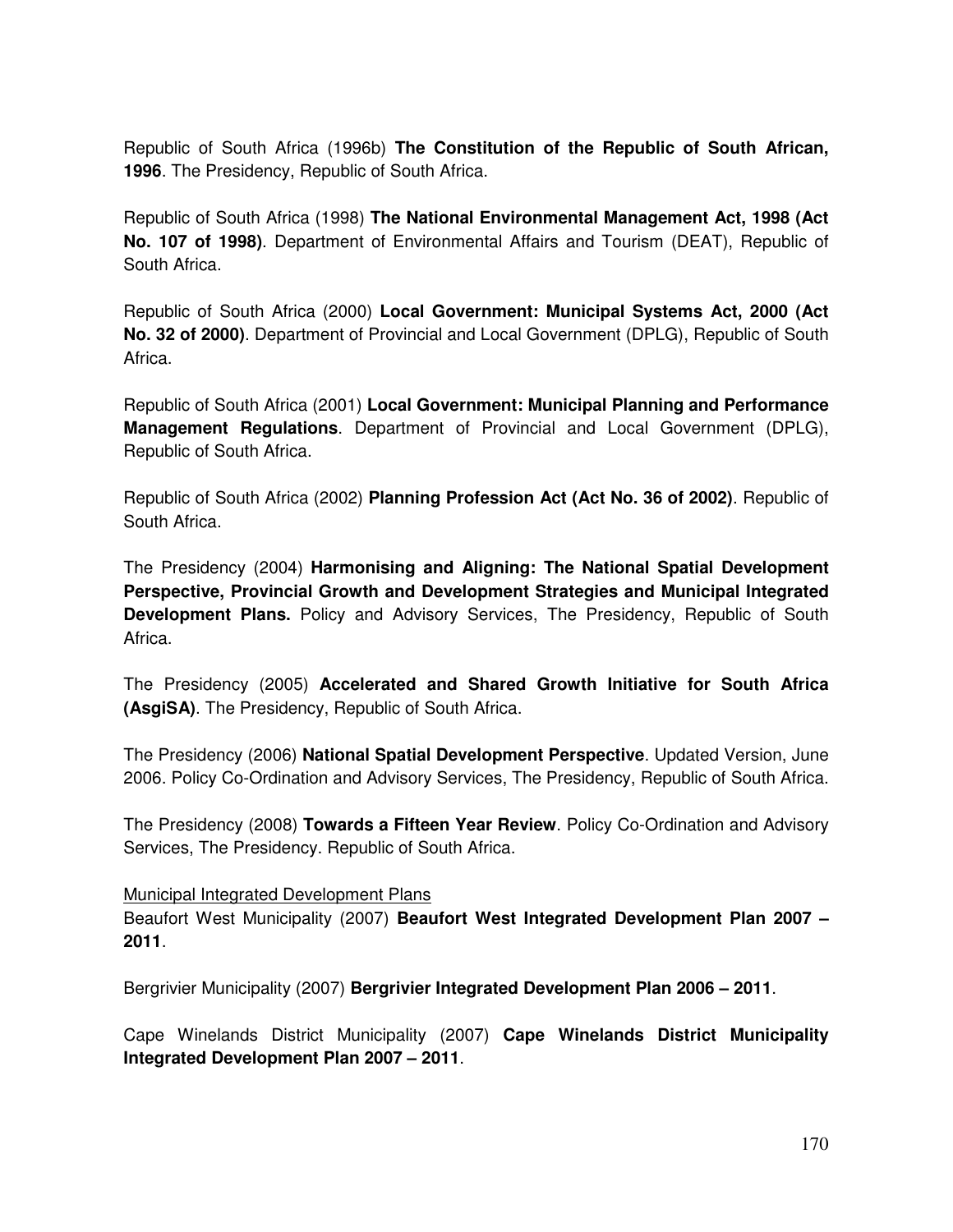Republic of South Africa (1996b) **The Constitution of the Republic of South African, 1996**. The Presidency, Republic of South Africa.

Republic of South Africa (1998) **The National Environmental Management Act, 1998 (Act No. 107 of 1998)**. Department of Environmental Affairs and Tourism (DEAT), Republic of South Africa.

Republic of South Africa (2000) **Local Government: Municipal Systems Act, 2000 (Act No. 32 of 2000)**. Department of Provincial and Local Government (DPLG), Republic of South Africa.

Republic of South Africa (2001) **Local Government: Municipal Planning and Performance Management Regulations**. Department of Provincial and Local Government (DPLG), Republic of South Africa.

Republic of South Africa (2002) **Planning Profession Act (Act No. 36 of 2002)**. Republic of South Africa.

The Presidency (2004) **Harmonising and Aligning: The National Spatial Development Perspective, Provincial Growth and Development Strategies and Municipal Integrated Development Plans.** Policy and Advisory Services, The Presidency, Republic of South Africa.

The Presidency (2005) **Accelerated and Shared Growth Initiative for South Africa (AsgiSA)**. The Presidency, Republic of South Africa.

The Presidency (2006) **National Spatial Development Perspective**. Updated Version, June 2006. Policy Co-Ordination and Advisory Services, The Presidency, Republic of South Africa.

The Presidency (2008) **Towards a Fifteen Year Review**. Policy Co-Ordination and Advisory Services, The Presidency. Republic of South Africa.

<u>Municipal Integrated Development Plans</u>

Beaufort West Municipality (2007) **Beaufort West Integrated Development Plan 2007 – 2011**.

Bergrivier Municipality (2007) **Bergrivier Integrated Development Plan 2006 – 2011**.

Cape Winelands District Municipality (2007) **Cape Winelands District Municipality Integrated Development Plan 2007 – 2011**.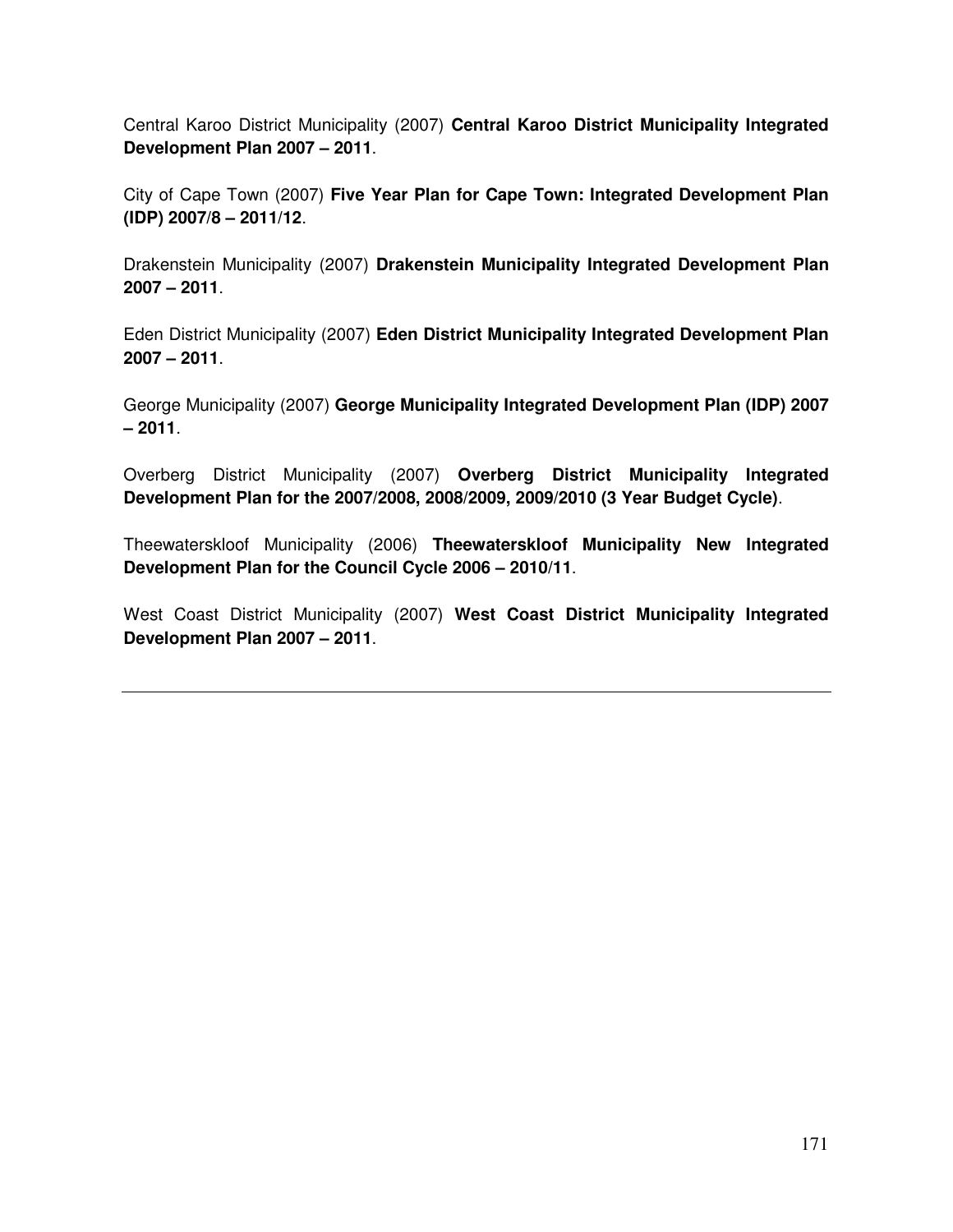Central Karoo District Municipality (2007) **Central Karoo District Municipality Integrated Development Plan 2007 – 2011**.

City of Cape Town (2007) **Five Year Plan for Cape Town: Integrated Development Plan (IDP) 2007/8 – 2011/12**.

Drakenstein Municipality (2007) **Drakenstein Municipality Integrated Development Plan 2007 – 2011**.

Eden District Municipality (2007) **Eden District Municipality Integrated Development Plan 2007 – 2011**.

George Municipality (2007) **George Municipality Integrated Development Plan (IDP) 2007 – 2011**.

Overberg District Municipality (2007) **Overberg District Municipality Integrated Development Plan for the 2007/2008, 2008/2009, 2009/2010 (3 Year Budget Cycle)**.

Theewaterskloof Municipality (2006) **Theewaterskloof Municipality New Integrated Development Plan for the Council Cycle 2006 – 2010/11**.

West Coast District Municipality (2007) **West Coast District Municipality Integrated Development Plan 2007 – 2011**.

---